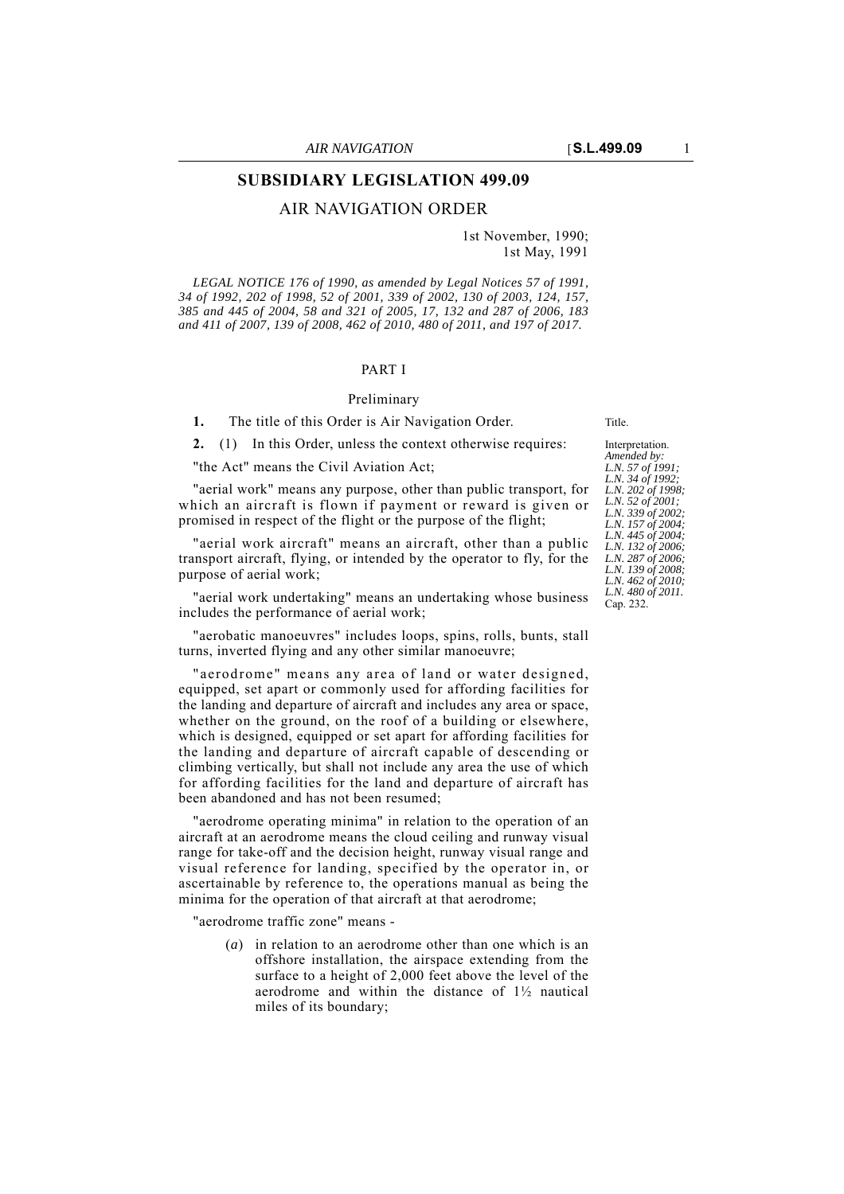# SUBSIDIARY LEGISLATION 499.09

## AIR NAVIGATION ORDER

1st November, 1990;
1st May, 1991

*LEGAL NOTICE 176 of 1990, as amended by Legal Notices 57 of 1991, 34 of 1992, 202 of 1998, 52 of 2001, 339 of 2002, 130 of 2003, 124, 157, 385 and 445 of 2004, 58 and 321 of 2005, 17, 132 and 287 of 2006, 183 and 411 of 2007, 139 of 2008, 462 of 2010, 480 of 2011, and 197 of 2017.*

### PART I

### Preliminary

**1.** The title of this Order is Air Navigation Order.

Title.

**2.** (1) In this Order, unless the context otherwise requires:

Interpretation. *Amended by: L.N. 57 of 1991; L.N. 34 of 1992; L.N. 202 of 1998; L.N. 52 of 2001; L.N. 339 of 2002; L.N. 157 of 2004; L.N. 445 of 2004; L.N. 132 of 2006; L.N. 287 of 2006; L.N. 139 of 2008; L.N. 462 of 2010; L.N. 480 of 2011.* Cap. 232.

"the Act" means the Civil Aviation Act;

"aerial work" means any purpose, other than public transport, for which an aircraft is flown if payment or reward is given or promised in respect of the flight or the purpose of the flight;

"aerial work aircraft" means an aircraft, other than a public transport aircraft, flying, or intended by the operator to fly, for the purpose of aerial work;

"aerial work undertaking" means an undertaking whose business includes the performance of aerial work;

"aerobatic manoeuvres" includes loops, spins, rolls, bunts, stall turns, inverted flying and any other similar manoeuvre;

"aerodrome" means any area of land or water designed, equipped, set apart or commonly used for affording facilities for the landing and departure of aircraft and includes any area or space, whether on the ground, on the roof of a building or elsewhere, which is designed, equipped or set apart for affording facilities for the landing and departure of aircraft capable of descending or climbing vertically, but shall not include any area the use of which for affording facilities for the land and departure of aircraft has been abandoned and has not been resumed;

"aerodrome operating minima" in relation to the operation of an aircraft at an aerodrome means the cloud ceiling and runway visual range for take-off and the decision height, runway visual range and visual reference for landing, specified by the operator in, or ascertainable by reference to, the operations manual as being the minima for the operation of that aircraft at that aerodrome;

"aerodrome traffic zone" means -

(*a*) in relation to an aerodrome other than one which is an offshore installation, the airspace extending from the surface to a height of 2,000 feet above the level of the aerodrome and within the distance of 1½ nautical miles of its boundary;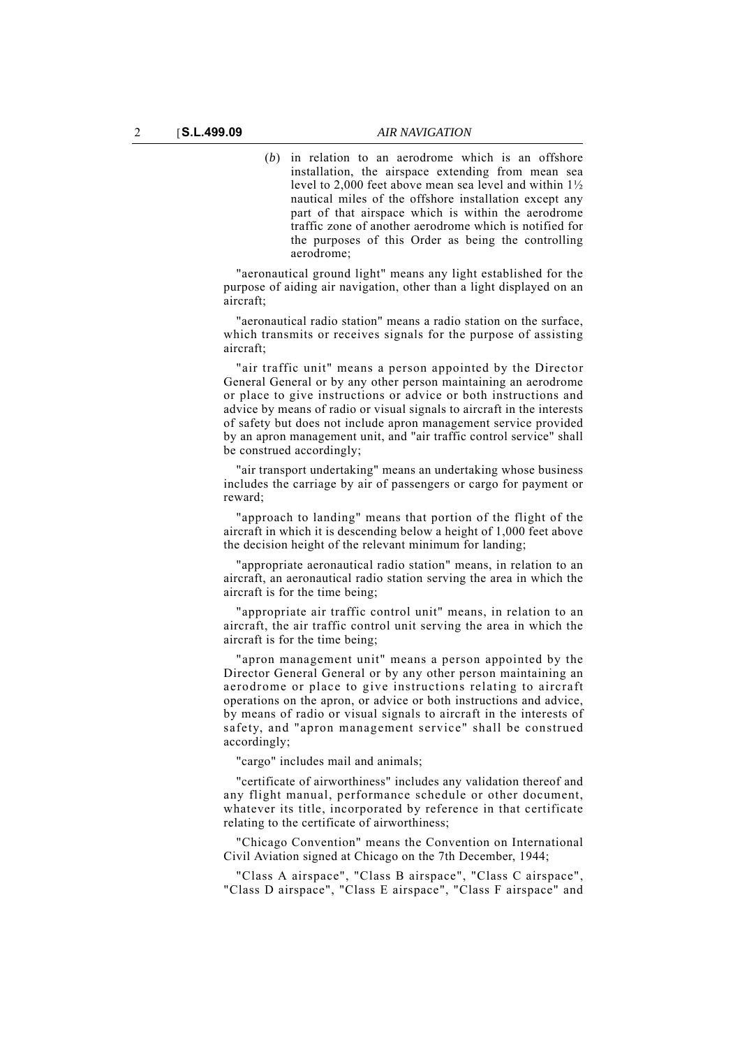(*b*) in relation to an aerodrome which is an offshore installation, the airspace extending from mean sea level to 2,000 feet above mean sea level and within 1½ nautical miles of the offshore installation except any part of that airspace which is within the aerodrome traffic zone of another aerodrome which is notified for the purposes of this Order as being the controlling aerodrome;

"aeronautical ground light" means any light established for the purpose of aiding air navigation, other than a light displayed on an aircraft;

"aeronautical radio station" means a radio station on the surface, which transmits or receives signals for the purpose of assisting aircraft;

"air traffic unit" means a person appointed by the Director General General or by any other person maintaining an aerodrome or place to give instructions or advice or both instructions and advice by means of radio or visual signals to aircraft in the interests of safety but does not include apron management service provided by an apron management unit, and "air traffic control service" shall be construed accordingly;

"air transport undertaking" means an undertaking whose business includes the carriage by air of passengers or cargo for payment or reward;

"approach to landing" means that portion of the flight of the aircraft in which it is descending below a height of 1,000 feet above the decision height of the relevant minimum for landing;

"appropriate aeronautical radio station" means, in relation to an aircraft, an aeronautical radio station serving the area in which the aircraft is for the time being;

"appropriate air traffic control unit" means, in relation to an aircraft, the air traffic control unit serving the area in which the aircraft is for the time being;

"apron management unit" means a person appointed by the Director General General or by any other person maintaining an aerodrome or place to give instructions relating to aircraft operations on the apron, or advice or both instructions and advice, by means of radio or visual signals to aircraft in the interests of safety, and "apron management service" shall be construed accordingly;

"cargo" includes mail and animals;

"certificate of airworthiness" includes any validation thereof and any flight manual, performance schedule or other document, whatever its title, incorporated by reference in that certificate relating to the certificate of airworthiness;

"Chicago Convention" means the Convention on International Civil Aviation signed at Chicago on the 7th December, 1944;

"Class A airspace", "Class B airspace", "Class C airspace", "Class D airspace", "Class E airspace", "Class F airspace" and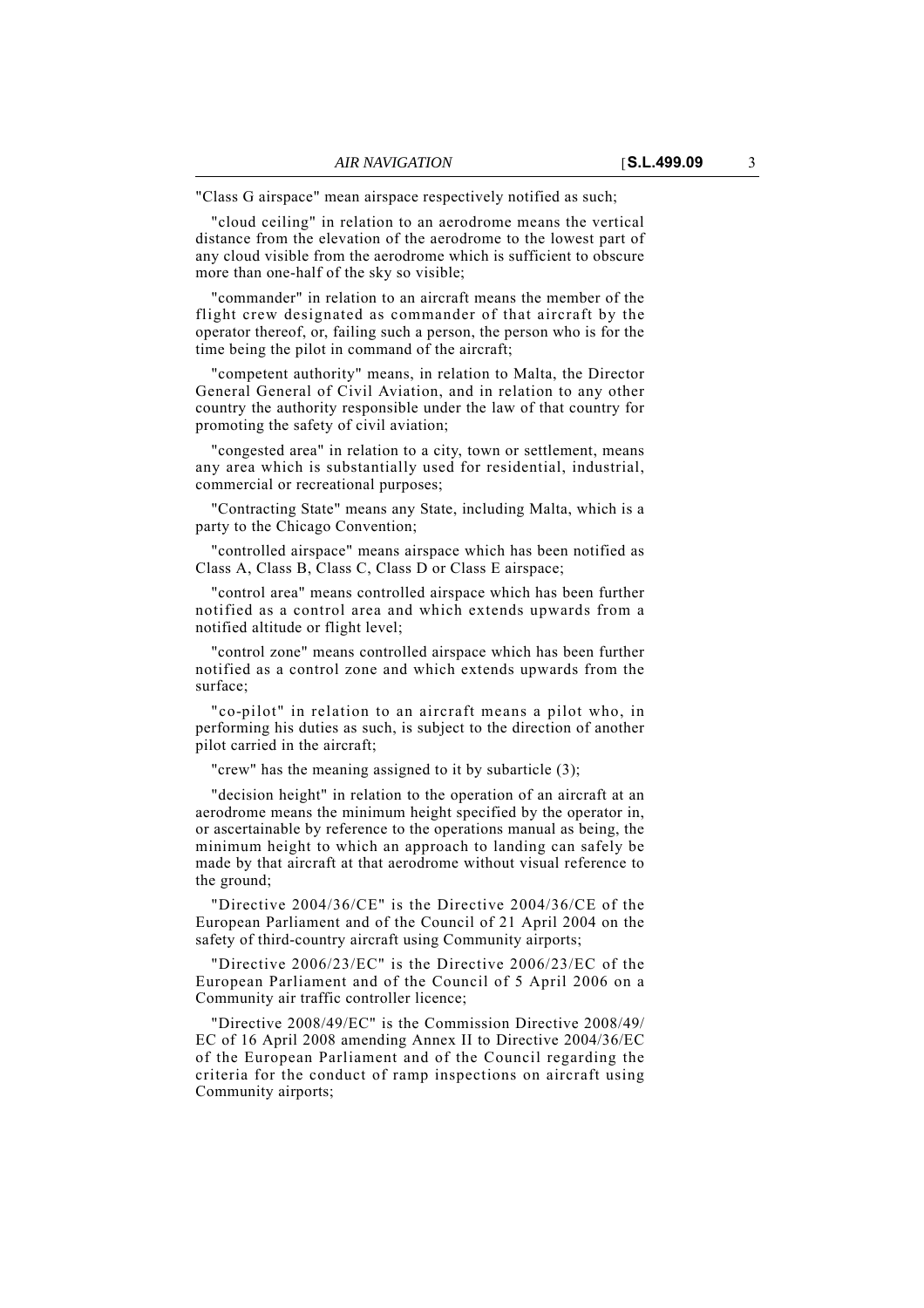"Class G airspace" mean airspace respectively notified as such;

"cloud ceiling" in relation to an aerodrome means the vertical distance from the elevation of the aerodrome to the lowest part of any cloud visible from the aerodrome which is sufficient to obscure more than one-half of the sky so visible;

"commander" in relation to an aircraft means the member of the flight crew designated as commander of that aircraft by the operator thereof, or, failing such a person, the person who is for the time being the pilot in command of the aircraft;

"competent authority" means, in relation to Malta, the Director General General of Civil Aviation, and in relation to any other country the authority responsible under the law of that country for promoting the safety of civil aviation;

"congested area" in relation to a city, town or settlement, means any area which is substantially used for residential, industrial, commercial or recreational purposes;

"Contracting State" means any State, including Malta, which is a party to the Chicago Convention;

"controlled airspace" means airspace which has been notified as Class A, Class B, Class C, Class D or Class E airspace;

"control area" means controlled airspace which has been further notified as a control area and which extends upwards from a notified altitude or flight level;

"control zone" means controlled airspace which has been further notified as a control zone and which extends upwards from the surface;

"co-pilot" in relation to an aircraft means a pilot who, in performing his duties as such, is subject to the direction of another pilot carried in the aircraft;

"crew" has the meaning assigned to it by subarticle (3);

"decision height" in relation to the operation of an aircraft at an aerodrome means the minimum height specified by the operator in, or ascertainable by reference to the operations manual as being, the minimum height to which an approach to landing can safely be made by that aircraft at that aerodrome without visual reference to the ground;

"Directive 2004/36/CE" is the Directive 2004/36/CE of the European Parliament and of the Council of 21 April 2004 on the safety of third-country aircraft using Community airports;

"Directive 2006/23/EC" is the Directive 2006/23/EC of the European Parliament and of the Council of 5 April 2006 on a Community air traffic controller licence;

"Directive 2008/49/EC" is the Commission Directive 2008/49/EC of 16 April 2008 amending Annex II to Directive 2004/36/EC of the European Parliament and of the Council regarding the criteria for the conduct of ramp inspections on aircraft using Community airports;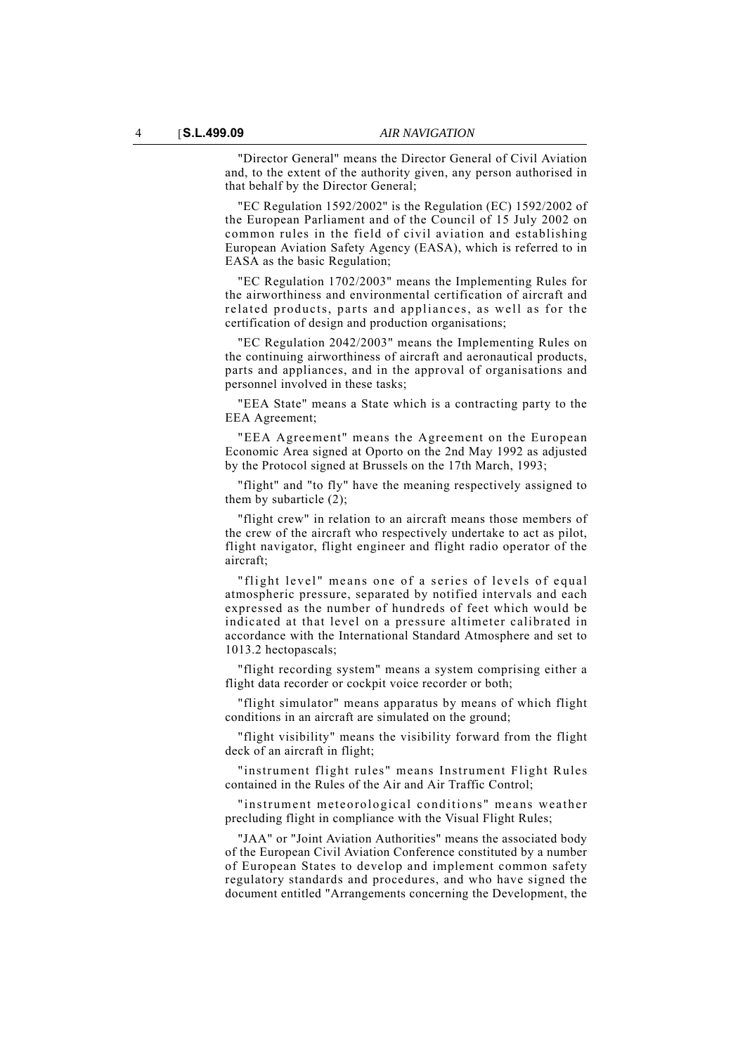"Director General" means the Director General of Civil Aviation and, to the extent of the authority given, any person authorised in that behalf by the Director General;

"EC Regulation 1592/2002" is the Regulation (EC) 1592/2002 of the European Parliament and of the Council of 15 July 2002 on common rules in the field of civil aviation and establishing European Aviation Safety Agency (EASA), which is referred to in EASA as the basic Regulation;

"EC Regulation 1702/2003" means the Implementing Rules for the airworthiness and environmental certification of aircraft and related products, parts and appliances, as well as for the certification of design and production organisations;

"EC Regulation 2042/2003" means the Implementing Rules on the continuing airworthiness of aircraft and aeronautical products, parts and appliances, and in the approval of organisations and personnel involved in these tasks;

"EEA State" means a State which is a contracting party to the EEA Agreement;

"EEA Agreement" means the Agreement on the European Economic Area signed at Oporto on the 2nd May 1992 as adjusted by the Protocol signed at Brussels on the 17th March, 1993;

"flight" and "to fly" have the meaning respectively assigned to them by subarticle (2);

"flight crew" in relation to an aircraft means those members of the crew of the aircraft who respectively undertake to act as pilot, flight navigator, flight engineer and flight radio operator of the aircraft;

"flight level" means one of a series of levels of equal atmospheric pressure, separated by notified intervals and each expressed as the number of hundreds of feet which would be indicated at that level on a pressure altimeter calibrated in accordance with the International Standard Atmosphere and set to 1013.2 hectopascals;

"flight recording system" means a system comprising either a flight data recorder or cockpit voice recorder or both;

"flight simulator" means apparatus by means of which flight conditions in an aircraft are simulated on the ground;

"flight visibility" means the visibility forward from the flight deck of an aircraft in flight;

"instrument flight rules" means Instrument Flight Rules contained in the Rules of the Air and Air Traffic Control;

"instrument meteorological conditions" means weather precluding flight in compliance with the Visual Flight Rules;

"JAA" or "Joint Aviation Authorities" means the associated body of the European Civil Aviation Conference constituted by a number of European States to develop and implement common safety regulatory standards and procedures, and who have signed the document entitled "Arrangements concerning the Development, the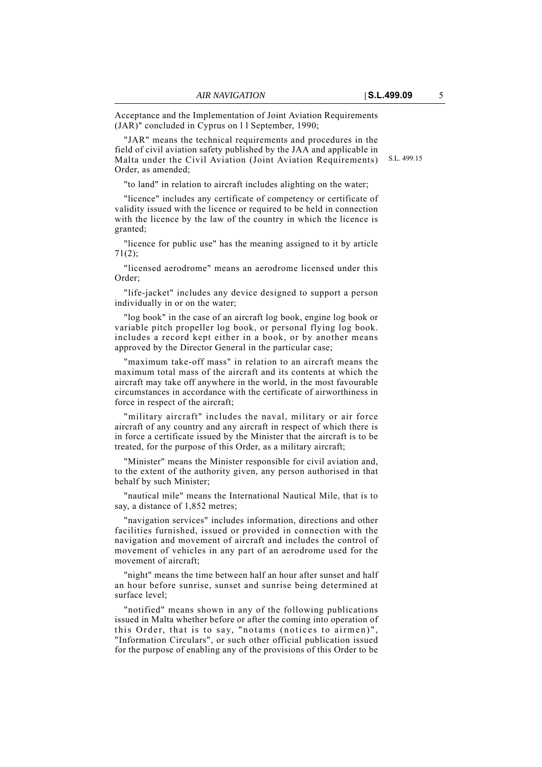Acceptance and the Implementation of Joint Aviation Requirements (JAR)" concluded in Cyprus on l l September, 1990;

"JAR" means the technical requirements and procedures in the field of civil aviation safety published by the JAA and applicable in Malta under the Civil Aviation (Joint Aviation Requirements) Order, as amended;

S.L. 499.15

"to land" in relation to aircraft includes alighting on the water;

"licence" includes any certificate of competency or certificate of validity issued with the licence or required to be held in connection with the licence by the law of the country in which the licence is granted;

"licence for public use" has the meaning assigned to it by article 71(2);

"licensed aerodrome" means an aerodrome licensed under this Order;

"life-jacket" includes any device designed to support a person individually in or on the water;

"log book" in the case of an aircraft log book, engine log book or variable pitch propeller log book, or personal flying log book. includes a record kept either in a book, or by another means approved by the Director General in the particular case;

"maximum take-off mass" in relation to an aircraft means the maximum total mass of the aircraft and its contents at which the aircraft may take off anywhere in the world, in the most favourable circumstances in accordance with the certificate of airworthiness in force in respect of the aircraft;

"military aircraft" includes the naval, military or air force aircraft of any country and any aircraft in respect of which there is in force a certificate issued by the Minister that the aircraft is to be treated, for the purpose of this Order, as a military aircraft;

"Minister" means the Minister responsible for civil aviation and, to the extent of the authority given, any person authorised in that behalf by such Minister;

"nautical mile" means the International Nautical Mile, that is to say, a distance of 1,852 metres;

"navigation services" includes information, directions and other facilities furnished, issued or provided in connection with the navigation and movement of aircraft and includes the control of movement of vehicles in any part of an aerodrome used for the movement of aircraft;

"night" means the time between half an hour after sunset and half an hour before sunrise, sunset and sunrise being determined at surface level;

"notified" means shown in any of the following publications issued in Malta whether before or after the coming into operation of this Order, that is to say, "notams (notices to airmen)", "Information Circulars", or such other official publication issued for the purpose of enabling any of the provisions of this Order to be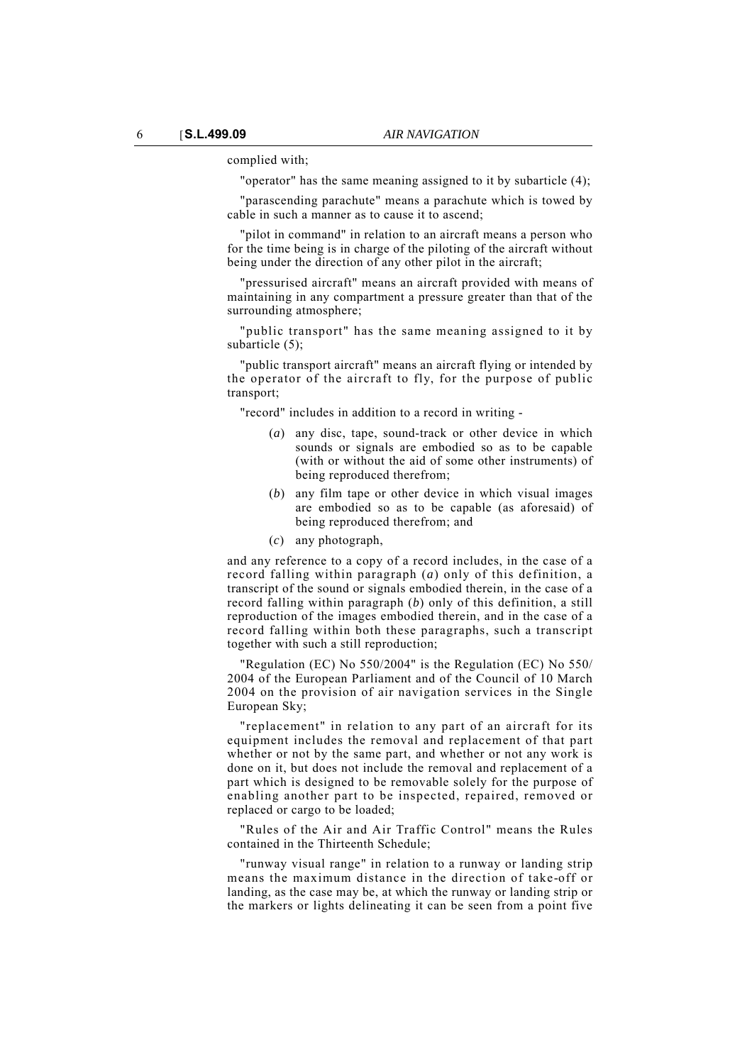complied with;

"operator" has the same meaning assigned to it by subarticle (4);

"parascending parachute" means a parachute which is towed by cable in such a manner as to cause it to ascend;

"pilot in command" in relation to an aircraft means a person who for the time being is in charge of the piloting of the aircraft without being under the direction of any other pilot in the aircraft;

"pressurised aircraft" means an aircraft provided with means of maintaining in any compartment a pressure greater than that of the surrounding atmosphere;

"public transport" has the same meaning assigned to it by subarticle (5);

"public transport aircraft" means an aircraft flying or intended by the operator of the aircraft to fly, for the purpose of public transport;

"record" includes in addition to a record in writing -

(*a*) any disc, tape, sound-track or other device in which sounds or signals are embodied so as to be capable (with or without the aid of some other instruments) of being reproduced therefrom;

(*b*) any film tape or other device in which visual images are embodied so as to be capable (as aforesaid) of being reproduced therefrom; and

(*c*) any photograph,

and any reference to a copy of a record includes, in the case of a record falling within paragraph (*a*) only of this definition, a transcript of the sound or signals embodied therein, in the case of a record falling within paragraph (*b*) only of this definition, a still reproduction of the images embodied therein, and in the case of a record falling within both these paragraphs, such a transcript together with such a still reproduction;

"Regulation (EC) No 550/2004" is the Regulation (EC) No 550/2004 of the European Parliament and of the Council of 10 March 2004 on the provision of air navigation services in the Single European Sky;

"replacement" in relation to any part of an aircraft for its equipment includes the removal and replacement of that part whether or not by the same part, and whether or not any work is done on it, but does not include the removal and replacement of a part which is designed to be removable solely for the purpose of enabling another part to be inspected, repaired, removed or replaced or cargo to be loaded;

"Rules of the Air and Air Traffic Control" means the Rules contained in the Thirteenth Schedule;

"runway visual range" in relation to a runway or landing strip means the maximum distance in the direction of take-off or landing, as the case may be, at which the runway or landing strip or the markers or lights delineating it can be seen from a point five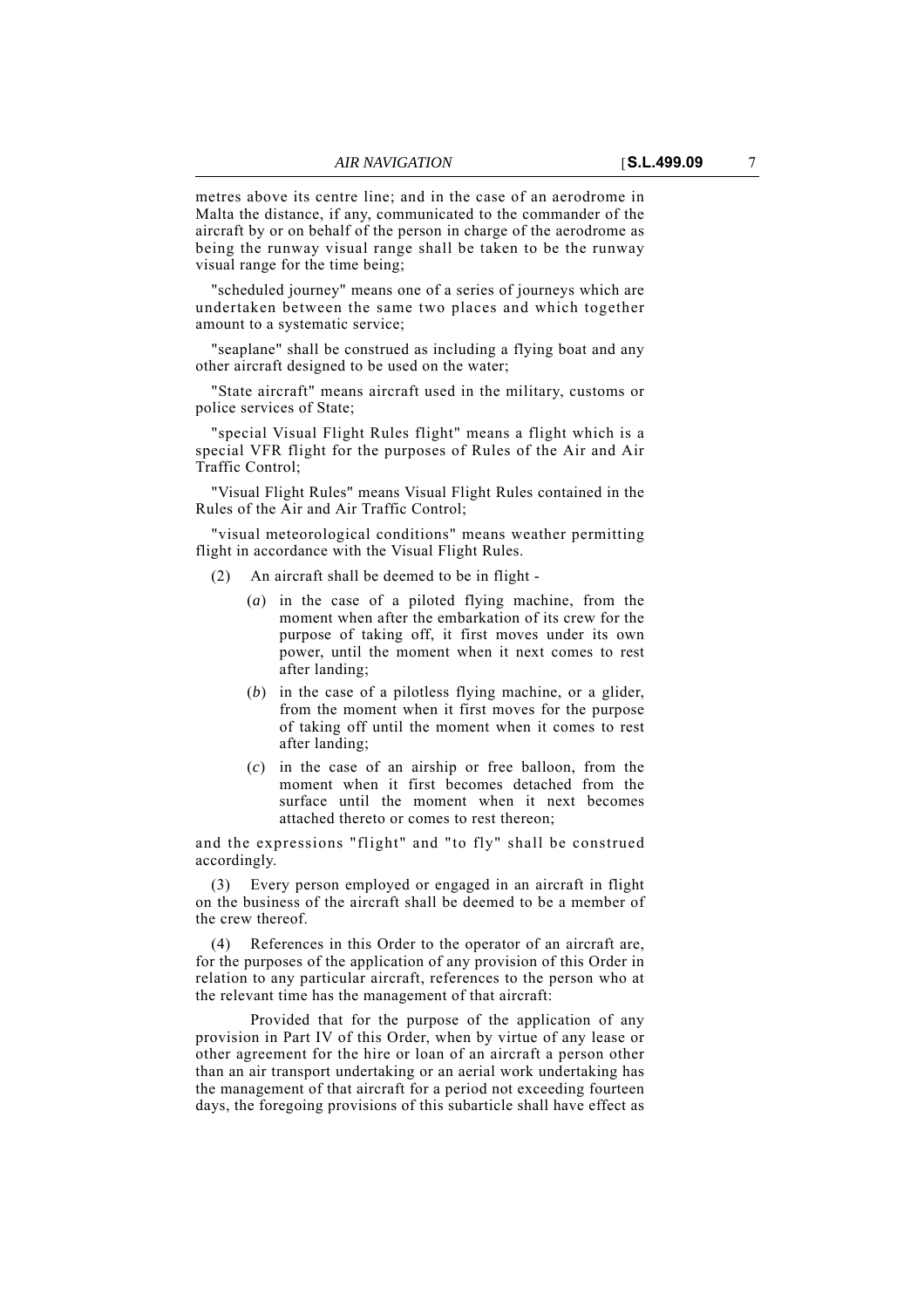metres above its centre line; and in the case of an aerodrome in Malta the distance, if any, communicated to the commander of the aircraft by or on behalf of the person in charge of the aerodrome as being the runway visual range shall be taken to be the runway visual range for the time being;

"scheduled journey" means one of a series of journeys which are undertaken between the same two places and which together amount to a systematic service;

"seaplane" shall be construed as including a flying boat and any other aircraft designed to be used on the water;

"State aircraft" means aircraft used in the military, customs or police services of State;

"special Visual Flight Rules flight" means a flight which is a special VFR flight for the purposes of Rules of the Air and Air Traffic Control;

"Visual Flight Rules" means Visual Flight Rules contained in the Rules of the Air and Air Traffic Control;

"visual meteorological conditions" means weather permitting flight in accordance with the Visual Flight Rules.

(2) An aircraft shall be deemed to be in flight -

(*a*) in the case of a piloted flying machine, from the moment when after the embarkation of its crew for the purpose of taking off, it first moves under its own power, until the moment when it next comes to rest after landing;

(*b*) in the case of a pilotless flying machine, or a glider, from the moment when it first moves for the purpose of taking off until the moment when it comes to rest after landing;

(*c*) in the case of an airship or free balloon, from the moment when it first becomes detached from the surface until the moment when it next becomes attached thereto or comes to rest thereon;

and the expressions "flight" and "to fly" shall be construed accordingly.

(3) Every person employed or engaged in an aircraft in flight on the business of the aircraft shall be deemed to be a member of the crew thereof.

(4) References in this Order to the operator of an aircraft are, for the purposes of the application of any provision of this Order in relation to any particular aircraft, references to the person who at the relevant time has the management of that aircraft:

Provided that for the purpose of the application of any provision in Part IV of this Order, when by virtue of any lease or other agreement for the hire or loan of an aircraft a person other than an air transport undertaking or an aerial work undertaking has the management of that aircraft for a period not exceeding fourteen days, the foregoing provisions of this subarticle shall have effect as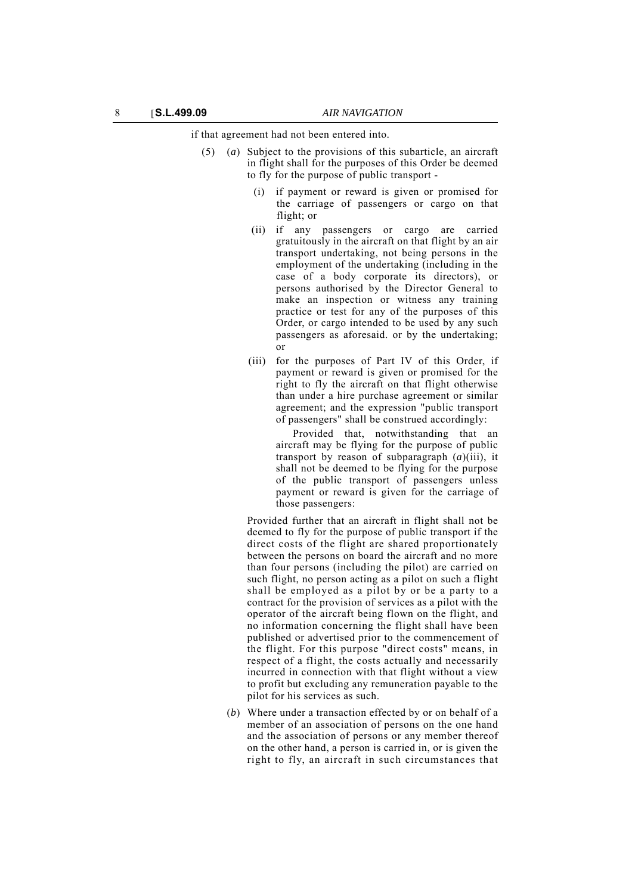if that agreement had not been entered into.

(5) (*a*) Subject to the provisions of this subarticle, an aircraft in flight shall for the purposes of this Order be deemed to fly for the purpose of public transport -

(i) if payment or reward is given or promised for the carriage of passengers or cargo on that flight; or

(ii) if any passengers or cargo are carried gratuitously in the aircraft on that flight by an air transport undertaking, not being persons in the employment of the undertaking (including in the case of a body corporate its directors), or persons authorised by the Director General to make an inspection or witness any training practice or test for any of the purposes of this Order, or cargo intended to be used by any such passengers as aforesaid. or by the undertaking; or

(iii) for the purposes of Part IV of this Order, if payment or reward is given or promised for the right to fly the aircraft on that flight otherwise than under a hire purchase agreement or similar agreement; and the expression "public transport of passengers" shall be construed accordingly:

Provided that, notwithstanding that an aircraft may be flying for the purpose of public transport by reason of subparagraph (*a*)(iii), it shall not be deemed to be flying for the purpose of the public transport of passengers unless payment or reward is given for the carriage of those passengers:

Provided further that an aircraft in flight shall not be deemed to fly for the purpose of public transport if the direct costs of the flight are shared proportionately between the persons on board the aircraft and no more than four persons (including the pilot) are carried on such flight, no person acting as a pilot on such a flight shall be employed as a pilot by or be a party to a contract for the provision of services as a pilot with the operator of the aircraft being flown on the flight, and no information concerning the flight shall have been published or advertised prior to the commencement of the flight. For this purpose "direct costs" means, in respect of a flight, the costs actually and necessarily incurred in connection with that flight without a view to profit but excluding any remuneration payable to the pilot for his services as such.

(*b*) Where under a transaction effected by or on behalf of a member of an association of persons on the one hand and the association of persons or any member thereof on the other hand, a person is carried in, or is given the right to fly, an aircraft in such circumstances that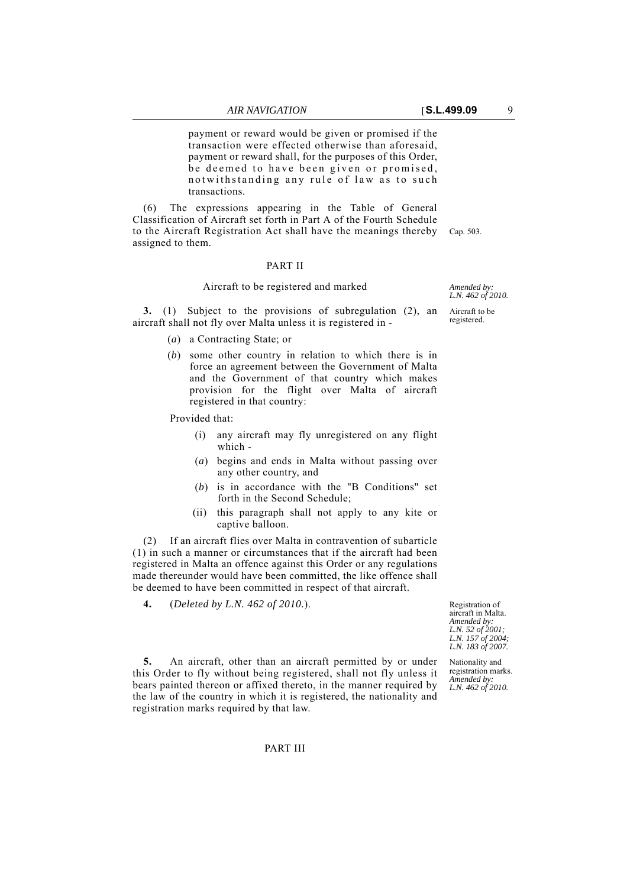payment or reward would be given or promised if the transaction were effected otherwise than aforesaid, payment or reward shall, for the purposes of this Order, be deemed to have been given or promised, notwithstanding any rule of law as to such transactions.

(6) The expressions appearing in the Table of General Classification of Aircraft set forth in Part A of the Fourth Schedule to the Aircraft Registration Act shall have the meanings thereby assigned to them.

Cap. 503.

PART II

Aircraft to be registered and marked

*Amended by: L.N. 462 of 2010.*

Aircraft to be registered.

**3.** (1) Subject to the provisions of subregulation (2), an aircraft shall not fly over Malta unless it is registered in -

(*a*) a Contracting State; or

(*b*) some other country in relation to which there is in force an agreement between the Government of Malta and the Government of that country which makes provision for the flight over Malta of aircraft registered in that country:

Provided that:

(i) any aircraft may fly unregistered on any flight which -

(*a*) begins and ends in Malta without passing over any other country, and

(*b*) is in accordance with the "B Conditions" set forth in the Second Schedule;

(ii) this paragraph shall not apply to any kite or captive balloon.

(2) If an aircraft flies over Malta in contravention of subarticle (1) in such a manner or circumstances that if the aircraft had been registered in Malta an offence against this Order or any regulations made thereunder would have been committed, the like offence shall be deemed to have been committed in respect of that aircraft.

Registration of aircraft in Malta. *Amended by: L.N. 52 of 2001; L.N. 157 of 2004; L.N. 183 of 2007.*

**4.** (*Deleted by L.N. 462 of 2010.*).

Nationality and registration marks. *Amended by: L.N. 462 of 2010.*

**5.** An aircraft, other than an aircraft permitted by or under this Order to fly without being registered, shall not fly unless it bears painted thereon or affixed thereto, in the manner required by the law of the country in which it is registered, the nationality and registration marks required by that law.

PART III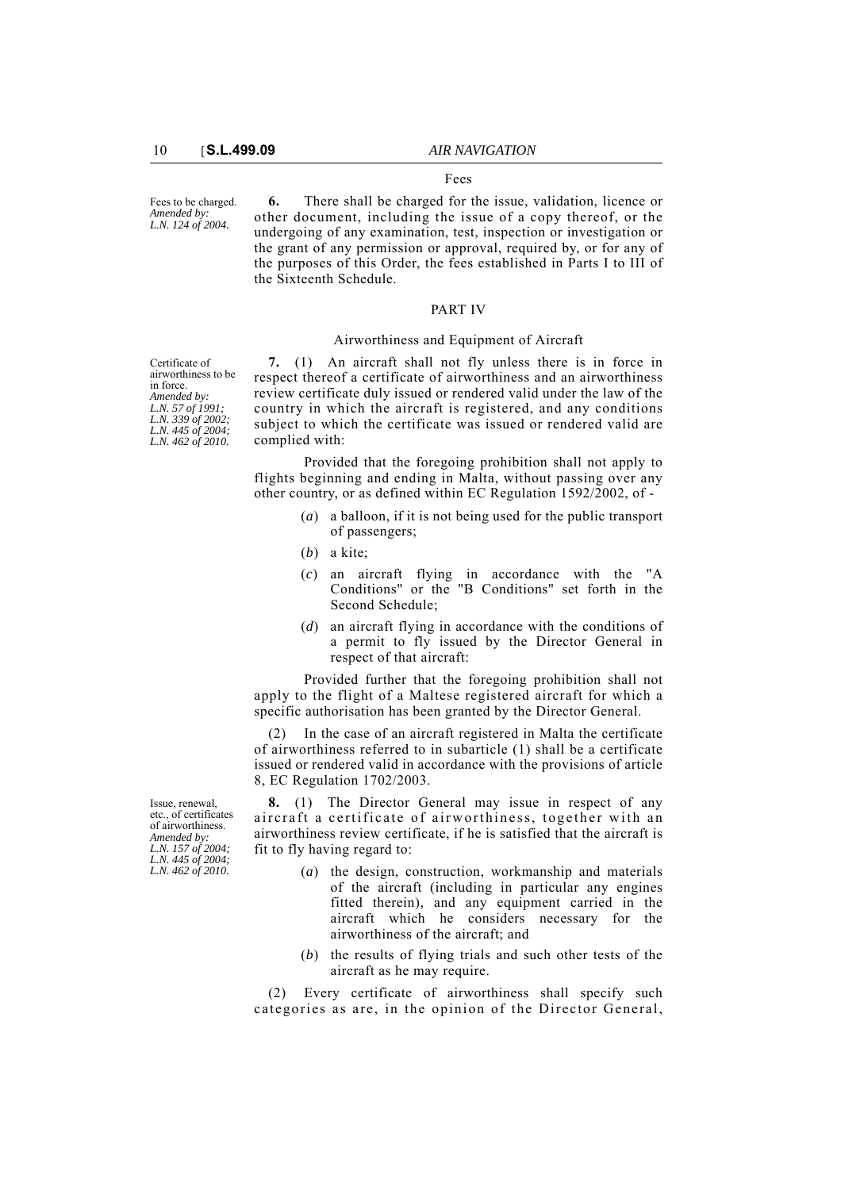Fees

Fees to be charged.
*Amended by: L.N. 124 of 2004.*

**6.** There shall be charged for the issue, validation, licence or other document, including the issue of a copy thereof, or the undergoing of any examination, test, inspection or investigation or the grant of any permission or approval, required by, or for any of the purposes of this Order, the fees established in Parts I to III of the Sixteenth Schedule.

## PART IV

### Airworthiness and Equipment of Aircraft

Certificate of airworthiness to be in force.
*Amended by: L.N. 57 of 1991; L.N. 339 of 2002; L.N. 445 of 2004; L.N. 462 of 2010.*

**7.** (1) An aircraft shall not fly unless there is in force in respect thereof a certificate of airworthiness and an airworthiness review certificate duly issued or rendered valid under the law of the country in which the aircraft is registered, and any conditions subject to which the certificate was issued or rendered valid are complied with:

Provided that the foregoing prohibition shall not apply to flights beginning and ending in Malta, without passing over any other country, or as defined within EC Regulation 1592/2002, of -

(*a*) a balloon, if it is not being used for the public transport of passengers;

(*b*) a kite;

(*c*) an aircraft flying in accordance with the "A Conditions" or the "B Conditions" set forth in the Second Schedule;

(*d*) an aircraft flying in accordance with the conditions of a permit to fly issued by the Director General in respect of that aircraft:

Provided further that the foregoing prohibition shall not apply to the flight of a Maltese registered aircraft for which a specific authorisation has been granted by the Director General.

(2) In the case of an aircraft registered in Malta the certificate of airworthiness referred to in subarticle (1) shall be a certificate issued or rendered valid in accordance with the provisions of article 8, EC Regulation 1702/2003.

Issue, renewal, etc., of certificates of airworthiness.
*Amended by: L.N. 157 of 2004; L.N. 445 of 2004; L.N. 462 of 2010.*

**8.** (1) The Director General may issue in respect of any aircraft a certificate of airworthiness, together with an airworthiness review certificate, if he is satisfied that the aircraft is fit to fly having regard to:

(*a*) the design, construction, workmanship and materials of the aircraft (including in particular any engines fitted therein), and any equipment carried in the aircraft which he considers necessary for the airworthiness of the aircraft; and

(*b*) the results of flying trials and such other tests of the aircraft as he may require.

(2) Every certificate of airworthiness shall specify such categories as are, in the opinion of the Director General,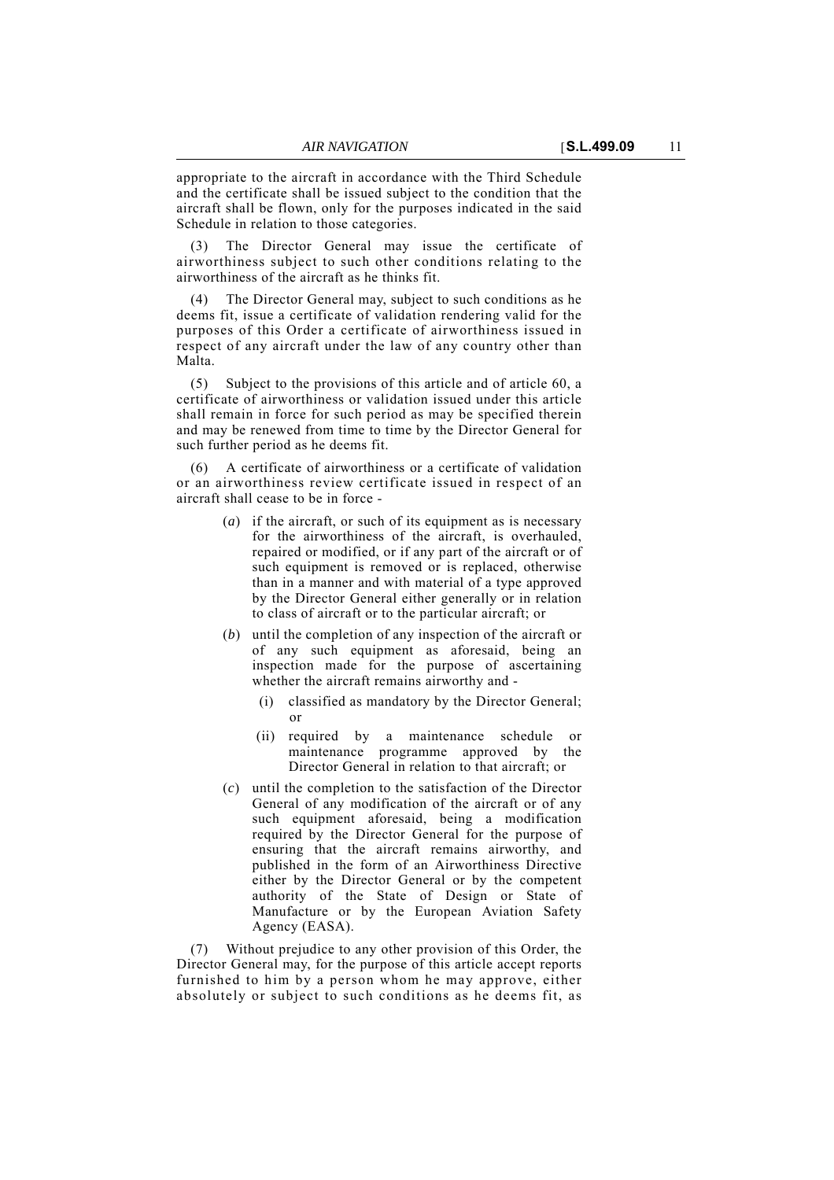appropriate to the aircraft in accordance with the Third Schedule and the certificate shall be issued subject to the condition that the aircraft shall be flown, only for the purposes indicated in the said Schedule in relation to those categories.

(3) The Director General may issue the certificate of airworthiness subject to such other conditions relating to the airworthiness of the aircraft as he thinks fit.

(4) The Director General may, subject to such conditions as he deems fit, issue a certificate of validation rendering valid for the purposes of this Order a certificate of airworthiness issued in respect of any aircraft under the law of any country other than Malta.

(5) Subject to the provisions of this article and of article 60, a certificate of airworthiness or validation issued under this article shall remain in force for such period as may be specified therein and may be renewed from time to time by the Director General for such further period as he deems fit.

(6) A certificate of airworthiness or a certificate of validation or an airworthiness review certificate issued in respect of an aircraft shall cease to be in force -

- (*a*) if the aircraft, or such of its equipment as is necessary for the airworthiness of the aircraft, is overhauled, repaired or modified, or if any part of the aircraft or of such equipment is removed or is replaced, otherwise than in a manner and with material of a type approved by the Director General either generally or in relation to class of aircraft or to the particular aircraft; or
- (*b*) until the completion of any inspection of the aircraft or of any such equipment as aforesaid, being an inspection made for the purpose of ascertaining whether the aircraft remains airworthy and -
  - (i) classified as mandatory by the Director General; or
  - (ii) required by a maintenance schedule or maintenance programme approved by the Director General in relation to that aircraft; or
- (*c*) until the completion to the satisfaction of the Director General of any modification of the aircraft or of any such equipment aforesaid, being a modification required by the Director General for the purpose of ensuring that the aircraft remains airworthy, and published in the form of an Airworthiness Directive either by the Director General or by the competent authority of the State of Design or State of Manufacture or by the European Aviation Safety Agency (EASA).

(7) Without prejudice to any other provision of this Order, the Director General may, for the purpose of this article accept reports furnished to him by a person whom he may approve, either absolutely or subject to such conditions as he deems fit, as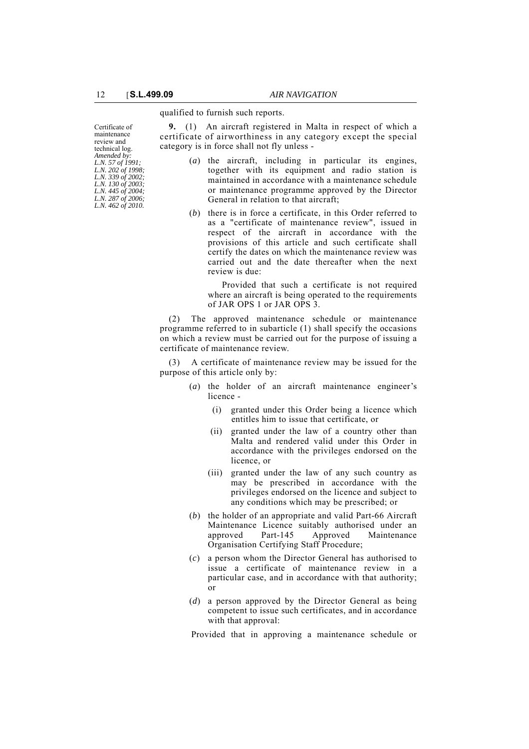qualified to furnish such reports.

Certificate of maintenance review and technical log.
*Amended by:*
*L.N. 57 of 1991;*
*L.N. 202 of 1998;*
*L.N. 339 of 2002;*
*L.N. 130 of 2003;*
*L.N. 445 of 2004;*
*L.N. 287 of 2006;*
*L.N. 462 of 2010.*

**9.** (1) An aircraft registered in Malta in respect of which a certificate of airworthiness in any category except the special category is in force shall not fly unless -

(*a*) the aircraft, including in particular its engines, together with its equipment and radio station is maintained in accordance with a maintenance schedule or maintenance programme approved by the Director General in relation to that aircraft;

(*b*) there is in force a certificate, in this Order referred to as a "certificate of maintenance review", issued in respect of the aircraft in accordance with the provisions of this article and such certificate shall certify the dates on which the maintenance review was carried out and the date thereafter when the next review is due:

Provided that such a certificate is not required where an aircraft is being operated to the requirements of JAR OPS 1 or JAR OPS 3.

(2) The approved maintenance schedule or maintenance programme referred to in subarticle (1) shall specify the occasions on which a review must be carried out for the purpose of issuing a certificate of maintenance review.

(3) A certificate of maintenance review may be issued for the purpose of this article only by:

(*a*) the holder of an aircraft maintenance engineer's licence -

(i) granted under this Order being a licence which entitles him to issue that certificate, or

(ii) granted under the law of a country other than Malta and rendered valid under this Order in accordance with the privileges endorsed on the licence, or

(iii) granted under the law of any such country as may be prescribed in accordance with the privileges endorsed on the licence and subject to any conditions which may be prescribed; or

(*b*) the holder of an appropriate and valid Part-66 Aircraft Maintenance Licence suitably authorised under an approved Part-145 Approved Maintenance Organisation Certifying Staff Procedure;

(*c*) a person whom the Director General has authorised to issue a certificate of maintenance review in a particular case, and in accordance with that authority; or

(*d*) a person approved by the Director General as being competent to issue such certificates, and in accordance with that approval:

Provided that in approving a maintenance schedule or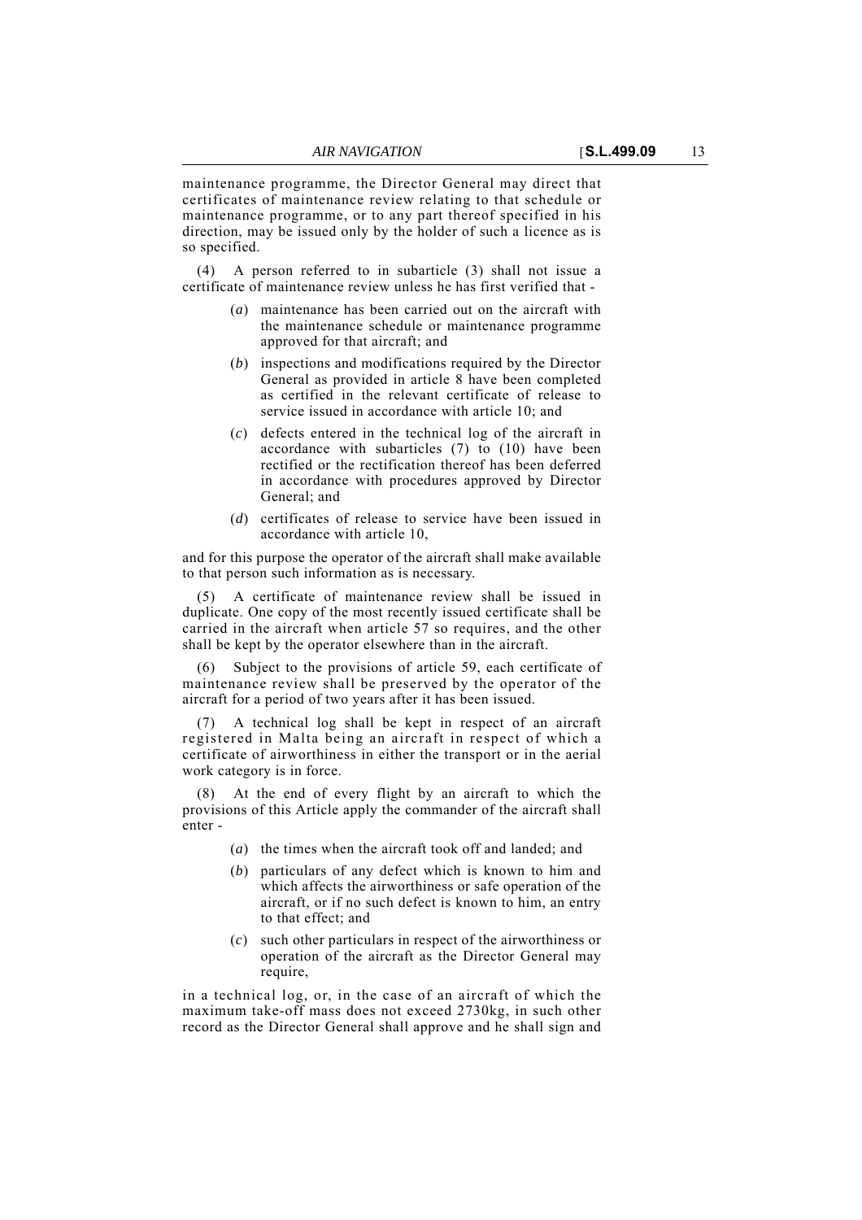maintenance programme, the Director General may direct that certificates of maintenance review relating to that schedule or maintenance programme, or to any part thereof specified in his direction, may be issued only by the holder of such a licence as is so specified.

(4) A person referred to in subarticle (3) shall not issue a certificate of maintenance review unless he has first verified that -

- (*a*) maintenance has been carried out on the aircraft with the maintenance schedule or maintenance programme approved for that aircraft; and
- (*b*) inspections and modifications required by the Director General as provided in article 8 have been completed as certified in the relevant certificate of release to service issued in accordance with article 10; and
- (*c*) defects entered in the technical log of the aircraft in accordance with subarticles (7) to (10) have been rectified or the rectification thereof has been deferred in accordance with procedures approved by Director General; and
- (*d*) certificates of release to service have been issued in accordance with article 10,

and for this purpose the operator of the aircraft shall make available to that person such information as is necessary.

(5) A certificate of maintenance review shall be issued in duplicate. One copy of the most recently issued certificate shall be carried in the aircraft when article 57 so requires, and the other shall be kept by the operator elsewhere than in the aircraft.

(6) Subject to the provisions of article 59, each certificate of maintenance review shall be preserved by the operator of the aircraft for a period of two years after it has been issued.

(7) A technical log shall be kept in respect of an aircraft registered in Malta being an aircraft in respect of which a certificate of airworthiness in either the transport or in the aerial work category is in force.

(8) At the end of every flight by an aircraft to which the provisions of this Article apply the commander of the aircraft shall enter -

- (*a*) the times when the aircraft took off and landed; and
- (*b*) particulars of any defect which is known to him and which affects the airworthiness or safe operation of the aircraft, or if no such defect is known to him, an entry to that effect; and
- (*c*) such other particulars in respect of the airworthiness or operation of the aircraft as the Director General may require,

in a technical log, or, in the case of an aircraft of which the maximum take-off mass does not exceed 2730kg, in such other record as the Director General shall approve and he shall sign and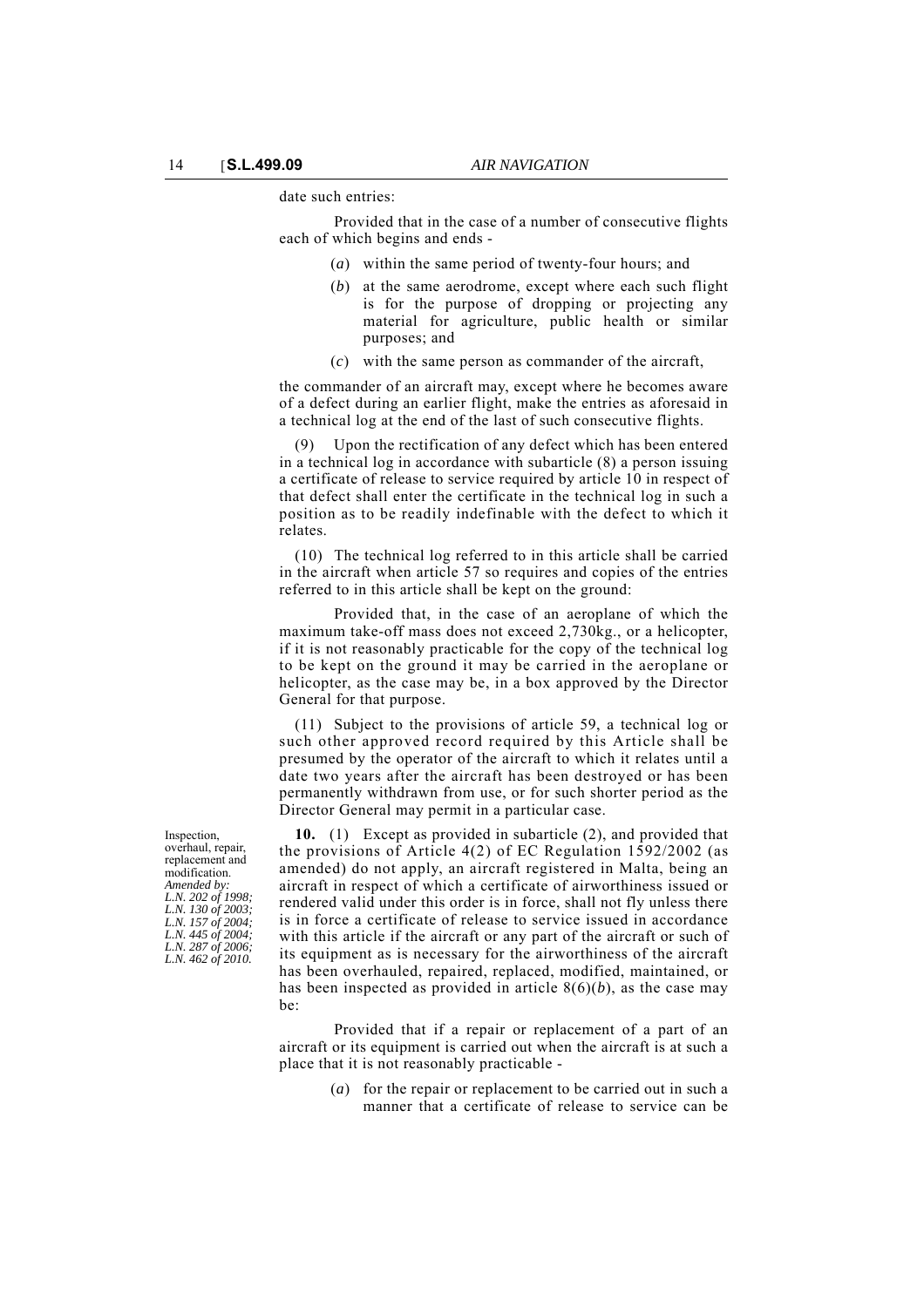date such entries:

Provided that in the case of a number of consecutive flights each of which begins and ends -

(*a*) within the same period of twenty-four hours; and

(*b*) at the same aerodrome, except where each such flight is for the purpose of dropping or projecting any material for agriculture, public health or similar purposes; and

(*c*) with the same person as commander of the aircraft,

the commander of an aircraft may, except where he becomes aware of a defect during an earlier flight, make the entries as aforesaid in a technical log at the end of the last of such consecutive flights.

(9) Upon the rectification of any defect which has been entered in a technical log in accordance with subarticle (8) a person issuing a certificate of release to service required by article 10 in respect of that defect shall enter the certificate in the technical log in such a position as to be readily indefinable with the defect to which it relates.

(10) The technical log referred to in this article shall be carried in the aircraft when article 57 so requires and copies of the entries referred to in this article shall be kept on the ground:

Provided that, in the case of an aeroplane of which the maximum take-off mass does not exceed 2,730kg., or a helicopter, if it is not reasonably practicable for the copy of the technical log to be kept on the ground it may be carried in the aeroplane or helicopter, as the case may be, in a box approved by the Director General for that purpose.

(11) Subject to the provisions of article 59, a technical log or such other approved record required by this Article shall be presumed by the operator of the aircraft to which it relates until a date two years after the aircraft has been destroyed or has been permanently withdrawn from use, or for such shorter period as the Director General may permit in a particular case.

Inspection, overhaul, repair, replacement and modification.
*Amended by: L.N. 202 of 1998; L.N. 130 of 2003; L.N. 157 of 2004; L.N. 445 of 2004; L.N. 287 of 2006; L.N. 462 of 2010.*

**10.** (1) Except as provided in subarticle (2), and provided that the provisions of Article 4(2) of EC Regulation 1592/2002 (as amended) do not apply, an aircraft registered in Malta, being an aircraft in respect of which a certificate of airworthiness issued or rendered valid under this order is in force, shall not fly unless there is in force a certificate of release to service issued in accordance with this article if the aircraft or any part of the aircraft or such of its equipment as is necessary for the airworthiness of the aircraft has been overhauled, repaired, replaced, modified, maintained, or has been inspected as provided in article 8(6)(*b*), as the case may be:

Provided that if a repair or replacement of a part of an aircraft or its equipment is carried out when the aircraft is at such a place that it is not reasonably practicable -

(*a*) for the repair or replacement to be carried out in such a manner that a certificate of release to service can be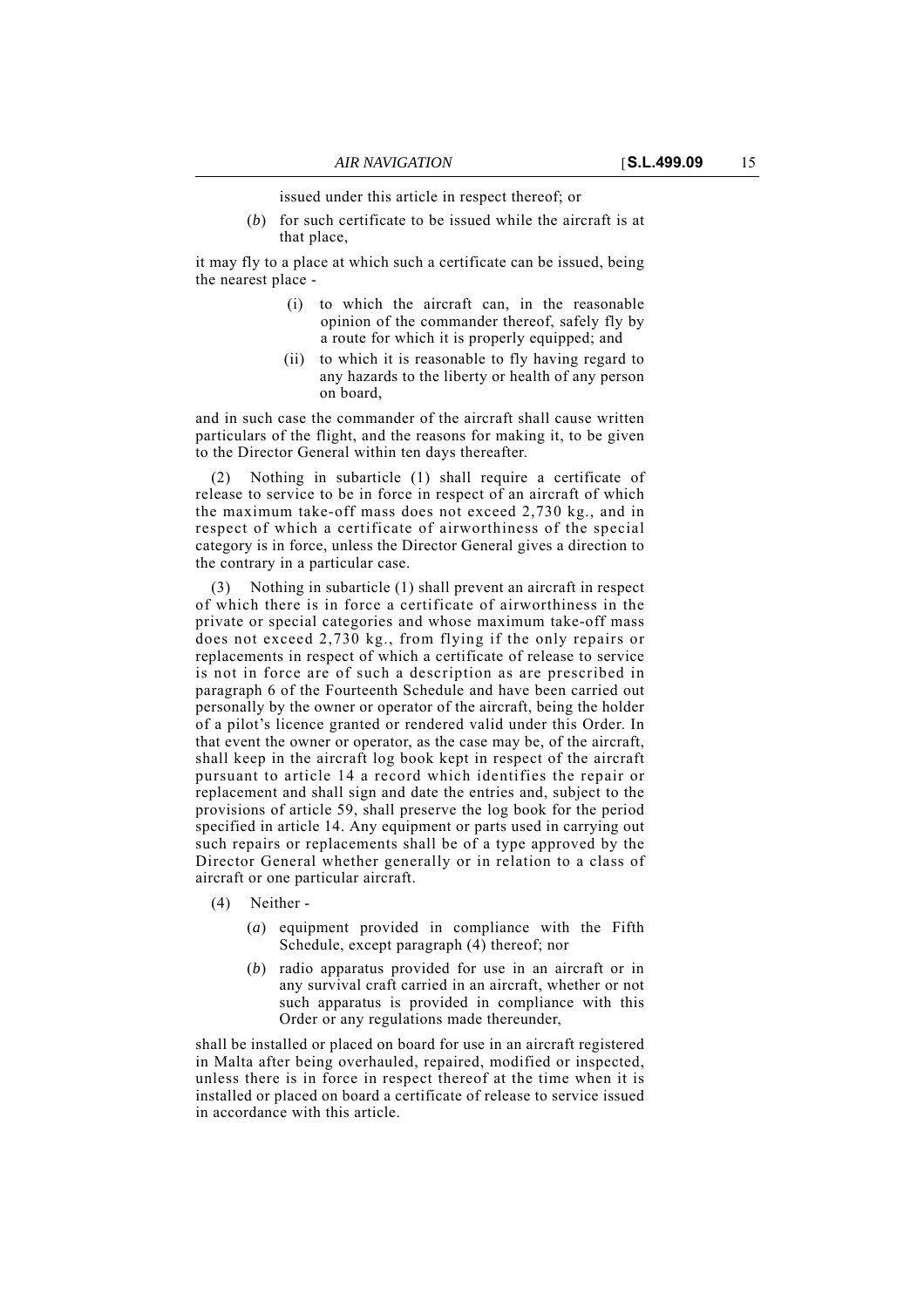issued under this article in respect thereof; or

(*b*) for such certificate to be issued while the aircraft is at that place,

it may fly to a place at which such a certificate can be issued, being the nearest place -

(i) to which the aircraft can, in the reasonable opinion of the commander thereof, safely fly by a route for which it is properly equipped; and

(ii) to which it is reasonable to fly having regard to any hazards to the liberty or health of any person on board,

and in such case the commander of the aircraft shall cause written particulars of the flight, and the reasons for making it, to be given to the Director General within ten days thereafter.

(2) Nothing in subarticle (1) shall require a certificate of release to service to be in force in respect of an aircraft of which the maximum take-off mass does not exceed 2,730 kg., and in respect of which a certificate of airworthiness of the special category is in force, unless the Director General gives a direction to the contrary in a particular case.

(3) Nothing in subarticle (1) shall prevent an aircraft in respect of which there is in force a certificate of airworthiness in the private or special categories and whose maximum take-off mass does not exceed 2,730 kg., from flying if the only repairs or replacements in respect of which a certificate of release to service is not in force are of such a description as are prescribed in paragraph 6 of the Fourteenth Schedule and have been carried out personally by the owner or operator of the aircraft, being the holder of a pilot's licence granted or rendered valid under this Order. In that event the owner or operator, as the case may be, of the aircraft, shall keep in the aircraft log book kept in respect of the aircraft pursuant to article 14 a record which identifies the repair or replacement and shall sign and date the entries and, subject to the provisions of article 59, shall preserve the log book for the period specified in article 14. Any equipment or parts used in carrying out such repairs or replacements shall be of a type approved by the Director General whether generally or in relation to a class of aircraft or one particular aircraft.

(4) Neither -

(*a*) equipment provided in compliance with the Fifth Schedule, except paragraph (4) thereof; nor

(*b*) radio apparatus provided for use in an aircraft or in any survival craft carried in an aircraft, whether or not such apparatus is provided in compliance with this Order or any regulations made thereunder,

shall be installed or placed on board for use in an aircraft registered in Malta after being overhauled, repaired, modified or inspected, unless there is in force in respect thereof at the time when it is installed or placed on board a certificate of release to service issued in accordance with this article.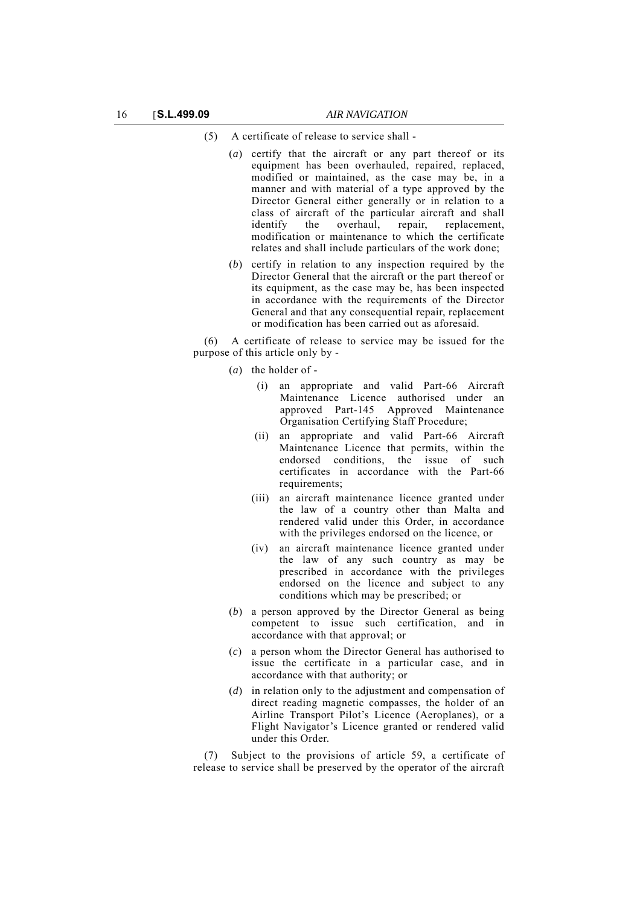(5) A certificate of release to service shall -

(*a*) certify that the aircraft or any part thereof or its equipment has been overhauled, repaired, replaced, modified or maintained, as the case may be, in a manner and with material of a type approved by the Director General either generally or in relation to a class of aircraft of the particular aircraft and shall identify the overhaul, repair, replacement, modification or maintenance to which the certificate relates and shall include particulars of the work done;

(*b*) certify in relation to any inspection required by the Director General that the aircraft or the part thereof or its equipment, as the case may be, has been inspected in accordance with the requirements of the Director General and that any consequential repair, replacement or modification has been carried out as aforesaid.

(6) A certificate of release to service may be issued for the purpose of this article only by -

(*a*) the holder of -

(i) an appropriate and valid Part-66 Aircraft Maintenance Licence authorised under an approved Part-145 Approved Maintenance Organisation Certifying Staff Procedure;

(ii) an appropriate and valid Part-66 Aircraft Maintenance Licence that permits, within the endorsed conditions, the issue of such certificates in accordance with the Part-66 requirements;

(iii) an aircraft maintenance licence granted under the law of a country other than Malta and rendered valid under this Order, in accordance with the privileges endorsed on the licence, or

(iv) an aircraft maintenance licence granted under the law of any such country as may be prescribed in accordance with the privileges endorsed on the licence and subject to any conditions which may be prescribed; or

(*b*) a person approved by the Director General as being competent to issue such certification, and in accordance with that approval; or

(*c*) a person whom the Director General has authorised to issue the certificate in a particular case, and in accordance with that authority; or

(*d*) in relation only to the adjustment and compensation of direct reading magnetic compasses, the holder of an Airline Transport Pilot's Licence (Aeroplanes), or a Flight Navigator's Licence granted or rendered valid under this Order.

(7) Subject to the provisions of article 59, a certificate of release to service shall be preserved by the operator of the aircraft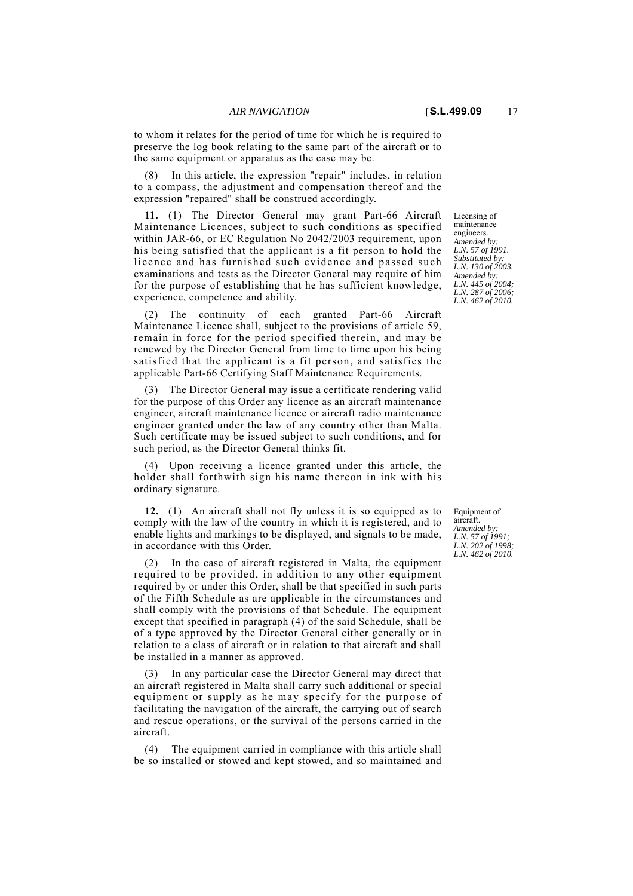to whom it relates for the period of time for which he is required to preserve the log book relating to the same part of the aircraft or to the same equipment or apparatus as the case may be.

(8) In this article, the expression "repair" includes, in relation to a compass, the adjustment and compensation thereof and the expression "repaired" shall be construed accordingly.

Licensing of maintenance engineers.
*Amended by: L.N. 57 of 1991.*
*Substituted by: L.N. 130 of 2003.*
*Amended by: L.N. 445 of 2004; L.N. 287 of 2006; L.N. 462 of 2010.*

**11.** (1) The Director General may grant Part-66 Aircraft Maintenance Licences, subject to such conditions as specified within JAR-66, or EC Regulation No 2042/2003 requirement, upon his being satisfied that the applicant is a fit person to hold the licence and has furnished such evidence and passed such examinations and tests as the Director General may require of him for the purpose of establishing that he has sufficient knowledge, experience, competence and ability.

(2) The continuity of each granted Part-66 Aircraft Maintenance Licence shall, subject to the provisions of article 59, remain in force for the period specified therein, and may be renewed by the Director General from time to time upon his being satisfied that the applicant is a fit person, and satisfies the applicable Part-66 Certifying Staff Maintenance Requirements.

(3) The Director General may issue a certificate rendering valid for the purpose of this Order any licence as an aircraft maintenance engineer, aircraft maintenance licence or aircraft radio maintenance engineer granted under the law of any country other than Malta. Such certificate may be issued subject to such conditions, and for such period, as the Director General thinks fit.

(4) Upon receiving a licence granted under this article, the holder shall forthwith sign his name thereon in ink with his ordinary signature.

Equipment of aircraft.
*Amended by: L.N. 57 of 1991; L.N. 202 of 1998; L.N. 462 of 2010.*

**12.** (1) An aircraft shall not fly unless it is so equipped as to comply with the law of the country in which it is registered, and to enable lights and markings to be displayed, and signals to be made, in accordance with this Order.

(2) In the case of aircraft registered in Malta, the equipment required to be provided, in addition to any other equipment required by or under this Order, shall be that specified in such parts of the Fifth Schedule as are applicable in the circumstances and shall comply with the provisions of that Schedule. The equipment except that specified in paragraph (4) of the said Schedule, shall be of a type approved by the Director General either generally or in relation to a class of aircraft or in relation to that aircraft and shall be installed in a manner as approved.

(3) In any particular case the Director General may direct that an aircraft registered in Malta shall carry such additional or special equipment or supply as he may specify for the purpose of facilitating the navigation of the aircraft, the carrying out of search and rescue operations, or the survival of the persons carried in the aircraft.

(4) The equipment carried in compliance with this article shall be so installed or stowed and kept stowed, and so maintained and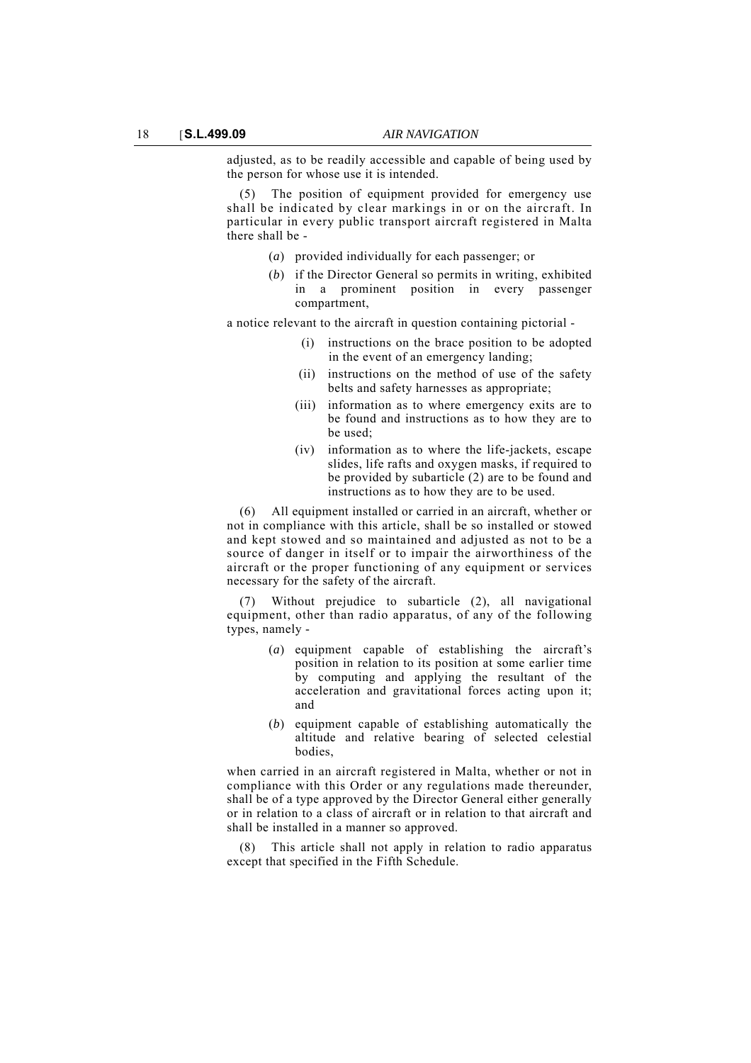adjusted, as to be readily accessible and capable of being used by the person for whose use it is intended.

(5) The position of equipment provided for emergency use shall be indicated by clear markings in or on the aircraft. In particular in every public transport aircraft registered in Malta there shall be -

(*a*) provided individually for each passenger; or

(*b*) if the Director General so permits in writing, exhibited in a prominent position in every passenger compartment,

a notice relevant to the aircraft in question containing pictorial -

(i) instructions on the brace position to be adopted in the event of an emergency landing;

(ii) instructions on the method of use of the safety belts and safety harnesses as appropriate;

(iii) information as to where emergency exits are to be found and instructions as to how they are to be used;

(iv) information as to where the life-jackets, escape slides, life rafts and oxygen masks, if required to be provided by subarticle (2) are to be found and instructions as to how they are to be used.

(6) All equipment installed or carried in an aircraft, whether or not in compliance with this article, shall be so installed or stowed and kept stowed and so maintained and adjusted as not to be a source of danger in itself or to impair the airworthiness of the aircraft or the proper functioning of any equipment or services necessary for the safety of the aircraft.

(7) Without prejudice to subarticle (2), all navigational equipment, other than radio apparatus, of any of the following types, namely -

(*a*) equipment capable of establishing the aircraft's position in relation to its position at some earlier time by computing and applying the resultant of the acceleration and gravitational forces acting upon it; and

(*b*) equipment capable of establishing automatically the altitude and relative bearing of selected celestial bodies,

when carried in an aircraft registered in Malta, whether or not in compliance with this Order or any regulations made thereunder, shall be of a type approved by the Director General either generally or in relation to a class of aircraft or in relation to that aircraft and shall be installed in a manner so approved.

(8) This article shall not apply in relation to radio apparatus except that specified in the Fifth Schedule.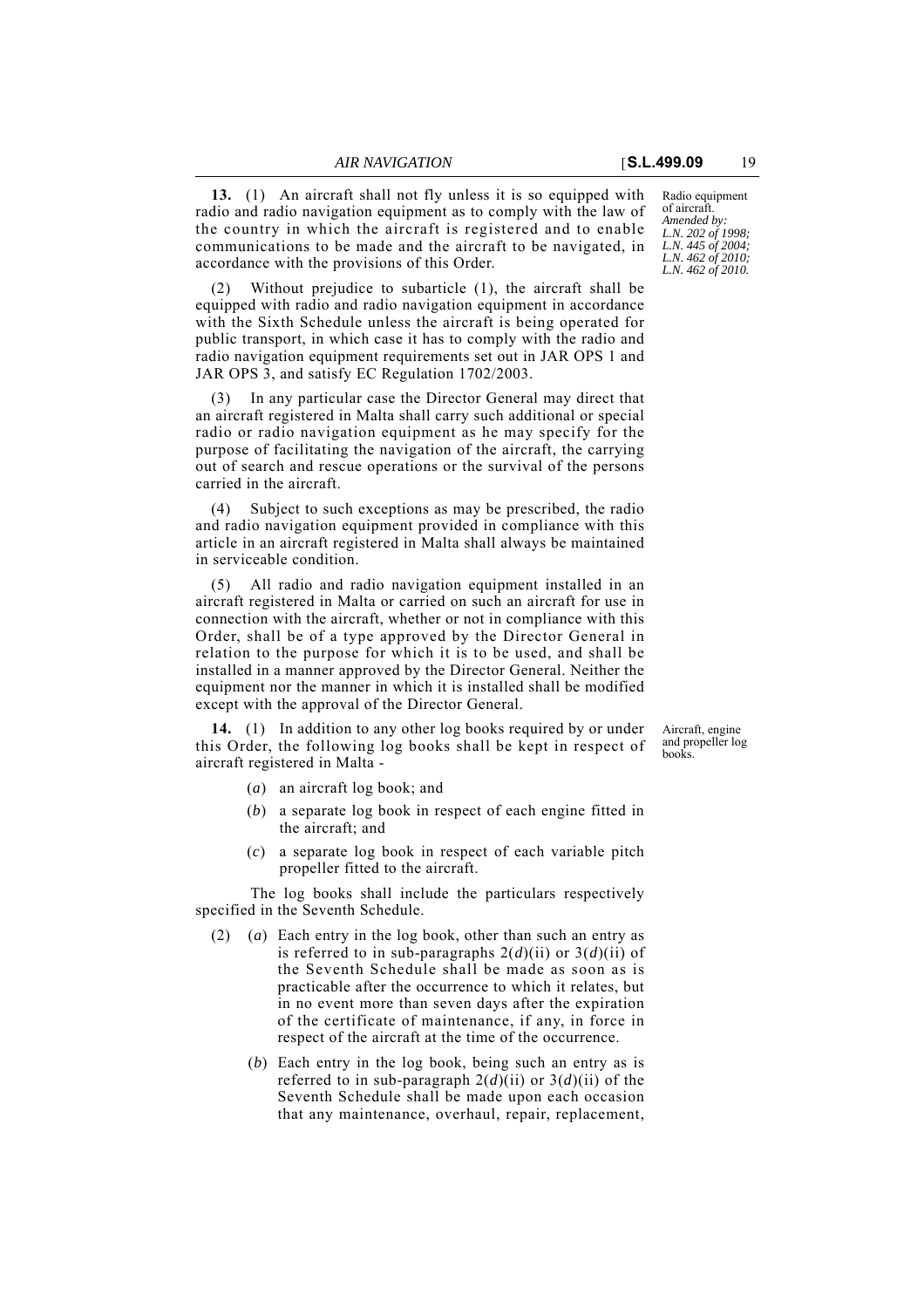**13.** (1) An aircraft shall not fly unless it is so equipped with radio and radio navigation equipment as to comply with the law of the country in which the aircraft is registered and to enable communications to be made and the aircraft to be navigated, in accordance with the provisions of this Order.

Radio equipment of aircraft.
*Amended by: L.N. 202 of 1998; L.N. 445 of 2004; L.N. 462 of 2010; L.N. 462 of 2010.*

(2) Without prejudice to subarticle (1), the aircraft shall be equipped with radio and radio navigation equipment in accordance with the Sixth Schedule unless the aircraft is being operated for public transport, in which case it has to comply with the radio and radio navigation equipment requirements set out in JAR OPS 1 and JAR OPS 3, and satisfy EC Regulation 1702/2003.

(3) In any particular case the Director General may direct that an aircraft registered in Malta shall carry such additional or special radio or radio navigation equipment as he may specify for the purpose of facilitating the navigation of the aircraft, the carrying out of search and rescue operations or the survival of the persons carried in the aircraft.

(4) Subject to such exceptions as may be prescribed, the radio and radio navigation equipment provided in compliance with this article in an aircraft registered in Malta shall always be maintained in serviceable condition.

(5) All radio and radio navigation equipment installed in an aircraft registered in Malta or carried on such an aircraft for use in connection with the aircraft, whether or not in compliance with this Order, shall be of a type approved by the Director General in relation to the purpose for which it is to be used, and shall be installed in a manner approved by the Director General. Neither the equipment nor the manner in which it is installed shall be modified except with the approval of the Director General.

**14.** (1) In addition to any other log books required by or under this Order, the following log books shall be kept in respect of aircraft registered in Malta -

Aircraft, engine and propeller log books.

(*a*) an aircraft log book; and

(*b*) a separate log book in respect of each engine fitted in the aircraft; and

(*c*) a separate log book in respect of each variable pitch propeller fitted to the aircraft.

The log books shall include the particulars respectively specified in the Seventh Schedule.

(2) (*a*) Each entry in the log book, other than such an entry as is referred to in sub-paragraphs 2(*d*)(ii) or 3(*d*)(ii) of the Seventh Schedule shall be made as soon as is practicable after the occurrence to which it relates, but in no event more than seven days after the expiration of the certificate of maintenance, if any, in force in respect of the aircraft at the time of the occurrence.

(*b*) Each entry in the log book, being such an entry as is referred to in sub-paragraph 2(*d*)(ii) or 3(*d*)(ii) of the Seventh Schedule shall be made upon each occasion that any maintenance, overhaul, repair, replacement,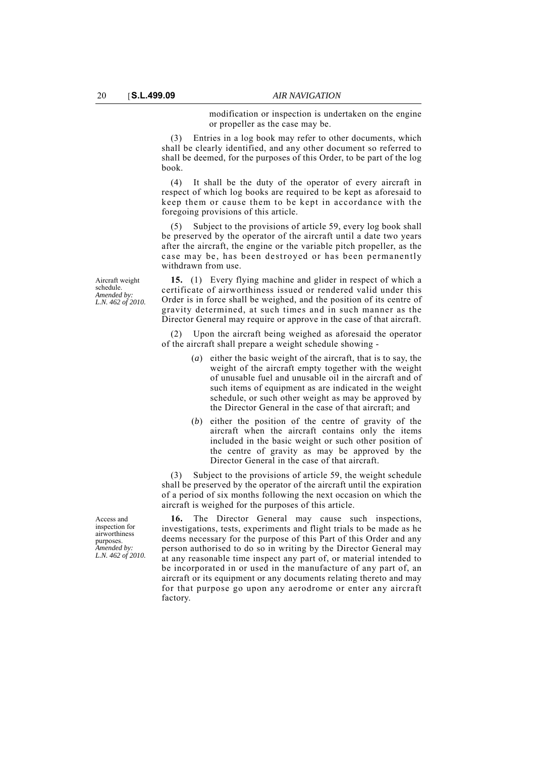modification or inspection is undertaken on the engine or propeller as the case may be.

(3) Entries in a log book may refer to other documents, which shall be clearly identified, and any other document so referred to shall be deemed, for the purposes of this Order, to be part of the log book.

(4) It shall be the duty of the operator of every aircraft in respect of which log books are required to be kept as aforesaid to keep them or cause them to be kept in accordance with the foregoing provisions of this article.

(5) Subject to the provisions of article 59, every log book shall be preserved by the operator of the aircraft until a date two years after the aircraft, the engine or the variable pitch propeller, as the case may be, has been destroyed or has been permanently withdrawn from use.

Aircraft weight schedule.
*Amended by: L.N. 462 of 2010.*

**15.** (1) Every flying machine and glider in respect of which a certificate of airworthiness issued or rendered valid under this Order is in force shall be weighed, and the position of its centre of gravity determined, at such times and in such manner as the Director General may require or approve in the case of that aircraft.

(2) Upon the aircraft being weighed as aforesaid the operator of the aircraft shall prepare a weight schedule showing -

(*a*) either the basic weight of the aircraft, that is to say, the weight of the aircraft empty together with the weight of unusable fuel and unusable oil in the aircraft and of such items of equipment as are indicated in the weight schedule, or such other weight as may be approved by the Director General in the case of that aircraft; and

(*b*) either the position of the centre of gravity of the aircraft when the aircraft contains only the items included in the basic weight or such other position of the centre of gravity as may be approved by the Director General in the case of that aircraft.

(3) Subject to the provisions of article 59, the weight schedule shall be preserved by the operator of the aircraft until the expiration of a period of six months following the next occasion on which the aircraft is weighed for the purposes of this article.

Access and inspection for airworthiness purposes.
*Amended by: L.N. 462 of 2010.*

**16.** The Director General may cause such inspections, investigations, tests, experiments and flight trials to be made as he deems necessary for the purpose of this Part of this Order and any person authorised to do so in writing by the Director General may at any reasonable time inspect any part of, or material intended to be incorporated in or used in the manufacture of any part of, an aircraft or its equipment or any documents relating thereto and may for that purpose go upon any aerodrome or enter any aircraft factory.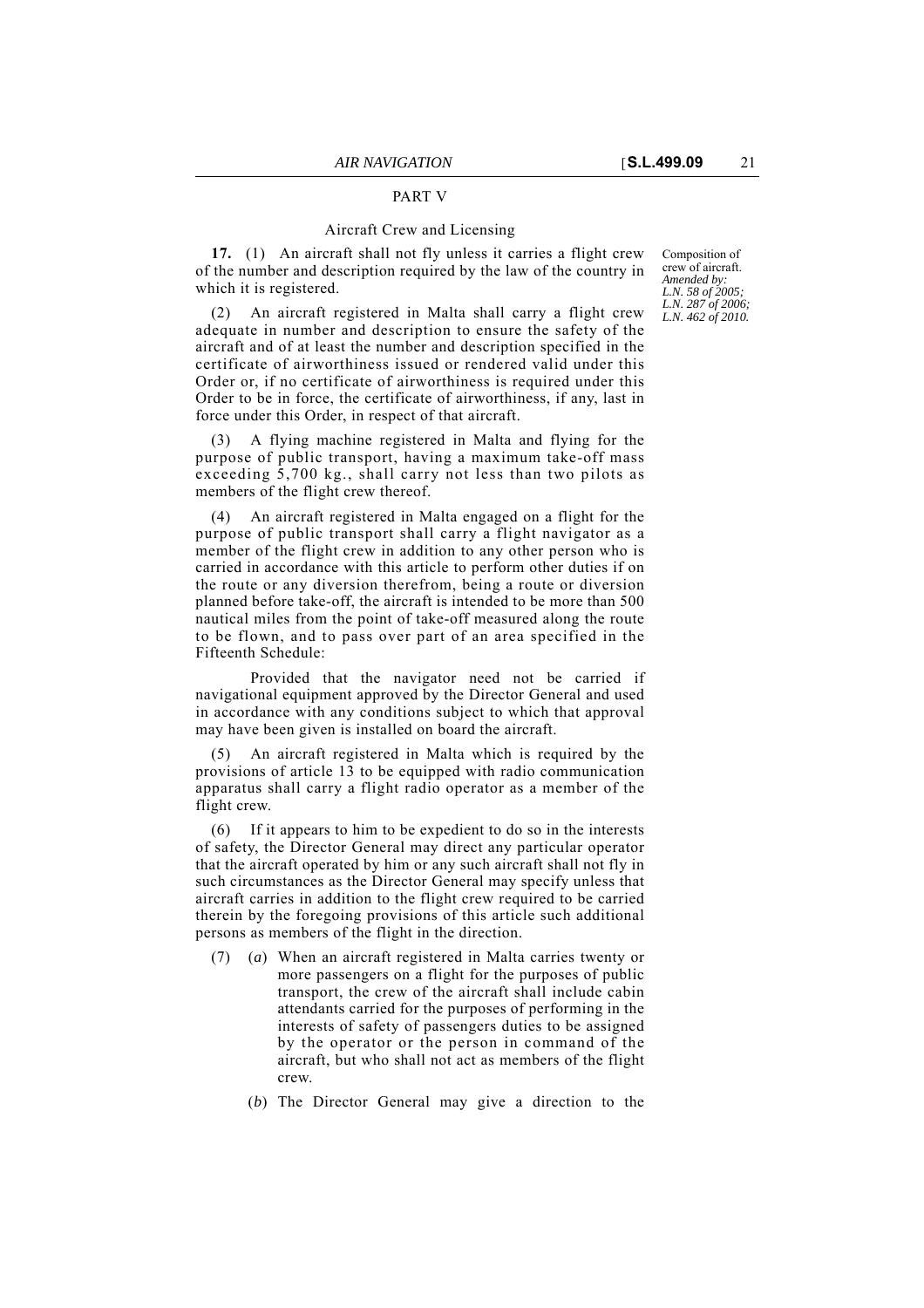## PART V

### Aircraft Crew and Licensing

Composition of crew of aircraft.
*Amended by: L.N. 58 of 2005; L.N. 287 of 2006; L.N. 462 of 2010.*

**17.** (1) An aircraft shall not fly unless it carries a flight crew of the number and description required by the law of the country in which it is registered.

(2) An aircraft registered in Malta shall carry a flight crew adequate in number and description to ensure the safety of the aircraft and of at least the number and description specified in the certificate of airworthiness issued or rendered valid under this Order or, if no certificate of airworthiness is required under this Order to be in force, the certificate of airworthiness, if any, last in force under this Order, in respect of that aircraft.

(3) A flying machine registered in Malta and flying for the purpose of public transport, having a maximum take-off mass exceeding 5,700 kg., shall carry not less than two pilots as members of the flight crew thereof.

(4) An aircraft registered in Malta engaged on a flight for the purpose of public transport shall carry a flight navigator as a member of the flight crew in addition to any other person who is carried in accordance with this article to perform other duties if on the route or any diversion therefrom, being a route or diversion planned before take-off, the aircraft is intended to be more than 500 nautical miles from the point of take-off measured along the route to be flown, and to pass over part of an area specified in the Fifteenth Schedule:

Provided that the navigator need not be carried if navigational equipment approved by the Director General and used in accordance with any conditions subject to which that approval may have been given is installed on board the aircraft.

(5) An aircraft registered in Malta which is required by the provisions of article 13 to be equipped with radio communication apparatus shall carry a flight radio operator as a member of the flight crew.

(6) If it appears to him to be expedient to do so in the interests of safety, the Director General may direct any particular operator that the aircraft operated by him or any such aircraft shall not fly in such circumstances as the Director General may specify unless that aircraft carries in addition to the flight crew required to be carried therein by the foregoing provisions of this article such additional persons as members of the flight in the direction.

(7) (*a*) When an aircraft registered in Malta carries twenty or more passengers on a flight for the purposes of public transport, the crew of the aircraft shall include cabin attendants carried for the purposes of performing in the interests of safety of passengers duties to be assigned by the operator or the person in command of the aircraft, but who shall not act as members of the flight crew.

(*b*) The Director General may give a direction to the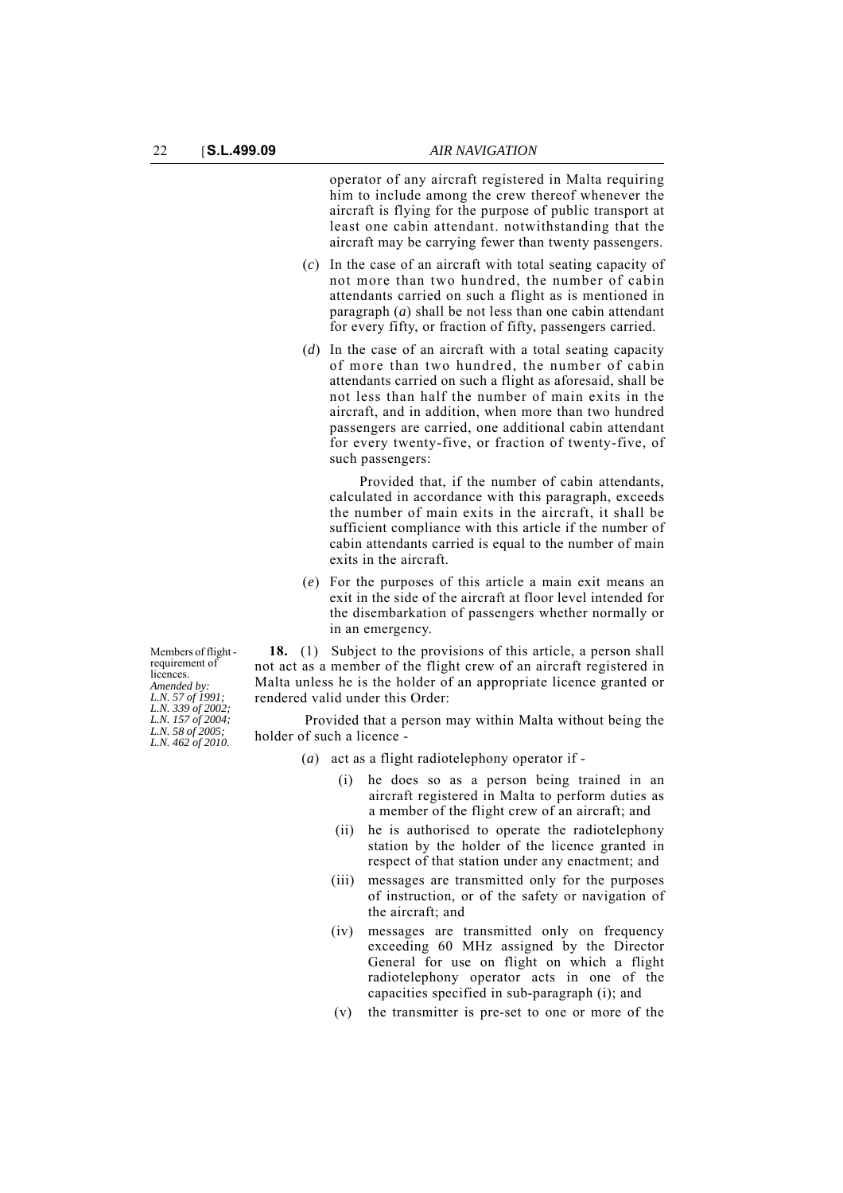operator of any aircraft registered in Malta requiring him to include among the crew thereof whenever the aircraft is flying for the purpose of public transport at least one cabin attendant. notwithstanding that the aircraft may be carrying fewer than twenty passengers.

(*c*) In the case of an aircraft with total seating capacity of not more than two hundred, the number of cabin attendants carried on such a flight as is mentioned in paragraph (*a*) shall be not less than one cabin attendant for every fifty, or fraction of fifty, passengers carried.

(*d*) In the case of an aircraft with a total seating capacity of more than two hundred, the number of cabin attendants carried on such a flight as aforesaid, shall be not less than half the number of main exits in the aircraft, and in addition, when more than two hundred passengers are carried, one additional cabin attendant for every twenty-five, or fraction of twenty-five, of such passengers:

Provided that, if the number of cabin attendants, calculated in accordance with this paragraph, exceeds the number of main exits in the aircraft, it shall be sufficient compliance with this article if the number of cabin attendants carried is equal to the number of main exits in the aircraft.

(*e*) For the purposes of this article a main exit means an exit in the side of the aircraft at floor level intended for the disembarkation of passengers whether normally or in an emergency.

Members of flight - requirement of licences.
*Amended by: L.N. 57 of 1991; L.N. 339 of 2002; L.N. 157 of 2004; L.N. 58 of 2005; L.N. 462 of 2010.*

**18.** (1) Subject to the provisions of this article, a person shall not act as a member of the flight crew of an aircraft registered in Malta unless he is the holder of an appropriate licence granted or rendered valid under this Order:

Provided that a person may within Malta without being the holder of such a licence -

(*a*) act as a flight radiotelephony operator if -

(i) he does so as a person being trained in an aircraft registered in Malta to perform duties as a member of the flight crew of an aircraft; and

(ii) he is authorised to operate the radiotelephony station by the holder of the licence granted in respect of that station under any enactment; and

(iii) messages are transmitted only for the purposes of instruction, or of the safety or navigation of the aircraft; and

(iv) messages are transmitted only on frequency exceeding 60 MHz assigned by the Director General for use on flight on which a flight radiotelephony operator acts in one of the capacities specified in sub-paragraph (i); and

(v) the transmitter is pre-set to one or more of the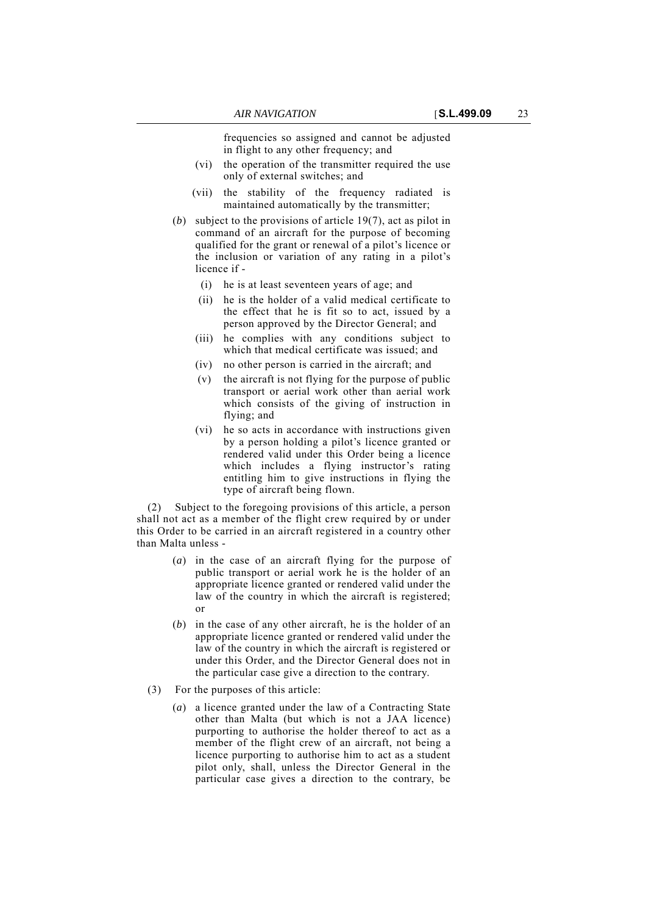frequencies so assigned and cannot be adjusted in flight to any other frequency; and

(vi) the operation of the transmitter required the use only of external switches; and

(vii) the stability of the frequency radiated is maintained automatically by the transmitter;

(*b*) subject to the provisions of article 19(7), act as pilot in command of an aircraft for the purpose of becoming qualified for the grant or renewal of a pilot's licence or the inclusion or variation of any rating in a pilot's licence if -

(i) he is at least seventeen years of age; and

(ii) he is the holder of a valid medical certificate to the effect that he is fit so to act, issued by a person approved by the Director General; and

(iii) he complies with any conditions subject to which that medical certificate was issued; and

(iv) no other person is carried in the aircraft; and

(v) the aircraft is not flying for the purpose of public transport or aerial work other than aerial work which consists of the giving of instruction in flying; and

(vi) he so acts in accordance with instructions given by a person holding a pilot's licence granted or rendered valid under this Order being a licence which includes a flying instructor's rating entitling him to give instructions in flying the type of aircraft being flown.

(2) Subject to the foregoing provisions of this article, a person shall not act as a member of the flight crew required by or under this Order to be carried in an aircraft registered in a country other than Malta unless -

(*a*) in the case of an aircraft flying for the purpose of public transport or aerial work he is the holder of an appropriate licence granted or rendered valid under the law of the country in which the aircraft is registered; or

(*b*) in the case of any other aircraft, he is the holder of an appropriate licence granted or rendered valid under the law of the country in which the aircraft is registered or under this Order, and the Director General does not in the particular case give a direction to the contrary.

(3) For the purposes of this article:

(*a*) a licence granted under the law of a Contracting State other than Malta (but which is not a JAA licence) purporting to authorise the holder thereof to act as a member of the flight crew of an aircraft, not being a licence purporting to authorise him to act as a student pilot only, shall, unless the Director General in the particular case gives a direction to the contrary, be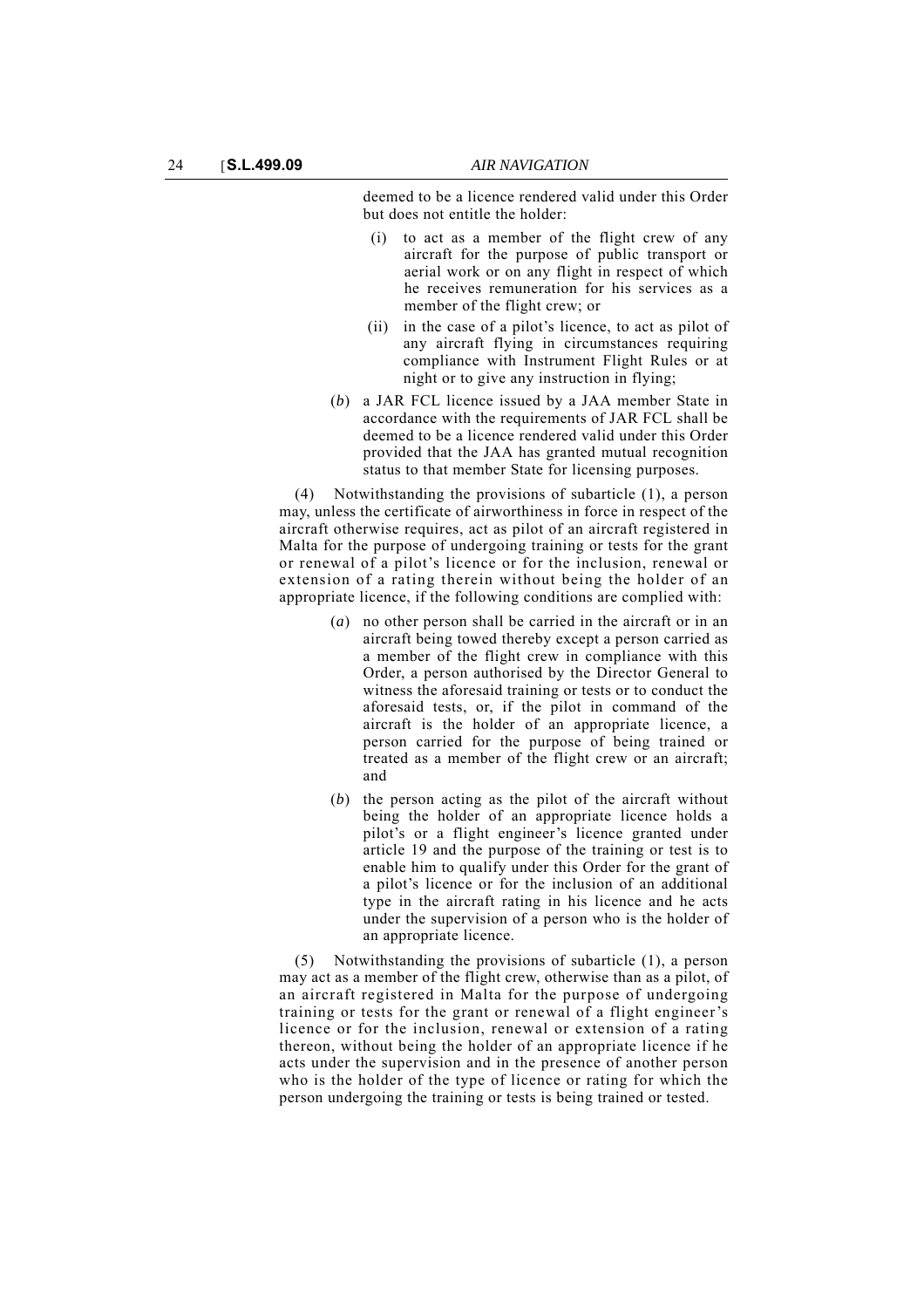deemed to be a licence rendered valid under this Order but does not entitle the holder:

(i) to act as a member of the flight crew of any aircraft for the purpose of public transport or aerial work or on any flight in respect of which he receives remuneration for his services as a member of the flight crew; or

(ii) in the case of a pilot's licence, to act as pilot of any aircraft flying in circumstances requiring compliance with Instrument Flight Rules or at night or to give any instruction in flying;

(*b*) a JAR FCL licence issued by a JAA member State in accordance with the requirements of JAR FCL shall be deemed to be a licence rendered valid under this Order provided that the JAA has granted mutual recognition status to that member State for licensing purposes.

(4) Notwithstanding the provisions of subarticle (1), a person may, unless the certificate of airworthiness in force in respect of the aircraft otherwise requires, act as pilot of an aircraft registered in Malta for the purpose of undergoing training or tests for the grant or renewal of a pilot's licence or for the inclusion, renewal or extension of a rating therein without being the holder of an appropriate licence, if the following conditions are complied with:

(*a*) no other person shall be carried in the aircraft or in an aircraft being towed thereby except a person carried as a member of the flight crew in compliance with this Order, a person authorised by the Director General to witness the aforesaid training or tests or to conduct the aforesaid tests, or, if the pilot in command of the aircraft is the holder of an appropriate licence, a person carried for the purpose of being trained or treated as a member of the flight crew or an aircraft; and

(*b*) the person acting as the pilot of the aircraft without being the holder of an appropriate licence holds a pilot's or a flight engineer's licence granted under article 19 and the purpose of the training or test is to enable him to qualify under this Order for the grant of a pilot's licence or for the inclusion of an additional type in the aircraft rating in his licence and he acts under the supervision of a person who is the holder of an appropriate licence.

(5) Notwithstanding the provisions of subarticle (1), a person may act as a member of the flight crew, otherwise than as a pilot, of an aircraft registered in Malta for the purpose of undergoing training or tests for the grant or renewal of a flight engineer's licence or for the inclusion, renewal or extension of a rating thereon, without being the holder of an appropriate licence if he acts under the supervision and in the presence of another person who is the holder of the type of licence or rating for which the person undergoing the training or tests is being trained or tested.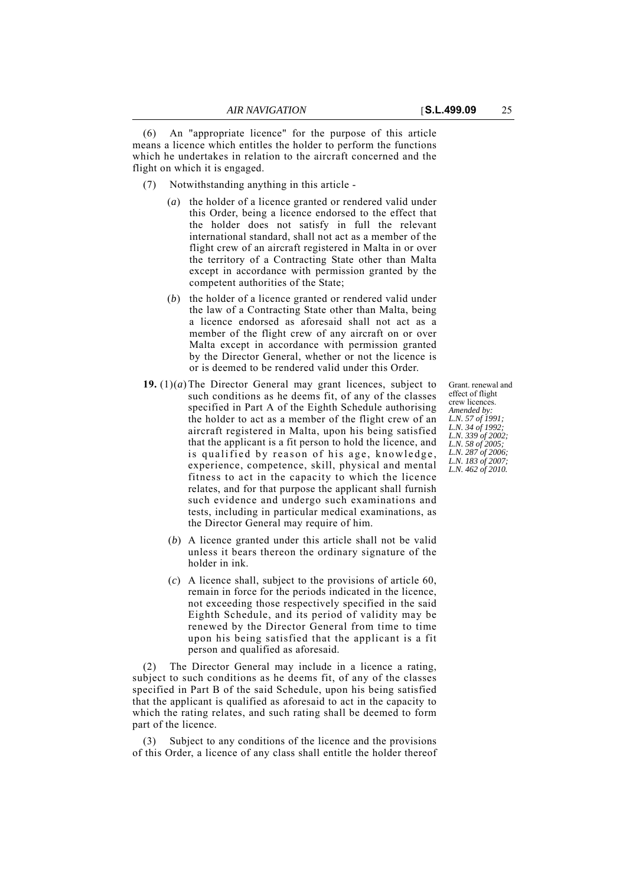(6) An "appropriate licence" for the purpose of this article means a licence which entitles the holder to perform the functions which he undertakes in relation to the aircraft concerned and the flight on which it is engaged.

(7) Notwithstanding anything in this article -

(*a*) the holder of a licence granted or rendered valid under this Order, being a licence endorsed to the effect that the holder does not satisfy in full the relevant international standard, shall not act as a member of the flight crew of an aircraft registered in Malta in or over the territory of a Contracting State other than Malta except in accordance with permission granted by the competent authorities of the State;

(*b*) the holder of a licence granted or rendered valid under the law of a Contracting State other than Malta, being a licence endorsed as aforesaid shall not act as a member of the flight crew of any aircraft on or over Malta except in accordance with permission granted by the Director General, whether or not the licence is or is deemed to be rendered valid under this Order.

Grant. renewal and effect of flight crew licences.
*Amended by: L.N. 57 of 1991; L.N. 34 of 1992; L.N. 339 of 2002; L.N. 58 of 2005; L.N. 287 of 2006; L.N. 183 of 2007; L.N. 462 of 2010.*

**19.** (1)(*a*) The Director General may grant licences, subject to such conditions as he deems fit, of any of the classes specified in Part A of the Eighth Schedule authorising the holder to act as a member of the flight crew of an aircraft registered in Malta, upon his being satisfied that the applicant is a fit person to hold the licence, and is qualified by reason of his age, knowledge, experience, competence, skill, physical and mental fitness to act in the capacity to which the licence relates, and for that purpose the applicant shall furnish such evidence and undergo such examinations and tests, including in particular medical examinations, as the Director General may require of him.

(*b*) A licence granted under this article shall not be valid unless it bears thereon the ordinary signature of the holder in ink.

(*c*) A licence shall, subject to the provisions of article 60, remain in force for the periods indicated in the licence, not exceeding those respectively specified in the said Eighth Schedule, and its period of validity may be renewed by the Director General from time to time upon his being satisfied that the applicant is a fit person and qualified as aforesaid.

(2) The Director General may include in a licence a rating, subject to such conditions as he deems fit, of any of the classes specified in Part B of the said Schedule, upon his being satisfied that the applicant is qualified as aforesaid to act in the capacity to which the rating relates, and such rating shall be deemed to form part of the licence.

(3) Subject to any conditions of the licence and the provisions of this Order, a licence of any class shall entitle the holder thereof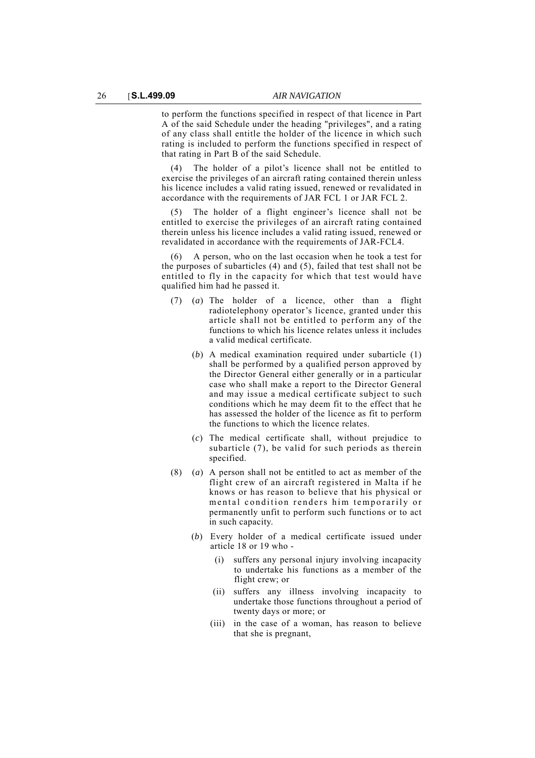to perform the functions specified in respect of that licence in Part A of the said Schedule under the heading "privileges", and a rating of any class shall entitle the holder of the licence in which such rating is included to perform the functions specified in respect of that rating in Part B of the said Schedule.

(4) The holder of a pilot's licence shall not be entitled to exercise the privileges of an aircraft rating contained therein unless his licence includes a valid rating issued, renewed or revalidated in accordance with the requirements of JAR FCL 1 or JAR FCL 2.

(5) The holder of a flight engineer's licence shall not be entitled to exercise the privileges of an aircraft rating contained therein unless his licence includes a valid rating issued, renewed or revalidated in accordance with the requirements of JAR-FCL4.

(6) A person, who on the last occasion when he took a test for the purposes of subarticles (4) and (5), failed that test shall not be entitled to fly in the capacity for which that test would have qualified him had he passed it.

(7) (*a*) The holder of a licence, other than a flight radiotelephony operator's licence, granted under this article shall not be entitled to perform any of the functions to which his licence relates unless it includes a valid medical certificate.

(*b*) A medical examination required under subarticle (1) shall be performed by a qualified person approved by the Director General either generally or in a particular case who shall make a report to the Director General and may issue a medical certificate subject to such conditions which he may deem fit to the effect that he has assessed the holder of the licence as fit to perform the functions to which the licence relates.

(*c*) The medical certificate shall, without prejudice to subarticle (7), be valid for such periods as therein specified.

(8) (*a*) A person shall not be entitled to act as member of the flight crew of an aircraft registered in Malta if he knows or has reason to believe that his physical or mental condition renders him temporarily or permanently unfit to perform such functions or to act in such capacity.

(*b*) Every holder of a medical certificate issued under article 18 or 19 who -

(i) suffers any personal injury involving incapacity to undertake his functions as a member of the flight crew; or

(ii) suffers any illness involving incapacity to undertake those functions throughout a period of twenty days or more; or

(iii) in the case of a woman, has reason to believe that she is pregnant,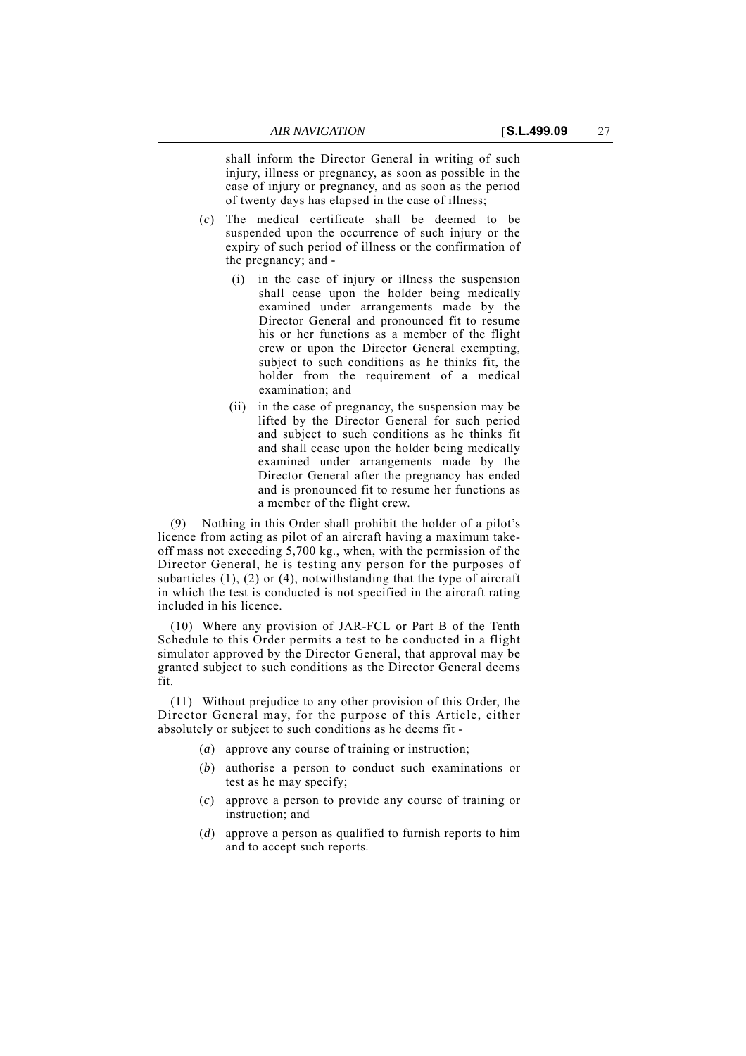shall inform the Director General in writing of such injury, illness or pregnancy, as soon as possible in the case of injury or pregnancy, and as soon as the period of twenty days has elapsed in the case of illness;

(*c*) The medical certificate shall be deemed to be suspended upon the occurrence of such injury or the expiry of such period of illness or the confirmation of the pregnancy; and -

(i) in the case of injury or illness the suspension shall cease upon the holder being medically examined under arrangements made by the Director General and pronounced fit to resume his or her functions as a member of the flight crew or upon the Director General exempting, subject to such conditions as he thinks fit, the holder from the requirement of a medical examination; and

(ii) in the case of pregnancy, the suspension may be lifted by the Director General for such period and subject to such conditions as he thinks fit and shall cease upon the holder being medically examined under arrangements made by the Director General after the pregnancy has ended and is pronounced fit to resume her functions as a member of the flight crew.

(9) Nothing in this Order shall prohibit the holder of a pilot's licence from acting as pilot of an aircraft having a maximum take-off mass not exceeding 5,700 kg., when, with the permission of the Director General, he is testing any person for the purposes of subarticles (1), (2) or (4), notwithstanding that the type of aircraft in which the test is conducted is not specified in the aircraft rating included in his licence.

(10) Where any provision of JAR-FCL or Part B of the Tenth Schedule to this Order permits a test to be conducted in a flight simulator approved by the Director General, that approval may be granted subject to such conditions as the Director General deems fit.

(11) Without prejudice to any other provision of this Order, the Director General may, for the purpose of this Article, either absolutely or subject to such conditions as he deems fit -

(*a*) approve any course of training or instruction;

(*b*) authorise a person to conduct such examinations or test as he may specify;

(*c*) approve a person to provide any course of training or instruction; and

(*d*) approve a person as qualified to furnish reports to him and to accept such reports.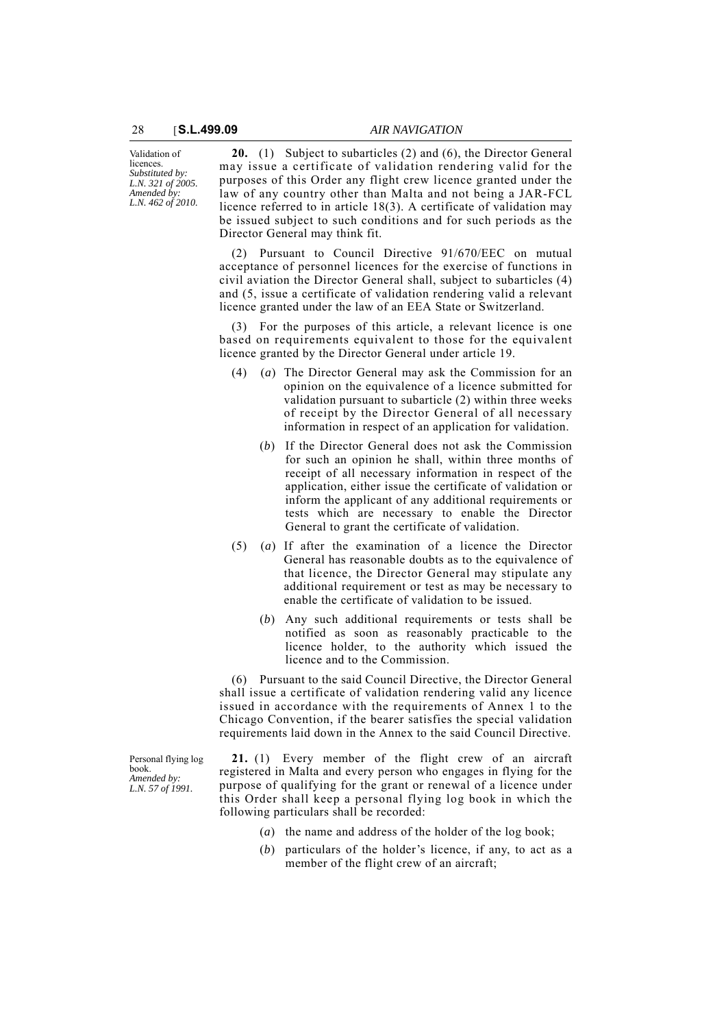Validation of licences.
*Substituted by: L.N. 321 of 2005. Amended by: L.N. 462 of 2010.*

**20.** (1) Subject to subarticles (2) and (6), the Director General may issue a certificate of validation rendering valid for the purposes of this Order any flight crew licence granted under the law of any country other than Malta and not being a JAR-FCL licence referred to in article 18(3). A certificate of validation may be issued subject to such conditions and for such periods as the Director General may think fit.

(2) Pursuant to Council Directive 91/670/EEC on mutual acceptance of personnel licences for the exercise of functions in civil aviation the Director General shall, subject to subarticles (4) and (5, issue a certificate of validation rendering valid a relevant licence granted under the law of an EEA State or Switzerland.

(3) For the purposes of this article, a relevant licence is one based on requirements equivalent to those for the equivalent licence granted by the Director General under article 19.

(4) (*a*) The Director General may ask the Commission for an opinion on the equivalence of a licence submitted for validation pursuant to subarticle (2) within three weeks of receipt by the Director General of all necessary information in respect of an application for validation.

(*b*) If the Director General does not ask the Commission for such an opinion he shall, within three months of receipt of all necessary information in respect of the application, either issue the certificate of validation or inform the applicant of any additional requirements or tests which are necessary to enable the Director General to grant the certificate of validation.

(5) (*a*) If after the examination of a licence the Director General has reasonable doubts as to the equivalence of that licence, the Director General may stipulate any additional requirement or test as may be necessary to enable the certificate of validation to be issued.

(*b*) Any such additional requirements or tests shall be notified as soon as reasonably practicable to the licence holder, to the authority which issued the licence and to the Commission.

(6) Pursuant to the said Council Directive, the Director General shall issue a certificate of validation rendering valid any licence issued in accordance with the requirements of Annex 1 to the Chicago Convention, if the bearer satisfies the special validation requirements laid down in the Annex to the said Council Directive.

Personal flying log book.
*Amended by: L.N. 57 of 1991.*

**21.** (1) Every member of the flight crew of an aircraft registered in Malta and every person who engages in flying for the purpose of qualifying for the grant or renewal of a licence under this Order shall keep a personal flying log book in which the following particulars shall be recorded:

(*a*) the name and address of the holder of the log book;

(*b*) particulars of the holder's licence, if any, to act as a member of the flight crew of an aircraft;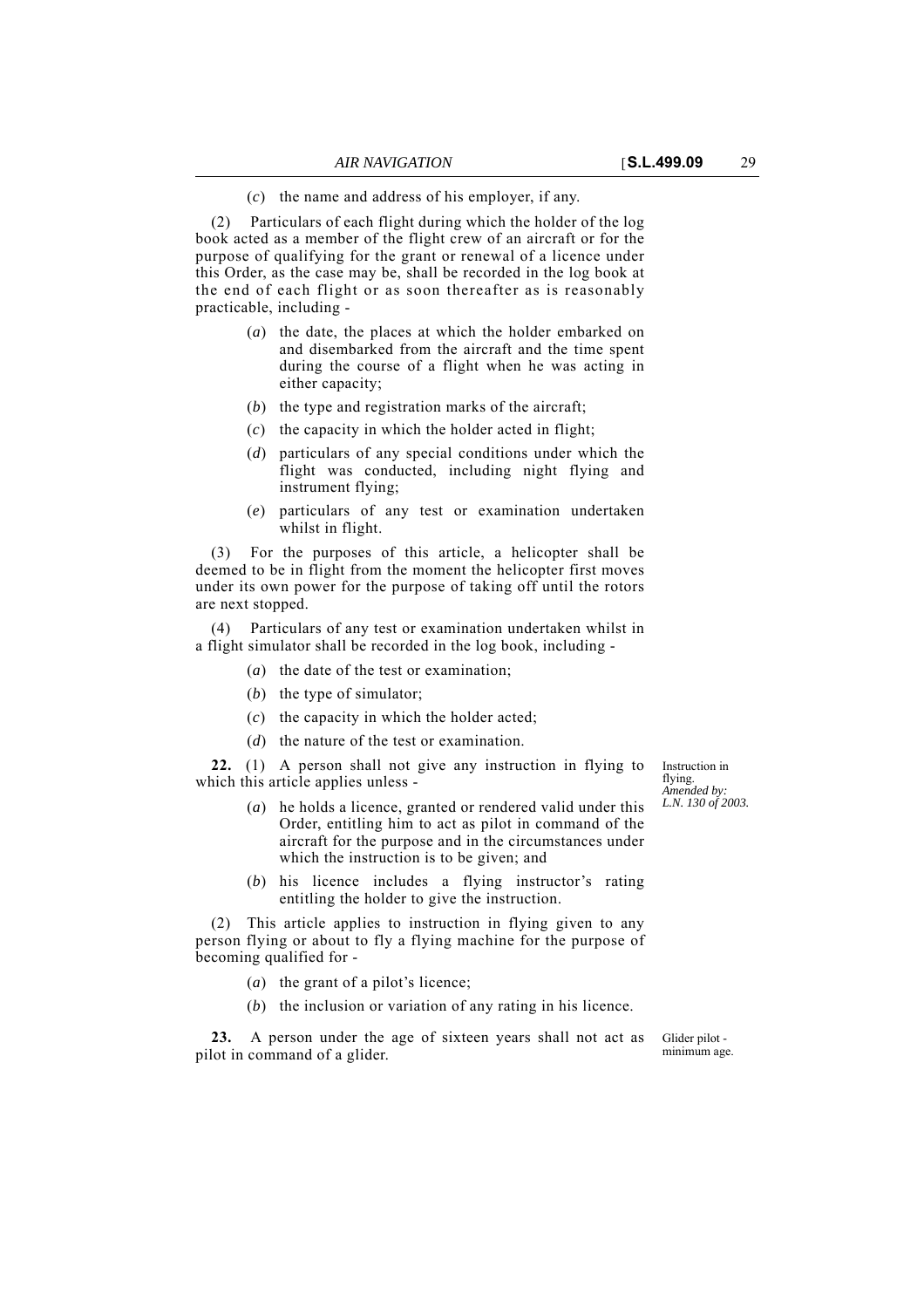(*c*) the name and address of his employer, if any.

(2) Particulars of each flight during which the holder of the log book acted as a member of the flight crew of an aircraft or for the purpose of qualifying for the grant or renewal of a licence under this Order, as the case may be, shall be recorded in the log book at the end of each flight or as soon thereafter as is reasonably practicable, including -

(*a*) the date, the places at which the holder embarked on and disembarked from the aircraft and the time spent during the course of a flight when he was acting in either capacity;

(*b*) the type and registration marks of the aircraft;

(*c*) the capacity in which the holder acted in flight;

(*d*) particulars of any special conditions under which the flight was conducted, including night flying and instrument flying;

(*e*) particulars of any test or examination undertaken whilst in flight.

(3) For the purposes of this article, a helicopter shall be deemed to be in flight from the moment the helicopter first moves under its own power for the purpose of taking off until the rotors are next stopped.

(4) Particulars of any test or examination undertaken whilst in a flight simulator shall be recorded in the log book, including -

(*a*) the date of the test or examination;

(*b*) the type of simulator;

(*c*) the capacity in which the holder acted;

(*d*) the nature of the test or examination.

Instruction in flying.
*Amended by: L.N. 130 of 2003.*

**22.** (1) A person shall not give any instruction in flying to which this article applies unless -

(*a*) he holds a licence, granted or rendered valid under this Order, entitling him to act as pilot in command of the aircraft for the purpose and in the circumstances under which the instruction is to be given; and

(*b*) his licence includes a flying instructor's rating entitling the holder to give the instruction.

(2) This article applies to instruction in flying given to any person flying or about to fly a flying machine for the purpose of becoming qualified for -

(*a*) the grant of a pilot's licence;

(*b*) the inclusion or variation of any rating in his licence.

Glider pilot - minimum age.

**23.** A person under the age of sixteen years shall not act as pilot in command of a glider.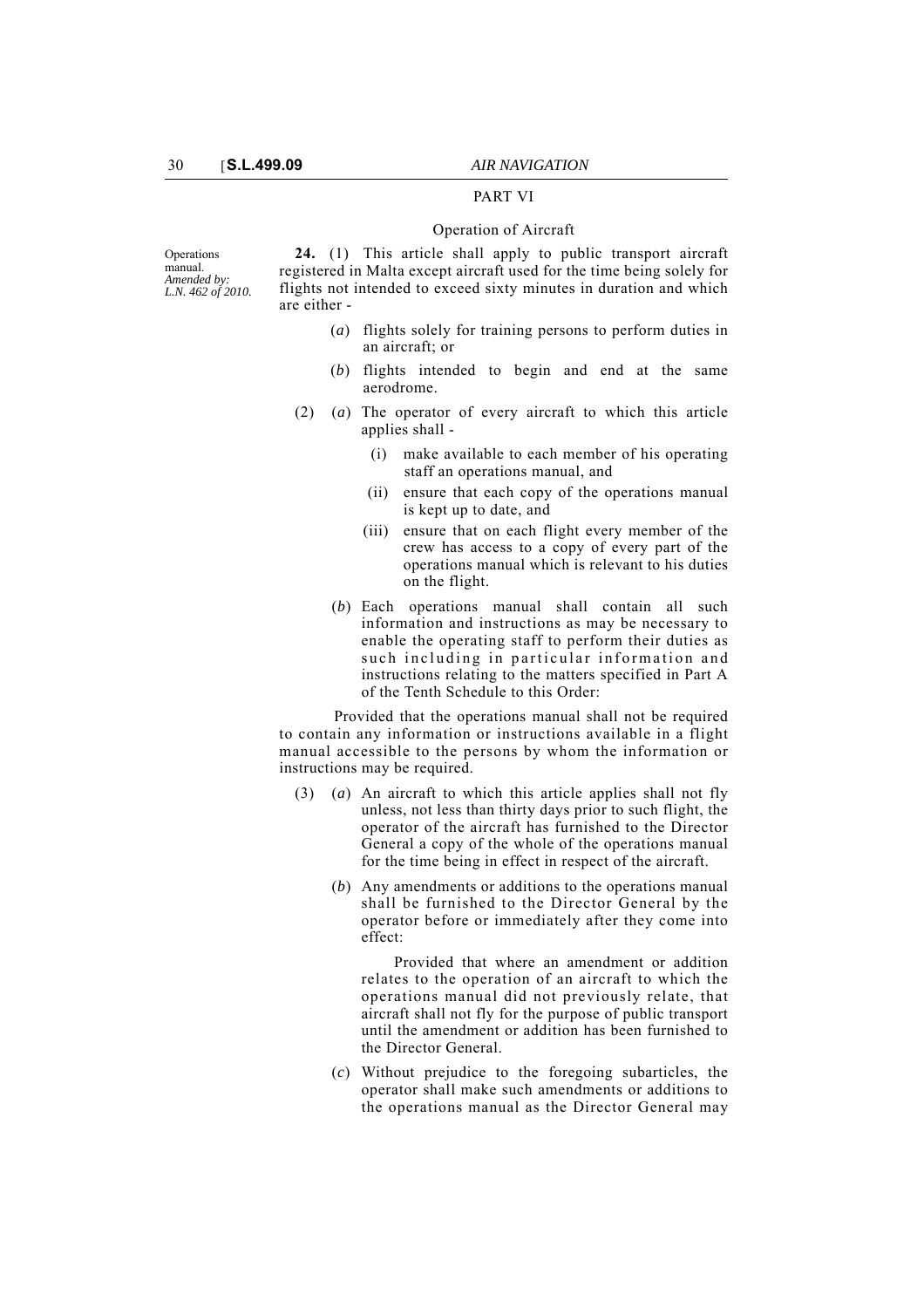## PART VI

### Operation of Aircraft

Operations manual.
*Amended by: L.N. 462 of 2010.*

**24.** (1) This article shall apply to public transport aircraft registered in Malta except aircraft used for the time being solely for flights not intended to exceed sixty minutes in duration and which are either -

(*a*) flights solely for training persons to perform duties in an aircraft; or

(*b*) flights intended to begin and end at the same aerodrome.

(2) (*a*) The operator of every aircraft to which this article applies shall -

(i) make available to each member of his operating staff an operations manual, and

(ii) ensure that each copy of the operations manual is kept up to date, and

(iii) ensure that on each flight every member of the crew has access to a copy of every part of the operations manual which is relevant to his duties on the flight.

(*b*) Each operations manual shall contain all such information and instructions as may be necessary to enable the operating staff to perform their duties as such including in particular information and instructions relating to the matters specified in Part A of the Tenth Schedule to this Order:

Provided that the operations manual shall not be required to contain any information or instructions available in a flight manual accessible to the persons by whom the information or instructions may be required.

(3) (*a*) An aircraft to which this article applies shall not fly unless, not less than thirty days prior to such flight, the operator of the aircraft has furnished to the Director General a copy of the whole of the operations manual for the time being in effect in respect of the aircraft.

(*b*) Any amendments or additions to the operations manual shall be furnished to the Director General by the operator before or immediately after they come into effect:

Provided that where an amendment or addition relates to the operation of an aircraft to which the operations manual did not previously relate, that aircraft shall not fly for the purpose of public transport until the amendment or addition has been furnished to the Director General.

(*c*) Without prejudice to the foregoing subarticles, the operator shall make such amendments or additions to the operations manual as the Director General may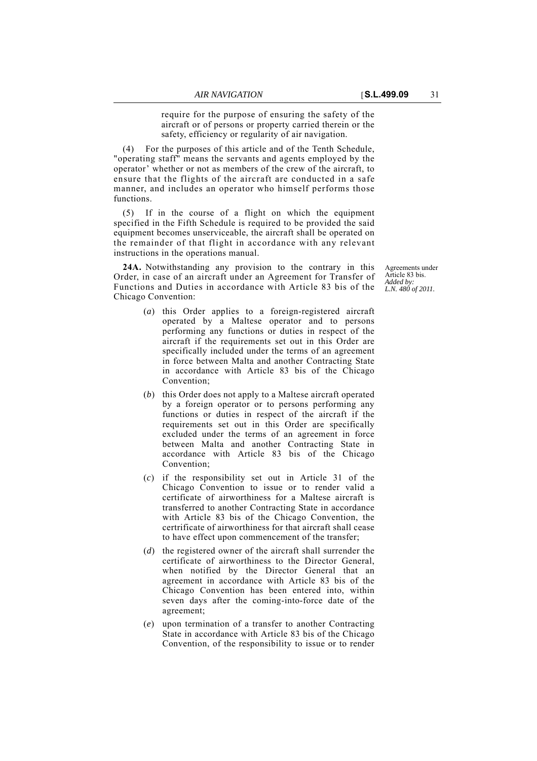require for the purpose of ensuring the safety of the aircraft or of persons or property carried therein or the safety, efficiency or regularity of air navigation.

(4) For the purposes of this article and of the Tenth Schedule, "operating staff" means the servants and agents employed by the operator' whether or not as members of the crew of the aircraft, to ensure that the flights of the aircraft are conducted in a safe manner, and includes an operator who himself performs those functions.

(5) If in the course of a flight on which the equipment specified in the Fifth Schedule is required to be provided the said equipment becomes unserviceable, the aircraft shall be operated on the remainder of that flight in accordance with any relevant instructions in the operations manual.

Agreements under Article 83 bis.
*Added by: L.N. 480 of 2011.*

**24A.** Notwithstanding any provision to the contrary in this Order, in case of an aircraft under an Agreement for Transfer of Functions and Duties in accordance with Article 83 bis of the Chicago Convention:

(*a*) this Order applies to a foreign-registered aircraft operated by a Maltese operator and to persons performing any functions or duties in respect of the aircraft if the requirements set out in this Order are specifically included under the terms of an agreement in force between Malta and another Contracting State in accordance with Article 83 bis of the Chicago Convention;

(*b*) this Order does not apply to a Maltese aircraft operated by a foreign operator or to persons performing any functions or duties in respect of the aircraft if the requirements set out in this Order are specifically excluded under the terms of an agreement in force between Malta and another Contracting State in accordance with Article 83 bis of the Chicago Convention;

(*c*) if the responsibility set out in Article 31 of the Chicago Convention to issue or to render valid a certificate of airworthiness for a Maltese aircraft is transferred to another Contracting State in accordance with Article 83 bis of the Chicago Convention, the certrificate of airworthiness for that aircraft shall cease to have effect upon commencement of the transfer;

(*d*) the registered owner of the aircraft shall surrender the certificate of airworthiness to the Director General, when notified by the Director General that an agreement in accordance with Article 83 bis of the Chicago Convention has been entered into, within seven days after the coming-into-force date of the agreement;

(*e*) upon termination of a transfer to another Contracting State in accordance with Article 83 bis of the Chicago Convention, of the responsibility to issue or to render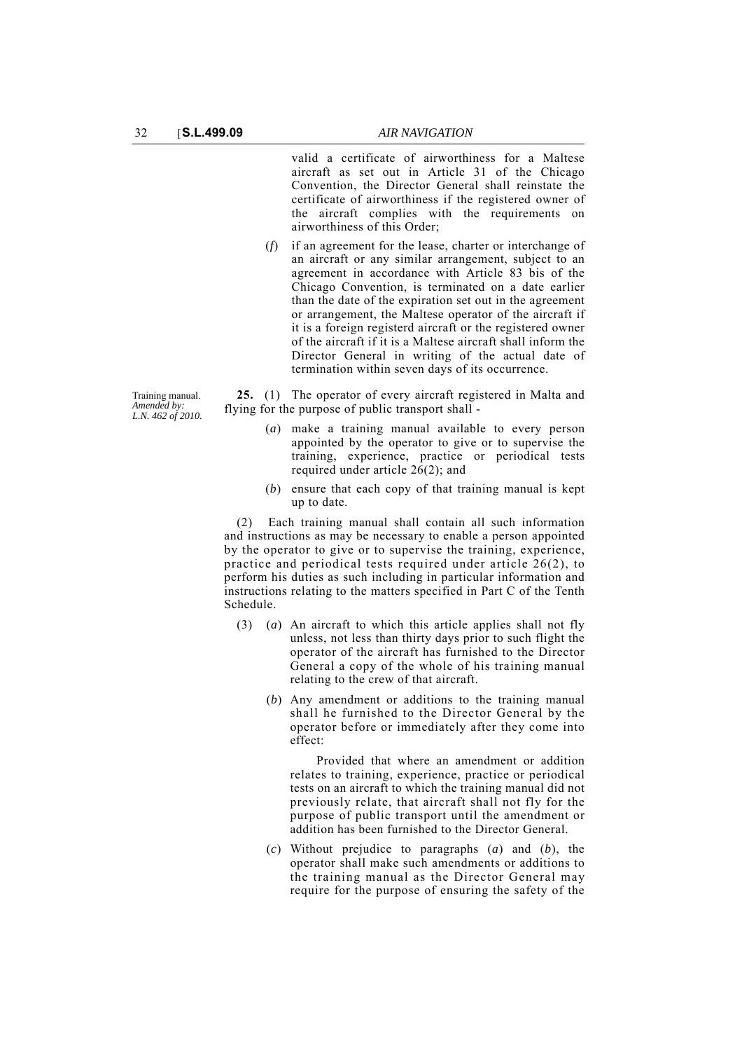valid a certificate of airworthiness for a Maltese aircraft as set out in Article 31 of the Chicago Convention, the Director General shall reinstate the certificate of airworthiness if the registered owner of the aircraft complies with the requirements on airworthiness of this Order;

(*f*) if an agreement for the lease, charter or interchange of an aircraft or any similar arrangement, subject to an agreement in accordance with Article 83 bis of the Chicago Convention, is terminated on a date earlier than the date of the expiration set out in the agreement or arrangement, the Maltese operator of the aircraft if it is a foreign registerd aircraft or the registered owner of the aircraft if it is a Maltese aircraft shall inform the Director General in writing of the actual date of termination within seven days of its occurrence.

Training manual.
*Amended by: L.N. 462 of 2010.*

**25.** (1) The operator of every aircraft registered in Malta and flying for the purpose of public transport shall -

(*a*) make a training manual available to every person appointed by the operator to give or to supervise the training, experience, practice or periodical tests required under article 26(2); and

(*b*) ensure that each copy of that training manual is kept up to date.

(2) Each training manual shall contain all such information and instructions as may be necessary to enable a person appointed by the operator to give or to supervise the training, experience, practice and periodical tests required under article 26(2), to perform his duties as such including in particular information and instructions relating to the matters specified in Part C of the Tenth Schedule.

(3) (*a*) An aircraft to which this article applies shall not fly unless, not less than thirty days prior to such flight the operator of the aircraft has furnished to the Director General a copy of the whole of his training manual relating to the crew of that aircraft.

(*b*) Any amendment or additions to the training manual shall he furnished to the Director General by the operator before or immediately after they come into effect:

Provided that where an amendment or addition relates to training, experience, practice or periodical tests on an aircraft to which the training manual did not previously relate, that aircraft shall not fly for the purpose of public transport until the amendment or addition has been furnished to the Director General.

(*c*) Without prejudice to paragraphs (*a*) and (*b*), the operator shall make such amendments or additions to the training manual as the Director General may require for the purpose of ensuring the safety of the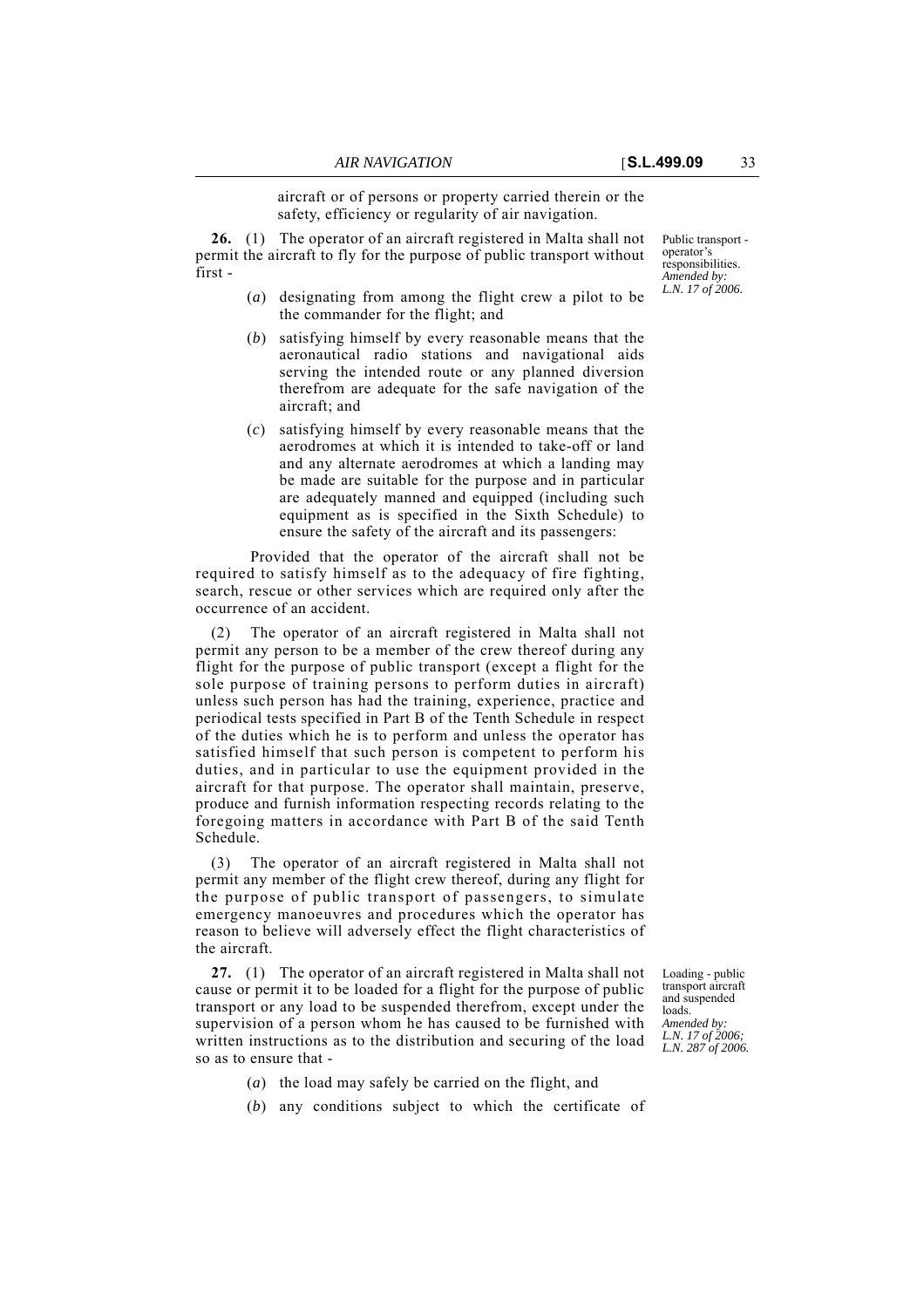aircraft or of persons or property carried therein or the safety, efficiency or regularity of air navigation.

*Public transport - operator's responsibilities. Amended by: L.N. 17 of 2006.*

**26.** (1) The operator of an aircraft registered in Malta shall not permit the aircraft to fly for the purpose of public transport without first -

(*a*) designating from among the flight crew a pilot to be the commander for the flight; and

(*b*) satisfying himself by every reasonable means that the aeronautical radio stations and navigational aids serving the intended route or any planned diversion therefrom are adequate for the safe navigation of the aircraft; and

(*c*) satisfying himself by every reasonable means that the aerodromes at which it is intended to take-off or land and any alternate aerodromes at which a landing may be made are suitable for the purpose and in particular are adequately manned and equipped (including such equipment as is specified in the Sixth Schedule) to ensure the safety of the aircraft and its passengers:

Provided that the operator of the aircraft shall not be required to satisfy himself as to the adequacy of fire fighting, search, rescue or other services which are required only after the occurrence of an accident.

(2) The operator of an aircraft registered in Malta shall not permit any person to be a member of the crew thereof during any flight for the purpose of public transport (except a flight for the sole purpose of training persons to perform duties in aircraft) unless such person has had the training, experience, practice and periodical tests specified in Part B of the Tenth Schedule in respect of the duties which he is to perform and unless the operator has satisfied himself that such person is competent to perform his duties, and in particular to use the equipment provided in the aircraft for that purpose. The operator shall maintain, preserve, produce and furnish information respecting records relating to the foregoing matters in accordance with Part B of the said Tenth Schedule.

(3) The operator of an aircraft registered in Malta shall not permit any member of the flight crew thereof, during any flight for the purpose of public transport of passengers, to simulate emergency manoeuvres and procedures which the operator has reason to believe will adversely effect the flight characteristics of the aircraft.

*Loading - public transport aircraft and suspended loads. Amended by: L.N. 17 of 2006; L.N. 287 of 2006.*

**27.** (1) The operator of an aircraft registered in Malta shall not cause or permit it to be loaded for a flight for the purpose of public transport or any load to be suspended therefrom, except under the supervision of a person whom he has caused to be furnished with written instructions as to the distribution and securing of the load so as to ensure that -

(*a*) the load may safely be carried on the flight, and

(*b*) any conditions subject to which the certificate of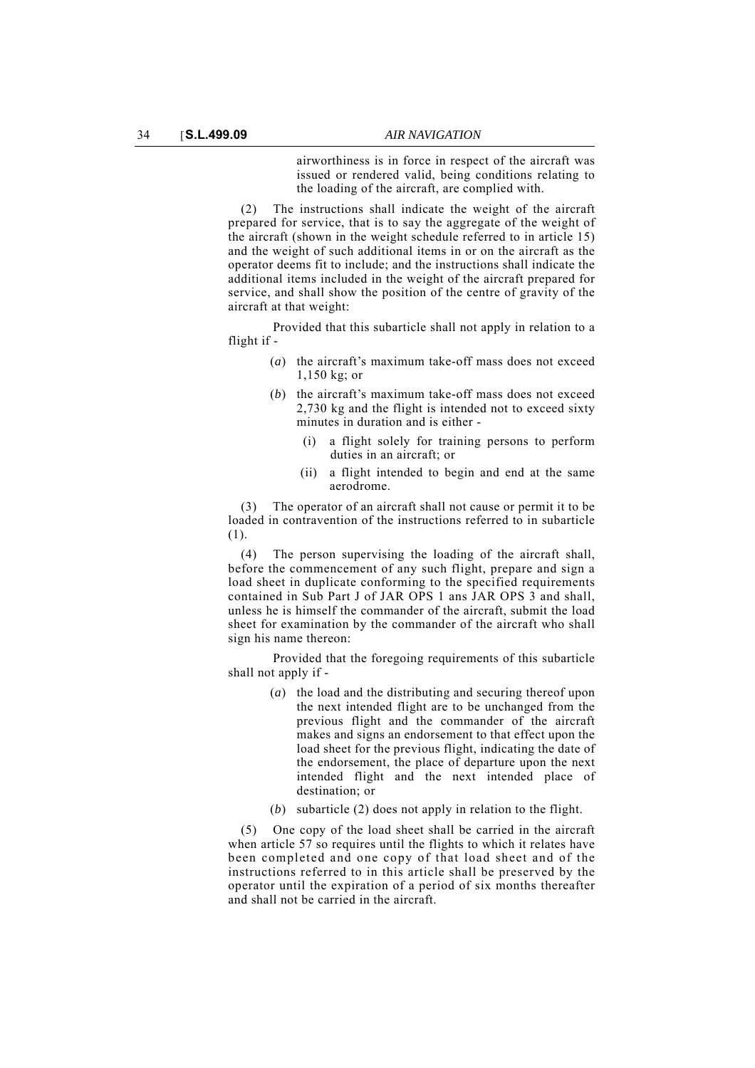airworthiness is in force in respect of the aircraft was issued or rendered valid, being conditions relating to the loading of the aircraft, are complied with.

(2) The instructions shall indicate the weight of the aircraft prepared for service, that is to say the aggregate of the weight of the aircraft (shown in the weight schedule referred to in article 15) and the weight of such additional items in or on the aircraft as the operator deems fit to include; and the instructions shall indicate the additional items included in the weight of the aircraft prepared for service, and shall show the position of the centre of gravity of the aircraft at that weight:

Provided that this subarticle shall not apply in relation to a flight if -

(*a*) the aircraft's maximum take-off mass does not exceed 1,150 kg; or

(*b*) the aircraft's maximum take-off mass does not exceed 2,730 kg and the flight is intended not to exceed sixty minutes in duration and is either -

(i) a flight solely for training persons to perform duties in an aircraft; or

(ii) a flight intended to begin and end at the same aerodrome.

(3) The operator of an aircraft shall not cause or permit it to be loaded in contravention of the instructions referred to in subarticle (1).

(4) The person supervising the loading of the aircraft shall, before the commencement of any such flight, prepare and sign a load sheet in duplicate conforming to the specified requirements contained in Sub Part J of JAR OPS 1 ans JAR OPS 3 and shall, unless he is himself the commander of the aircraft, submit the load sheet for examination by the commander of the aircraft who shall sign his name thereon:

Provided that the foregoing requirements of this subarticle shall not apply if -

(*a*) the load and the distributing and securing thereof upon the next intended flight are to be unchanged from the previous flight and the commander of the aircraft makes and signs an endorsement to that effect upon the load sheet for the previous flight, indicating the date of the endorsement, the place of departure upon the next intended flight and the next intended place of destination; or

(*b*) subarticle (2) does not apply in relation to the flight.

(5) One copy of the load sheet shall be carried in the aircraft when article 57 so requires until the flights to which it relates have been completed and one copy of that load sheet and of the instructions referred to in this article shall be preserved by the operator until the expiration of a period of six months thereafter and shall not be carried in the aircraft.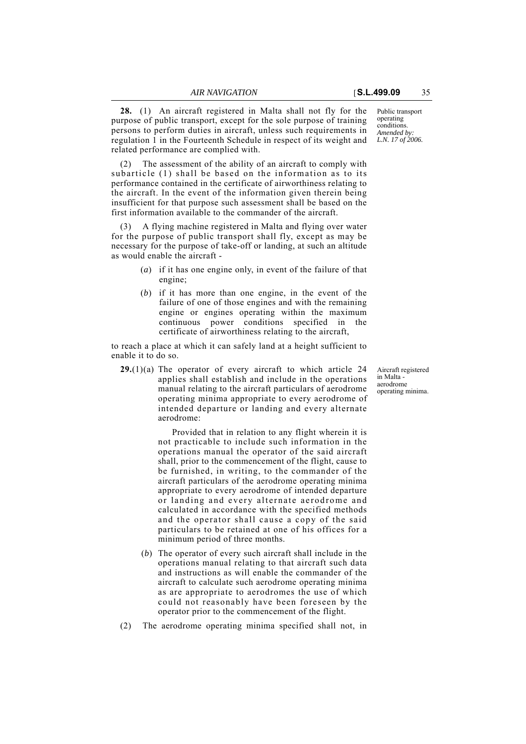**28.** (1) An aircraft registered in Malta shall not fly for the purpose of public transport, except for the sole purpose of training persons to perform duties in aircraft, unless such requirements in regulation 1 in the Fourteenth Schedule in respect of its weight and related performance are complied with.

Public transport operating conditions. *Amended by: L.N. 17 of 2006.*

(2) The assessment of the ability of an aircraft to comply with subarticle (1) shall be based on the information as to its performance contained in the certificate of airworthiness relating to the aircraft. In the event of the information given therein being insufficient for that purpose such assessment shall be based on the first information available to the commander of the aircraft.

(3) A flying machine registered in Malta and flying over water for the purpose of public transport shall fly, except as may be necessary for the purpose of take-off or landing, at such an altitude as would enable the aircraft -

(*a*) if it has one engine only, in event of the failure of that engine;

(*b*) if it has more than one engine, in the event of the failure of one of those engines and with the remaining engine or engines operating within the maximum continuous power conditions specified in the certificate of airworthiness relating to the aircraft,

to reach a place at which it can safely land at a height sufficient to enable it to do so.

**29.**(1)(a) The operator of every aircraft to which article 24 applies shall establish and include in the operations manual relating to the aircraft particulars of aerodrome operating minima appropriate to every aerodrome of intended departure or landing and every alternate aerodrome:

Aircraft registered in Malta - aerodrome operating minima.

Provided that in relation to any flight wherein it is not practicable to include such information in the operations manual the operator of the said aircraft shall, prior to the commencement of the flight, cause to be furnished, in writing, to the commander of the aircraft particulars of the aerodrome operating minima appropriate to every aerodrome of intended departure or landing and every alternate aerodrome and calculated in accordance with the specified methods and the operator shall cause a copy of the said particulars to be retained at one of his offices for a minimum period of three months.

(*b*) The operator of every such aircraft shall include in the operations manual relating to that aircraft such data and instructions as will enable the commander of the aircraft to calculate such aerodrome operating minima as are appropriate to aerodromes the use of which could not reasonably have been foreseen by the operator prior to the commencement of the flight.

(2) The aerodrome operating minima specified shall not, in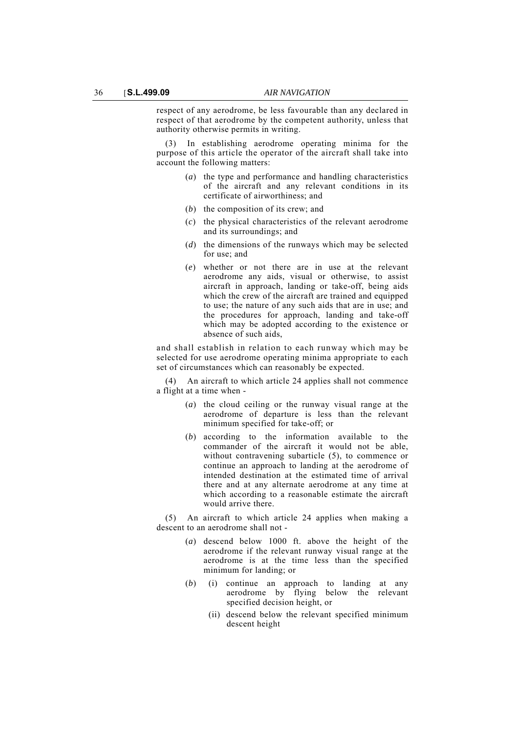respect of any aerodrome, be less favourable than any declared in respect of that aerodrome by the competent authority, unless that authority otherwise permits in writing.

(3) In establishing aerodrome operating minima for the purpose of this article the operator of the aircraft shall take into account the following matters:

- (*a*) the type and performance and handling characteristics of the aircraft and any relevant conditions in its certificate of airworthiness; and
- (*b*) the composition of its crew; and
- (*c*) the physical characteristics of the relevant aerodrome and its surroundings; and
- (*d*) the dimensions of the runways which may be selected for use; and
- (*e*) whether or not there are in use at the relevant aerodrome any aids, visual or otherwise, to assist aircraft in approach, landing or take-off, being aids which the crew of the aircraft are trained and equipped to use; the nature of any such aids that are in use; and the procedures for approach, landing and take-off which may be adopted according to the existence or absence of such aids,

and shall establish in relation to each runway which may be selected for use aerodrome operating minima appropriate to each set of circumstances which can reasonably be expected.

(4) An aircraft to which article 24 applies shall not commence a flight at a time when -

- (*a*) the cloud ceiling or the runway visual range at the aerodrome of departure is less than the relevant minimum specified for take-off; or
- (*b*) according to the information available to the commander of the aircraft it would not be able, without contravening subarticle (5), to commence or continue an approach to landing at the aerodrome of intended destination at the estimated time of arrival there and at any alternate aerodrome at any time at which according to a reasonable estimate the aircraft would arrive there.

(5) An aircraft to which article 24 applies when making a descent to an aerodrome shall not -

- (*a*) descend below 1000 ft. above the height of the aerodrome if the relevant runway visual range at the aerodrome is at the time less than the specified minimum for landing; or
- (*b*) (i) continue an approach to landing at any aerodrome by flying below the relevant specified decision height, or

  (ii) descend below the relevant specified minimum descent height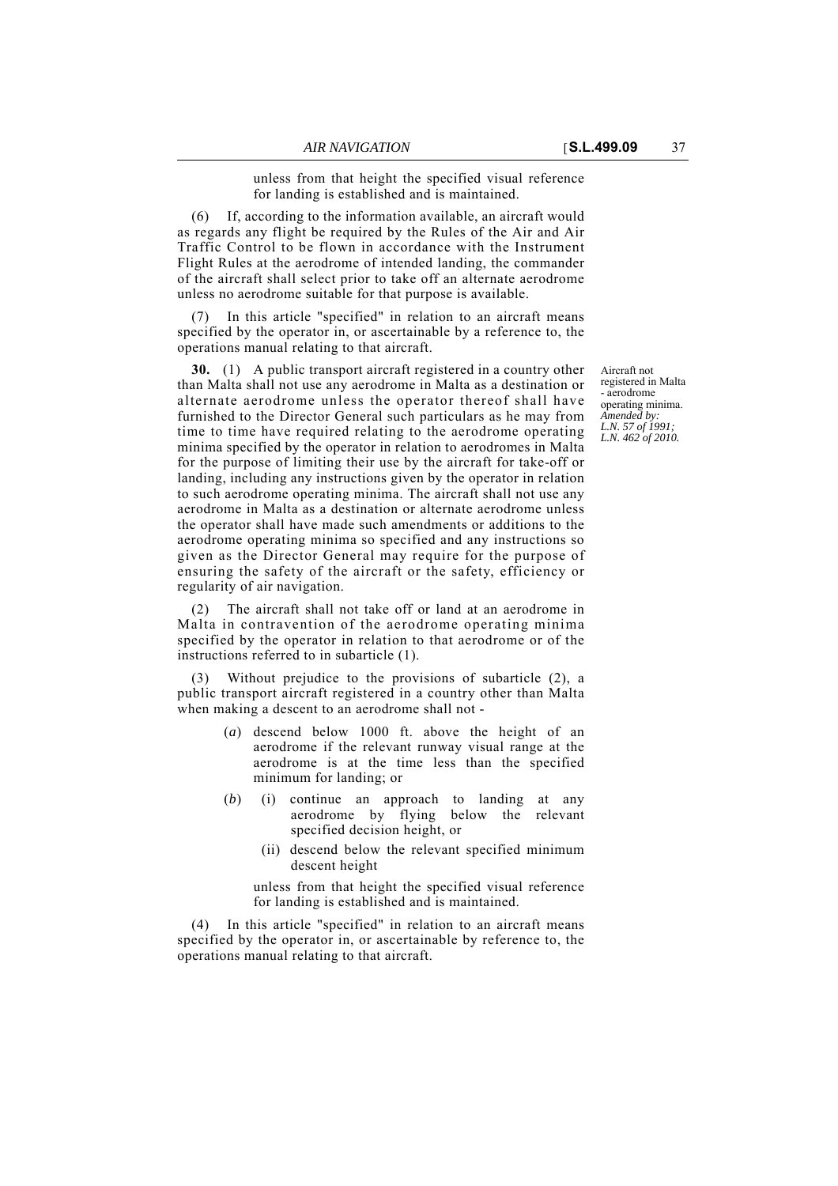unless from that height the specified visual reference for landing is established and is maintained.

(6) If, according to the information available, an aircraft would as regards any flight be required by the Rules of the Air and Air Traffic Control to be flown in accordance with the Instrument Flight Rules at the aerodrome of intended landing, the commander of the aircraft shall select prior to take off an alternate aerodrome unless no aerodrome suitable for that purpose is available.

(7) In this article "specified" in relation to an aircraft means specified by the operator in, or ascertainable by a reference to, the operations manual relating to that aircraft.

Aircraft not registered in Malta - aerodrome operating minima.
*Amended by: L.N. 57 of 1991; L.N. 462 of 2010.*

**30.** (1) A public transport aircraft registered in a country other than Malta shall not use any aerodrome in Malta as a destination or alternate aerodrome unless the operator thereof shall have furnished to the Director General such particulars as he may from time to time have required relating to the aerodrome operating minima specified by the operator in relation to aerodromes in Malta for the purpose of limiting their use by the aircraft for take-off or landing, including any instructions given by the operator in relation to such aerodrome operating minima. The aircraft shall not use any aerodrome in Malta as a destination or alternate aerodrome unless the operator shall have made such amendments or additions to the aerodrome operating minima so specified and any instructions so given as the Director General may require for the purpose of ensuring the safety of the aircraft or the safety, efficiency or regularity of air navigation.

(2) The aircraft shall not take off or land at an aerodrome in Malta in contravention of the aerodrome operating minima specified by the operator in relation to that aerodrome or of the instructions referred to in subarticle (1).

(3) Without prejudice to the provisions of subarticle (2), a public transport aircraft registered in a country other than Malta when making a descent to an aerodrome shall not -

(*a*) descend below 1000 ft. above the height of an aerodrome if the relevant runway visual range at the aerodrome is at the time less than the specified minimum for landing; or

(*b*) (i) continue an approach to landing at any aerodrome by flying below the relevant specified decision height, or

(ii) descend below the relevant specified minimum descent height

unless from that height the specified visual reference for landing is established and is maintained.

(4) In this article "specified" in relation to an aircraft means specified by the operator in, or ascertainable by reference to, the operations manual relating to that aircraft.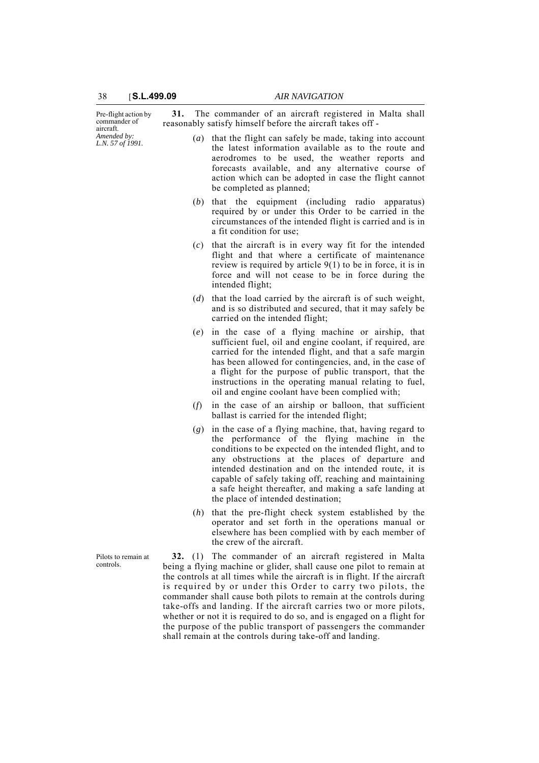Pre-flight action by commander of aircraft.
*Amended by: L.N. 57 of 1991.*

**31.** The commander of an aircraft registered in Malta shall reasonably satisfy himself before the aircraft takes off -

(*a*) that the flight can safely be made, taking into account the latest information available as to the route and aerodromes to be used, the weather reports and forecasts available, and any alternative course of action which can be adopted in case the flight cannot be completed as planned;

(*b*) that the equipment (including radio apparatus) required by or under this Order to be carried in the circumstances of the intended flight is carried and is in a fit condition for use;

(*c*) that the aircraft is in every way fit for the intended flight and that where a certificate of maintenance review is required by article 9(1) to be in force, it is in force and will not cease to be in force during the intended flight;

(*d*) that the load carried by the aircraft is of such weight, and is so distributed and secured, that it may safely be carried on the intended flight;

(*e*) in the case of a flying machine or airship, that sufficient fuel, oil and engine coolant, if required, are carried for the intended flight, and that a safe margin has been allowed for contingencies, and, in the case of a flight for the purpose of public transport, that the instructions in the operating manual relating to fuel, oil and engine coolant have been complied with;

(*f*) in the case of an airship or balloon, that sufficient ballast is carried for the intended flight;

(*g*) in the case of a flying machine, that, having regard to the performance of the flying machine in the conditions to be expected on the intended flight, and to any obstructions at the places of departure and intended destination and on the intended route, it is capable of safely taking off, reaching and maintaining a safe height thereafter, and making a safe landing at the place of intended destination;

(*h*) that the pre-flight check system established by the operator and set forth in the operations manual or elsewhere has been complied with by each member of the crew of the aircraft.

Pilots to remain at controls.

**32.** (1) The commander of an aircraft registered in Malta being a flying machine or glider, shall cause one pilot to remain at the controls at all times while the aircraft is in flight. If the aircraft is required by or under this Order to carry two pilots, the commander shall cause both pilots to remain at the controls during take-offs and landing. If the aircraft carries two or more pilots, whether or not it is required to do so, and is engaged on a flight for the purpose of the public transport of passengers the commander shall remain at the controls during take-off and landing.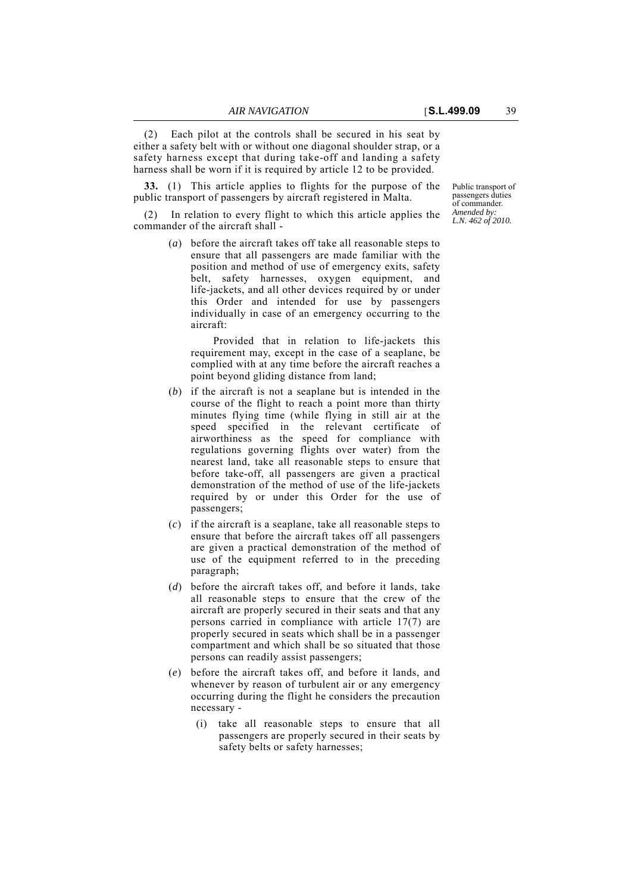(2) Each pilot at the controls shall be secured in his seat by either a safety belt with or without one diagonal shoulder strap, or a safety harness except that during take-off and landing a safety harness shall be worn if it is required by article 12 to be provided.

*Public transport of passengers duties of commander.*
*Amended by: L.N. 462 of 2010.*

**33.** (1) This article applies to flights for the purpose of the public transport of passengers by aircraft registered in Malta.

(2) In relation to every flight to which this article applies the commander of the aircraft shall -

(*a*) before the aircraft takes off take all reasonable steps to ensure that all passengers are made familiar with the position and method of use of emergency exits, safety belt, safety harnesses, oxygen equipment, and life-jackets, and all other devices required by or under this Order and intended for use by passengers individually in case of an emergency occurring to the aircraft:

Provided that in relation to life-jackets this requirement may, except in the case of a seaplane, be complied with at any time before the aircraft reaches a point beyond gliding distance from land;

(*b*) if the aircraft is not a seaplane but is intended in the course of the flight to reach a point more than thirty minutes flying time (while flying in still air at the speed specified in the relevant certificate of airworthiness as the speed for compliance with regulations governing flights over water) from the nearest land, take all reasonable steps to ensure that before take-off, all passengers are given a practical demonstration of the method of use of the life-jackets required by or under this Order for the use of passengers;

(*c*) if the aircraft is a seaplane, take all reasonable steps to ensure that before the aircraft takes off all passengers are given a practical demonstration of the method of use of the equipment referred to in the preceding paragraph;

(*d*) before the aircraft takes off, and before it lands, take all reasonable steps to ensure that the crew of the aircraft are properly secured in their seats and that any persons carried in compliance with article 17(7) are properly secured in seats which shall be in a passenger compartment and which shall be so situated that those persons can readily assist passengers;

(*e*) before the aircraft takes off, and before it lands, and whenever by reason of turbulent air or any emergency occurring during the flight he considers the precaution necessary -

(i) take all reasonable steps to ensure that all passengers are properly secured in their seats by safety belts or safety harnesses;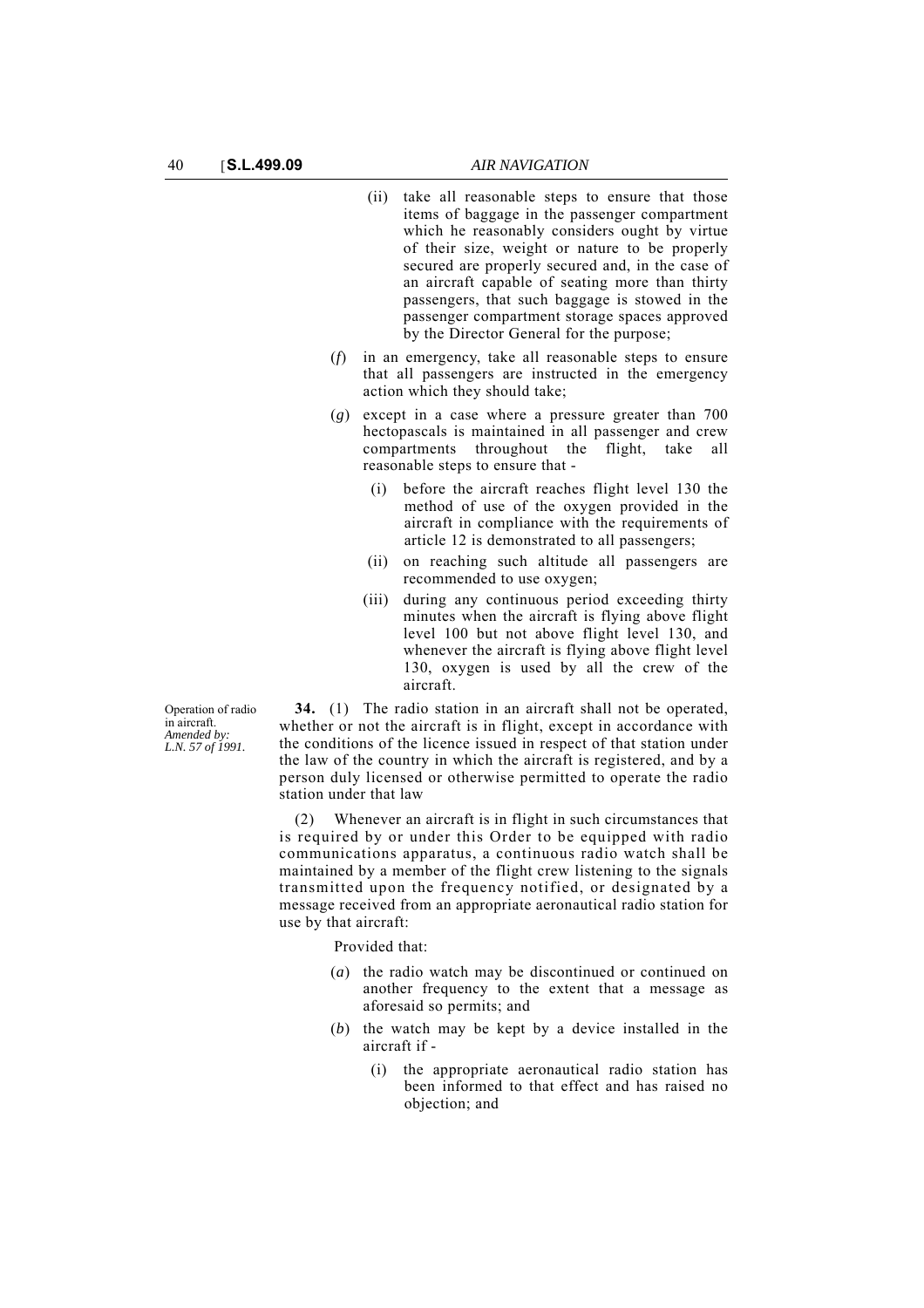(ii) take all reasonable steps to ensure that those items of baggage in the passenger compartment which he reasonably considers ought by virtue of their size, weight or nature to be properly secured are properly secured and, in the case of an aircraft capable of seating more than thirty passengers, that such baggage is stowed in the passenger compartment storage spaces approved by the Director General for the purpose;

(*f*) in an emergency, take all reasonable steps to ensure that all passengers are instructed in the emergency action which they should take;

(*g*) except in a case where a pressure greater than 700 hectopascals is maintained in all passenger and crew compartments throughout the flight, take all reasonable steps to ensure that -

(i) before the aircraft reaches flight level 130 the method of use of the oxygen provided in the aircraft in compliance with the requirements of article 12 is demonstrated to all passengers;

(ii) on reaching such altitude all passengers are recommended to use oxygen;

(iii) during any continuous period exceeding thirty minutes when the aircraft is flying above flight level 100 but not above flight level 130, and whenever the aircraft is flying above flight level 130, oxygen is used by all the crew of the aircraft.

Operation of radio in aircraft.
*Amended by: L.N. 57 of 1991.*

**34.** (1) The radio station in an aircraft shall not be operated, whether or not the aircraft is in flight, except in accordance with the conditions of the licence issued in respect of that station under the law of the country in which the aircraft is registered, and by a person duly licensed or otherwise permitted to operate the radio station under that law

(2) Whenever an aircraft is in flight in such circumstances that is required by or under this Order to be equipped with radio communications apparatus, a continuous radio watch shall be maintained by a member of the flight crew listening to the signals transmitted upon the frequency notified, or designated by a message received from an appropriate aeronautical radio station for use by that aircraft:

Provided that:

(*a*) the radio watch may be discontinued or continued on another frequency to the extent that a message as aforesaid so permits; and

(*b*) the watch may be kept by a device installed in the aircraft if -

(i) the appropriate aeronautical radio station has been informed to that effect and has raised no objection; and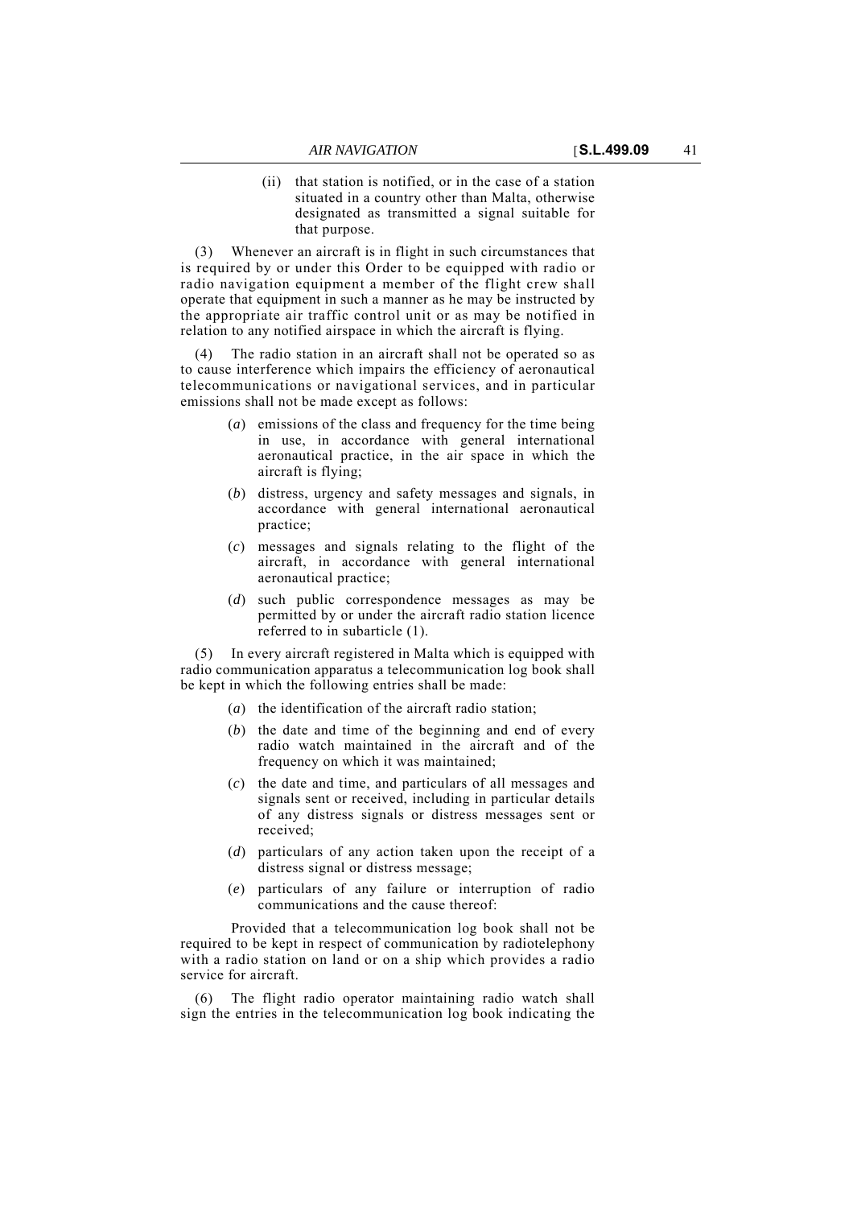(ii) that station is notified, or in the case of a station situated in a country other than Malta, otherwise designated as transmitted a signal suitable for that purpose.

(3) Whenever an aircraft is in flight in such circumstances that is required by or under this Order to be equipped with radio or radio navigation equipment a member of the flight crew shall operate that equipment in such a manner as he may be instructed by the appropriate air traffic control unit or as may be notified in relation to any notified airspace in which the aircraft is flying.

(4) The radio station in an aircraft shall not be operated so as to cause interference which impairs the efficiency of aeronautical telecommunications or navigational services, and in particular emissions shall not be made except as follows:

(*a*) emissions of the class and frequency for the time being in use, in accordance with general international aeronautical practice, in the air space in which the aircraft is flying;

(*b*) distress, urgency and safety messages and signals, in accordance with general international aeronautical practice;

(*c*) messages and signals relating to the flight of the aircraft, in accordance with general international aeronautical practice;

(*d*) such public correspondence messages as may be permitted by or under the aircraft radio station licence referred to in subarticle (1).

(5) In every aircraft registered in Malta which is equipped with radio communication apparatus a telecommunication log book shall be kept in which the following entries shall be made:

(*a*) the identification of the aircraft radio station;

(*b*) the date and time of the beginning and end of every radio watch maintained in the aircraft and of the frequency on which it was maintained;

(*c*) the date and time, and particulars of all messages and signals sent or received, including in particular details of any distress signals or distress messages sent or received;

(*d*) particulars of any action taken upon the receipt of a distress signal or distress message;

(*e*) particulars of any failure or interruption of radio communications and the cause thereof:

Provided that a telecommunication log book shall not be required to be kept in respect of communication by radiotelephony with a radio station on land or on a ship which provides a radio service for aircraft.

(6) The flight radio operator maintaining radio watch shall sign the entries in the telecommunication log book indicating the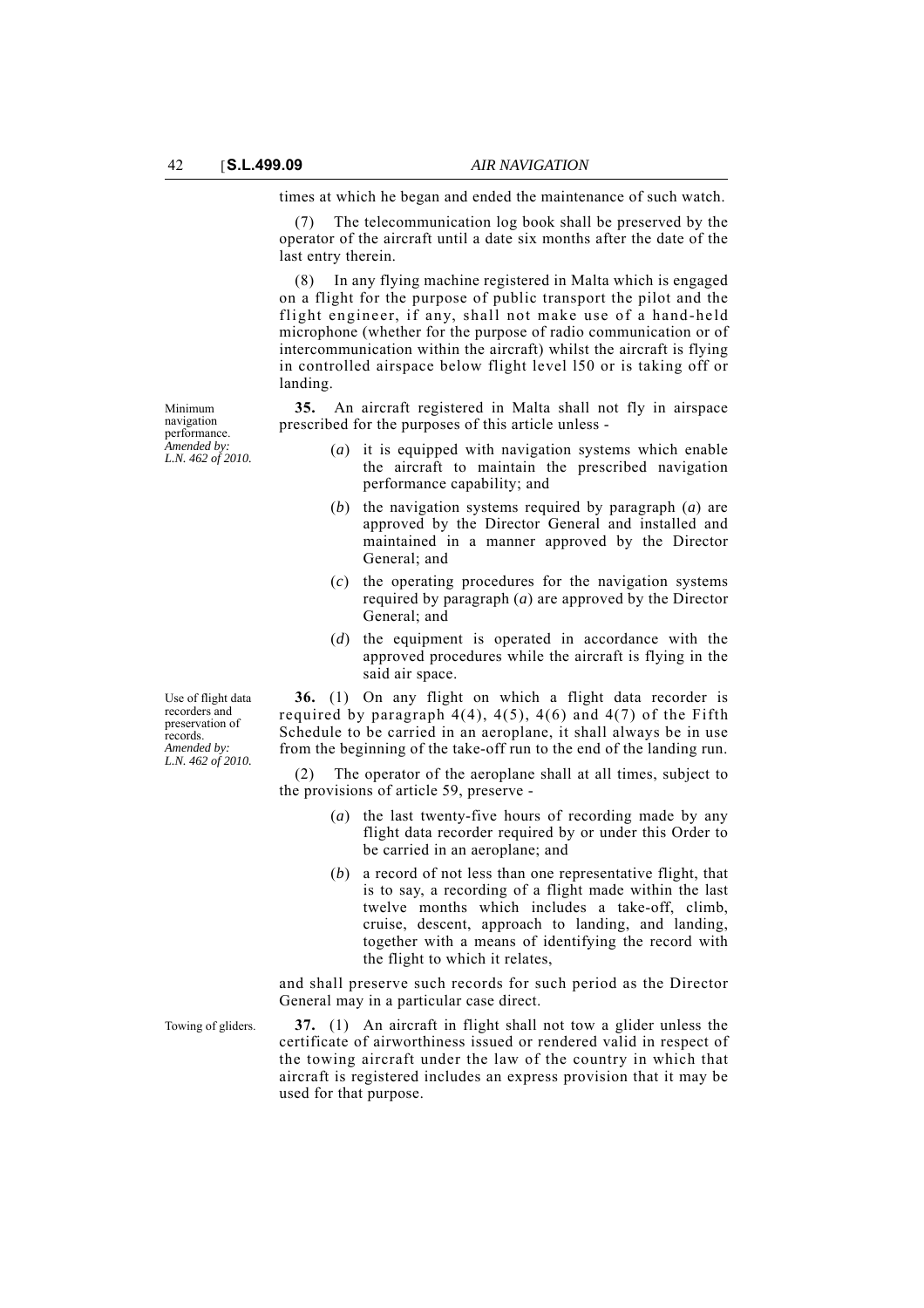times at which he began and ended the maintenance of such watch.

(7) The telecommunication log book shall be preserved by the operator of the aircraft until a date six months after the date of the last entry therein.

(8) In any flying machine registered in Malta which is engaged on a flight for the purpose of public transport the pilot and the flight engineer, if any, shall not make use of a hand-held microphone (whether for the purpose of radio communication or of intercommunication within the aircraft) whilst the aircraft is flying in controlled airspace below flight level l50 or is taking off or landing.

Minimum navigation performance.
*Amended by: L.N. 462 of 2010.*

**35.** An aircraft registered in Malta shall not fly in airspace prescribed for the purposes of this article unless -

(*a*) it is equipped with navigation systems which enable the aircraft to maintain the prescribed navigation performance capability; and

(*b*) the navigation systems required by paragraph (*a*) are approved by the Director General and installed and maintained in a manner approved by the Director General; and

(*c*) the operating procedures for the navigation systems required by paragraph (*a*) are approved by the Director General; and

(*d*) the equipment is operated in accordance with the approved procedures while the aircraft is flying in the said air space.

Use of flight data recorders and preservation of records.
*Amended by: L.N. 462 of 2010.*

**36.** (1) On any flight on which a flight data recorder is required by paragraph 4(4), 4(5), 4(6) and 4(7) of the Fifth Schedule to be carried in an aeroplane, it shall always be in use from the beginning of the take-off run to the end of the landing run.

(2) The operator of the aeroplane shall at all times, subject to the provisions of article 59, preserve -

(*a*) the last twenty-five hours of recording made by any flight data recorder required by or under this Order to be carried in an aeroplane; and

(*b*) a record of not less than one representative flight, that is to say, a recording of a flight made within the last twelve months which includes a take-off, climb, cruise, descent, approach to landing, and landing, together with a means of identifying the record with the flight to which it relates,

and shall preserve such records for such period as the Director General may in a particular case direct.

Towing of gliders.

**37.** (1) An aircraft in flight shall not tow a glider unless the certificate of airworthiness issued or rendered valid in respect of the towing aircraft under the law of the country in which that aircraft is registered includes an express provision that it may be used for that purpose.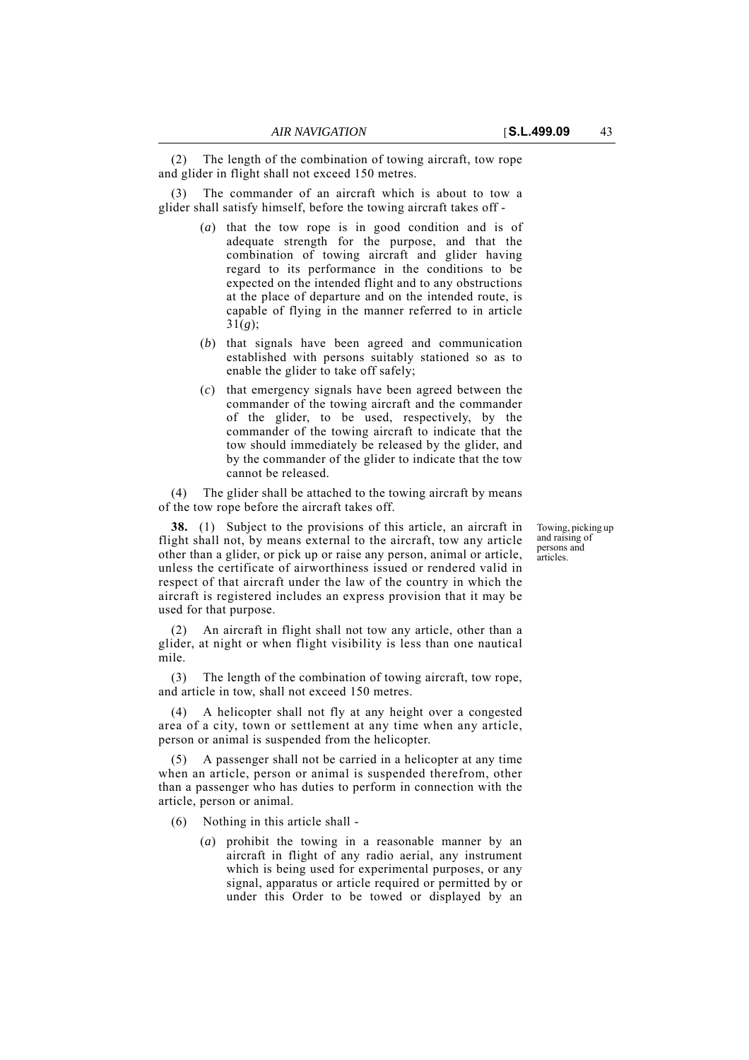(2) The length of the combination of towing aircraft, tow rope and glider in flight shall not exceed 150 metres.

(3) The commander of an aircraft which is about to tow a glider shall satisfy himself, before the towing aircraft takes off -

(*a*) that the tow rope is in good condition and is of adequate strength for the purpose, and that the combination of towing aircraft and glider having regard to its performance in the conditions to be expected on the intended flight and to any obstructions at the place of departure and on the intended route, is capable of flying in the manner referred to in article 31(*g*);

(*b*) that signals have been agreed and communication established with persons suitably stationed so as to enable the glider to take off safely;

(*c*) that emergency signals have been agreed between the commander of the towing aircraft and the commander of the glider, to be used, respectively, by the commander of the towing aircraft to indicate that the tow should immediately be released by the glider, and by the commander of the glider to indicate that the tow cannot be released.

(4) The glider shall be attached to the towing aircraft by means of the tow rope before the aircraft takes off.

Towing, picking up and raising of persons and articles.

**38.** (1) Subject to the provisions of this article, an aircraft in flight shall not, by means external to the aircraft, tow any article other than a glider, or pick up or raise any person, animal or article, unless the certificate of airworthiness issued or rendered valid in respect of that aircraft under the law of the country in which the aircraft is registered includes an express provision that it may be used for that purpose.

(2) An aircraft in flight shall not tow any article, other than a glider, at night or when flight visibility is less than one nautical mile.

(3) The length of the combination of towing aircraft, tow rope, and article in tow, shall not exceed 150 metres.

(4) A helicopter shall not fly at any height over a congested area of a city, town or settlement at any time when any article, person or animal is suspended from the helicopter.

(5) A passenger shall not be carried in a helicopter at any time when an article, person or animal is suspended therefrom, other than a passenger who has duties to perform in connection with the article, person or animal.

(6) Nothing in this article shall -

(*a*) prohibit the towing in a reasonable manner by an aircraft in flight of any radio aerial, any instrument which is being used for experimental purposes, or any signal, apparatus or article required or permitted by or under this Order to be towed or displayed by an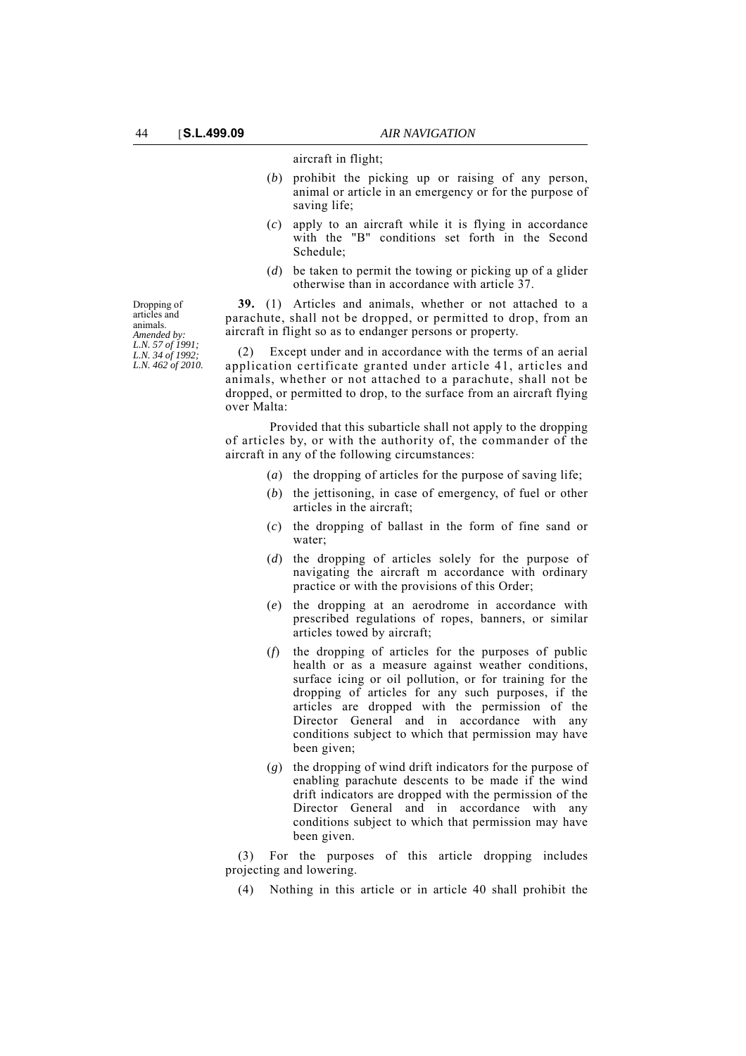aircraft in flight;

(*b*) prohibit the picking up or raising of any person, animal or article in an emergency or for the purpose of saving life;

(*c*) apply to an aircraft while it is flying in accordance with the "B" conditions set forth in the Second Schedule;

(*d*) be taken to permit the towing or picking up of a glider otherwise than in accordance with article 37.

Dropping of articles and animals.
*Amended by:*
*L.N. 57 of 1991;*
*L.N. 34 of 1992;*
*L.N. 462 of 2010.*

**39.** (1) Articles and animals, whether or not attached to a parachute, shall not be dropped, or permitted to drop, from an aircraft in flight so as to endanger persons or property.

(2) Except under and in accordance with the terms of an aerial application certificate granted under article 41, articles and animals, whether or not attached to a parachute, shall not be dropped, or permitted to drop, to the surface from an aircraft flying over Malta:

Provided that this subarticle shall not apply to the dropping of articles by, or with the authority of, the commander of the aircraft in any of the following circumstances:

(*a*) the dropping of articles for the purpose of saving life;

(*b*) the jettisoning, in case of emergency, of fuel or other articles in the aircraft;

(*c*) the dropping of ballast in the form of fine sand or water;

(*d*) the dropping of articles solely for the purpose of navigating the aircraft m accordance with ordinary practice or with the provisions of this Order;

(*e*) the dropping at an aerodrome in accordance with prescribed regulations of ropes, banners, or similar articles towed by aircraft;

(*f*) the dropping of articles for the purposes of public health or as a measure against weather conditions, surface icing or oil pollution, or for training for the dropping of articles for any such purposes, if the articles are dropped with the permission of the Director General and in accordance with any conditions subject to which that permission may have been given;

(*g*) the dropping of wind drift indicators for the purpose of enabling parachute descents to be made if the wind drift indicators are dropped with the permission of the Director General and in accordance with any conditions subject to which that permission may have been given.

(3) For the purposes of this article dropping includes projecting and lowering.

(4) Nothing in this article or in article 40 shall prohibit the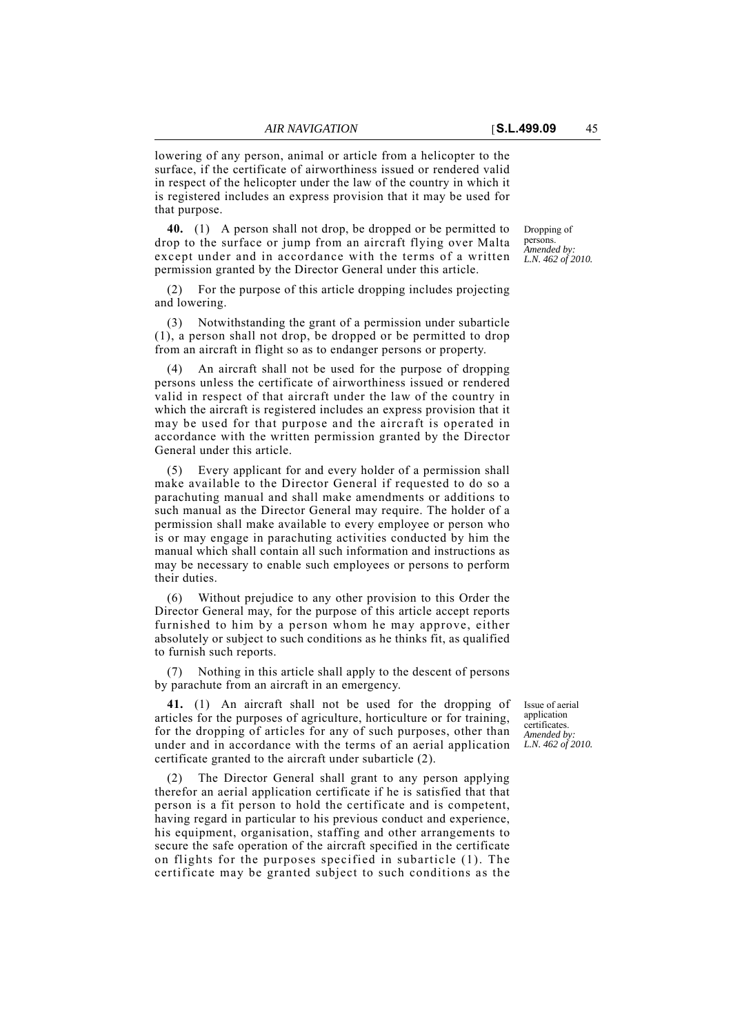lowering of any person, animal or article from a helicopter to the surface, if the certificate of airworthiness issued or rendered valid in respect of the helicopter under the law of the country in which it is registered includes an express provision that it may be used for that purpose.

*Dropping of persons. Amended by: L.N. 462 of 2010.*

**40.** (1) A person shall not drop, be dropped or be permitted to drop to the surface or jump from an aircraft flying over Malta except under and in accordance with the terms of a written permission granted by the Director General under this article.

(2) For the purpose of this article dropping includes projecting and lowering.

(3) Notwithstanding the grant of a permission under subarticle (1), a person shall not drop, be dropped or be permitted to drop from an aircraft in flight so as to endanger persons or property.

(4) An aircraft shall not be used for the purpose of dropping persons unless the certificate of airworthiness issued or rendered valid in respect of that aircraft under the law of the country in which the aircraft is registered includes an express provision that it may be used for that purpose and the aircraft is operated in accordance with the written permission granted by the Director General under this article.

(5) Every applicant for and every holder of a permission shall make available to the Director General if requested to do so a parachuting manual and shall make amendments or additions to such manual as the Director General may require. The holder of a permission shall make available to every employee or person who is or may engage in parachuting activities conducted by him the manual which shall contain all such information and instructions as may be necessary to enable such employees or persons to perform their duties.

(6) Without prejudice to any other provision to this Order the Director General may, for the purpose of this article accept reports furnished to him by a person whom he may approve, either absolutely or subject to such conditions as he thinks fit, as qualified to furnish such reports.

(7) Nothing in this article shall apply to the descent of persons by parachute from an aircraft in an emergency.

*Issue of aerial application certificates. Amended by: L.N. 462 of 2010.*

**41.** (1) An aircraft shall not be used for the dropping of articles for the purposes of agriculture, horticulture or for training, for the dropping of articles for any of such purposes, other than under and in accordance with the terms of an aerial application certificate granted to the aircraft under subarticle (2).

(2) The Director General shall grant to any person applying therefor an aerial application certificate if he is satisfied that that person is a fit person to hold the certificate and is competent, having regard in particular to his previous conduct and experience, his equipment, organisation, staffing and other arrangements to secure the safe operation of the aircraft specified in the certificate on flights for the purposes specified in subarticle (1). The certificate may be granted subject to such conditions as the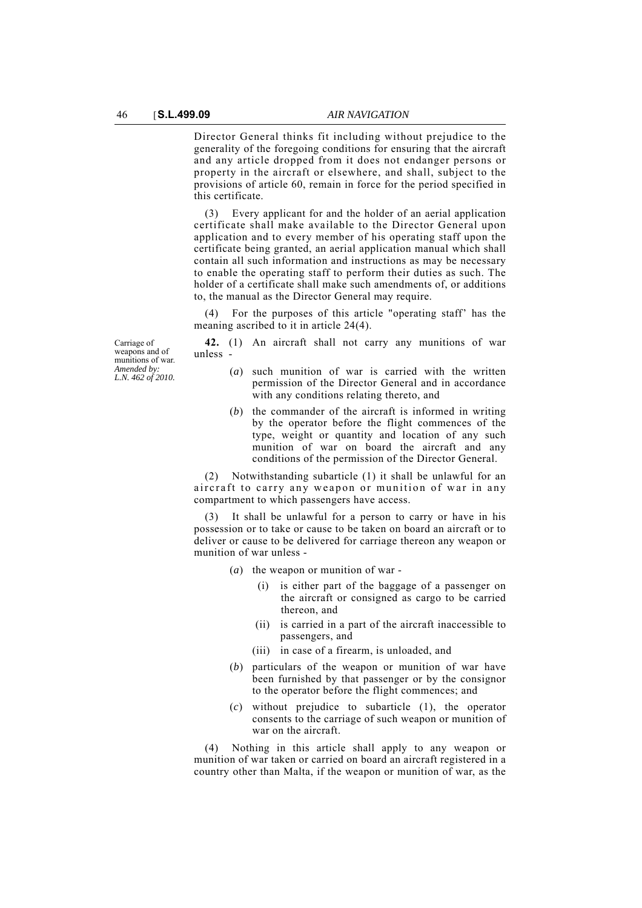Director General thinks fit including without prejudice to the generality of the foregoing conditions for ensuring that the aircraft and any article dropped from it does not endanger persons or property in the aircraft or elsewhere, and shall, subject to the provisions of article 60, remain in force for the period specified in this certificate.

(3) Every applicant for and the holder of an aerial application certificate shall make available to the Director General upon application and to every member of his operating staff upon the certificate being granted, an aerial application manual which shall contain all such information and instructions as may be necessary to enable the operating staff to perform their duties as such. The holder of a certificate shall make such amendments of, or additions to, the manual as the Director General may require.

(4) For the purposes of this article "operating staff' has the meaning ascribed to it in article 24(4).

Carriage of weapons and of munitions of war. *Amended by: L.N. 462 of 2010.*

**42.** (1) An aircraft shall not carry any munitions of war unless -

(*a*) such munition of war is carried with the written permission of the Director General and in accordance with any conditions relating thereto, and

(*b*) the commander of the aircraft is informed in writing by the operator before the flight commences of the type, weight or quantity and location of any such munition of war on board the aircraft and any conditions of the permission of the Director General.

(2) Notwithstanding subarticle (1) it shall be unlawful for an aircraft to carry any weapon or munition of war in any compartment to which passengers have access.

(3) It shall be unlawful for a person to carry or have in his possession or to take or cause to be taken on board an aircraft or to deliver or cause to be delivered for carriage thereon any weapon or munition of war unless -

(*a*) the weapon or munition of war -

(i) is either part of the baggage of a passenger on the aircraft or consigned as cargo to be carried thereon, and

(ii) is carried in a part of the aircraft inaccessible to passengers, and

(iii) in case of a firearm, is unloaded, and

(*b*) particulars of the weapon or munition of war have been furnished by that passenger or by the consignor to the operator before the flight commences; and

(*c*) without prejudice to subarticle (1), the operator consents to the carriage of such weapon or munition of war on the aircraft.

(4) Nothing in this article shall apply to any weapon or munition of war taken or carried on board an aircraft registered in a country other than Malta, if the weapon or munition of war, as the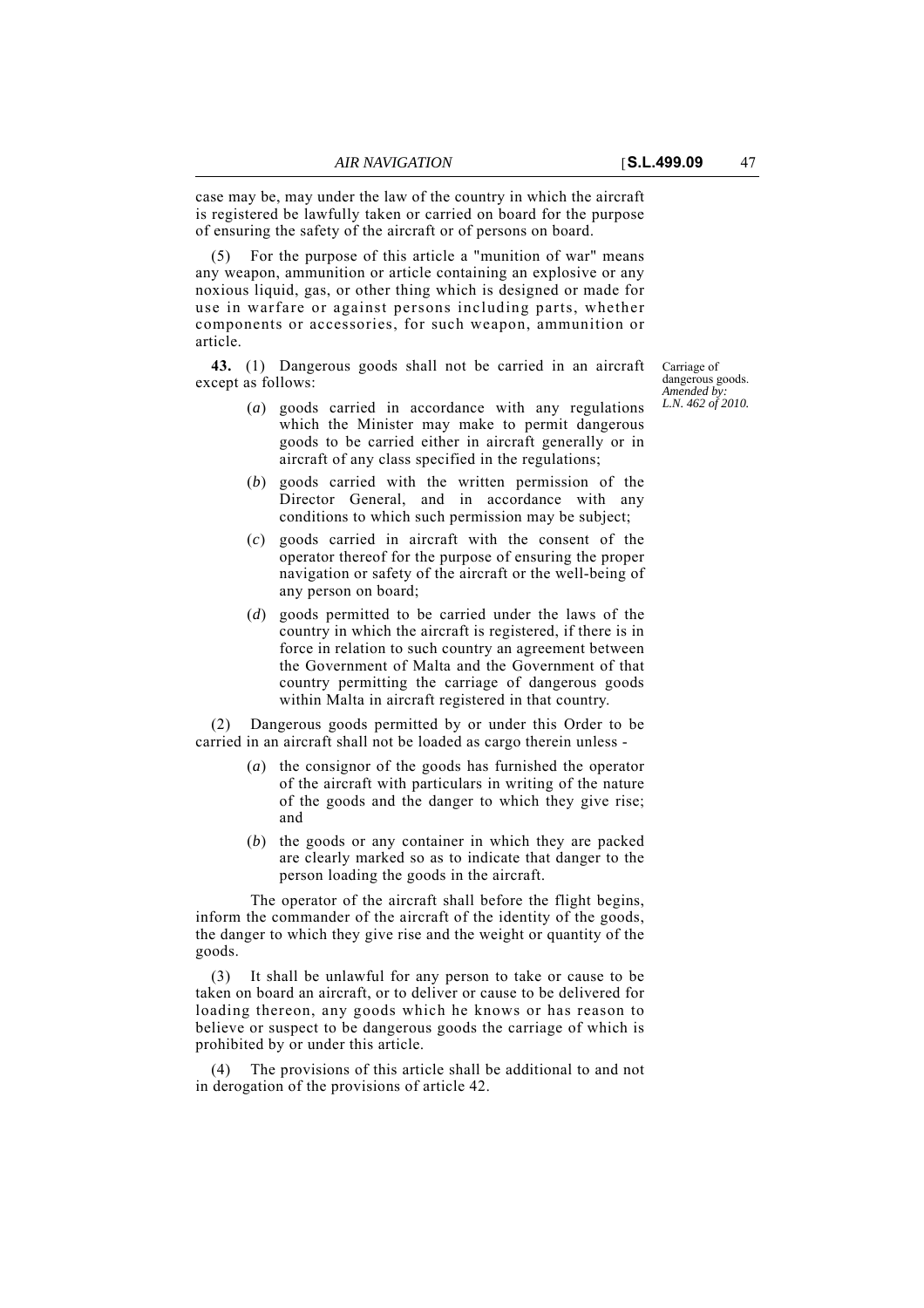case may be, may under the law of the country in which the aircraft is registered be lawfully taken or carried on board for the purpose of ensuring the safety of the aircraft or of persons on board.

(5) For the purpose of this article a "munition of war" means any weapon, ammunition or article containing an explosive or any noxious liquid, gas, or other thing which is designed or made for use in warfare or against persons including parts, whether components or accessories, for such weapon, ammunition or article.

Carriage of dangerous goods. *Amended by: L.N. 462 of 2010.*

**43.** (1) Dangerous goods shall not be carried in an aircraft except as follows:

(*a*) goods carried in accordance with any regulations which the Minister may make to permit dangerous goods to be carried either in aircraft generally or in aircraft of any class specified in the regulations;

(*b*) goods carried with the written permission of the Director General, and in accordance with any conditions to which such permission may be subject;

(*c*) goods carried in aircraft with the consent of the operator thereof for the purpose of ensuring the proper navigation or safety of the aircraft or the well-being of any person on board;

(*d*) goods permitted to be carried under the laws of the country in which the aircraft is registered, if there is in force in relation to such country an agreement between the Government of Malta and the Government of that country permitting the carriage of dangerous goods within Malta in aircraft registered in that country.

(2) Dangerous goods permitted by or under this Order to be carried in an aircraft shall not be loaded as cargo therein unless -

(*a*) the consignor of the goods has furnished the operator of the aircraft with particulars in writing of the nature of the goods and the danger to which they give rise; and

(*b*) the goods or any container in which they are packed are clearly marked so as to indicate that danger to the person loading the goods in the aircraft.

The operator of the aircraft shall before the flight begins, inform the commander of the aircraft of the identity of the goods, the danger to which they give rise and the weight or quantity of the goods.

(3) It shall be unlawful for any person to take or cause to be taken on board an aircraft, or to deliver or cause to be delivered for loading thereon, any goods which he knows or has reason to believe or suspect to be dangerous goods the carriage of which is prohibited by or under this article.

(4) The provisions of this article shall be additional to and not in derogation of the provisions of article 42.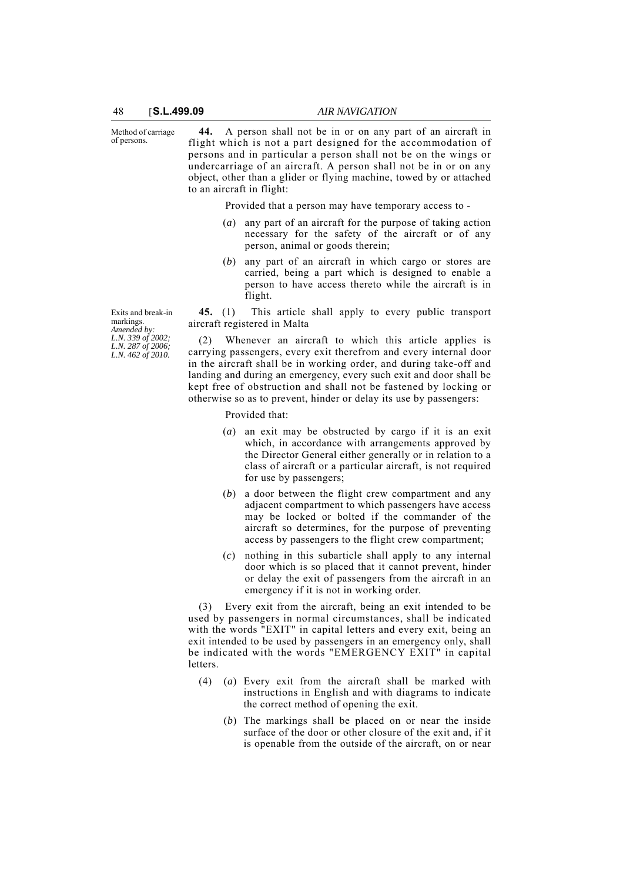Method of carriage of persons.

**44.** A person shall not be in or on any part of an aircraft in flight which is not a part designed for the accommodation of persons and in particular a person shall not be on the wings or undercarriage of an aircraft. A person shall not be in or on any object, other than a glider or flying machine, towed by or attached to an aircraft in flight:

Provided that a person may have temporary access to -

(*a*) any part of an aircraft for the purpose of taking action necessary for the safety of the aircraft or of any person, animal or goods therein;

(*b*) any part of an aircraft in which cargo or stores are carried, being a part which is designed to enable a person to have access thereto while the aircraft is in flight.

Exits and break-in markings.
*Amended by:*
*L.N. 339 of 2002;*
*L.N. 287 of 2006;*
*L.N. 462 of 2010.*

**45.** (1) This article shall apply to every public transport aircraft registered in Malta

(2) Whenever an aircraft to which this article applies is carrying passengers, every exit therefrom and every internal door in the aircraft shall be in working order, and during take-off and landing and during an emergency, every such exit and door shall be kept free of obstruction and shall not be fastened by locking or otherwise so as to prevent, hinder or delay its use by passengers:

Provided that:

(*a*) an exit may be obstructed by cargo if it is an exit which, in accordance with arrangements approved by the Director General either generally or in relation to a class of aircraft or a particular aircraft, is not required for use by passengers;

(*b*) a door between the flight crew compartment and any adjacent compartment to which passengers have access may be locked or bolted if the commander of the aircraft so determines, for the purpose of preventing access by passengers to the flight crew compartment;

(*c*) nothing in this subarticle shall apply to any internal door which is so placed that it cannot prevent, hinder or delay the exit of passengers from the aircraft in an emergency if it is not in working order.

(3) Every exit from the aircraft, being an exit intended to be used by passengers in normal circumstances, shall be indicated with the words "EXIT" in capital letters and every exit, being an exit intended to be used by passengers in an emergency only, shall be indicated with the words "EMERGENCY EXIT" in capital letters.

(4) (*a*) Every exit from the aircraft shall be marked with instructions in English and with diagrams to indicate the correct method of opening the exit.

(*b*) The markings shall be placed on or near the inside surface of the door or other closure of the exit and, if it is openable from the outside of the aircraft, on or near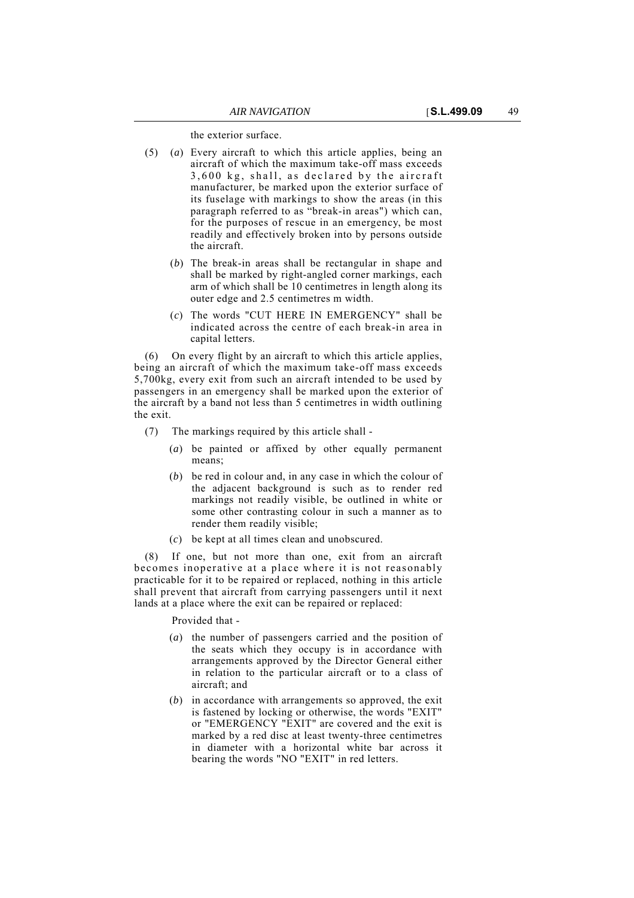the exterior surface.

(5) (*a*) Every aircraft to which this article applies, being an aircraft of which the maximum take-off mass exceeds 3,600 kg, shall, as declared by the aircraft manufacturer, be marked upon the exterior surface of its fuselage with markings to show the areas (in this paragraph referred to as "break-in areas") which can, for the purposes of rescue in an emergency, be most readily and effectively broken into by persons outside the aircraft.

(*b*) The break-in areas shall be rectangular in shape and shall be marked by right-angled corner markings, each arm of which shall be 10 centimetres in length along its outer edge and 2.5 centimetres m width.

(*c*) The words "CUT HERE IN EMERGENCY" shall be indicated across the centre of each break-in area in capital letters.

(6) On every flight by an aircraft to which this article applies, being an aircraft of which the maximum take-off mass exceeds 5,700kg, every exit from such an aircraft intended to be used by passengers in an emergency shall be marked upon the exterior of the aircraft by a band not less than 5 centimetres in width outlining the exit.

(7) The markings required by this article shall -

(*a*) be painted or affixed by other equally permanent means;

(*b*) be red in colour and, in any case in which the colour of the adjacent background is such as to render red markings not readily visible, be outlined in white or some other contrasting colour in such a manner as to render them readily visible;

(*c*) be kept at all times clean and unobscured.

(8) If one, but not more than one, exit from an aircraft becomes inoperative at a place where it is not reasonably practicable for it to be repaired or replaced, nothing in this article shall prevent that aircraft from carrying passengers until it next lands at a place where the exit can be repaired or replaced:

Provided that -

(*a*) the number of passengers carried and the position of the seats which they occupy is in accordance with arrangements approved by the Director General either in relation to the particular aircraft or to a class of aircraft; and

(*b*) in accordance with arrangements so approved, the exit is fastened by locking or otherwise, the words "EXIT" or "EMERGENCY "EXIT" are covered and the exit is marked by a red disc at least twenty-three centimetres in diameter with a horizontal white bar across it bearing the words "NO "EXIT" in red letters.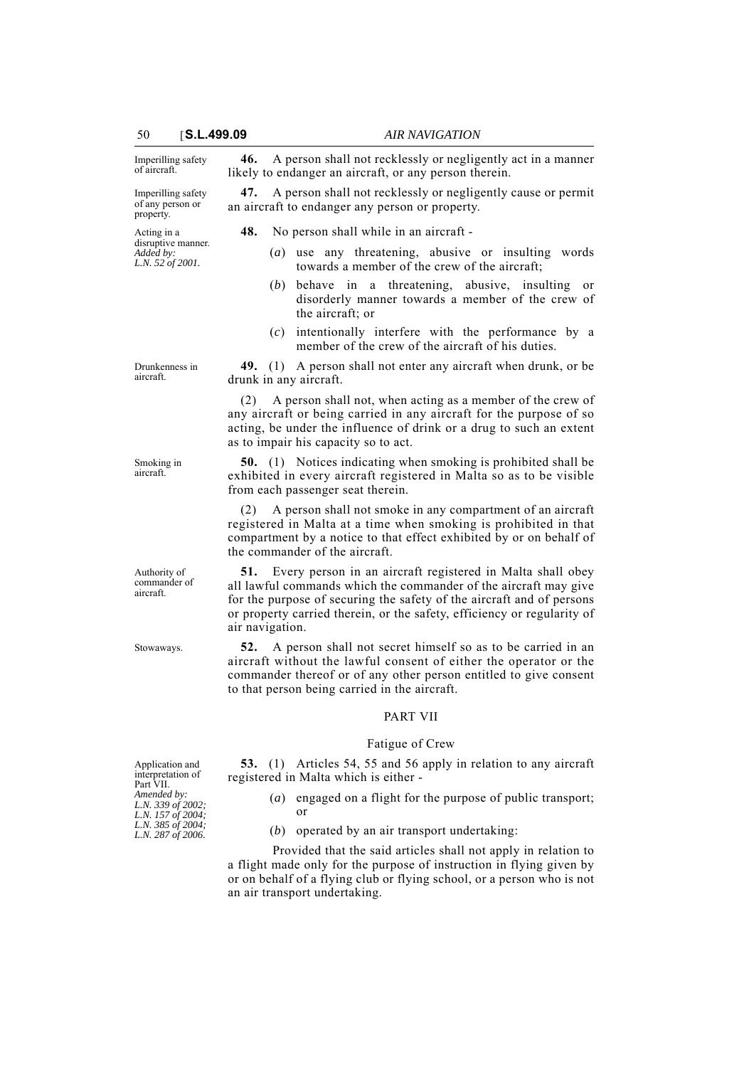Imperilling safety of aircraft.

**46.** A person shall not recklessly or negligently act in a manner likely to endanger an aircraft, or any person therein.

Imperilling safety of any person or property.

**47.** A person shall not recklessly or negligently cause or permit an aircraft to endanger any person or property.

Acting in a disruptive manner. *Added by: L.N. 52 of 2001.*

**48.** No person shall while in an aircraft -

(*a*) use any threatening, abusive or insulting words towards a member of the crew of the aircraft;

(*b*) behave in a threatening, abusive, insulting or disorderly manner towards a member of the crew of the aircraft; or

(*c*) intentionally interfere with the performance by a member of the crew of the aircraft of his duties.

Drunkenness in aircraft.

**49.** (1) A person shall not enter any aircraft when drunk, or be drunk in any aircraft.

(2) A person shall not, when acting as a member of the crew of any aircraft or being carried in any aircraft for the purpose of so acting, be under the influence of drink or a drug to such an extent as to impair his capacity so to act.

Smoking in aircraft.

**50.** (1) Notices indicating when smoking is prohibited shall be exhibited in every aircraft registered in Malta so as to be visible from each passenger seat therein.

(2) A person shall not smoke in any compartment of an aircraft registered in Malta at a time when smoking is prohibited in that compartment by a notice to that effect exhibited by or on behalf of the commander of the aircraft.

Authority of commander of aircraft.

**51.** Every person in an aircraft registered in Malta shall obey all lawful commands which the commander of the aircraft may give for the purpose of securing the safety of the aircraft and of persons or property carried therein, or the safety, efficiency or regularity of air navigation.

Stowaways.

**52.** A person shall not secret himself so as to be carried in an aircraft without the lawful consent of either the operator or the commander thereof or of any other person entitled to give consent to that person being carried in the aircraft.

## PART VII

### Fatigue of Crew

Application and interpretation of Part VII. *Amended by: L.N. 339 of 2002; L.N. 157 of 2004; L.N. 385 of 2004; L.N. 287 of 2006.*

**53.** (1) Articles 54, 55 and 56 apply in relation to any aircraft registered in Malta which is either -

(*a*) engaged on a flight for the purpose of public transport; or

(*b*) operated by an air transport undertaking:

Provided that the said articles shall not apply in relation to a flight made only for the purpose of instruction in flying given by or on behalf of a flying club or flying school, or a person who is not an air transport undertaking.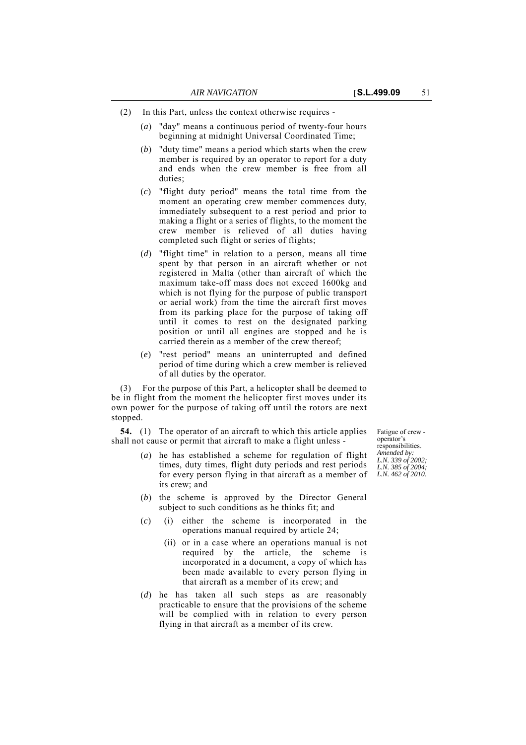(2) In this Part, unless the context otherwise requires -

(*a*) "day" means a continuous period of twenty-four hours beginning at midnight Universal Coordinated Time;

(*b*) "duty time" means a period which starts when the crew member is required by an operator to report for a duty and ends when the crew member is free from all duties;

(*c*) "flight duty period" means the total time from the moment an operating crew member commences duty, immediately subsequent to a rest period and prior to making a flight or a series of flights, to the moment the crew member is relieved of all duties having completed such flight or series of flights;

(*d*) "flight time" in relation to a person, means all time spent by that person in an aircraft whether or not registered in Malta (other than aircraft of which the maximum take-off mass does not exceed 1600kg and which is not flying for the purpose of public transport or aerial work) from the time the aircraft first moves from its parking place for the purpose of taking off until it comes to rest on the designated parking position or until all engines are stopped and he is carried therein as a member of the crew thereof;

(*e*) "rest period" means an uninterrupted and defined period of time during which a crew member is relieved of all duties by the operator.

(3) For the purpose of this Part, a helicopter shall be deemed to be in flight from the moment the helicopter first moves under its own power for the purpose of taking off until the rotors are next stopped.

Fatigue of crew - operator's responsibilities.
*Amended by: L.N. 339 of 2002; L.N. 385 of 2004; L.N. 462 of 2010.*

**54.** (1) The operator of an aircraft to which this article applies shall not cause or permit that aircraft to make a flight unless -

(*a*) he has established a scheme for regulation of flight times, duty times, flight duty periods and rest periods for every person flying in that aircraft as a member of its crew; and

(*b*) the scheme is approved by the Director General subject to such conditions as he thinks fit; and

(*c*) (i) either the scheme is incorporated in the operations manual required by article 24;

(ii) or in a case where an operations manual is not required by the article, the scheme is incorporated in a document, a copy of which has been made available to every person flying in that aircraft as a member of its crew; and

(*d*) he has taken all such steps as are reasonably practicable to ensure that the provisions of the scheme will be complied with in relation to every person flying in that aircraft as a member of its crew.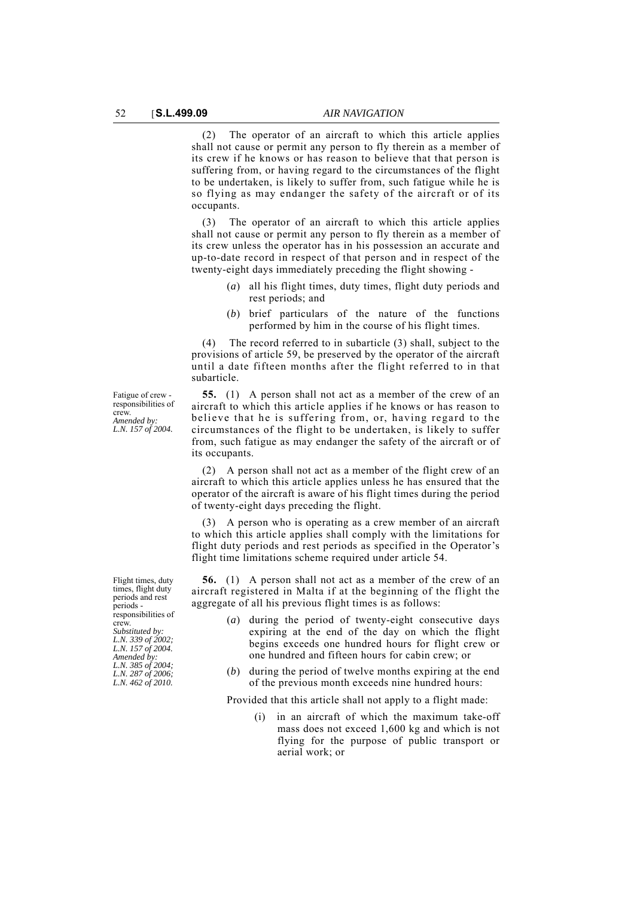(2) The operator of an aircraft to which this article applies shall not cause or permit any person to fly therein as a member of its crew if he knows or has reason to believe that that person is suffering from, or having regard to the circumstances of the flight to be undertaken, is likely to suffer from, such fatigue while he is so flying as may endanger the safety of the aircraft or of its occupants.

(3) The operator of an aircraft to which this article applies shall not cause or permit any person to fly therein as a member of its crew unless the operator has in his possession an accurate and up-to-date record in respect of that person and in respect of the twenty-eight days immediately preceding the flight showing -

(*a*) all his flight times, duty times, flight duty periods and rest periods; and

(*b*) brief particulars of the nature of the functions performed by him in the course of his flight times.

(4) The record referred to in subarticle (3) shall, subject to the provisions of article 59, be preserved by the operator of the aircraft until a date fifteen months after the flight referred to in that subarticle.

Fatigue of crew - responsibilities of crew.
*Amended by: L.N. 157 of 2004.*

**55.** (1) A person shall not act as a member of the crew of an aircraft to which this article applies if he knows or has reason to believe that he is suffering from, or, having regard to the circumstances of the flight to be undertaken, is likely to suffer from, such fatigue as may endanger the safety of the aircraft or of its occupants.

(2) A person shall not act as a member of the flight crew of an aircraft to which this article applies unless he has ensured that the operator of the aircraft is aware of his flight times during the period of twenty-eight days preceding the flight.

(3) A person who is operating as a crew member of an aircraft to which this article applies shall comply with the limitations for flight duty periods and rest periods as specified in the Operator's flight time limitations scheme required under article 54.

Flight times, duty times, flight duty periods and rest periods - responsibilities of crew.
*Substituted by: L.N. 339 of 2002; L.N. 157 of 2004.*
*Amended by: L.N. 385 of 2004; L.N. 287 of 2006; L.N. 462 of 2010.*

**56.** (1) A person shall not act as a member of the crew of an aircraft registered in Malta if at the beginning of the flight the aggregate of all his previous flight times is as follows:

(*a*) during the period of twenty-eight consecutive days expiring at the end of the day on which the flight begins exceeds one hundred hours for flight crew or one hundred and fifteen hours for cabin crew; or

(*b*) during the period of twelve months expiring at the end of the previous month exceeds nine hundred hours:

Provided that this article shall not apply to a flight made:

(i) in an aircraft of which the maximum take-off mass does not exceed 1,600 kg and which is not flying for the purpose of public transport or aerial work; or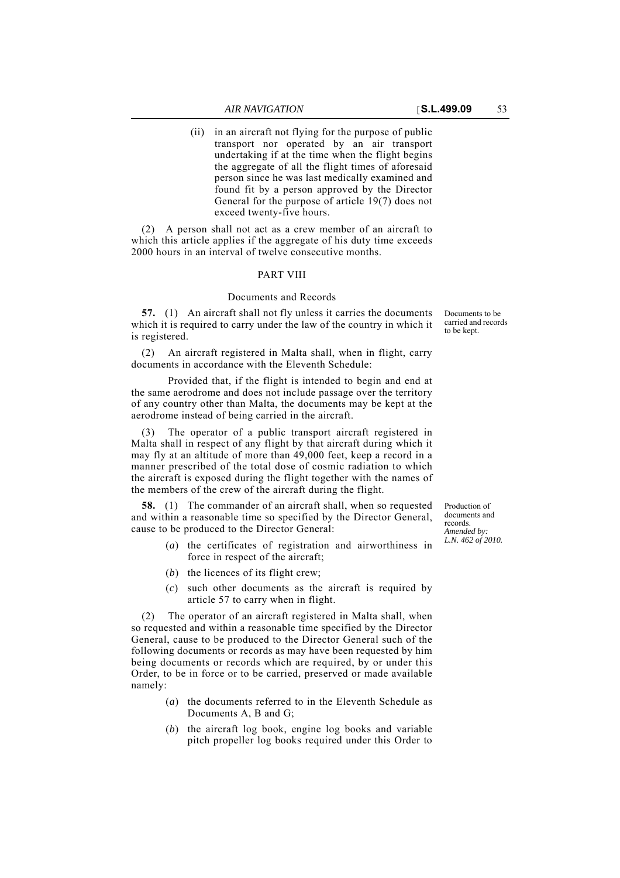(ii) in an aircraft not flying for the purpose of public transport nor operated by an air transport undertaking if at the time when the flight begins the aggregate of all the flight times of aforesaid person since he was last medically examined and found fit by a person approved by the Director General for the purpose of article 19(7) does not exceed twenty-five hours.

(2) A person shall not act as a crew member of an aircraft to which this article applies if the aggregate of his duty time exceeds 2000 hours in an interval of twelve consecutive months.

## PART VIII

### Documents and Records

*Documents to be carried and records to be kept.*

**57.** (1) An aircraft shall not fly unless it carries the documents which it is required to carry under the law of the country in which it is registered.

(2) An aircraft registered in Malta shall, when in flight, carry documents in accordance with the Eleventh Schedule:

Provided that, if the flight is intended to begin and end at the same aerodrome and does not include passage over the territory of any country other than Malta, the documents may be kept at the aerodrome instead of being carried in the aircraft.

(3) The operator of a public transport aircraft registered in Malta shall in respect of any flight by that aircraft during which it may fly at an altitude of more than 49,000 feet, keep a record in a manner prescribed of the total dose of cosmic radiation to which the aircraft is exposed during the flight together with the names of the members of the crew of the aircraft during the flight.

*Production of documents and records. Amended by: L.N. 462 of 2010.*

**58.** (1) The commander of an aircraft shall, when so requested and within a reasonable time so specified by the Director General, cause to be produced to the Director General:

(*a*) the certificates of registration and airworthiness in force in respect of the aircraft;

(*b*) the licences of its flight crew;

(*c*) such other documents as the aircraft is required by article 57 to carry when in flight.

(2) The operator of an aircraft registered in Malta shall, when so requested and within a reasonable time specified by the Director General, cause to be produced to the Director General such of the following documents or records as may have been requested by him being documents or records which are required, by or under this Order, to be in force or to be carried, preserved or made available namely:

(*a*) the documents referred to in the Eleventh Schedule as Documents A, B and G;

(*b*) the aircraft log book, engine log books and variable pitch propeller log books required under this Order to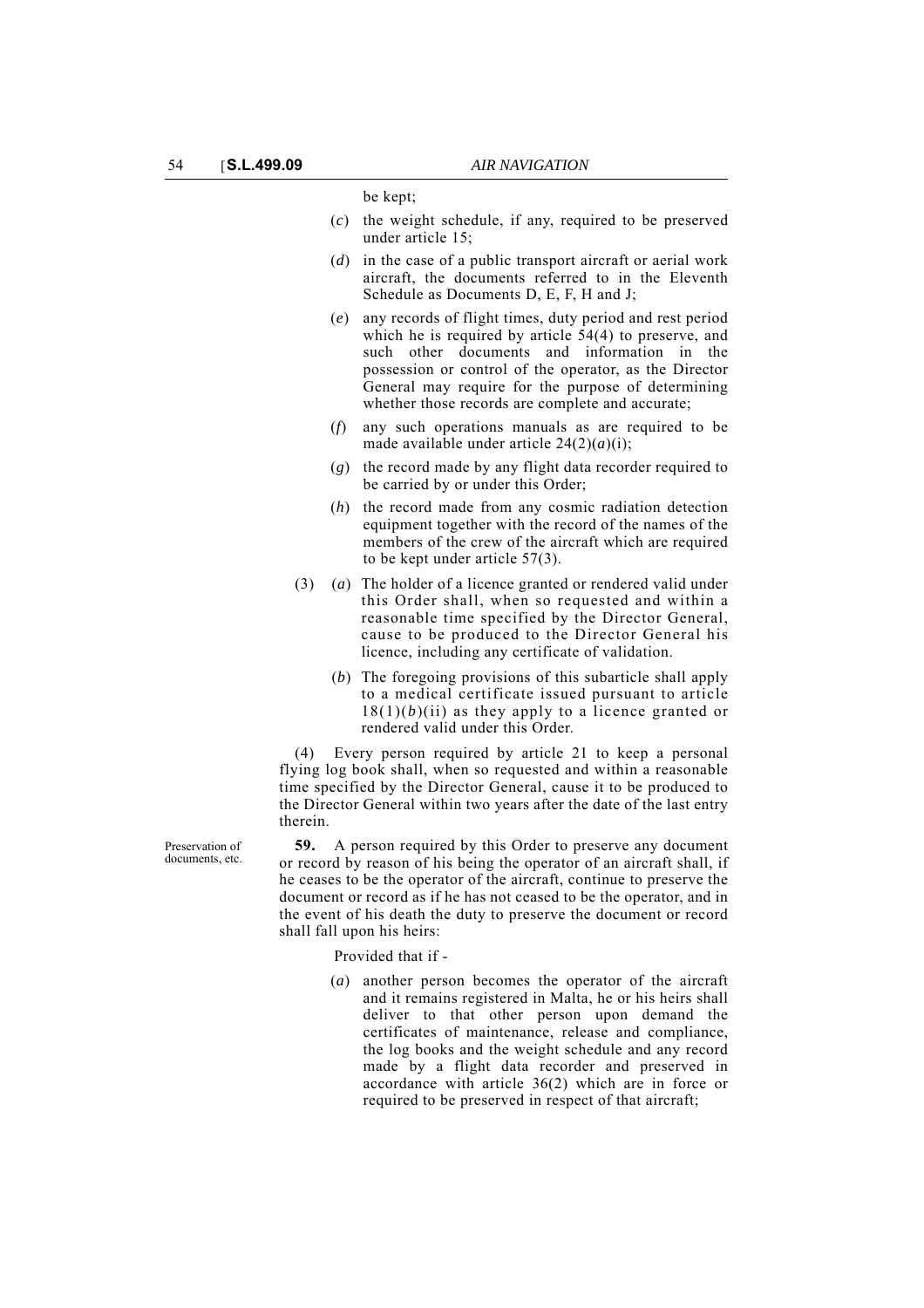be kept;

(*c*) the weight schedule, if any, required to be preserved under article 15;

(*d*) in the case of a public transport aircraft or aerial work aircraft, the documents referred to in the Eleventh Schedule as Documents D, E, F, H and J;

(*e*) any records of flight times, duty period and rest period which he is required by article 54(4) to preserve, and such other documents and information in the possession or control of the operator, as the Director General may require for the purpose of determining whether those records are complete and accurate;

(*f*) any such operations manuals as are required to be made available under article 24(2)(*a*)(i);

(*g*) the record made by any flight data recorder required to be carried by or under this Order;

(*h*) the record made from any cosmic radiation detection equipment together with the record of the names of the members of the crew of the aircraft which are required to be kept under article 57(3).

(3) (*a*) The holder of a licence granted or rendered valid under this Order shall, when so requested and within a reasonable time specified by the Director General, cause to be produced to the Director General his licence, including any certificate of validation.

(*b*) The foregoing provisions of this subarticle shall apply to a medical certificate issued pursuant to article 18(1)(*b*)(ii) as they apply to a licence granted or rendered valid under this Order.

(4) Every person required by article 21 to keep a personal flying log book shall, when so requested and within a reasonable time specified by the Director General, cause it to be produced to the Director General within two years after the date of the last entry therein.

Preservation of documents, etc.

**59.** A person required by this Order to preserve any document or record by reason of his being the operator of an aircraft shall, if he ceases to be the operator of the aircraft, continue to preserve the document or record as if he has not ceased to be the operator, and in the event of his death the duty to preserve the document or record shall fall upon his heirs:

Provided that if -

(*a*) another person becomes the operator of the aircraft and it remains registered in Malta, he or his heirs shall deliver to that other person upon demand the certificates of maintenance, release and compliance, the log books and the weight schedule and any record made by a flight data recorder and preserved in accordance with article 36(2) which are in force or required to be preserved in respect of that aircraft;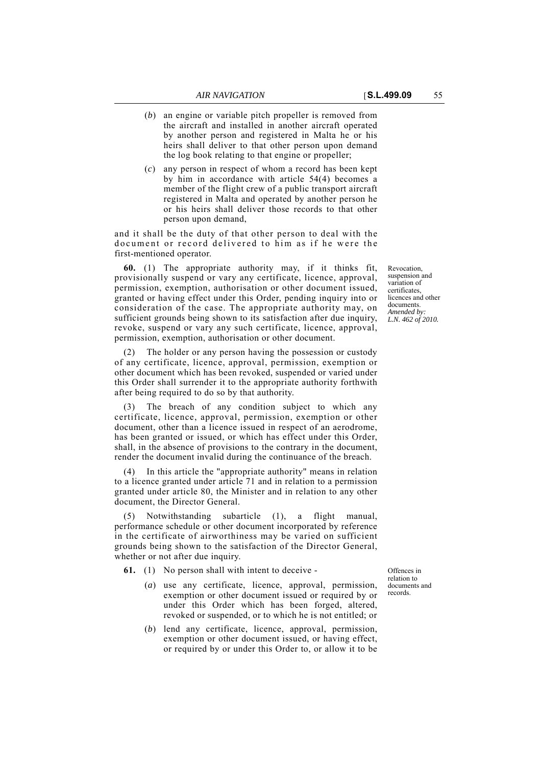(*b*) an engine or variable pitch propeller is removed from the aircraft and installed in another aircraft operated by another person and registered in Malta he or his heirs shall deliver to that other person upon demand the log book relating to that engine or propeller;

(*c*) any person in respect of whom a record has been kept by him in accordance with article 54(4) becomes a member of the flight crew of a public transport aircraft registered in Malta and operated by another person he or his heirs shall deliver those records to that other person upon demand,

and it shall be the duty of that other person to deal with the document or record delivered to him as if he were the first-mentioned operator.

Revocation, suspension and variation of certificates, licences and other documents. *Amended by: L.N. 462 of 2010.*

**60.** (1) The appropriate authority may, if it thinks fit, provisionally suspend or vary any certificate, licence, approval, permission, exemption, authorisation or other document issued, granted or having effect under this Order, pending inquiry into or consideration of the case. The appropriate authority may, on sufficient grounds being shown to its satisfaction after due inquiry, revoke, suspend or vary any such certificate, licence, approval, permission, exemption, authorisation or other document.

(2) The holder or any person having the possession or custody of any certificate, licence, approval, permission, exemption or other document which has been revoked, suspended or varied under this Order shall surrender it to the appropriate authority forthwith after being required to do so by that authority.

(3) The breach of any condition subject to which any certificate, licence, approval, permission, exemption or other document, other than a licence issued in respect of an aerodrome, has been granted or issued, or which has effect under this Order, shall, in the absence of provisions to the contrary in the document, render the document invalid during the continuance of the breach.

(4) In this article the "appropriate authority" means in relation to a licence granted under article 71 and in relation to a permission granted under article 80, the Minister and in relation to any other document, the Director General.

(5) Notwithstanding subarticle (1), a flight manual, performance schedule or other document incorporated by reference in the certificate of airworthiness may be varied on sufficient grounds being shown to the satisfaction of the Director General, whether or not after due inquiry.

Offences in relation to documents and records.

**61.** (1) No person shall with intent to deceive -

(*a*) use any certificate, licence, approval, permission, exemption or other document issued or required by or under this Order which has been forged, altered, revoked or suspended, or to which he is not entitled; or

(*b*) lend any certificate, licence, approval, permission, exemption or other document issued, or having effect, or required by or under this Order to, or allow it to be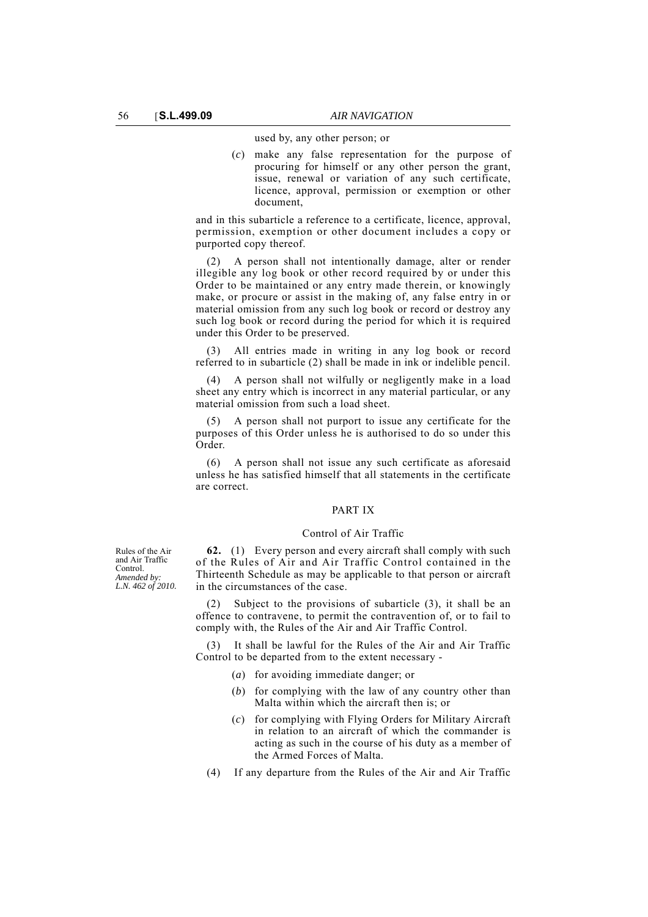used by, any other person; or

(*c*) make any false representation for the purpose of procuring for himself or any other person the grant, issue, renewal or variation of any such certificate, licence, approval, permission or exemption or other document,

and in this subarticle a reference to a certificate, licence, approval, permission, exemption or other document includes a copy or purported copy thereof.

(2) A person shall not intentionally damage, alter or render illegible any log book or other record required by or under this Order to be maintained or any entry made therein, or knowingly make, or procure or assist in the making of, any false entry in or material omission from any such log book or record or destroy any such log book or record during the period for which it is required under this Order to be preserved.

(3) All entries made in writing in any log book or record referred to in subarticle (2) shall be made in ink or indelible pencil.

(4) A person shall not wilfully or negligently make in a load sheet any entry which is incorrect in any material particular, or any material omission from such a load sheet.

(5) A person shall not purport to issue any certificate for the purposes of this Order unless he is authorised to do so under this Order.

(6) A person shall not issue any such certificate as aforesaid unless he has satisfied himself that all statements in the certificate are correct.

## PART IX

### Control of Air Traffic

Rules of the Air and Air Traffic Control.
*Amended by: L.N. 462 of 2010.*

**62.** (1) Every person and every aircraft shall comply with such of the Rules of Air and Air Traffic Control contained in the Thirteenth Schedule as may be applicable to that person or aircraft in the circumstances of the case.

(2) Subject to the provisions of subarticle (3), it shall be an offence to contravene, to permit the contravention of, or to fail to comply with, the Rules of the Air and Air Traffic Control.

(3) It shall be lawful for the Rules of the Air and Air Traffic Control to be departed from to the extent necessary -

(*a*) for avoiding immediate danger; or

(*b*) for complying with the law of any country other than Malta within which the aircraft then is; or

(*c*) for complying with Flying Orders for Military Aircraft in relation to an aircraft of which the commander is acting as such in the course of his duty as a member of the Armed Forces of Malta.

(4) If any departure from the Rules of the Air and Air Traffic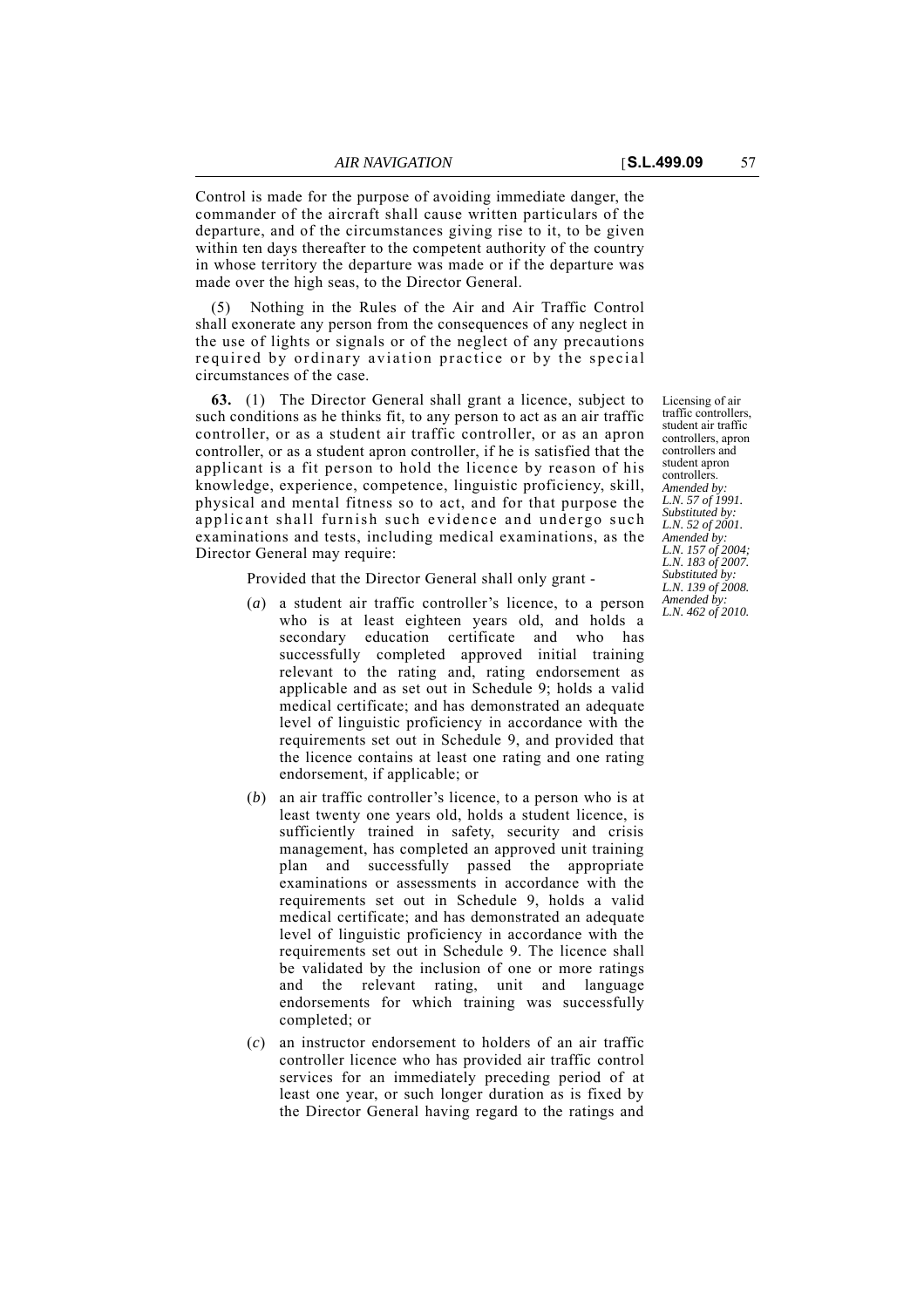Control is made for the purpose of avoiding immediate danger, the commander of the aircraft shall cause written particulars of the departure, and of the circumstances giving rise to it, to be given within ten days thereafter to the competent authority of the country in whose territory the departure was made or if the departure was made over the high seas, to the Director General.

(5) Nothing in the Rules of the Air and Air Traffic Control shall exonerate any person from the consequences of any neglect in the use of lights or signals or of the neglect of any precautions required by ordinary aviation practice or by the special circumstances of the case.

Licensing of air traffic controllers, student air traffic controllers, apron controllers and student apron controllers.
*Amended by: L.N. 57 of 1991. Substituted by: L.N. 52 of 2001. Amended by: L.N. 157 of 2004; L.N. 183 of 2007. Substituted by: L.N. 139 of 2008. Amended by: L.N. 462 of 2010.*

**63.** (1) The Director General shall grant a licence, subject to such conditions as he thinks fit, to any person to act as an air traffic controller, or as a student air traffic controller, or as an apron controller, or as a student apron controller, if he is satisfied that the applicant is a fit person to hold the licence by reason of his knowledge, experience, competence, linguistic proficiency, skill, physical and mental fitness so to act, and for that purpose the applicant shall furnish such evidence and undergo such examinations and tests, including medical examinations, as the Director General may require:

Provided that the Director General shall only grant -

(*a*) a student air traffic controller's licence, to a person who is at least eighteen years old, and holds a secondary education certificate and who has successfully completed approved initial training relevant to the rating and, rating endorsement as applicable and as set out in Schedule 9; holds a valid medical certificate; and has demonstrated an adequate level of linguistic proficiency in accordance with the requirements set out in Schedule 9, and provided that the licence contains at least one rating and one rating endorsement, if applicable; or

(*b*) an air traffic controller's licence, to a person who is at least twenty one years old, holds a student licence, is sufficiently trained in safety, security and crisis management, has completed an approved unit training plan and successfully passed the appropriate examinations or assessments in accordance with the requirements set out in Schedule 9, holds a valid medical certificate; and has demonstrated an adequate level of linguistic proficiency in accordance with the requirements set out in Schedule 9. The licence shall be validated by the inclusion of one or more ratings and the relevant rating, unit and language endorsements for which training was successfully completed; or

(*c*) an instructor endorsement to holders of an air traffic controller licence who has provided air traffic control services for an immediately preceding period of at least one year, or such longer duration as is fixed by the Director General having regard to the ratings and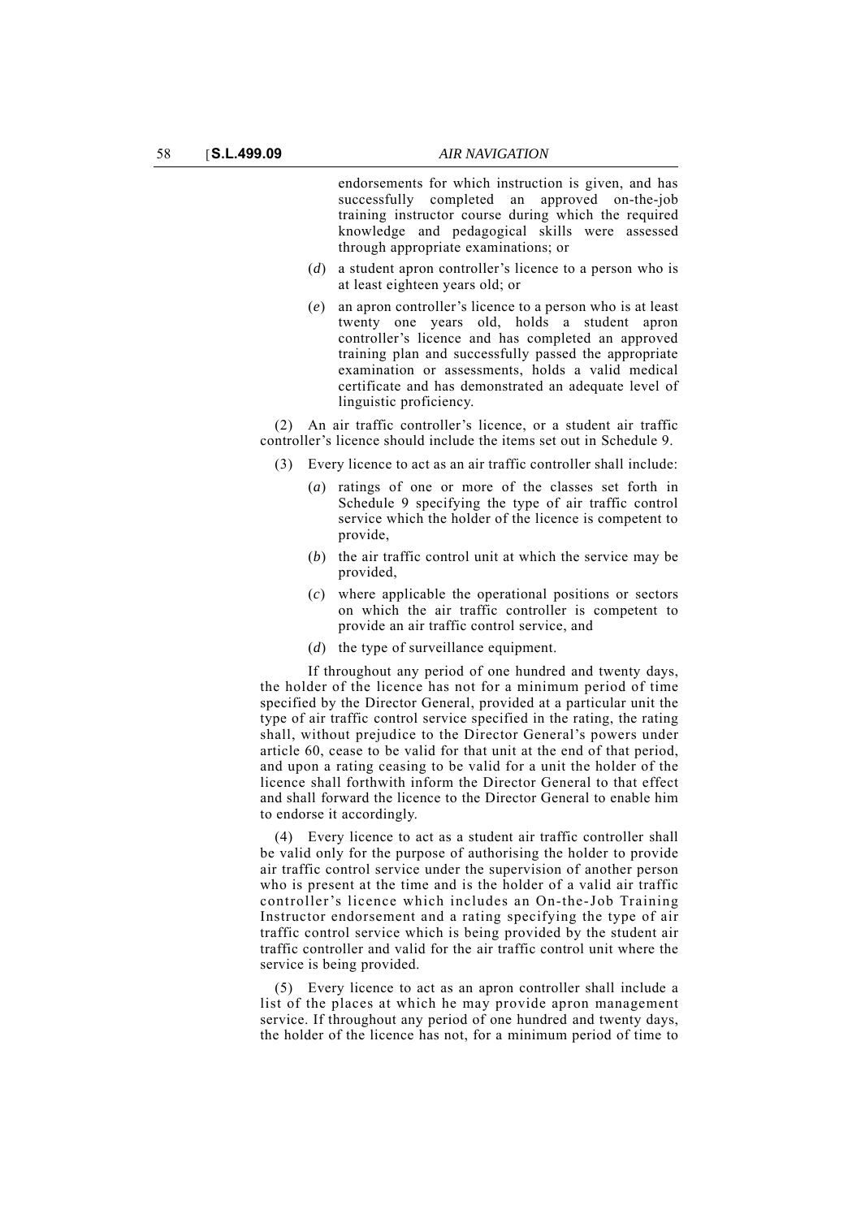endorsements for which instruction is given, and has successfully completed an approved on-the-job training instructor course during which the required knowledge and pedagogical skills were assessed through appropriate examinations; or

(*d*) a student apron controller's licence to a person who is at least eighteen years old; or

(*e*) an apron controller's licence to a person who is at least twenty one years old, holds a student apron controller's licence and has completed an approved training plan and successfully passed the appropriate examination or assessments, holds a valid medical certificate and has demonstrated an adequate level of linguistic proficiency.

(2) An air traffic controller's licence, or a student air traffic controller's licence should include the items set out in Schedule 9.

(3) Every licence to act as an air traffic controller shall include:

(*a*) ratings of one or more of the classes set forth in Schedule 9 specifying the type of air traffic control service which the holder of the licence is competent to provide,

(*b*) the air traffic control unit at which the service may be provided,

(*c*) where applicable the operational positions or sectors on which the air traffic controller is competent to provide an air traffic control service, and

(*d*) the type of surveillance equipment.

If throughout any period of one hundred and twenty days, the holder of the licence has not for a minimum period of time specified by the Director General, provided at a particular unit the type of air traffic control service specified in the rating, the rating shall, without prejudice to the Director General's powers under article 60, cease to be valid for that unit at the end of that period, and upon a rating ceasing to be valid for a unit the holder of the licence shall forthwith inform the Director General to that effect and shall forward the licence to the Director General to enable him to endorse it accordingly.

(4) Every licence to act as a student air traffic controller shall be valid only for the purpose of authorising the holder to provide air traffic control service under the supervision of another person who is present at the time and is the holder of a valid air traffic controller's licence which includes an On-the-Job Training Instructor endorsement and a rating specifying the type of air traffic control service which is being provided by the student air traffic controller and valid for the air traffic control unit where the service is being provided.

(5) Every licence to act as an apron controller shall include a list of the places at which he may provide apron management service. If throughout any period of one hundred and twenty days, the holder of the licence has not, for a minimum period of time to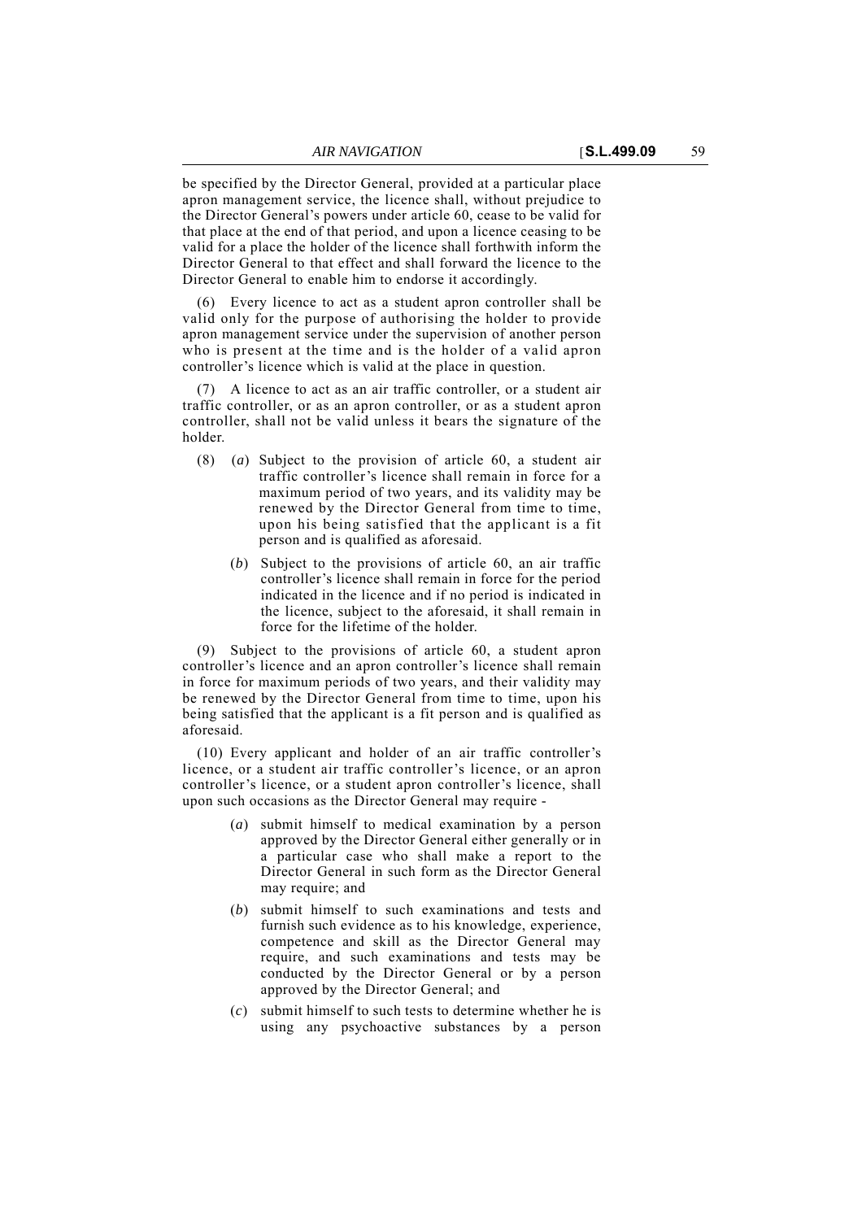be specified by the Director General, provided at a particular place apron management service, the licence shall, without prejudice to the Director General's powers under article 60, cease to be valid for that place at the end of that period, and upon a licence ceasing to be valid for a place the holder of the licence shall forthwith inform the Director General to that effect and shall forward the licence to the Director General to enable him to endorse it accordingly.

(6) Every licence to act as a student apron controller shall be valid only for the purpose of authorising the holder to provide apron management service under the supervision of another person who is present at the time and is the holder of a valid apron controller's licence which is valid at the place in question.

(7) A licence to act as an air traffic controller, or a student air traffic controller, or as an apron controller, or as a student apron controller, shall not be valid unless it bears the signature of the holder.

(8) (*a*) Subject to the provision of article 60, a student air traffic controller's licence shall remain in force for a maximum period of two years, and its validity may be renewed by the Director General from time to time, upon his being satisfied that the applicant is a fit person and is qualified as aforesaid.

(*b*) Subject to the provisions of article 60, an air traffic controller's licence shall remain in force for the period indicated in the licence and if no period is indicated in the licence, subject to the aforesaid, it shall remain in force for the lifetime of the holder.

(9) Subject to the provisions of article 60, a student apron controller's licence and an apron controller's licence shall remain in force for maximum periods of two years, and their validity may be renewed by the Director General from time to time, upon his being satisfied that the applicant is a fit person and is qualified as aforesaid.

(10) Every applicant and holder of an air traffic controller's licence, or a student air traffic controller's licence, or an apron controller's licence, or a student apron controller's licence, shall upon such occasions as the Director General may require -

(*a*) submit himself to medical examination by a person approved by the Director General either generally or in a particular case who shall make a report to the Director General in such form as the Director General may require; and

(*b*) submit himself to such examinations and tests and furnish such evidence as to his knowledge, experience, competence and skill as the Director General may require, and such examinations and tests may be conducted by the Director General or by a person approved by the Director General; and

(*c*) submit himself to such tests to determine whether he is using any psychoactive substances by a person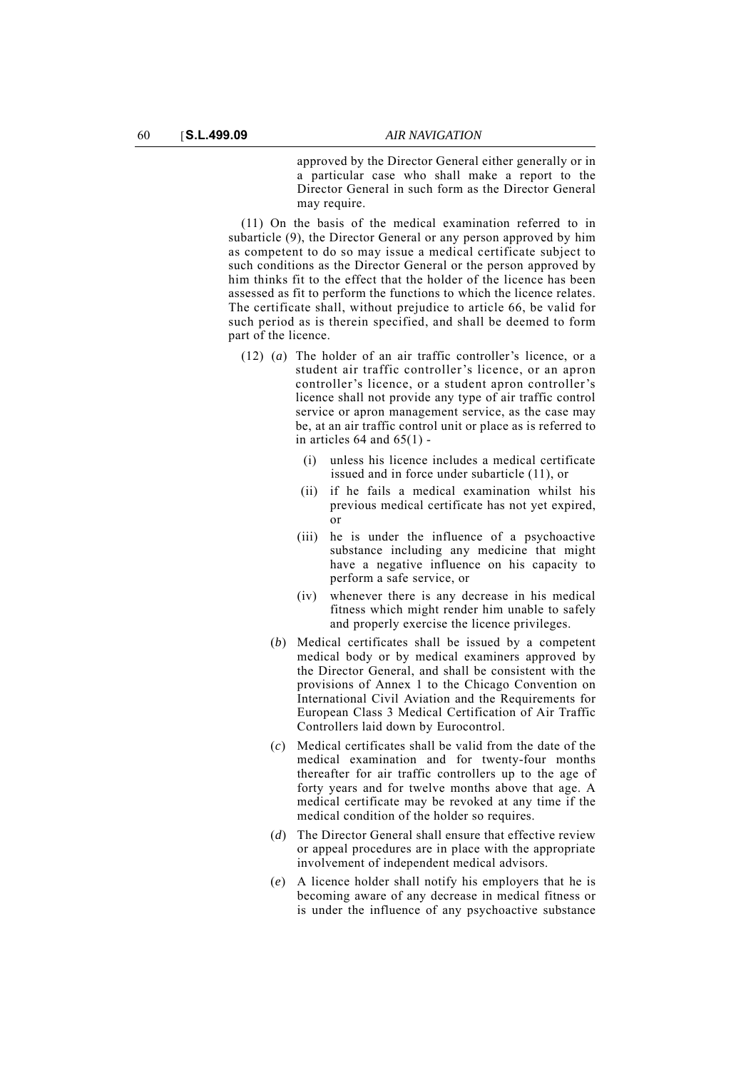approved by the Director General either generally or in a particular case who shall make a report to the Director General in such form as the Director General may require.

(11) On the basis of the medical examination referred to in subarticle (9), the Director General or any person approved by him as competent to do so may issue a medical certificate subject to such conditions as the Director General or the person approved by him thinks fit to the effect that the holder of the licence has been assessed as fit to perform the functions to which the licence relates. The certificate shall, without prejudice to article 66, be valid for such period as is therein specified, and shall be deemed to form part of the licence.

(12) (*a*) The holder of an air traffic controller's licence, or a student air traffic controller's licence, or an apron controller's licence, or a student apron controller's licence shall not provide any type of air traffic control service or apron management service, as the case may be, at an air traffic control unit or place as is referred to in articles 64 and 65(1) -

(i) unless his licence includes a medical certificate issued and in force under subarticle (11), or

(ii) if he fails a medical examination whilst his previous medical certificate has not yet expired, or

(iii) he is under the influence of a psychoactive substance including any medicine that might have a negative influence on his capacity to perform a safe service, or

(iv) whenever there is any decrease in his medical fitness which might render him unable to safely and properly exercise the licence privileges.

(*b*) Medical certificates shall be issued by a competent medical body or by medical examiners approved by the Director General, and shall be consistent with the provisions of Annex 1 to the Chicago Convention on International Civil Aviation and the Requirements for European Class 3 Medical Certification of Air Traffic Controllers laid down by Eurocontrol.

(*c*) Medical certificates shall be valid from the date of the medical examination and for twenty-four months thereafter for air traffic controllers up to the age of forty years and for twelve months above that age. A medical certificate may be revoked at any time if the medical condition of the holder so requires.

(*d*) The Director General shall ensure that effective review or appeal procedures are in place with the appropriate involvement of independent medical advisors.

(*e*) A licence holder shall notify his employers that he is becoming aware of any decrease in medical fitness or is under the influence of any psychoactive substance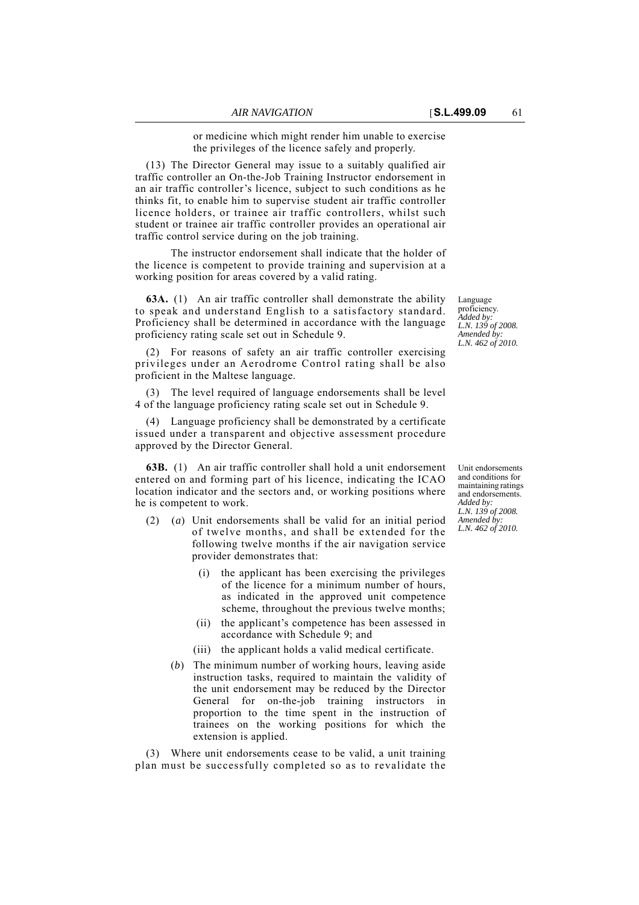or medicine which might render him unable to exercise the privileges of the licence safely and properly.

(13) The Director General may issue to a suitably qualified air traffic controller an On-the-Job Training Instructor endorsement in an air traffic controller's licence, subject to such conditions as he thinks fit, to enable him to supervise student air traffic controller licence holders, or trainee air traffic controllers, whilst such student or trainee air traffic controller provides an operational air traffic control service during on the job training.

The instructor endorsement shall indicate that the holder of the licence is competent to provide training and supervision at a working position for areas covered by a valid rating.

Language proficiency.
*Added by: L.N. 139 of 2008.*
*Amended by: L.N. 462 of 2010.*

**63A.** (1) An air traffic controller shall demonstrate the ability to speak and understand English to a satisfactory standard. Proficiency shall be determined in accordance with the language proficiency rating scale set out in Schedule 9.

(2) For reasons of safety an air traffic controller exercising privileges under an Aerodrome Control rating shall be also proficient in the Maltese language.

(3) The level required of language endorsements shall be level 4 of the language proficiency rating scale set out in Schedule 9.

(4) Language proficiency shall be demonstrated by a certificate issued under a transparent and objective assessment procedure approved by the Director General.

Unit endorsements and conditions for maintaining ratings and endorsements.
*Added by: L.N. 139 of 2008.*
*Amended by: L.N. 462 of 2010.*

**63B.** (1) An air traffic controller shall hold a unit endorsement entered on and forming part of his licence, indicating the ICAO location indicator and the sectors and, or working positions where he is competent to work.

(2) (*a*) Unit endorsements shall be valid for an initial period of twelve months, and shall be extended for the following twelve months if the air navigation service provider demonstrates that:

(i) the applicant has been exercising the privileges of the licence for a minimum number of hours, as indicated in the approved unit competence scheme, throughout the previous twelve months;

(ii) the applicant's competence has been assessed in accordance with Schedule 9; and

(iii) the applicant holds a valid medical certificate.

(*b*) The minimum number of working hours, leaving aside instruction tasks, required to maintain the validity of the unit endorsement may be reduced by the Director General for on-the-job training instructors in proportion to the time spent in the instruction of trainees on the working positions for which the extension is applied.

(3) Where unit endorsements cease to be valid, a unit training plan must be successfully completed so as to revalidate the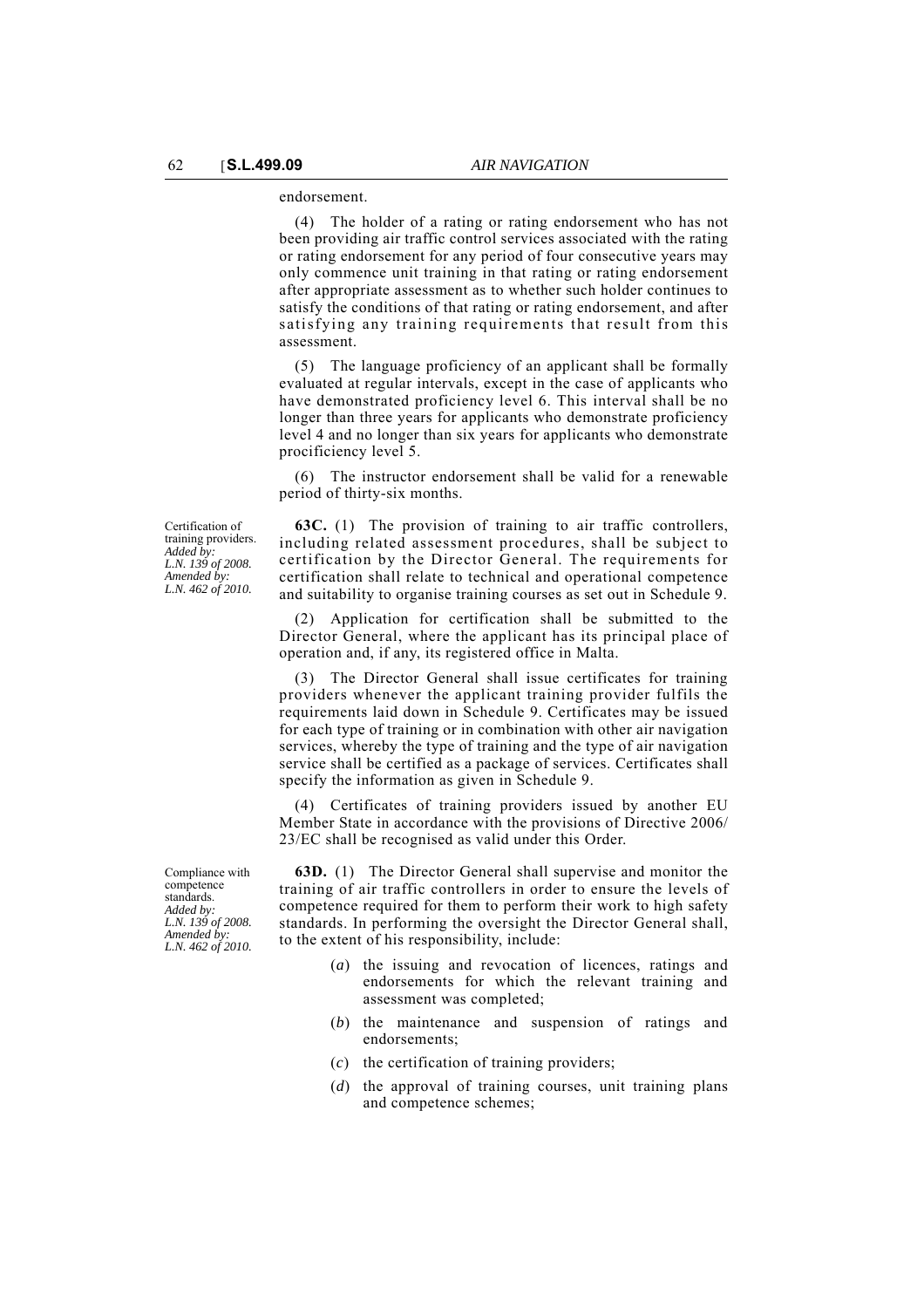endorsement.

(4) The holder of a rating or rating endorsement who has not been providing air traffic control services associated with the rating or rating endorsement for any period of four consecutive years may only commence unit training in that rating or rating endorsement after appropriate assessment as to whether such holder continues to satisfy the conditions of that rating or rating endorsement, and after satisfying any training requirements that result from this assessment.

(5) The language proficiency of an applicant shall be formally evaluated at regular intervals, except in the case of applicants who have demonstrated proficiency level 6. This interval shall be no longer than three years for applicants who demonstrate proficiency level 4 and no longer than six years for applicants who demonstrate procificiency level 5.

(6) The instructor endorsement shall be valid for a renewable period of thirty-six months.

Certification of training providers. *Added by: L.N. 139 of 2008. Amended by: L.N. 462 of 2010.*

**63C.** (1) The provision of training to air traffic controllers, including related assessment procedures, shall be subject to certification by the Director General. The requirements for certification shall relate to technical and operational competence and suitability to organise training courses as set out in Schedule 9.

(2) Application for certification shall be submitted to the Director General, where the applicant has its principal place of operation and, if any, its registered office in Malta.

(3) The Director General shall issue certificates for training providers whenever the applicant training provider fulfils the requirements laid down in Schedule 9. Certificates may be issued for each type of training or in combination with other air navigation services, whereby the type of training and the type of air navigation service shall be certified as a package of services. Certificates shall specify the information as given in Schedule 9.

(4) Certificates of training providers issued by another EU Member State in accordance with the provisions of Directive 2006/23/EC shall be recognised as valid under this Order.

Compliance with competence standards. *Added by: L.N. 139 of 2008. Amended by: L.N. 462 of 2010.*

**63D.** (1) The Director General shall supervise and monitor the training of air traffic controllers in order to ensure the levels of competence required for them to perform their work to high safety standards. In performing the oversight the Director General shall, to the extent of his responsibility, include:

(*a*) the issuing and revocation of licences, ratings and endorsements for which the relevant training and assessment was completed;

(*b*) the maintenance and suspension of ratings and endorsements;

(*c*) the certification of training providers;

(*d*) the approval of training courses, unit training plans and competence schemes;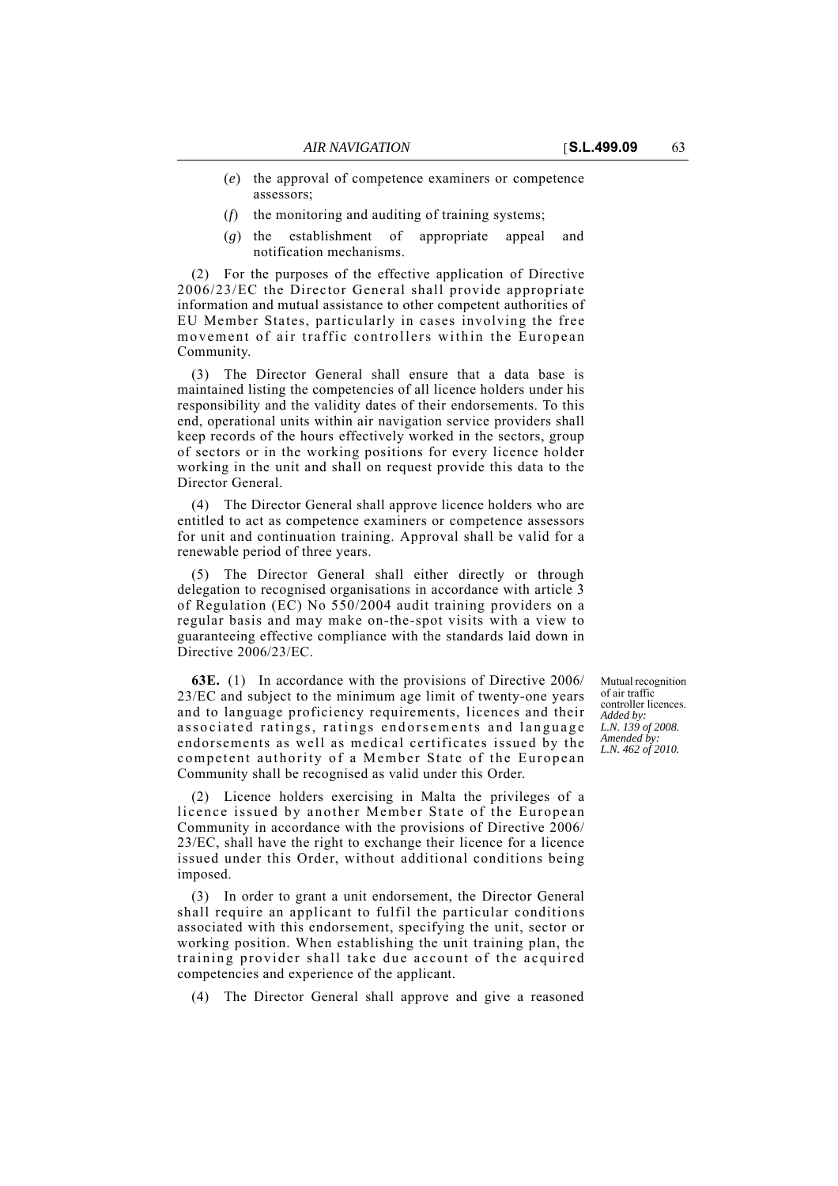(*e*) the approval of competence examiners or competence assessors;

(*f*) the monitoring and auditing of training systems;

(*g*) the establishment of appropriate appeal and notification mechanisms.

(2) For the purposes of the effective application of Directive 2006/23/EC the Director General shall provide appropriate information and mutual assistance to other competent authorities of EU Member States, particularly in cases involving the free movement of air traffic controllers within the European Community.

(3) The Director General shall ensure that a data base is maintained listing the competencies of all licence holders under his responsibility and the validity dates of their endorsements. To this end, operational units within air navigation service providers shall keep records of the hours effectively worked in the sectors, group of sectors or in the working positions for every licence holder working in the unit and shall on request provide this data to the Director General.

(4) The Director General shall approve licence holders who are entitled to act as competence examiners or competence assessors for unit and continuation training. Approval shall be valid for a renewable period of three years.

(5) The Director General shall either directly or through delegation to recognised organisations in accordance with article 3 of Regulation (EC) No 550/2004 audit training providers on a regular basis and may make on-the-spot visits with a view to guaranteeing effective compliance with the standards laid down in Directive 2006/23/EC.

Mutual recognition of air traffic controller licences.
*Added by: L.N. 139 of 2008. Amended by: L.N. 462 of 2010.*

**63E.** (1) In accordance with the provisions of Directive 2006/23/EC and subject to the minimum age limit of twenty-one years and to language proficiency requirements, licences and their associated ratings, ratings endorsements and language endorsements as well as medical certificates issued by the competent authority of a Member State of the European Community shall be recognised as valid under this Order.

(2) Licence holders exercising in Malta the privileges of a licence issued by another Member State of the European Community in accordance with the provisions of Directive 2006/23/EC, shall have the right to exchange their licence for a licence issued under this Order, without additional conditions being imposed.

(3) In order to grant a unit endorsement, the Director General shall require an applicant to fulfil the particular conditions associated with this endorsement, specifying the unit, sector or working position. When establishing the unit training plan, the training provider shall take due account of the acquired competencies and experience of the applicant.

(4) The Director General shall approve and give a reasoned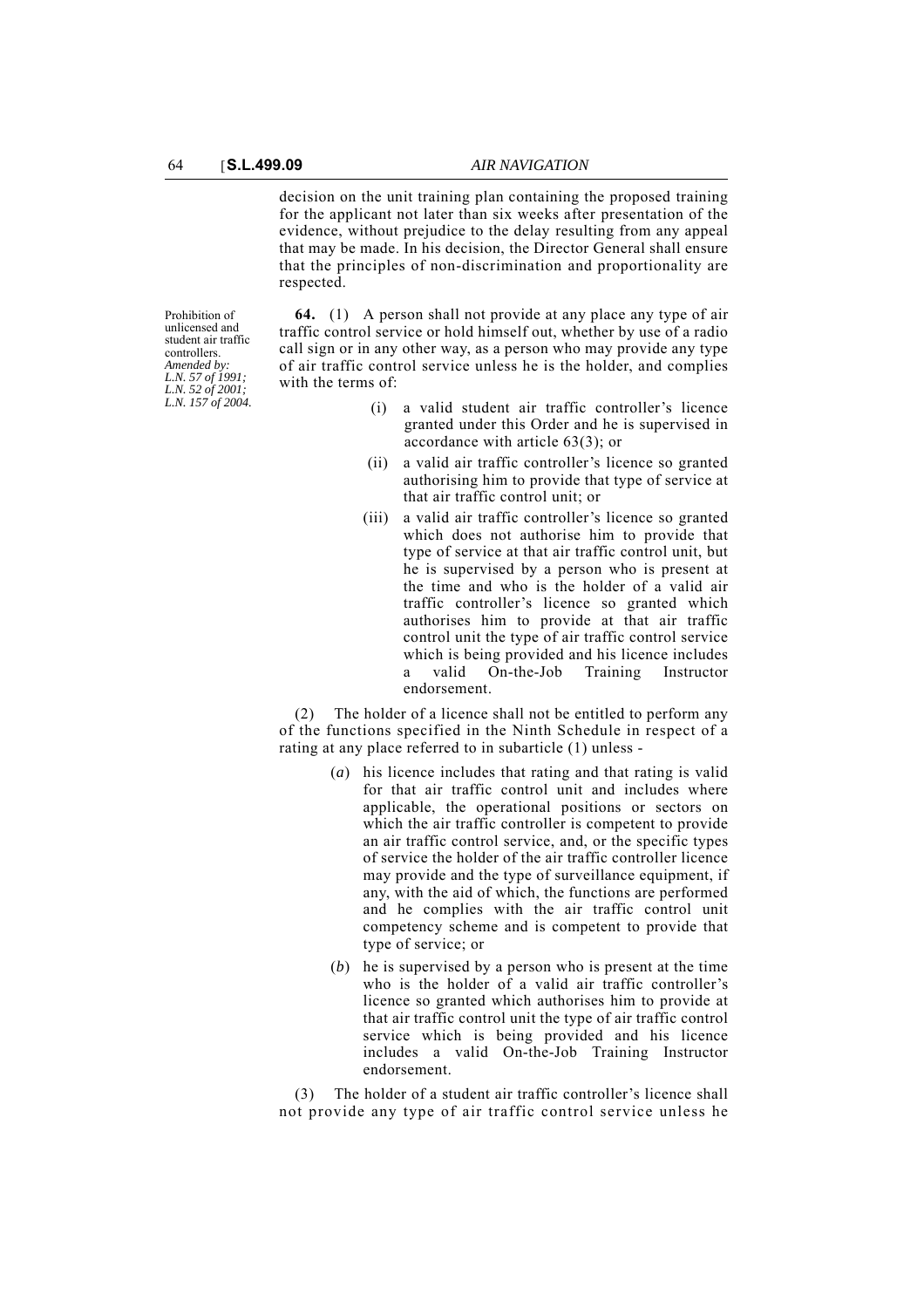decision on the unit training plan containing the proposed training for the applicant not later than six weeks after presentation of the evidence, without prejudice to the delay resulting from any appeal that may be made. In his decision, the Director General shall ensure that the principles of non-discrimination and proportionality are respected.

Prohibition of unlicensed and student air traffic controllers.
*Amended by:*
*L.N. 57 of 1991;*
*L.N. 52 of 2001;*
*L.N. 157 of 2004.*

**64.** (1) A person shall not provide at any place any type of air traffic control service or hold himself out, whether by use of a radio call sign or in any other way, as a person who may provide any type of air traffic control service unless he is the holder, and complies with the terms of:

(i) a valid student air traffic controller's licence granted under this Order and he is supervised in accordance with article 63(3); or

(ii) a valid air traffic controller's licence so granted authorising him to provide that type of service at that air traffic control unit; or

(iii) a valid air traffic controller's licence so granted which does not authorise him to provide that type of service at that air traffic control unit, but he is supervised by a person who is present at the time and who is the holder of a valid air traffic controller's licence so granted which authorises him to provide at that air traffic control unit the type of air traffic control service which is being provided and his licence includes a valid On-the-Job Training Instructor endorsement.

(2) The holder of a licence shall not be entitled to perform any of the functions specified in the Ninth Schedule in respect of a rating at any place referred to in subarticle (1) unless -

(*a*) his licence includes that rating and that rating is valid for that air traffic control unit and includes where applicable, the operational positions or sectors on which the air traffic controller is competent to provide an air traffic control service, and, or the specific types of service the holder of the air traffic controller licence may provide and the type of surveillance equipment, if any, with the aid of which, the functions are performed and he complies with the air traffic control unit competency scheme and is competent to provide that type of service; or

(*b*) he is supervised by a person who is present at the time who is the holder of a valid air traffic controller's licence so granted which authorises him to provide at that air traffic control unit the type of air traffic control service which is being provided and his licence includes a valid On-the-Job Training Instructor endorsement.

(3) The holder of a student air traffic controller's licence shall not provide any type of air traffic control service unless he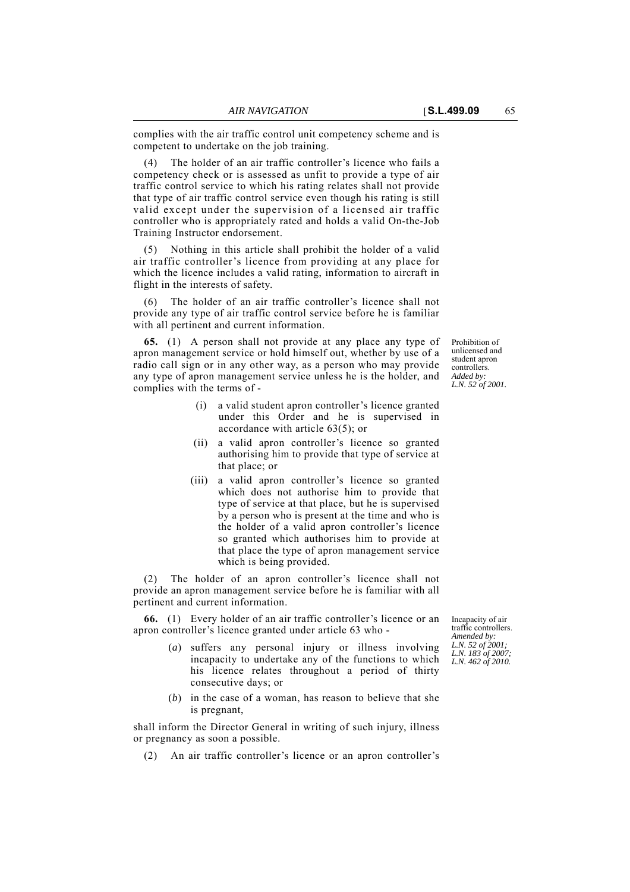complies with the air traffic control unit competency scheme and is competent to undertake on the job training.

(4) The holder of an air traffic controller's licence who fails a competency check or is assessed as unfit to provide a type of air traffic control service to which his rating relates shall not provide that type of air traffic control service even though his rating is still valid except under the supervision of a licensed air traffic controller who is appropriately rated and holds a valid On-the-Job Training Instructor endorsement.

(5) Nothing in this article shall prohibit the holder of a valid air traffic controller's licence from providing at any place for which the licence includes a valid rating, information to aircraft in flight in the interests of safety.

(6) The holder of an air traffic controller's licence shall not provide any type of air traffic control service before he is familiar with all pertinent and current information.

Prohibition of unlicensed and student apron controllers. *Added by: L.N. 52 of 2001.*

**65.** (1) A person shall not provide at any place any type of apron management service or hold himself out, whether by use of a radio call sign or in any other way, as a person who may provide any type of apron management service unless he is the holder, and complies with the terms of -

(i) a valid student apron controller's licence granted under this Order and he is supervised in accordance with article 63(5); or

(ii) a valid apron controller's licence so granted authorising him to provide that type of service at that place; or

(iii) a valid apron controller's licence so granted which does not authorise him to provide that type of service at that place, but he is supervised by a person who is present at the time and who is the holder of a valid apron controller's licence so granted which authorises him to provide at that place the type of apron management service which is being provided.

(2) The holder of an apron controller's licence shall not provide an apron management service before he is familiar with all pertinent and current information.

Incapacity of air traffic controllers. *Amended by: L.N. 52 of 2001; L.N. 183 of 2007; L.N. 462 of 2010.*

**66.** (1) Every holder of an air traffic controller's licence or an apron controller's licence granted under article 63 who -

(*a*) suffers any personal injury or illness involving incapacity to undertake any of the functions to which his licence relates throughout a period of thirty consecutive days; or

(*b*) in the case of a woman, has reason to believe that she is pregnant,

shall inform the Director General in writing of such injury, illness or pregnancy as soon a possible.

(2) An air traffic controller's licence or an apron controller's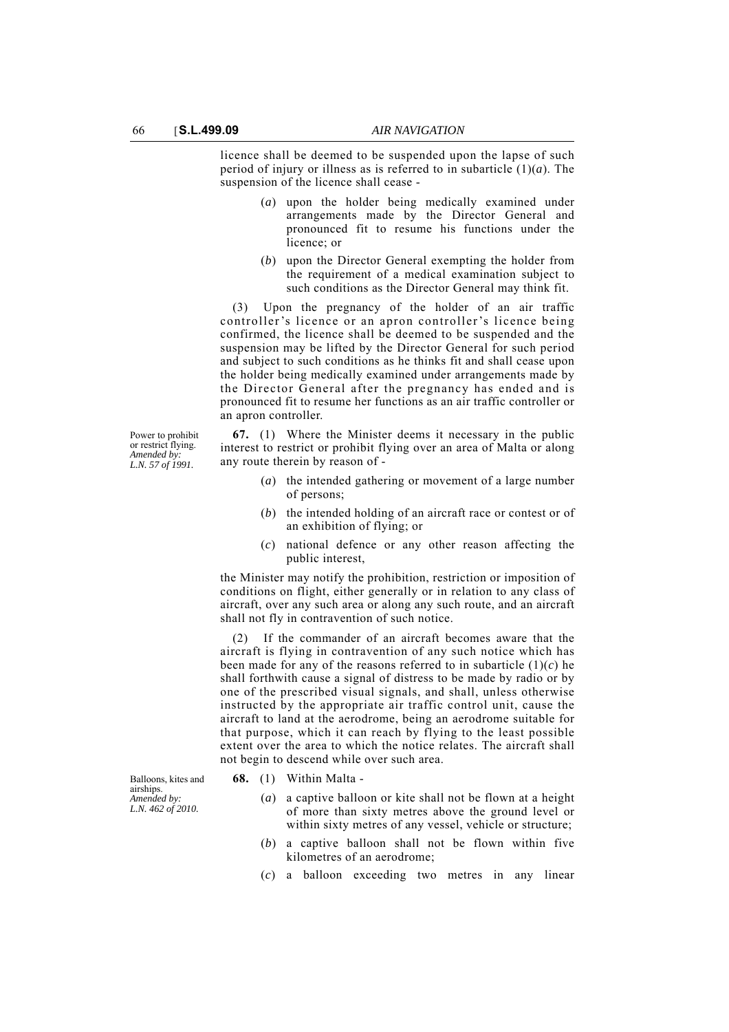licence shall be deemed to be suspended upon the lapse of such period of injury or illness as is referred to in subarticle (1)(*a*). The suspension of the licence shall cease -

(*a*) upon the holder being medically examined under arrangements made by the Director General and pronounced fit to resume his functions under the licence; or

(*b*) upon the Director General exempting the holder from the requirement of a medical examination subject to such conditions as the Director General may think fit.

(3) Upon the pregnancy of the holder of an air traffic controller's licence or an apron controller's licence being confirmed, the licence shall be deemed to be suspended and the suspension may be lifted by the Director General for such period and subject to such conditions as he thinks fit and shall cease upon the holder being medically examined under arrangements made by the Director General after the pregnancy has ended and is pronounced fit to resume her functions as an air traffic controller or an apron controller.

Power to prohibit or restrict flying. *Amended by: L.N. 57 of 1991.*

**67.** (1) Where the Minister deems it necessary in the public interest to restrict or prohibit flying over an area of Malta or along any route therein by reason of -

(*a*) the intended gathering or movement of a large number of persons;

(*b*) the intended holding of an aircraft race or contest or of an exhibition of flying; or

(*c*) national defence or any other reason affecting the public interest,

the Minister may notify the prohibition, restriction or imposition of conditions on flight, either generally or in relation to any class of aircraft, over any such area or along any such route, and an aircraft shall not fly in contravention of such notice.

(2) If the commander of an aircraft becomes aware that the aircraft is flying in contravention of any such notice which has been made for any of the reasons referred to in subarticle (1)(*c*) he shall forthwith cause a signal of distress to be made by radio or by one of the prescribed visual signals, and shall, unless otherwise instructed by the appropriate air traffic control unit, cause the aircraft to land at the aerodrome, being an aerodrome suitable for that purpose, which it can reach by flying to the least possible extent over the area to which the notice relates. The aircraft shall not begin to descend while over such area.

Balloons, kites and airships. *Amended by: L.N. 462 of 2010.*

**68.** (1) Within Malta -

(*a*) a captive balloon or kite shall not be flown at a height of more than sixty metres above the ground level or within sixty metres of any vessel, vehicle or structure;

(*b*) a captive balloon shall not be flown within five kilometres of an aerodrome;

(*c*) a balloon exceeding two metres in any linear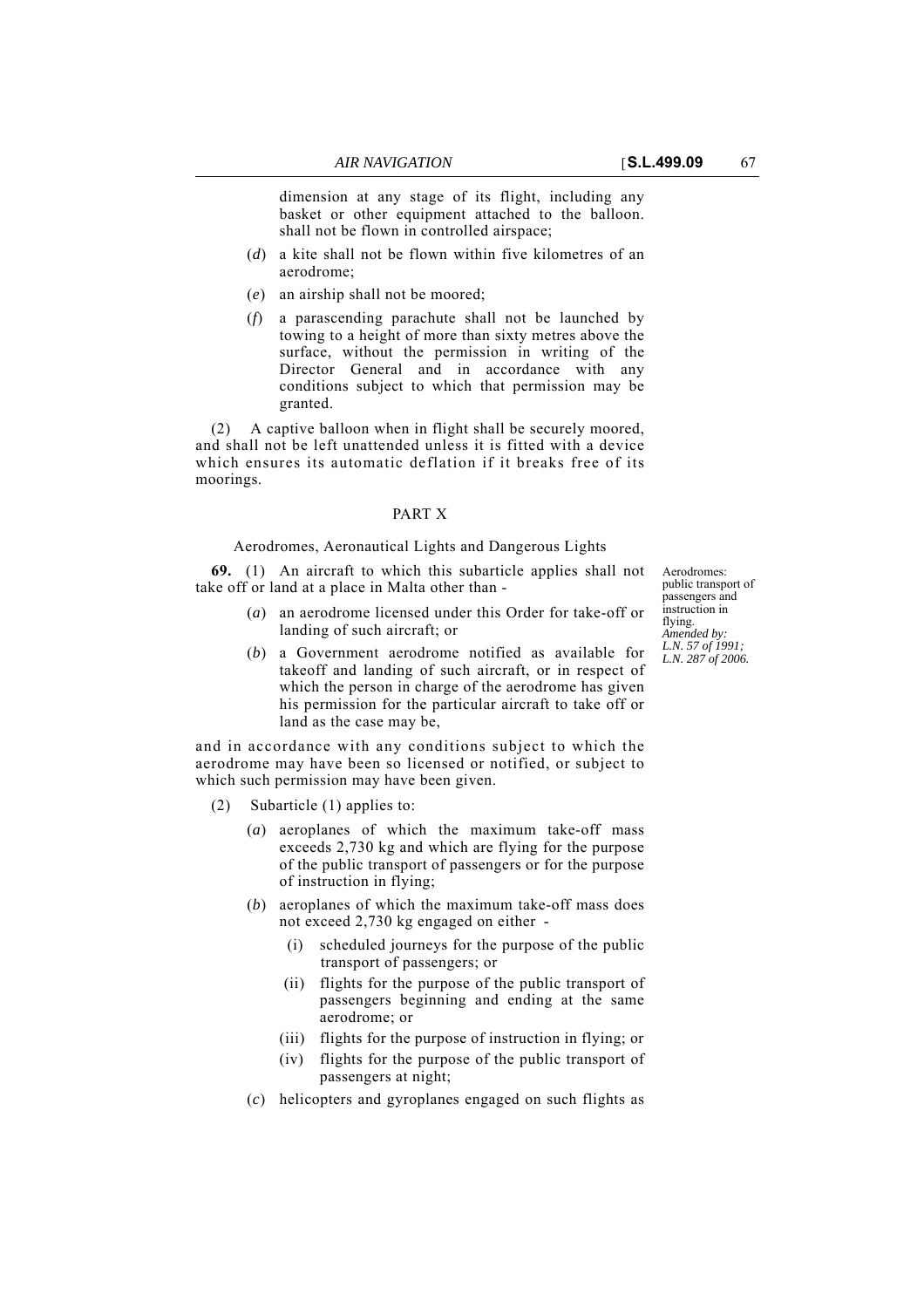dimension at any stage of its flight, including any basket or other equipment attached to the balloon. shall not be flown in controlled airspace;

(*d*) a kite shall not be flown within five kilometres of an aerodrome;

(*e*) an airship shall not be moored;

(*f*) a parascending parachute shall not be launched by towing to a height of more than sixty metres above the surface, without the permission in writing of the Director General and in accordance with any conditions subject to which that permission may be granted.

(2) A captive balloon when in flight shall be securely moored, and shall not be left unattended unless it is fitted with a device which ensures its automatic deflation if it breaks free of its moorings.

## PART X

### Aerodromes, Aeronautical Lights and Dangerous Lights

Aerodromes: public transport of passengers and instruction in flying.
*Amended by: L.N. 57 of 1991; L.N. 287 of 2006.*

**69.** (1) An aircraft to which this subarticle applies shall not take off or land at a place in Malta other than -

(*a*) an aerodrome licensed under this Order for take-off or landing of such aircraft; or

(*b*) a Government aerodrome notified as available for takeoff and landing of such aircraft, or in respect of which the person in charge of the aerodrome has given his permission for the particular aircraft to take off or land as the case may be,

and in accordance with any conditions subject to which the aerodrome may have been so licensed or notified, or subject to which such permission may have been given.

(2) Subarticle (1) applies to:

(*a*) aeroplanes of which the maximum take-off mass exceeds 2,730 kg and which are flying for the purpose of the public transport of passengers or for the purpose of instruction in flying;

(*b*) aeroplanes of which the maximum take-off mass does not exceed 2,730 kg engaged on either -

(i) scheduled journeys for the purpose of the public transport of passengers; or

(ii) flights for the purpose of the public transport of passengers beginning and ending at the same aerodrome; or

(iii) flights for the purpose of instruction in flying; or

(iv) flights for the purpose of the public transport of passengers at night;

(*c*) helicopters and gyroplanes engaged on such flights as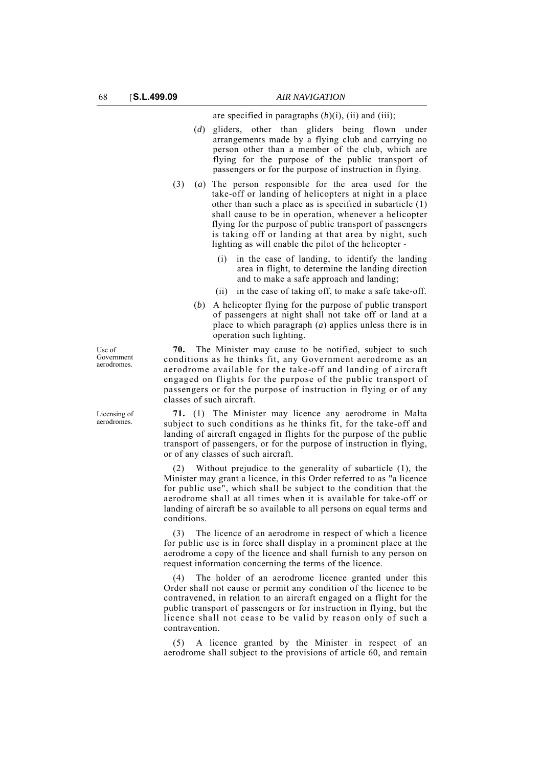are specified in paragraphs (*b*)(i), (ii) and (iii);

(*d*) gliders, other than gliders being flown under arrangements made by a flying club and carrying no person other than a member of the club, which are flying for the purpose of the public transport of passengers or for the purpose of instruction in flying.

(3) (*a*) The person responsible for the area used for the take-off or landing of helicopters at night in a place other than such a place as is specified in subarticle (1) shall cause to be in operation, whenever a helicopter flying for the purpose of public transport of passengers is taking off or landing at that area by night, such lighting as will enable the pilot of the helicopter -

(i) in the case of landing, to identify the landing area in flight, to determine the landing direction and to make a safe approach and landing;

(ii) in the case of taking off, to make a safe take-off.

(*b*) A helicopter flying for the purpose of public transport of passengers at night shall not take off or land at a place to which paragraph (*a*) applies unless there is in operation such lighting.

Use of Government aerodromes.

**70.** The Minister may cause to be notified, subject to such conditions as he thinks fit, any Government aerodrome as an aerodrome available for the take-off and landing of aircraft engaged on flights for the purpose of the public transport of passengers or for the purpose of instruction in flying or of any classes of such aircraft.

Licensing of aerodromes.

**71.** (1) The Minister may licence any aerodrome in Malta subject to such conditions as he thinks fit, for the take-off and landing of aircraft engaged in flights for the purpose of the public transport of passengers, or for the purpose of instruction in flying, or of any classes of such aircraft.

(2) Without prejudice to the generality of subarticle (1), the Minister may grant a licence, in this Order referred to as "a licence for public use", which shall be subject to the condition that the aerodrome shall at all times when it is available for take-off or landing of aircraft be so available to all persons on equal terms and conditions.

(3) The licence of an aerodrome in respect of which a licence for public use is in force shall display in a prominent place at the aerodrome a copy of the licence and shall furnish to any person on request information concerning the terms of the licence.

(4) The holder of an aerodrome licence granted under this Order shall not cause or permit any condition of the licence to be contravened, in relation to an aircraft engaged on a flight for the public transport of passengers or for instruction in flying, but the licence shall not cease to be valid by reason only of such a contravention.

(5) A licence granted by the Minister in respect of an aerodrome shall subject to the provisions of article 60, and remain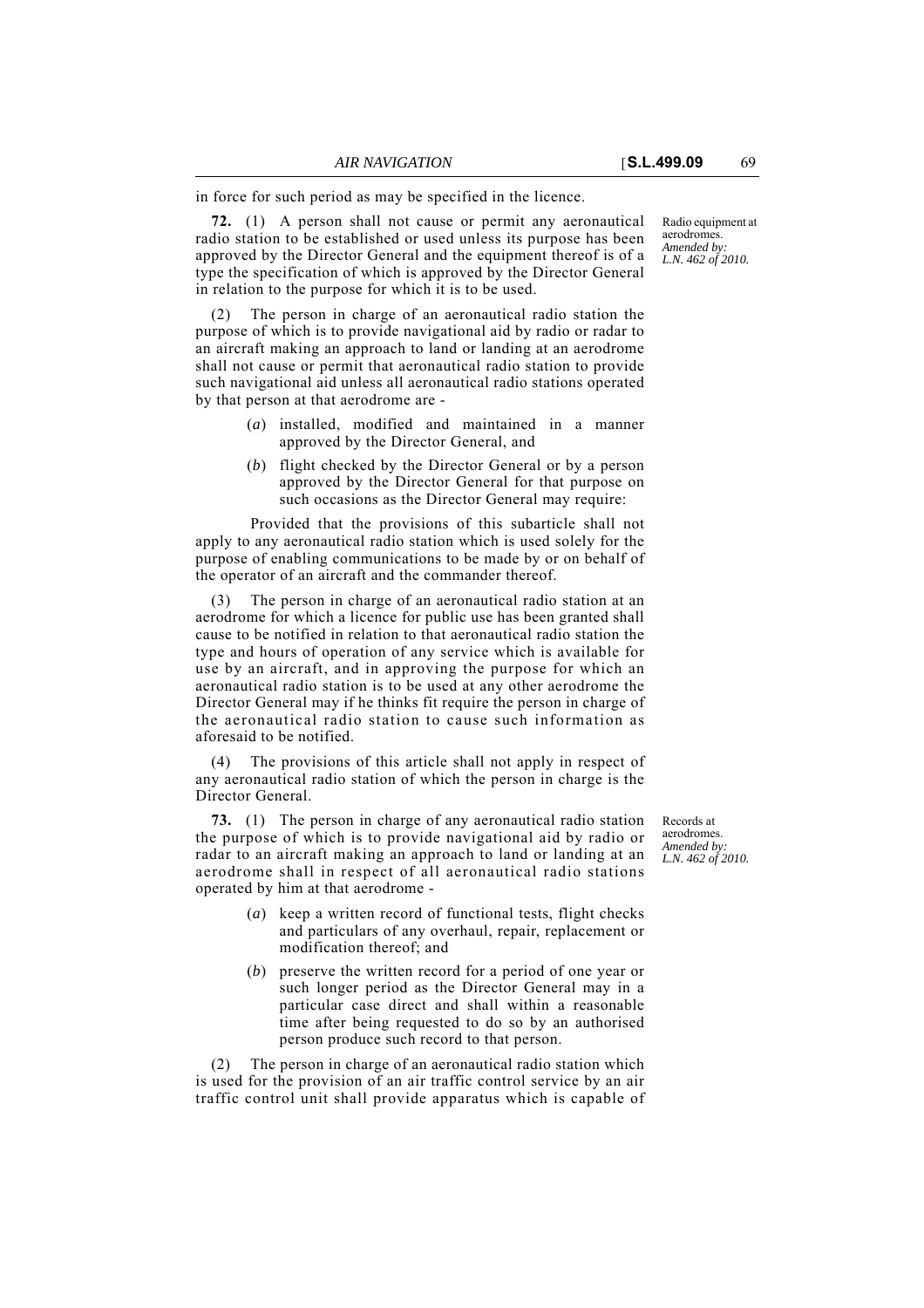in force for such period as may be specified in the licence.

Radio equipment at aerodromes.
*Amended by: L.N. 462 of 2010.*

**72.** (1) A person shall not cause or permit any aeronautical radio station to be established or used unless its purpose has been approved by the Director General and the equipment thereof is of a type the specification of which is approved by the Director General in relation to the purpose for which it is to be used.

(2) The person in charge of an aeronautical radio station the purpose of which is to provide navigational aid by radio or radar to an aircraft making an approach to land or landing at an aerodrome shall not cause or permit that aeronautical radio station to provide such navigational aid unless all aeronautical radio stations operated by that person at that aerodrome are -

(*a*) installed, modified and maintained in a manner approved by the Director General, and

(*b*) flight checked by the Director General or by a person approved by the Director General for that purpose on such occasions as the Director General may require:

Provided that the provisions of this subarticle shall not apply to any aeronautical radio station which is used solely for the purpose of enabling communications to be made by or on behalf of the operator of an aircraft and the commander thereof.

(3) The person in charge of an aeronautical radio station at an aerodrome for which a licence for public use has been granted shall cause to be notified in relation to that aeronautical radio station the type and hours of operation of any service which is available for use by an aircraft, and in approving the purpose for which an aeronautical radio station is to be used at any other aerodrome the Director General may if he thinks fit require the person in charge of the aeronautical radio station to cause such information as aforesaid to be notified.

(4) The provisions of this article shall not apply in respect of any aeronautical radio station of which the person in charge is the Director General.

Records at aerodromes.
*Amended by: L.N. 462 of 2010.*

**73.** (1) The person in charge of any aeronautical radio station the purpose of which is to provide navigational aid by radio or radar to an aircraft making an approach to land or landing at an aerodrome shall in respect of all aeronautical radio stations operated by him at that aerodrome -

(*a*) keep a written record of functional tests, flight checks and particulars of any overhaul, repair, replacement or modification thereof; and

(*b*) preserve the written record for a period of one year or such longer period as the Director General may in a particular case direct and shall within a reasonable time after being requested to do so by an authorised person produce such record to that person.

(2) The person in charge of an aeronautical radio station which is used for the provision of an air traffic control service by an air traffic control unit shall provide apparatus which is capable of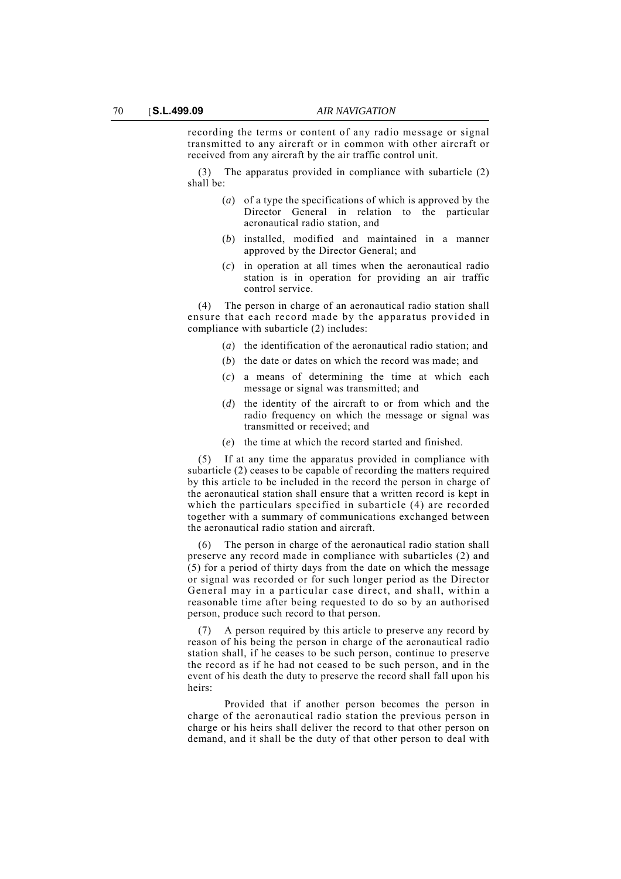recording the terms or content of any radio message or signal transmitted to any aircraft or in common with other aircraft or received from any aircraft by the air traffic control unit.

(3) The apparatus provided in compliance with subarticle (2) shall be:

(*a*) of a type the specifications of which is approved by the Director General in relation to the particular aeronautical radio station, and

(*b*) installed, modified and maintained in a manner approved by the Director General; and

(*c*) in operation at all times when the aeronautical radio station is in operation for providing an air traffic control service.

(4) The person in charge of an aeronautical radio station shall ensure that each record made by the apparatus provided in compliance with subarticle (2) includes:

(*a*) the identification of the aeronautical radio station; and

(*b*) the date or dates on which the record was made; and

(*c*) a means of determining the time at which each message or signal was transmitted; and

(*d*) the identity of the aircraft to or from which and the radio frequency on which the message or signal was transmitted or received; and

(*e*) the time at which the record started and finished.

(5) If at any time the apparatus provided in compliance with subarticle (2) ceases to be capable of recording the matters required by this article to be included in the record the person in charge of the aeronautical station shall ensure that a written record is kept in which the particulars specified in subarticle (4) are recorded together with a summary of communications exchanged between the aeronautical radio station and aircraft.

(6) The person in charge of the aeronautical radio station shall preserve any record made in compliance with subarticles (2) and (5) for a period of thirty days from the date on which the message or signal was recorded or for such longer period as the Director General may in a particular case direct, and shall, within a reasonable time after being requested to do so by an authorised person, produce such record to that person.

(7) A person required by this article to preserve any record by reason of his being the person in charge of the aeronautical radio station shall, if he ceases to be such person, continue to preserve the record as if he had not ceased to be such person, and in the event of his death the duty to preserve the record shall fall upon his heirs:

Provided that if another person becomes the person in charge of the aeronautical radio station the previous person in charge or his heirs shall deliver the record to that other person on demand, and it shall be the duty of that other person to deal with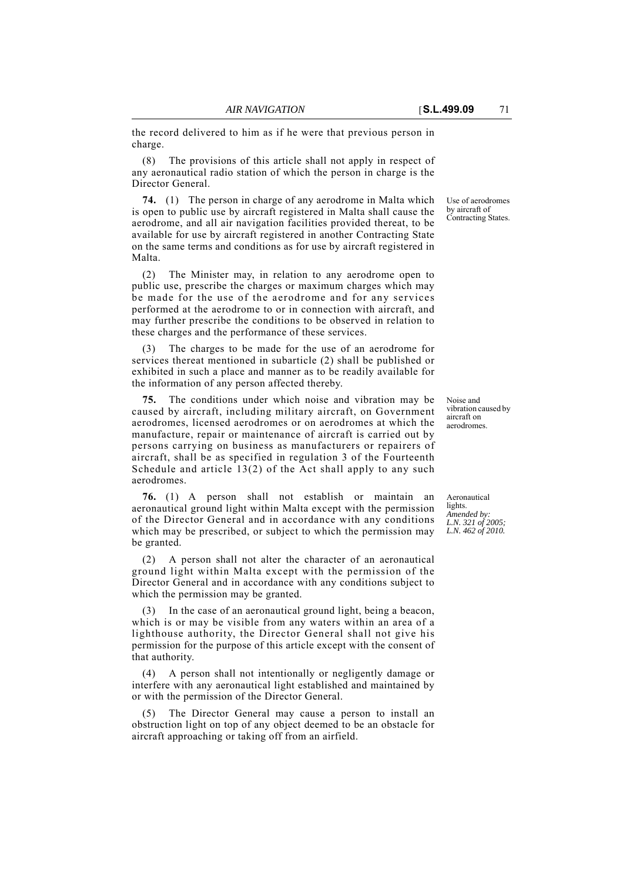the record delivered to him as if he were that previous person in charge.

(8) The provisions of this article shall not apply in respect of any aeronautical radio station of which the person in charge is the Director General.

Use of aerodromes by aircraft of Contracting States.

**74.** (1) The person in charge of any aerodrome in Malta which is open to public use by aircraft registered in Malta shall cause the aerodrome, and all air navigation facilities provided thereat, to be available for use by aircraft registered in another Contracting State on the same terms and conditions as for use by aircraft registered in Malta.

(2) The Minister may, in relation to any aerodrome open to public use, prescribe the charges or maximum charges which may be made for the use of the aerodrome and for any services performed at the aerodrome to or in connection with aircraft, and may further prescribe the conditions to be observed in relation to these charges and the performance of these services.

(3) The charges to be made for the use of an aerodrome for services thereat mentioned in subarticle (2) shall be published or exhibited in such a place and manner as to be readily available for the information of any person affected thereby.

Noise and vibration caused by aircraft on aerodromes.

**75.** The conditions under which noise and vibration may be caused by aircraft, including military aircraft, on Government aerodromes, licensed aerodromes or on aerodromes at which the manufacture, repair or maintenance of aircraft is carried out by persons carrying on business as manufacturers or repairers of aircraft, shall be as specified in regulation 3 of the Fourteenth Schedule and article 13(2) of the Act shall apply to any such aerodromes.

Aeronautical lights.
*Amended by: L.N. 321 of 2005; L.N. 462 of 2010.*

**76.** (1) A person shall not establish or maintain an aeronautical ground light within Malta except with the permission of the Director General and in accordance with any conditions which may be prescribed, or subject to which the permission may be granted.

(2) A person shall not alter the character of an aeronautical ground light within Malta except with the permission of the Director General and in accordance with any conditions subject to which the permission may be granted.

(3) In the case of an aeronautical ground light, being a beacon, which is or may be visible from any waters within an area of a lighthouse authority, the Director General shall not give his permission for the purpose of this article except with the consent of that authority.

(4) A person shall not intentionally or negligently damage or interfere with any aeronautical light established and maintained by or with the permission of the Director General.

(5) The Director General may cause a person to install an obstruction light on top of any object deemed to be an obstacle for aircraft approaching or taking off from an airfield.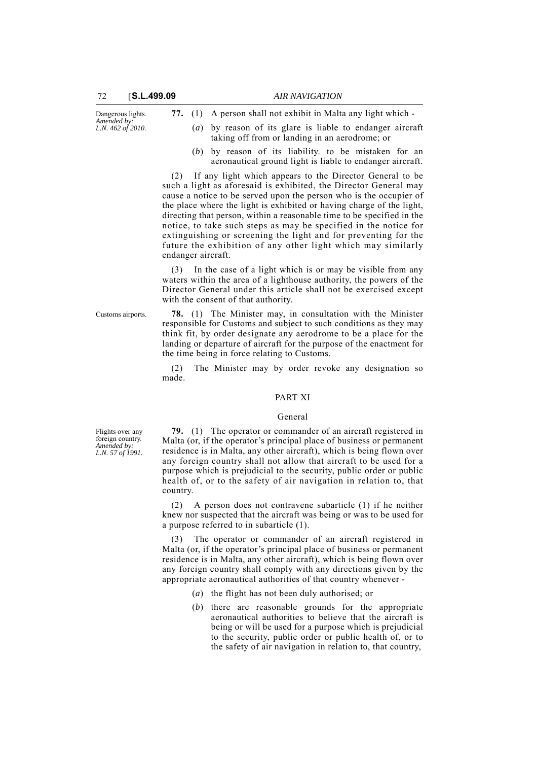Dangerous lights.
*Amended by: L.N. 462 of 2010.*

**77.** (1) A person shall not exhibit in Malta any light which -

(*a*) by reason of its glare is liable to endanger aircraft taking off from or landing in an aerodrome; or

(*b*) by reason of its liability. to be mistaken for an aeronautical ground light is liable to endanger aircraft.

(2) If any light which appears to the Director General to be such a light as aforesaid is exhibited, the Director General may cause a notice to be served upon the person who is the occupier of the place where the light is exhibited or having charge of the light, directing that person, within a reasonable time to be specified in the notice, to take such steps as may be specified in the notice for extinguishing or screening the light and for preventing for the future the exhibition of any other light which may similarly endanger aircraft.

(3) In the case of a light which is or may be visible from any waters within the area of a lighthouse authority, the powers of the Director General under this article shall not be exercised except with the consent of that authority.

Customs airports.

**78.** (1) The Minister may, in consultation with the Minister responsible for Customs and subject to such conditions as they may think fit, by order designate any aerodrome to be a place for the landing or departure of aircraft for the purpose of the enactment for the time being in force relating to Customs.

(2) The Minister may by order revoke any designation so made.

## PART XI

### General

Flights over any foreign country.
*Amended by: L.N. 57 of 1991.*

**79.** (1) The operator or commander of an aircraft registered in Malta (or, if the operator's principal place of business or permanent residence is in Malta, any other aircraft), which is being flown over any foreign country shall not allow that aircraft to be used for a purpose which is prejudicial to the security, public order or public health of, or to the safety of air navigation in relation to, that country.

(2) A person does not contravene subarticle (1) if he neither knew nor suspected that the aircraft was being or was to be used for a purpose referred to in subarticle (1).

(3) The operator or commander of an aircraft registered in Malta (or, if the operator's principal place of business or permanent residence is in Malta, any other aircraft), which is being flown over any foreign country shall comply with any directions given by the appropriate aeronautical authorities of that country whenever -

(*a*) the flight has not been duly authorised; or

(*b*) there are reasonable grounds for the appropriate aeronautical authorities to believe that the aircraft is being or will be used for a purpose which is prejudicial to the security, public order or public health of, or to the safety of air navigation in relation to, that country,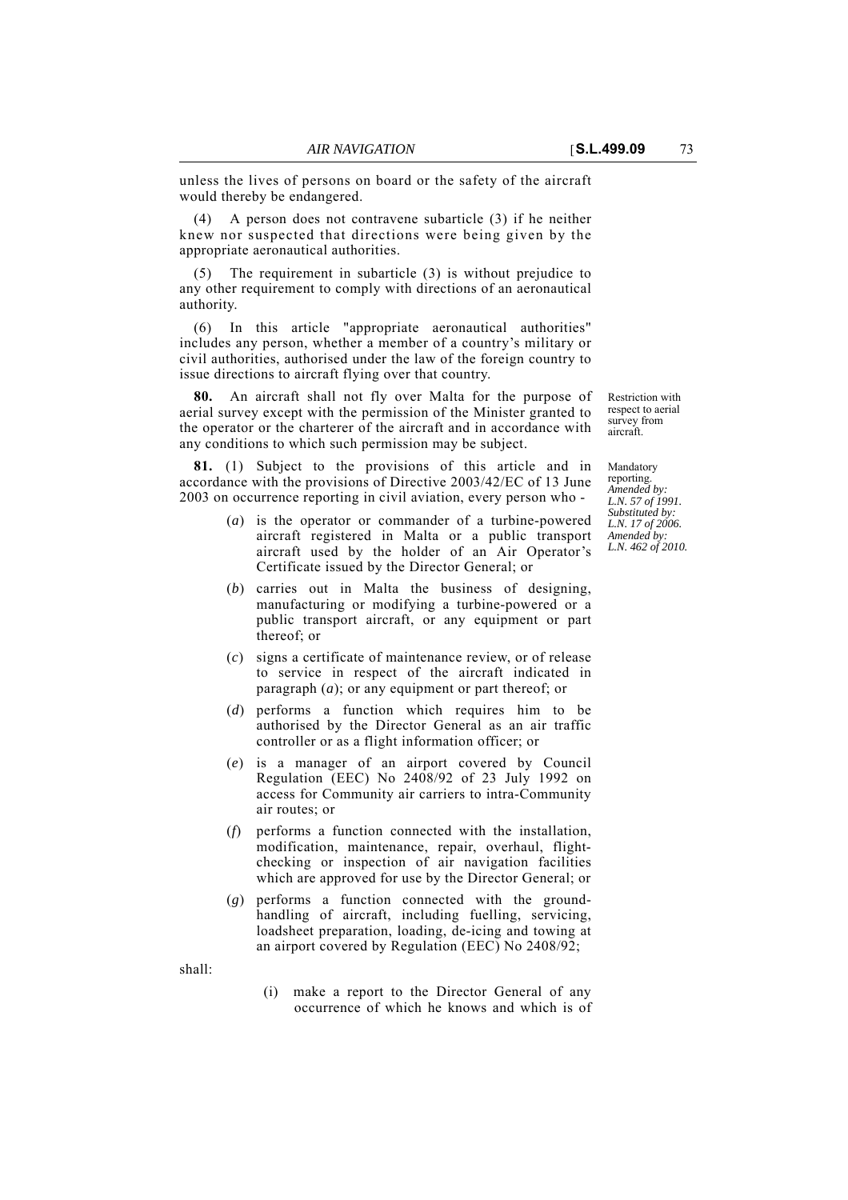unless the lives of persons on board or the safety of the aircraft would thereby be endangered.

(4) A person does not contravene subarticle (3) if he neither knew nor suspected that directions were being given by the appropriate aeronautical authorities.

(5) The requirement in subarticle (3) is without prejudice to any other requirement to comply with directions of an aeronautical authority.

(6) In this article "appropriate aeronautical authorities" includes any person, whether a member of a country's military or civil authorities, authorised under the law of the foreign country to issue directions to aircraft flying over that country.

Restriction with respect to aerial survey from aircraft.

**80.** An aircraft shall not fly over Malta for the purpose of aerial survey except with the permission of the Minister granted to the operator or the charterer of the aircraft and in accordance with any conditions to which such permission may be subject.

Mandatory reporting. *Amended by: L.N. 57 of 1991. Substituted by: L.N. 17 of 2006. Amended by: L.N. 462 of 2010.*

**81.** (1) Subject to the provisions of this article and in accordance with the provisions of Directive 2003/42/EC of 13 June 2003 on occurrence reporting in civil aviation, every person who -

(*a*) is the operator or commander of a turbine-powered aircraft registered in Malta or a public transport aircraft used by the holder of an Air Operator's Certificate issued by the Director General; or

(*b*) carries out in Malta the business of designing, manufacturing or modifying a turbine-powered or a public transport aircraft, or any equipment or part thereof; or

(*c*) signs a certificate of maintenance review, or of release to service in respect of the aircraft indicated in paragraph (*a*); or any equipment or part thereof; or

(*d*) performs a function which requires him to be authorised by the Director General as an air traffic controller or as a flight information officer; or

(*e*) is a manager of an airport covered by Council Regulation (EEC) No 2408/92 of 23 July 1992 on access for Community air carriers to intra-Community air routes; or

(*f*) performs a function connected with the installation, modification, maintenance, repair, overhaul, flight-checking or inspection of air navigation facilities which are approved for use by the Director General; or

(*g*) performs a function connected with the ground-handling of aircraft, including fuelling, servicing, loadsheet preparation, loading, de-icing and towing at an airport covered by Regulation (EEC) No 2408/92;

shall:

(i) make a report to the Director General of any occurrence of which he knows and which is of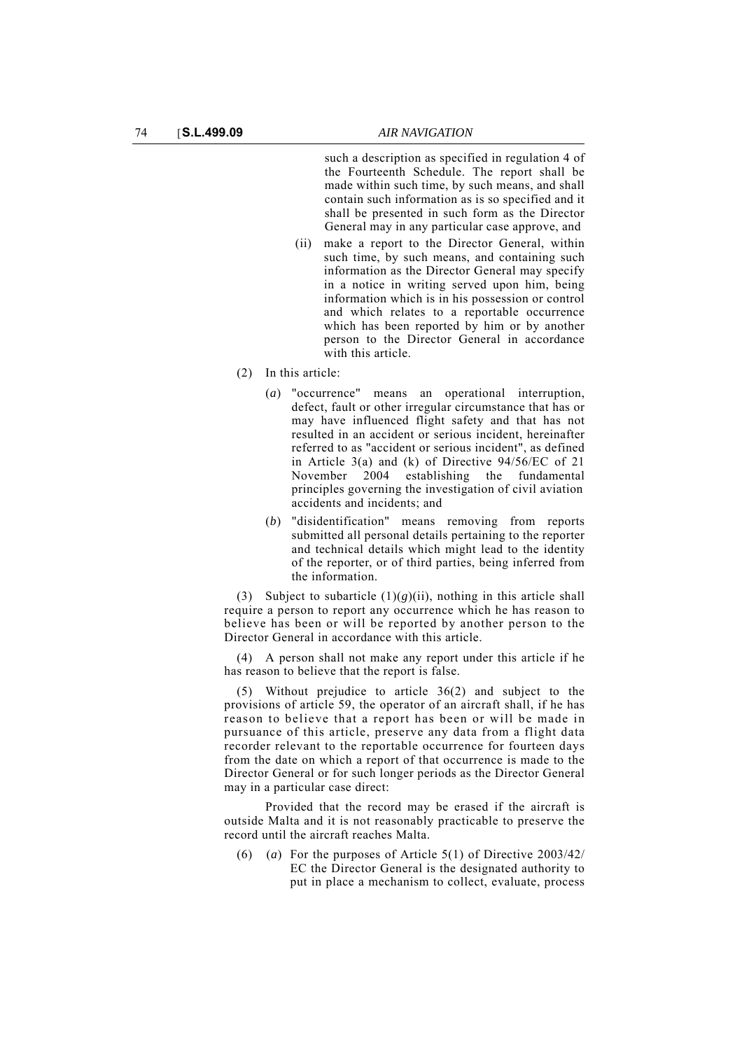such a description as specified in regulation 4 of the Fourteenth Schedule. The report shall be made within such time, by such means, and shall contain such information as is so specified and it shall be presented in such form as the Director General may in any particular case approve, and

(ii) make a report to the Director General, within such time, by such means, and containing such information as the Director General may specify in a notice in writing served upon him, being information which is in his possession or control and which relates to a reportable occurrence which has been reported by him or by another person to the Director General in accordance with this article.

(2) In this article:

(*a*) "occurrence" means an operational interruption, defect, fault or other irregular circumstance that has or may have influenced flight safety and that has not resulted in an accident or serious incident, hereinafter referred to as "accident or serious incident", as defined in Article 3(a) and (k) of Directive 94/56/EC of 21 November 2004 establishing the fundamental principles governing the investigation of civil aviation accidents and incidents; and

(*b*) "disidentification" means removing from reports submitted all personal details pertaining to the reporter and technical details which might lead to the identity of the reporter, or of third parties, being inferred from the information.

(3) Subject to subarticle (1)(*g*)(ii), nothing in this article shall require a person to report any occurrence which he has reason to believe has been or will be reported by another person to the Director General in accordance with this article.

(4) A person shall not make any report under this article if he has reason to believe that the report is false.

(5) Without prejudice to article 36(2) and subject to the provisions of article 59, the operator of an aircraft shall, if he has reason to believe that a report has been or will be made in pursuance of this article, preserve any data from a flight data recorder relevant to the reportable occurrence for fourteen days from the date on which a report of that occurrence is made to the Director General or for such longer periods as the Director General may in a particular case direct:

Provided that the record may be erased if the aircraft is outside Malta and it is not reasonably practicable to preserve the record until the aircraft reaches Malta.

(6) (*a*) For the purposes of Article 5(1) of Directive 2003/42/EC the Director General is the designated authority to put in place a mechanism to collect, evaluate, process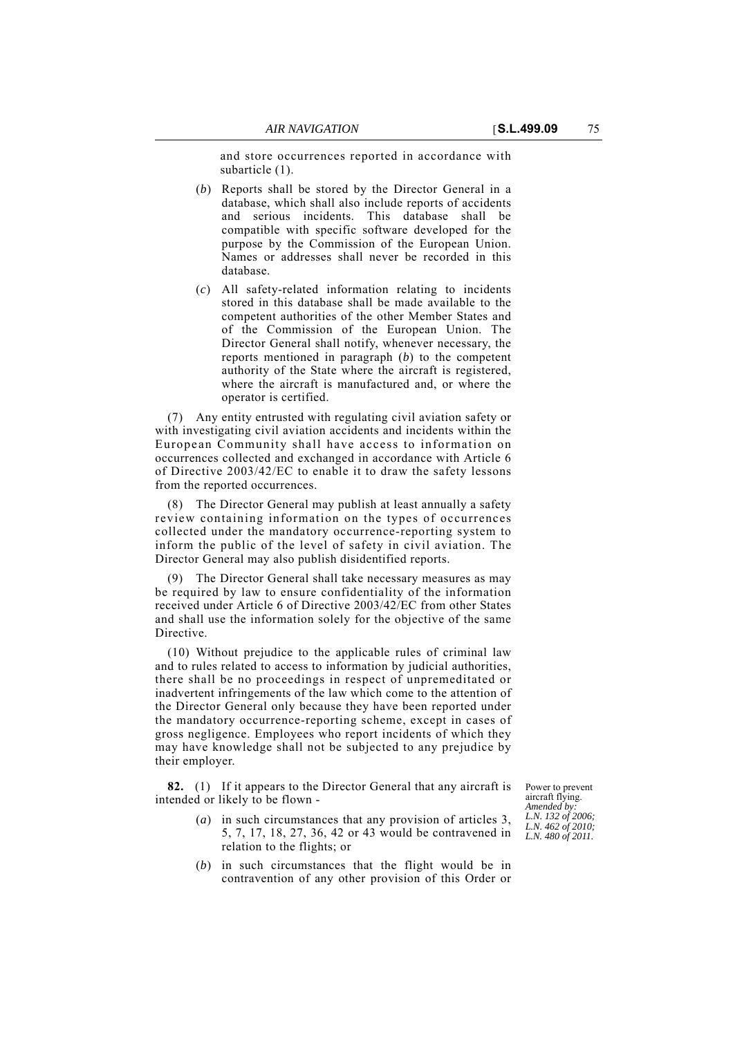and store occurrences reported in accordance with subarticle (1).

(*b*) Reports shall be stored by the Director General in a database, which shall also include reports of accidents and serious incidents. This database shall be compatible with specific software developed for the purpose by the Commission of the European Union. Names or addresses shall never be recorded in this database.

(*c*) All safety-related information relating to incidents stored in this database shall be made available to the competent authorities of the other Member States and of the Commission of the European Union. The Director General shall notify, whenever necessary, the reports mentioned in paragraph (*b*) to the competent authority of the State where the aircraft is registered, where the aircraft is manufactured and, or where the operator is certified.

(7) Any entity entrusted with regulating civil aviation safety or with investigating civil aviation accidents and incidents within the European Community shall have access to information on occurrences collected and exchanged in accordance with Article 6 of Directive 2003/42/EC to enable it to draw the safety lessons from the reported occurrences.

(8) The Director General may publish at least annually a safety review containing information on the types of occurrences collected under the mandatory occurrence-reporting system to inform the public of the level of safety in civil aviation. The Director General may also publish disidentified reports.

(9) The Director General shall take necessary measures as may be required by law to ensure confidentiality of the information received under Article 6 of Directive 2003/42/EC from other States and shall use the information solely for the objective of the same Directive.

(10) Without prejudice to the applicable rules of criminal law and to rules related to access to information by judicial authorities, there shall be no proceedings in respect of unpremeditated or inadvertent infringements of the law which come to the attention of the Director General only because they have been reported under the mandatory occurrence-reporting scheme, except in cases of gross negligence. Employees who report incidents of which they may have knowledge shall not be subjected to any prejudice by their employer.

Power to prevent aircraft flying. *Amended by: L.N. 132 of 2006; L.N. 462 of 2010; L.N. 480 of 2011.*

**82.** (1) If it appears to the Director General that any aircraft is intended or likely to be flown -

(*a*) in such circumstances that any provision of articles 3, 5, 7, 17, 18, 27, 36, 42 or 43 would be contravened in relation to the flights; or

(*b*) in such circumstances that the flight would be in contravention of any other provision of this Order or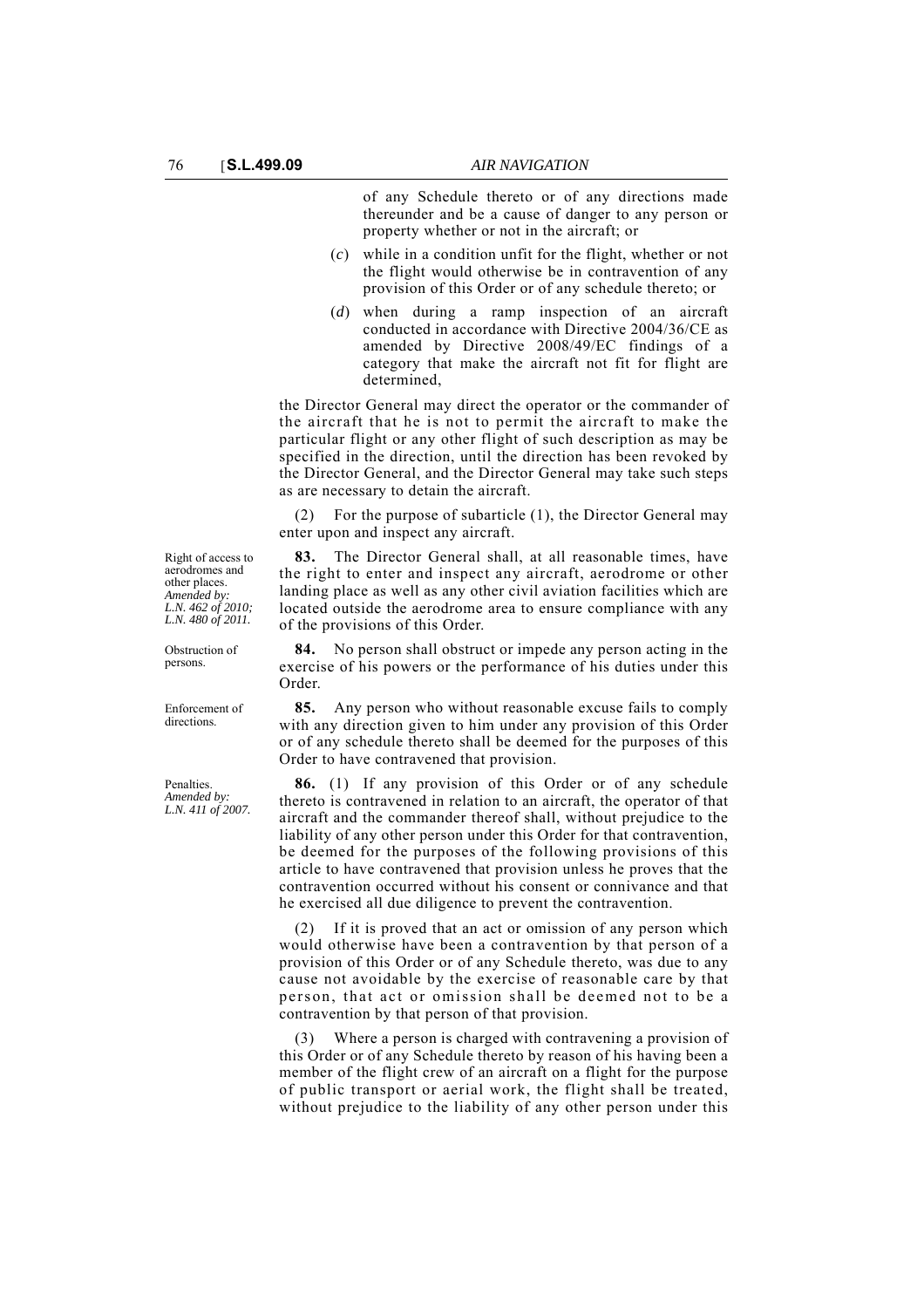of any Schedule thereto or of any directions made thereunder and be a cause of danger to any person or property whether or not in the aircraft; or

(*c*) while in a condition unfit for the flight, whether or not the flight would otherwise be in contravention of any provision of this Order or of any schedule thereto; or

(*d*) when during a ramp inspection of an aircraft conducted in accordance with Directive 2004/36/CE as amended by Directive 2008/49/EC findings of a category that make the aircraft not fit for flight are determined,

the Director General may direct the operator or the commander of the aircraft that he is not to permit the aircraft to make the particular flight or any other flight of such description as may be specified in the direction, until the direction has been revoked by the Director General, and the Director General may take such steps as are necessary to detain the aircraft.

(2) For the purpose of subarticle (1), the Director General may enter upon and inspect any aircraft.

Right of access to aerodromes and other places.
*Amended by: L.N. 462 of 2010; L.N. 480 of 2011.*

**83.** The Director General shall, at all reasonable times, have the right to enter and inspect any aircraft, aerodrome or other landing place as well as any other civil aviation facilities which are located outside the aerodrome area to ensure compliance with any of the provisions of this Order.

Obstruction of persons.

**84.** No person shall obstruct or impede any person acting in the exercise of his powers or the performance of his duties under this Order.

Enforcement of directions.

**85.** Any person who without reasonable excuse fails to comply with any direction given to him under any provision of this Order or of any schedule thereto shall be deemed for the purposes of this Order to have contravened that provision.

Penalties.
*Amended by: L.N. 411 of 2007.*

**86.** (1) If any provision of this Order or of any schedule thereto is contravened in relation to an aircraft, the operator of that aircraft and the commander thereof shall, without prejudice to the liability of any other person under this Order for that contravention, be deemed for the purposes of the following provisions of this article to have contravened that provision unless he proves that the contravention occurred without his consent or connivance and that he exercised all due diligence to prevent the contravention.

(2) If it is proved that an act or omission of any person which would otherwise have been a contravention by that person of a provision of this Order or of any Schedule thereto, was due to any cause not avoidable by the exercise of reasonable care by that person, that act or omission shall be deemed not to be a contravention by that person of that provision.

(3) Where a person is charged with contravening a provision of this Order or of any Schedule thereto by reason of his having been a member of the flight crew of an aircraft on a flight for the purpose of public transport or aerial work, the flight shall be treated, without prejudice to the liability of any other person under this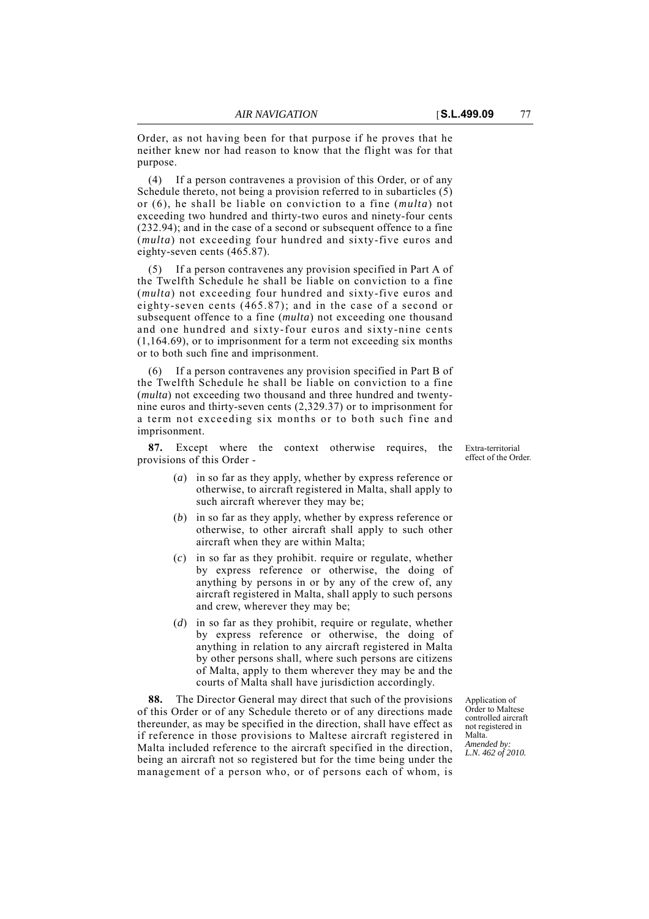Order, as not having been for that purpose if he proves that he neither knew nor had reason to know that the flight was for that purpose.

(4) If a person contravenes a provision of this Order, or of any Schedule thereto, not being a provision referred to in subarticles (5) or (6), he shall be liable on conviction to a fine (*multa*) not exceeding two hundred and thirty-two euros and ninety-four cents (232.94); and in the case of a second or subsequent offence to a fine (*multa*) not exceeding four hundred and sixty-five euros and eighty-seven cents (465.87).

(5) If a person contravenes any provision specified in Part A of the Twelfth Schedule he shall be liable on conviction to a fine (*multa*) not exceeding four hundred and sixty-five euros and eighty-seven cents (465.87); and in the case of a second or subsequent offence to a fine (*multa*) not exceeding one thousand and one hundred and sixty-four euros and sixty-nine cents (1,164.69), or to imprisonment for a term not exceeding six months or to both such fine and imprisonment.

(6) If a person contravenes any provision specified in Part B of the Twelfth Schedule he shall be liable on conviction to a fine (*multa*) not exceeding two thousand and three hundred and twenty-nine euros and thirty-seven cents (2,329.37) or to imprisonment for a term not exceeding six months or to both such fine and imprisonment.

Extra-territorial effect of the Order.

**87.** Except where the context otherwise requires, the provisions of this Order -

(*a*) in so far as they apply, whether by express reference or otherwise, to aircraft registered in Malta, shall apply to such aircraft wherever they may be;

(*b*) in so far as they apply, whether by express reference or otherwise, to other aircraft shall apply to such other aircraft when they are within Malta;

(*c*) in so far as they prohibit. require or regulate, whether by express reference or otherwise, the doing of anything by persons in or by any of the crew of, any aircraft registered in Malta, shall apply to such persons and crew, wherever they may be;

(*d*) in so far as they prohibit, require or regulate, whether by express reference or otherwise, the doing of anything in relation to any aircraft registered in Malta by other persons shall, where such persons are citizens of Malta, apply to them wherever they may be and the courts of Malta shall have jurisdiction accordingly.

Application of Order to Maltese controlled aircraft not registered in Malta.
*Amended by: L.N. 462 of 2010.*

**88.** The Director General may direct that such of the provisions of this Order or of any Schedule thereto or of any directions made thereunder, as may be specified in the direction, shall have effect as if reference in those provisions to Maltese aircraft registered in Malta included reference to the aircraft specified in the direction, being an aircraft not so registered but for the time being under the management of a person who, or of persons each of whom, is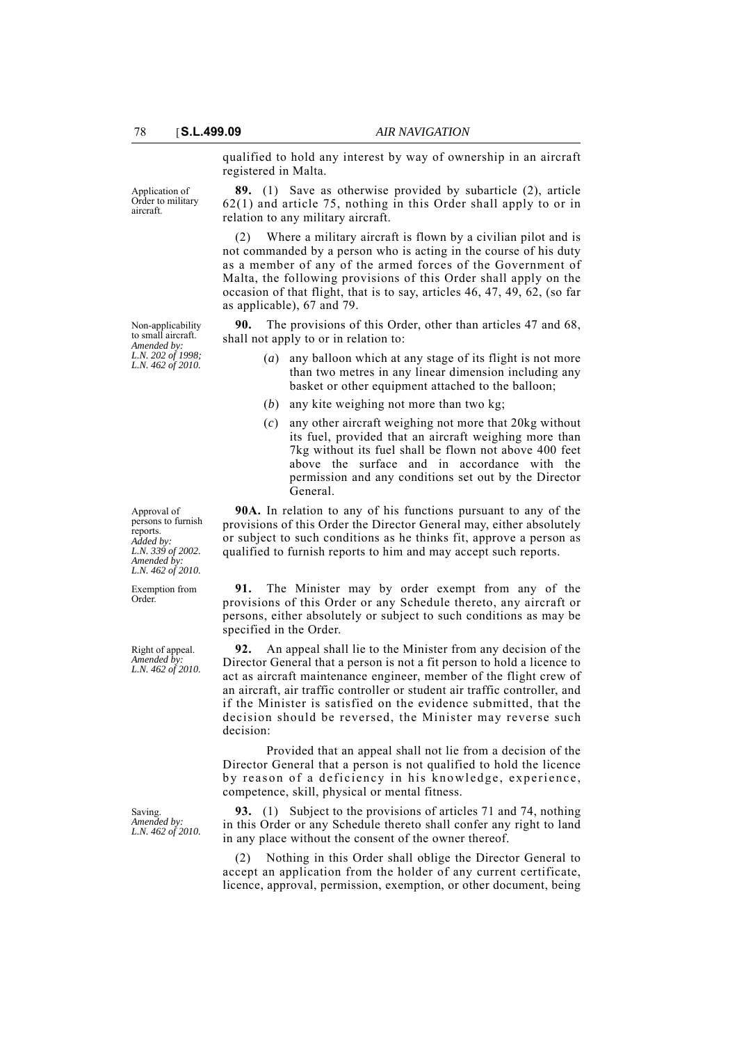qualified to hold any interest by way of ownership in an aircraft registered in Malta.

Application of Order to military aircraft.

**89.** (1) Save as otherwise provided by subarticle (2), article 62(1) and article 75, nothing in this Order shall apply to or in relation to any military aircraft.

(2) Where a military aircraft is flown by a civilian pilot and is not commanded by a person who is acting in the course of his duty as a member of any of the armed forces of the Government of Malta, the following provisions of this Order shall apply on the occasion of that flight, that is to say, articles 46, 47, 49, 62, (so far as applicable), 67 and 79.

Non-applicability to small aircraft. *Amended by: L.N. 202 of 1998; L.N. 462 of 2010.*

**90.** The provisions of this Order, other than articles 47 and 68, shall not apply to or in relation to:

(*a*) any balloon which at any stage of its flight is not more than two metres in any linear dimension including any basket or other equipment attached to the balloon;

(*b*) any kite weighing not more than two kg;

(*c*) any other aircraft weighing not more that 20kg without its fuel, provided that an aircraft weighing more than 7kg without its fuel shall be flown not above 400 feet above the surface and in accordance with the permission and any conditions set out by the Director General.

Approval of persons to furnish reports. *Added by: L.N. 339 of 2002. Amended by: L.N. 462 of 2010.*

**90A.** In relation to any of his functions pursuant to any of the provisions of this Order the Director General may, either absolutely or subject to such conditions as he thinks fit, approve a person as qualified to furnish reports to him and may accept such reports.

Exemption from Order.

**91.** The Minister may by order exempt from any of the provisions of this Order or any Schedule thereto, any aircraft or persons, either absolutely or subject to such conditions as may be specified in the Order.

Right of appeal. *Amended by: L.N. 462 of 2010.*

**92.** An appeal shall lie to the Minister from any decision of the Director General that a person is not a fit person to hold a licence to act as aircraft maintenance engineer, member of the flight crew of an aircraft, air traffic controller or student air traffic controller, and if the Minister is satisfied on the evidence submitted, that the decision should be reversed, the Minister may reverse such decision:

Provided that an appeal shall not lie from a decision of the Director General that a person is not qualified to hold the licence by reason of a deficiency in his knowledge, experience, competence, skill, physical or mental fitness.

Saving. *Amended by: L.N. 462 of 2010.*

**93.** (1) Subject to the provisions of articles 71 and 74, nothing in this Order or any Schedule thereto shall confer any right to land in any place without the consent of the owner thereof.

(2) Nothing in this Order shall oblige the Director General to accept an application from the holder of any current certificate, licence, approval, permission, exemption, or other document, being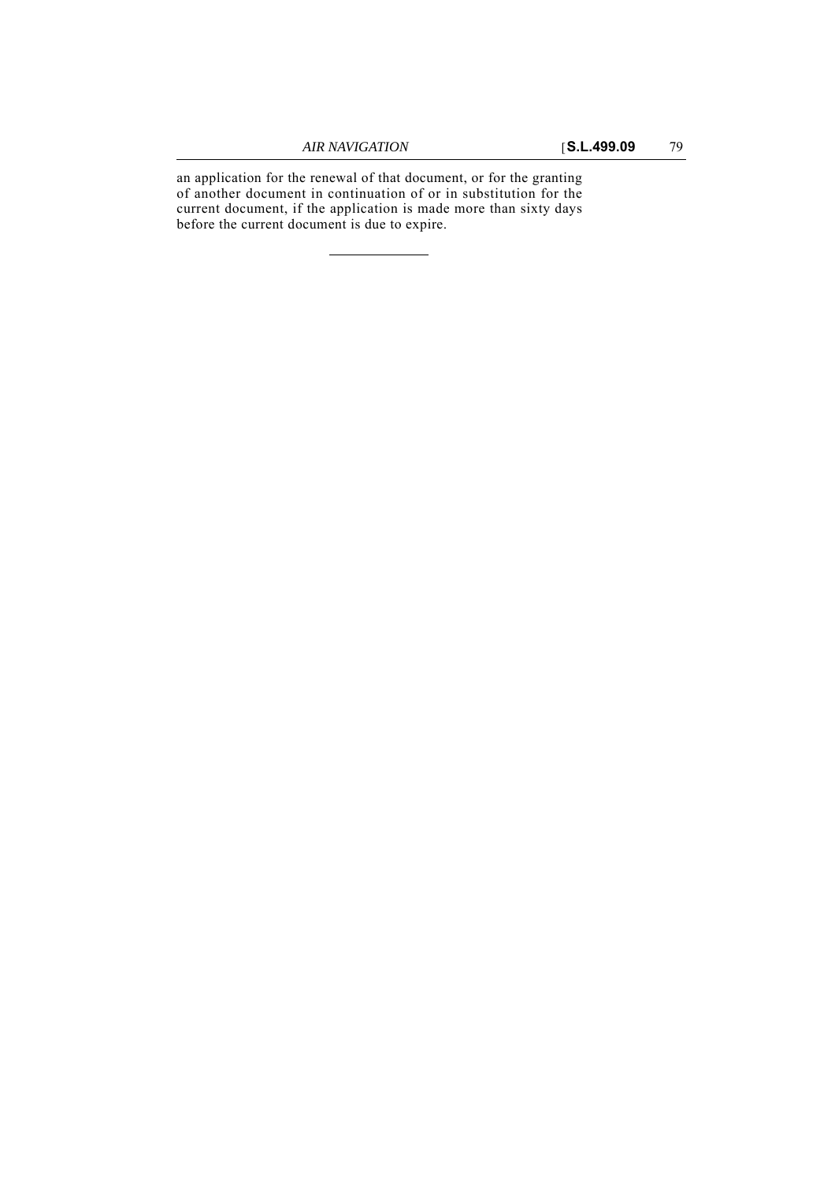an application for the renewal of that document, or for the granting of another document in continuation of or in substitution for the current document, if the application is made more than sixty days before the current document is due to expire.

---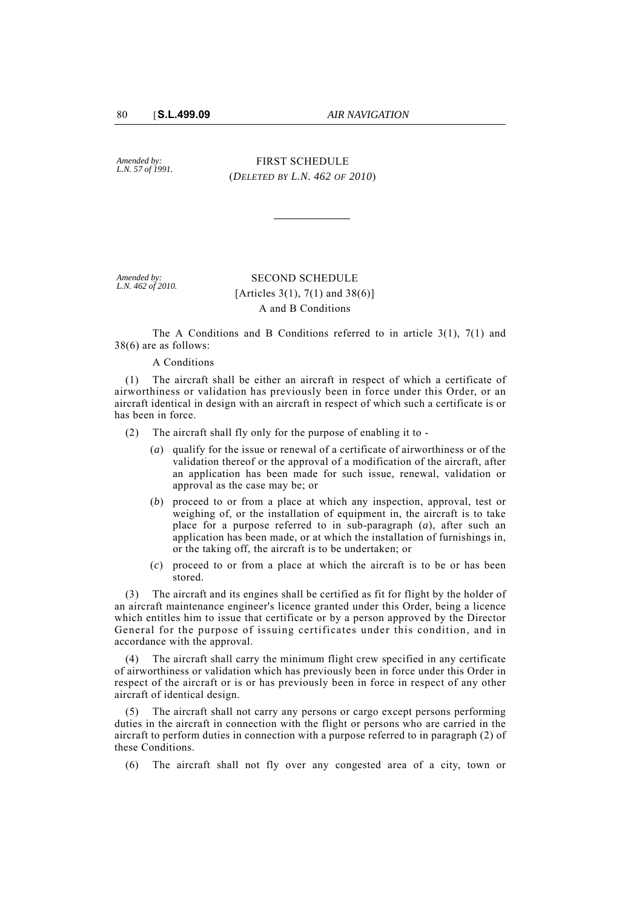*Amended by: L.N. 57 of 1991.*

## FIRST SCHEDULE

(*DELETED BY L.N. 462 OF 2010*)

---

*Amended by: L.N. 462 of 2010.*

## SECOND SCHEDULE

[Articles 3(1), 7(1) and 38(6)]

A and B Conditions

The A Conditions and B Conditions referred to in article 3(1), 7(1) and 38(6) are as follows:

A Conditions

(1) The aircraft shall be either an aircraft in respect of which a certificate of airworthiness or validation has previously been in force under this Order, or an aircraft identical in design with an aircraft in respect of which such a certificate is or has been in force.

(2) The aircraft shall fly only for the purpose of enabling it to -

(*a*) qualify for the issue or renewal of a certificate of airworthiness or of the validation thereof or the approval of a modification of the aircraft, after an application has been made for such issue, renewal, validation or approval as the case may be; or

(*b*) proceed to or from a place at which any inspection, approval, test or weighing of, or the installation of equipment in, the aircraft is to take place for a purpose referred to in sub-paragraph (*a*), after such an application has been made, or at which the installation of furnishings in, or the taking off, the aircraft is to be undertaken; or

(*c*) proceed to or from a place at which the aircraft is to be or has been stored.

(3) The aircraft and its engines shall be certified as fit for flight by the holder of an aircraft maintenance engineer's licence granted under this Order, being a licence which entitles him to issue that certificate or by a person approved by the Director General for the purpose of issuing certificates under this condition, and in accordance with the approval.

(4) The aircraft shall carry the minimum flight crew specified in any certificate of airworthiness or validation which has previously been in force under this Order in respect of the aircraft or is or has previously been in force in respect of any other aircraft of identical design.

(5) The aircraft shall not carry any persons or cargo except persons performing duties in the aircraft in connection with the flight or persons who are carried in the aircraft to perform duties in connection with a purpose referred to in paragraph (2) of these Conditions.

(6) The aircraft shall not fly over any congested area of a city, town or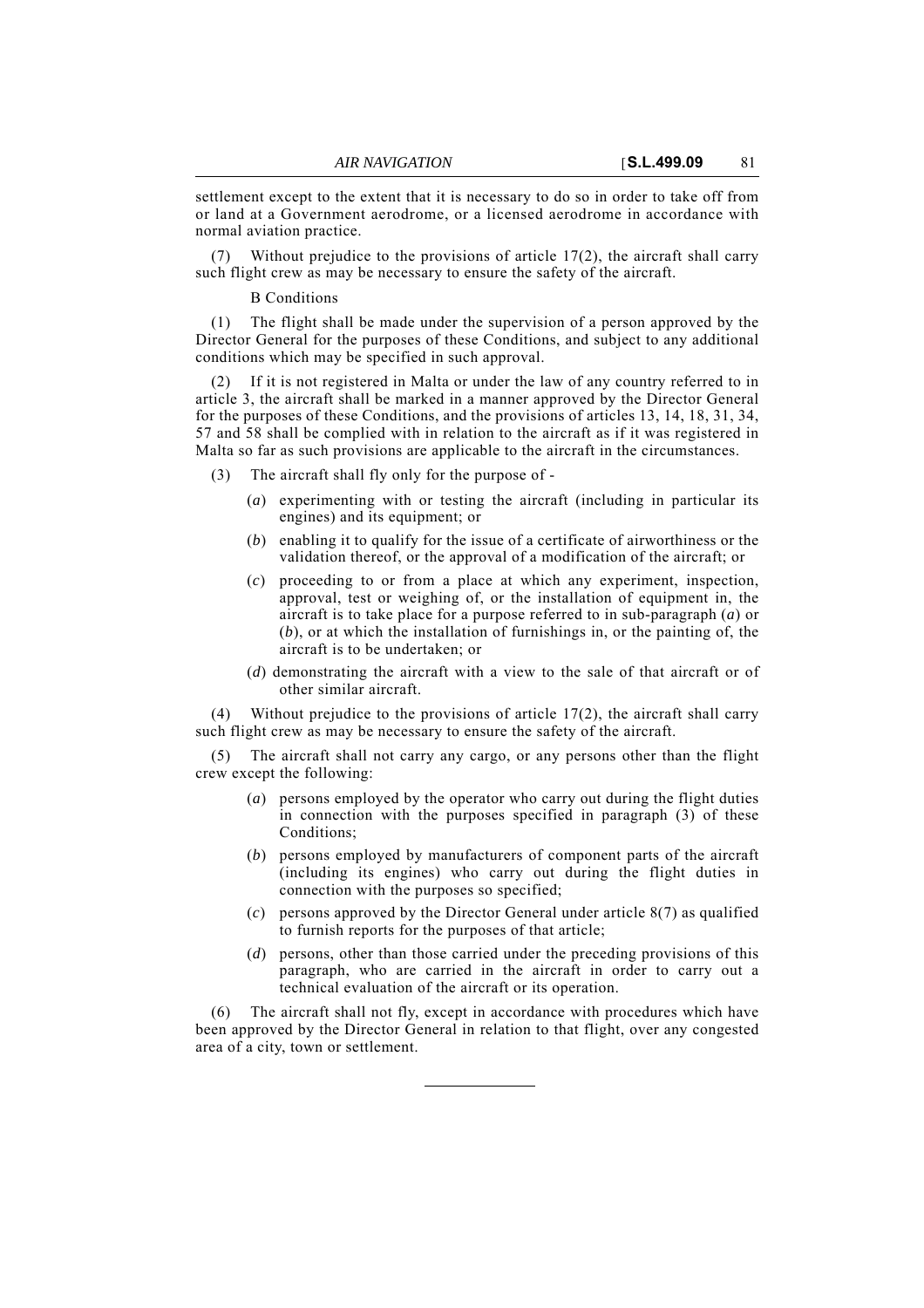settlement except to the extent that it is necessary to do so in order to take off from or land at a Government aerodrome, or a licensed aerodrome in accordance with normal aviation practice.

(7) Without prejudice to the provisions of article 17(2), the aircraft shall carry such flight crew as may be necessary to ensure the safety of the aircraft.

B Conditions

(1) The flight shall be made under the supervision of a person approved by the Director General for the purposes of these Conditions, and subject to any additional conditions which may be specified in such approval.

(2) If it is not registered in Malta or under the law of any country referred to in article 3, the aircraft shall be marked in a manner approved by the Director General for the purposes of these Conditions, and the provisions of articles 13, 14, 18, 31, 34, 57 and 58 shall be complied with in relation to the aircraft as if it was registered in Malta so far as such provisions are applicable to the aircraft in the circumstances.

(3) The aircraft shall fly only for the purpose of -

- (*a*) experimenting with or testing the aircraft (including in particular its engines) and its equipment; or
- (*b*) enabling it to qualify for the issue of a certificate of airworthiness or the validation thereof, or the approval of a modification of the aircraft; or
- (*c*) proceeding to or from a place at which any experiment, inspection, approval, test or weighing of, or the installation of equipment in, the aircraft is to take place for a purpose referred to in sub-paragraph (*a*) or (*b*), or at which the installation of furnishings in, or the painting of, the aircraft is to be undertaken; or
- (*d*) demonstrating the aircraft with a view to the sale of that aircraft or of other similar aircraft.

(4) Without prejudice to the provisions of article 17(2), the aircraft shall carry such flight crew as may be necessary to ensure the safety of the aircraft.

(5) The aircraft shall not carry any cargo, or any persons other than the flight crew except the following:

- (*a*) persons employed by the operator who carry out during the flight duties in connection with the purposes specified in paragraph (3) of these Conditions;
- (*b*) persons employed by manufacturers of component parts of the aircraft (including its engines) who carry out during the flight duties in connection with the purposes so specified;
- (*c*) persons approved by the Director General under article 8(7) as qualified to furnish reports for the purposes of that article;
- (*d*) persons, other than those carried under the preceding provisions of this paragraph, who are carried in the aircraft in order to carry out a technical evaluation of the aircraft or its operation.

(6) The aircraft shall not fly, except in accordance with procedures which have been approved by the Director General in relation to that flight, over any congested area of a city, town or settlement.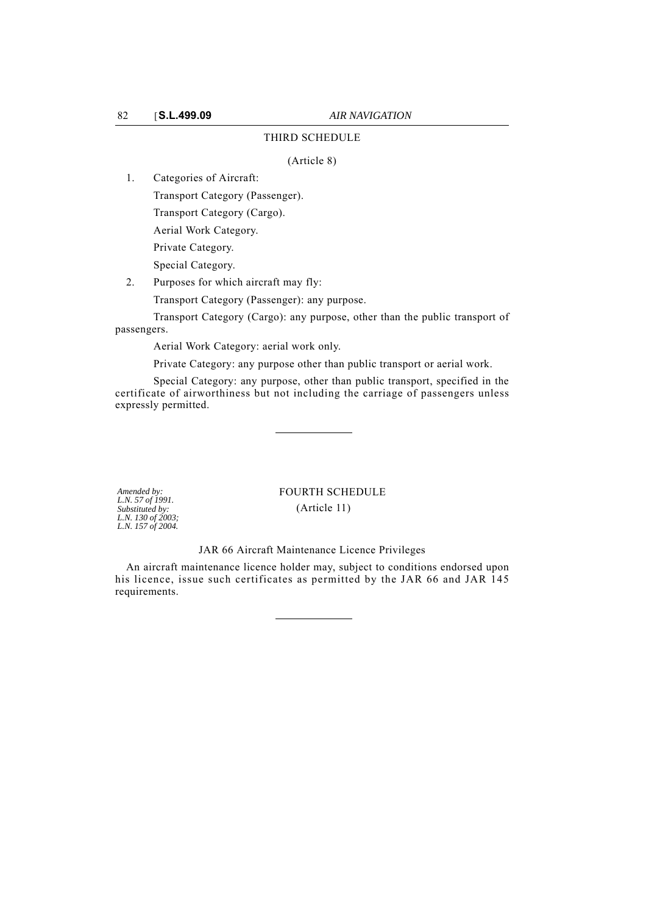## THIRD SCHEDULE

(Article 8)

1. Categories of Aircraft:

   Transport Category (Passenger).

   Transport Category (Cargo).

   Aerial Work Category.

   Private Category.

   Special Category.

2. Purposes for which aircraft may fly:

   Transport Category (Passenger): any purpose.

   Transport Category (Cargo): any purpose, other than the public transport of passengers.

   Aerial Work Category: aerial work only.

   Private Category: any purpose other than public transport or aerial work.

   Special Category: any purpose, other than public transport, specified in the certificate of airworthiness but not including the carriage of passengers unless expressly permitted.

---

*Amended by: L.N. 57 of 1991. Substituted by: L.N. 130 of 2003; L.N. 157 of 2004.*

## FOURTH SCHEDULE

(Article 11)

### JAR 66 Aircraft Maintenance Licence Privileges

An aircraft maintenance licence holder may, subject to conditions endorsed upon his licence, issue such certificates as permitted by the JAR 66 and JAR 145 requirements.

---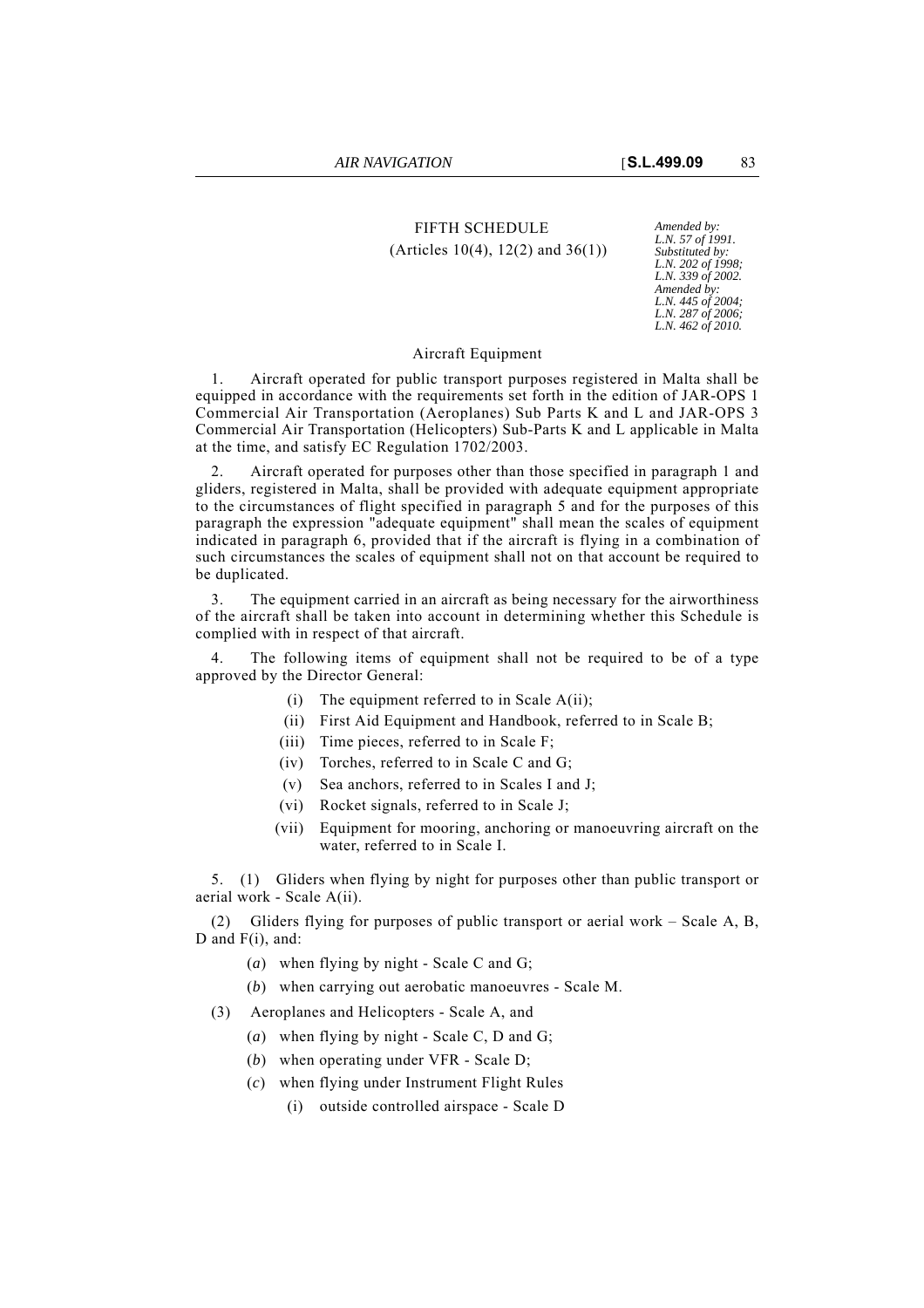# FIFTH SCHEDULE

(Articles 10(4), 12(2) and 36(1))

*Amended by: L.N. 57 of 1991. Substituted by: L.N. 202 of 1998; L.N. 339 of 2002. Amended by: L.N. 445 of 2004; L.N. 287 of 2006; L.N. 462 of 2010.*

## Aircraft Equipment

1. Aircraft operated for public transport purposes registered in Malta shall be equipped in accordance with the requirements set forth in the edition of JAR-OPS 1 Commercial Air Transportation (Aeroplanes) Sub Parts K and L and JAR-OPS 3 Commercial Air Transportation (Helicopters) Sub-Parts K and L applicable in Malta at the time, and satisfy EC Regulation 1702/2003.

2. Aircraft operated for purposes other than those specified in paragraph 1 and gliders, registered in Malta, shall be provided with adequate equipment appropriate to the circumstances of flight specified in paragraph 5 and for the purposes of this paragraph the expression "adequate equipment" shall mean the scales of equipment indicated in paragraph 6, provided that if the aircraft is flying in a combination of such circumstances the scales of equipment shall not on that account be required to be duplicated.

3. The equipment carried in an aircraft as being necessary for the airworthiness of the aircraft shall be taken into account in determining whether this Schedule is complied with in respect of that aircraft.

4. The following items of equipment shall not be required to be of a type approved by the Director General:

- (i) The equipment referred to in Scale A(ii);
- (ii) First Aid Equipment and Handbook, referred to in Scale B;
- (iii) Time pieces, referred to in Scale F;
- (iv) Torches, referred to in Scale C and G;
- (v) Sea anchors, referred to in Scales I and J;
- (vi) Rocket signals, referred to in Scale J;
- (vii) Equipment for mooring, anchoring or manoeuvring aircraft on the water, referred to in Scale I.

5. (1) Gliders when flying by night for purposes other than public transport or aerial work - Scale A(ii).

(2) Gliders flying for purposes of public transport or aerial work – Scale A, B, D and F(i), and:

- (*a*) when flying by night - Scale C and G;
- (*b*) when carrying out aerobatic manoeuvres - Scale M.

(3) Aeroplanes and Helicopters - Scale A, and

- (*a*) when flying by night - Scale C, D and G;
- (*b*) when operating under VFR - Scale D;
- (*c*) when flying under Instrument Flight Rules
  - (i) outside controlled airspace - Scale D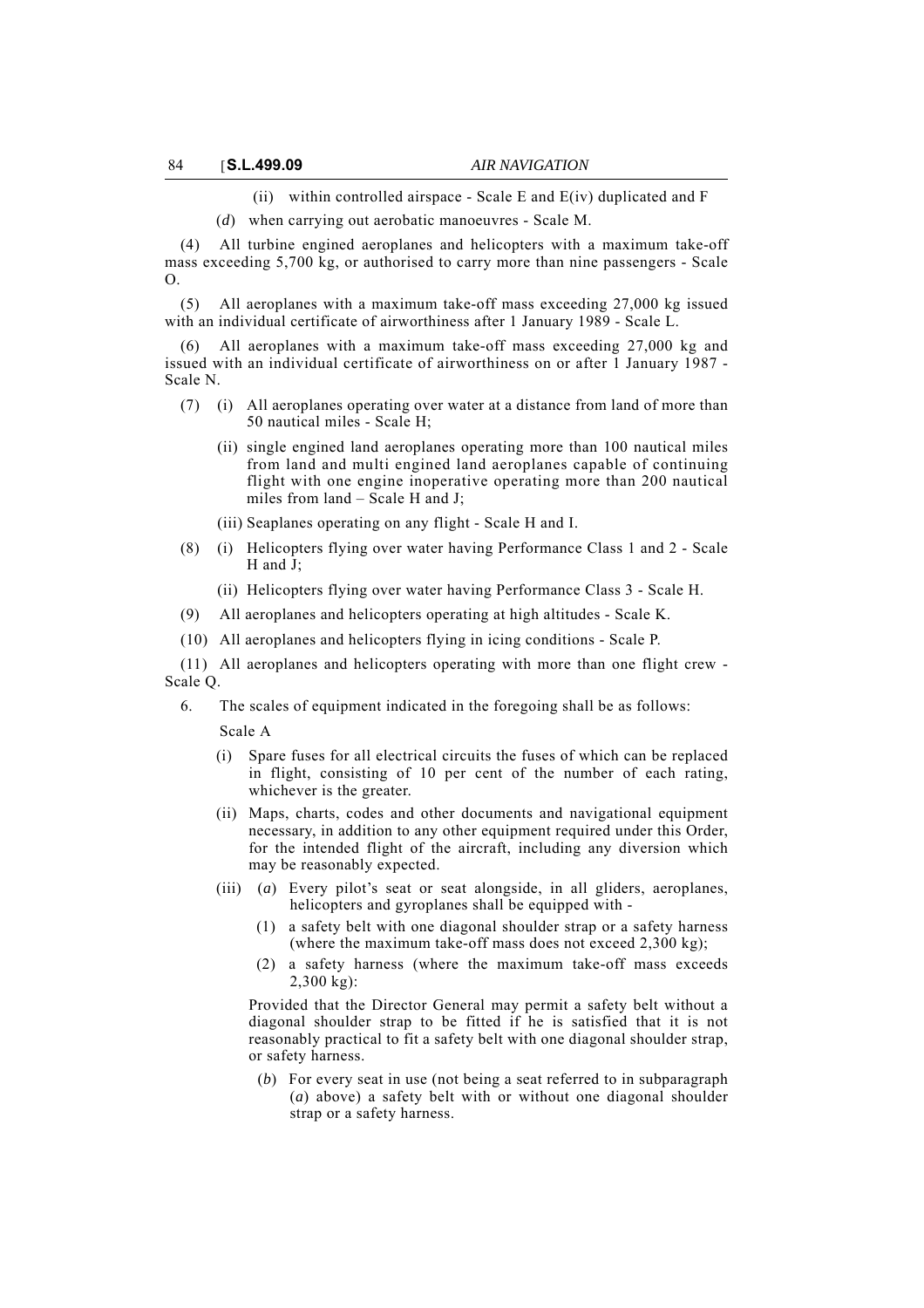(ii) within controlled airspace - Scale E and E(iv) duplicated and F

(*d*) when carrying out aerobatic manoeuvres - Scale M.

(4) All turbine engined aeroplanes and helicopters with a maximum take-off mass exceeding 5,700 kg, or authorised to carry more than nine passengers - Scale O.

(5) All aeroplanes with a maximum take-off mass exceeding 27,000 kg issued with an individual certificate of airworthiness after 1 January 1989 - Scale L.

(6) All aeroplanes with a maximum take-off mass exceeding 27,000 kg and issued with an individual certificate of airworthiness on or after 1 January 1987 - Scale N.

(7) (i) All aeroplanes operating over water at a distance from land of more than 50 nautical miles - Scale H;

(ii) single engined land aeroplanes operating more than 100 nautical miles from land and multi engined land aeroplanes capable of continuing flight with one engine inoperative operating more than 200 nautical miles from land – Scale H and J;

(iii) Seaplanes operating on any flight - Scale H and I.

(8) (i) Helicopters flying over water having Performance Class 1 and 2 - Scale H and J;

(ii) Helicopters flying over water having Performance Class 3 - Scale H.

(9) All aeroplanes and helicopters operating at high altitudes - Scale K.

(10) All aeroplanes and helicopters flying in icing conditions - Scale P.

(11) All aeroplanes and helicopters operating with more than one flight crew - Scale Q.

6. The scales of equipment indicated in the foregoing shall be as follows:

Scale A

(i) Spare fuses for all electrical circuits the fuses of which can be replaced in flight, consisting of 10 per cent of the number of each rating, whichever is the greater.

(ii) Maps, charts, codes and other documents and navigational equipment necessary, in addition to any other equipment required under this Order, for the intended flight of the aircraft, including any diversion which may be reasonably expected.

(iii) (*a*) Every pilot's seat or seat alongside, in all gliders, aeroplanes, helicopters and gyroplanes shall be equipped with -

(1) a safety belt with one diagonal shoulder strap or a safety harness (where the maximum take-off mass does not exceed 2,300 kg);

(2) a safety harness (where the maximum take-off mass exceeds 2,300 kg):

Provided that the Director General may permit a safety belt without a diagonal shoulder strap to be fitted if he is satisfied that it is not reasonably practical to fit a safety belt with one diagonal shoulder strap, or safety harness.

(*b*) For every seat in use (not being a seat referred to in subparagraph (*a*) above) a safety belt with or without one diagonal shoulder strap or a safety harness.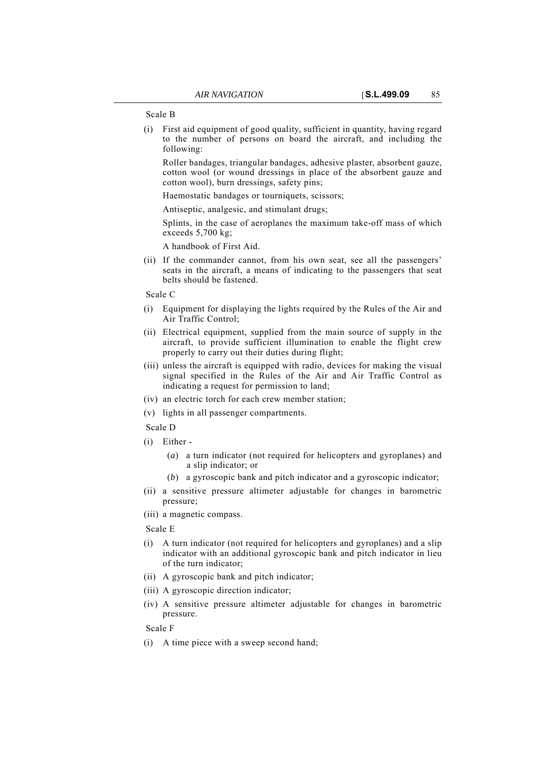Scale B

(i) First aid equipment of good quality, sufficient in quantity, having regard to the number of persons on board the aircraft, and including the following:

Roller bandages, triangular bandages, adhesive plaster, absorbent gauze, cotton wool (or wound dressings in place of the absorbent gauze and cotton wool), burn dressings, safety pins;

Haemostatic bandages or tourniquets, scissors;

Antiseptic, analgesic, and stimulant drugs;

Splints, in the case of aeroplanes the maximum take-off mass of which exceeds 5,700 kg;

A handbook of First Aid.

(ii) If the commander cannot, from his own seat, see all the passengers' seats in the aircraft, a means of indicating to the passengers that seat belts should be fastened.

Scale C

(i) Equipment for displaying the lights required by the Rules of the Air and Air Traffic Control;

(ii) Electrical equipment, supplied from the main source of supply in the aircraft, to provide sufficient illumination to enable the flight crew properly to carry out their duties during flight;

(iii) unless the aircraft is equipped with radio, devices for making the visual signal specified in the Rules of the Air and Air Traffic Control as indicating a request for permission to land;

(iv) an electric torch for each crew member station;

(v) lights in all passenger compartments.

Scale D

(i) Either -

(*a*) a turn indicator (not required for helicopters and gyroplanes) and a slip indicator; or

(*b*) a gyroscopic bank and pitch indicator and a gyroscopic indicator;

(ii) a sensitive pressure altimeter adjustable for changes in barometric pressure;

(iii) a magnetic compass.

Scale E

(i) A turn indicator (not required for helicopters and gyroplanes) and a slip indicator with an additional gyroscopic bank and pitch indicator in lieu of the turn indicator;

(ii) A gyroscopic bank and pitch indicator;

(iii) A gyroscopic direction indicator;

(iv) A sensitive pressure altimeter adjustable for changes in barometric pressure.

Scale F

(i) A time piece with a sweep second hand;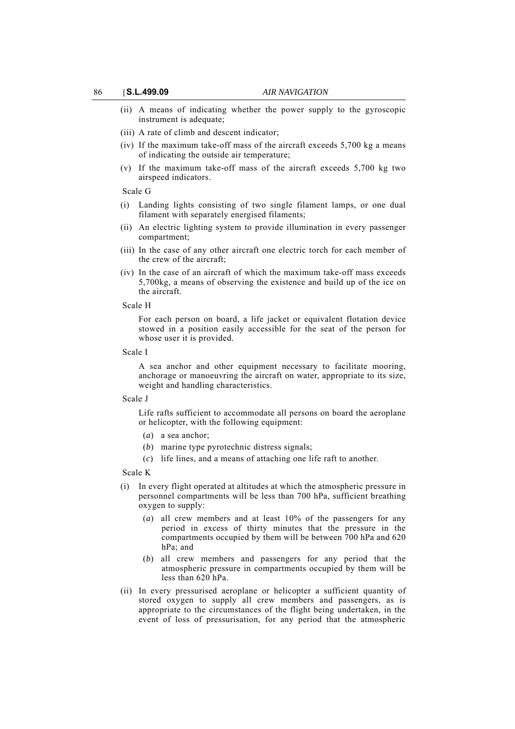(ii) A means of indicating whether the power supply to the gyroscopic instrument is adequate;

(iii) A rate of climb and descent indicator;

(iv) If the maximum take-off mass of the aircraft exceeds 5,700 kg a means of indicating the outside air temperature;

(v) If the maximum take-off mass of the aircraft exceeds 5,700 kg two airspeed indicators.

Scale G

(i) Landing lights consisting of two single filament lamps, or one dual filament with separately energised filaments;

(ii) An electric lighting system to provide illumination in every passenger compartment;

(iii) In the case of any other aircraft one electric torch for each member of the crew of the aircraft;

(iv) In the case of an aircraft of which the maximum take-off mass exceeds 5,700kg, a means of observing the existence and build up of the ice on the aircraft.

Scale H

For each person on board, a life jacket or equivalent flotation device stowed in a position easily accessible for the seat of the person for whose user it is provided.

Scale I

A sea anchor and other equipment necessary to facilitate mooring, anchorage or manoeuvring the aircraft on water, appropriate to its size, weight and handling characteristics.

Scale J

Life rafts sufficient to accommodate all persons on board the aeroplane or helicopter, with the following equipment:

(*a*) a sea anchor;

(*b*) marine type pyrotechnic distress signals;

(*c*) life lines, and a means of attaching one life raft to another.

Scale K

(i) In every flight operated at altitudes at which the atmospheric pressure in personnel compartments will be less than 700 hPa, sufficient breathing oxygen to supply:

(*a*) all crew members and at least 10% of the passengers for any period in excess of thirty minutes that the pressure in the compartments occupied by them will be between 700 hPa and 620 hPa; and

(*b*) all crew members and passengers for any period that the atmospheric pressure in compartments occupied by them will be less than 620 hPa.

(ii) In every pressurised aeroplane or helicopter a sufficient quantity of stored oxygen to supply all crew members and passengers, as is appropriate to the circumstances of the flight being undertaken, in the event of loss of pressurisation, for any period that the atmospheric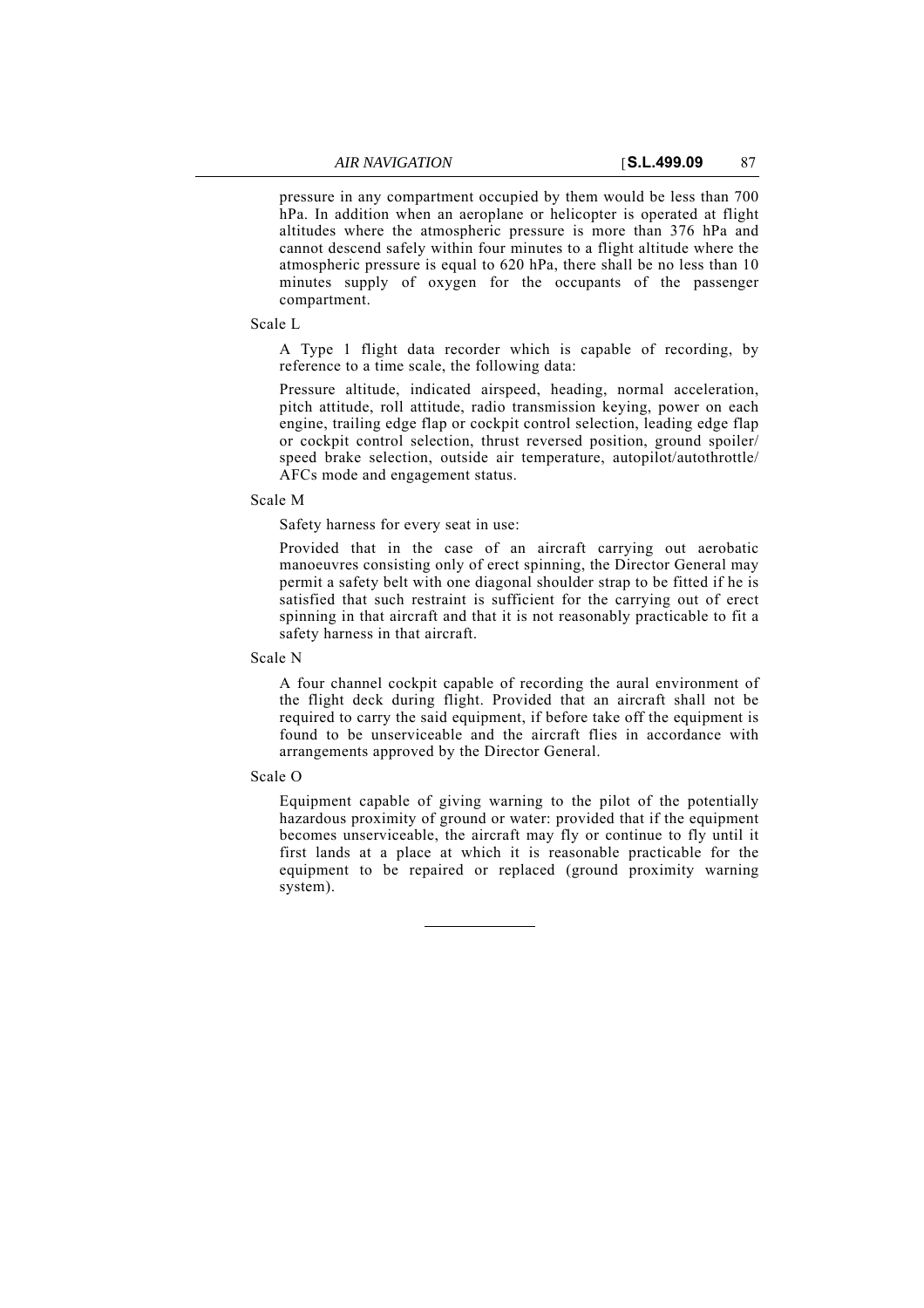pressure in any compartment occupied by them would be less than 700 hPa. In addition when an aeroplane or helicopter is operated at flight altitudes where the atmospheric pressure is more than 376 hPa and cannot descend safely within four minutes to a flight altitude where the atmospheric pressure is equal to 620 hPa, there shall be no less than 10 minutes supply of oxygen for the occupants of the passenger compartment.

Scale L

A Type 1 flight data recorder which is capable of recording, by reference to a time scale, the following data:

Pressure altitude, indicated airspeed, heading, normal acceleration, pitch attitude, roll attitude, radio transmission keying, power on each engine, trailing edge flap or cockpit control selection, leading edge flap or cockpit control selection, thrust reversed position, ground spoiler/ speed brake selection, outside air temperature, autopilot/autothrottle/ AFCs mode and engagement status.

Scale M

Safety harness for every seat in use:

Provided that in the case of an aircraft carrying out aerobatic manoeuvres consisting only of erect spinning, the Director General may permit a safety belt with one diagonal shoulder strap to be fitted if he is satisfied that such restraint is sufficient for the carrying out of erect spinning in that aircraft and that it is not reasonably practicable to fit a safety harness in that aircraft.

Scale N

A four channel cockpit capable of recording the aural environment of the flight deck during flight. Provided that an aircraft shall not be required to carry the said equipment, if before take off the equipment is found to be unserviceable and the aircraft flies in accordance with arrangements approved by the Director General.

Scale O

Equipment capable of giving warning to the pilot of the potentially hazardous proximity of ground or water: provided that if the equipment becomes unserviceable, the aircraft may fly or continue to fly until it first lands at a place at which it is reasonable practicable for the equipment to be repaired or replaced (ground proximity warning system).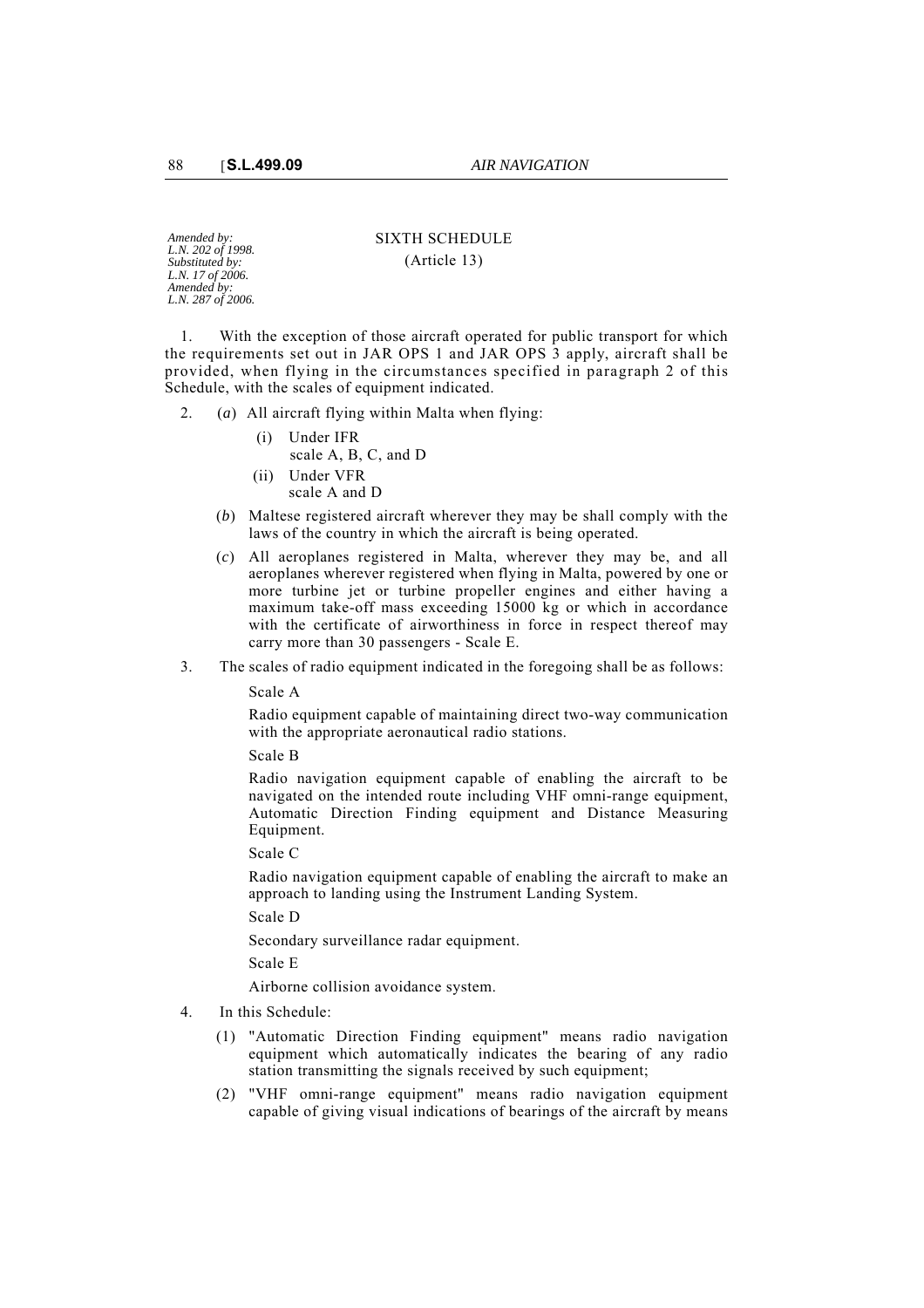*Amended by:*
*L.N. 202 of 1998.*
*Substituted by:*
*L.N. 17 of 2006.*
*Amended by:*
*L.N. 287 of 2006.*

## SIXTH SCHEDULE

(Article 13)

1. With the exception of those aircraft operated for public transport for which the requirements set out in JAR OPS 1 and JAR OPS 3 apply, aircraft shall be provided, when flying in the circumstances specified in paragraph 2 of this Schedule, with the scales of equipment indicated.

2. (*a*) All aircraft flying within Malta when flying:

   (i) Under IFR
   scale A, B, C, and D

   (ii) Under VFR
   scale A and D

   (*b*) Maltese registered aircraft wherever they may be shall comply with the laws of the country in which the aircraft is being operated.

   (*c*) All aeroplanes registered in Malta, wherever they may be, and all aeroplanes wherever registered when flying in Malta, powered by one or more turbine jet or turbine propeller engines and either having a maximum take-off mass exceeding 15000 kg or which in accordance with the certificate of airworthiness in force in respect thereof may carry more than 30 passengers - Scale E.

3. The scales of radio equipment indicated in the foregoing shall be as follows:

   Scale A

   Radio equipment capable of maintaining direct two-way communication with the appropriate aeronautical radio stations.

   Scale B

   Radio navigation equipment capable of enabling the aircraft to be navigated on the intended route including VHF omni-range equipment, Automatic Direction Finding equipment and Distance Measuring Equipment.

   Scale C

   Radio navigation equipment capable of enabling the aircraft to make an approach to landing using the Instrument Landing System.

   Scale D

   Secondary surveillance radar equipment.

   Scale E

   Airborne collision avoidance system.

4. In this Schedule:

   (1) "Automatic Direction Finding equipment" means radio navigation equipment which automatically indicates the bearing of any radio station transmitting the signals received by such equipment;

   (2) "VHF omni-range equipment" means radio navigation equipment capable of giving visual indications of bearings of the aircraft by means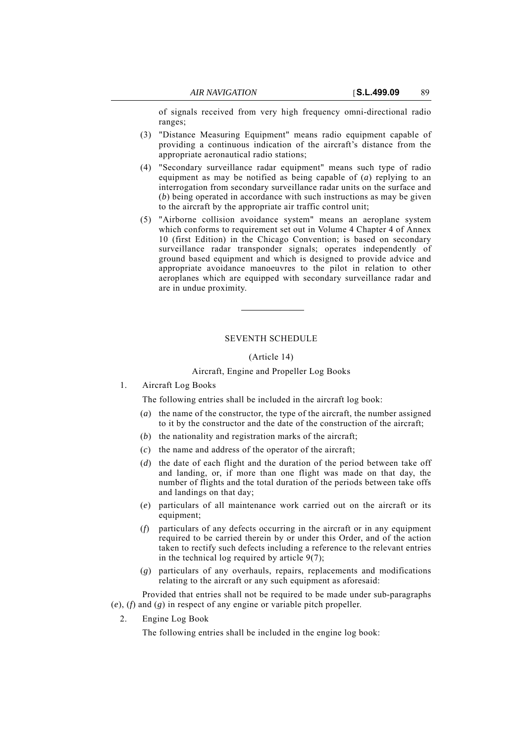of signals received from very high frequency omni-directional radio ranges;

(3) "Distance Measuring Equipment" means radio equipment capable of providing a continuous indication of the aircraft's distance from the appropriate aeronautical radio stations;

(4) "Secondary surveillance radar equipment" means such type of radio equipment as may be notified as being capable of (*a*) replying to an interrogation from secondary surveillance radar units on the surface and (*b*) being operated in accordance with such instructions as may be given to the aircraft by the appropriate air traffic control unit;

(5) "Airborne collision avoidance system" means an aeroplane system which conforms to requirement set out in Volume 4 Chapter 4 of Annex 10 (first Edition) in the Chicago Convention; is based on secondary surveillance radar transponder signals; operates independently of ground based equipment and which is designed to provide advice and appropriate avoidance manoeuvres to the pilot in relation to other aeroplanes which are equipped with secondary surveillance radar and are in undue proximity.

---

## SEVENTH SCHEDULE

(Article 14)

Aircraft, Engine and Propeller Log Books

1. Aircraft Log Books

The following entries shall be included in the aircraft log book:

(*a*) the name of the constructor, the type of the aircraft, the number assigned to it by the constructor and the date of the construction of the aircraft;

(*b*) the nationality and registration marks of the aircraft;

(*c*) the name and address of the operator of the aircraft;

(*d*) the date of each flight and the duration of the period between take off and landing, or, if more than one flight was made on that day, the number of flights and the total duration of the periods between take offs and landings on that day;

(*e*) particulars of all maintenance work carried out on the aircraft or its equipment;

(*f*) particulars of any defects occurring in the aircraft or in any equipment required to be carried therein by or under this Order, and of the action taken to rectify such defects including a reference to the relevant entries in the technical log required by article 9(7);

(*g*) particulars of any overhauls, repairs, replacements and modifications relating to the aircraft or any such equipment as aforesaid:

Provided that entries shall not be required to be made under sub-paragraphs (*e*), (*f*) and (*g*) in respect of any engine or variable pitch propeller.

2. Engine Log Book

The following entries shall be included in the engine log book: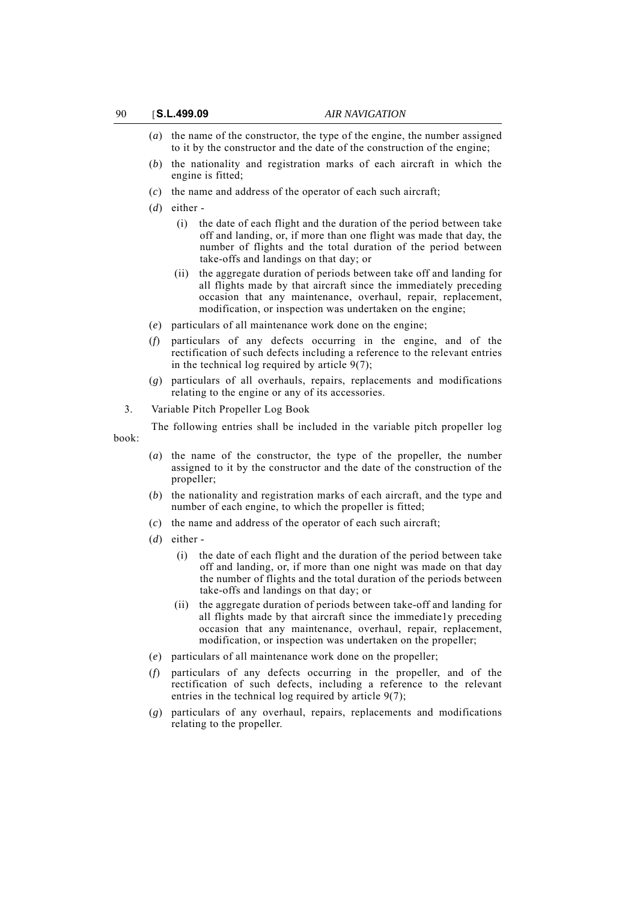(*a*) the name of the constructor, the type of the engine, the number assigned to it by the constructor and the date of the construction of the engine;

(*b*) the nationality and registration marks of each aircraft in which the engine is fitted;

(*c*) the name and address of the operator of each such aircraft;

(*d*) either -

(i) the date of each flight and the duration of the period between take off and landing, or, if more than one flight was made that day, the number of flights and the total duration of the period between take-offs and landings on that day; or

(ii) the aggregate duration of periods between take off and landing for all flights made by that aircraft since the immediately preceding occasion that any maintenance, overhaul, repair, replacement, modification, or inspection was undertaken on the engine;

(*e*) particulars of all maintenance work done on the engine;

(*f*) particulars of any defects occurring in the engine, and of the rectification of such defects including a reference to the relevant entries in the technical log required by article 9(7);

(*g*) particulars of all overhauls, repairs, replacements and modifications relating to the engine or any of its accessories.

3. Variable Pitch Propeller Log Book

The following entries shall be included in the variable pitch propeller log book:

(*a*) the name of the constructor, the type of the propeller, the number assigned to it by the constructor and the date of the construction of the propeller;

(*b*) the nationality and registration marks of each aircraft, and the type and number of each engine, to which the propeller is fitted;

(*c*) the name and address of the operator of each such aircraft;

(*d*) either -

(i) the date of each flight and the duration of the period between take off and landing, or, if more than one night was made on that day the number of flights and the total duration of the periods between take-offs and landings on that day; or

(ii) the aggregate duration of periods between take-off and landing for all flights made by that aircraft since the immediate1y preceding occasion that any maintenance, overhaul, repair, replacement, modification, or inspection was undertaken on the propeller;

(*e*) particulars of all maintenance work done on the propeller;

(*f*) particulars of any defects occurring in the propeller, and of the rectification of such defects, including a reference to the relevant entries in the technical log required by article 9(7);

(*g*) particulars of any overhaul, repairs, replacements and modifications relating to the propeller.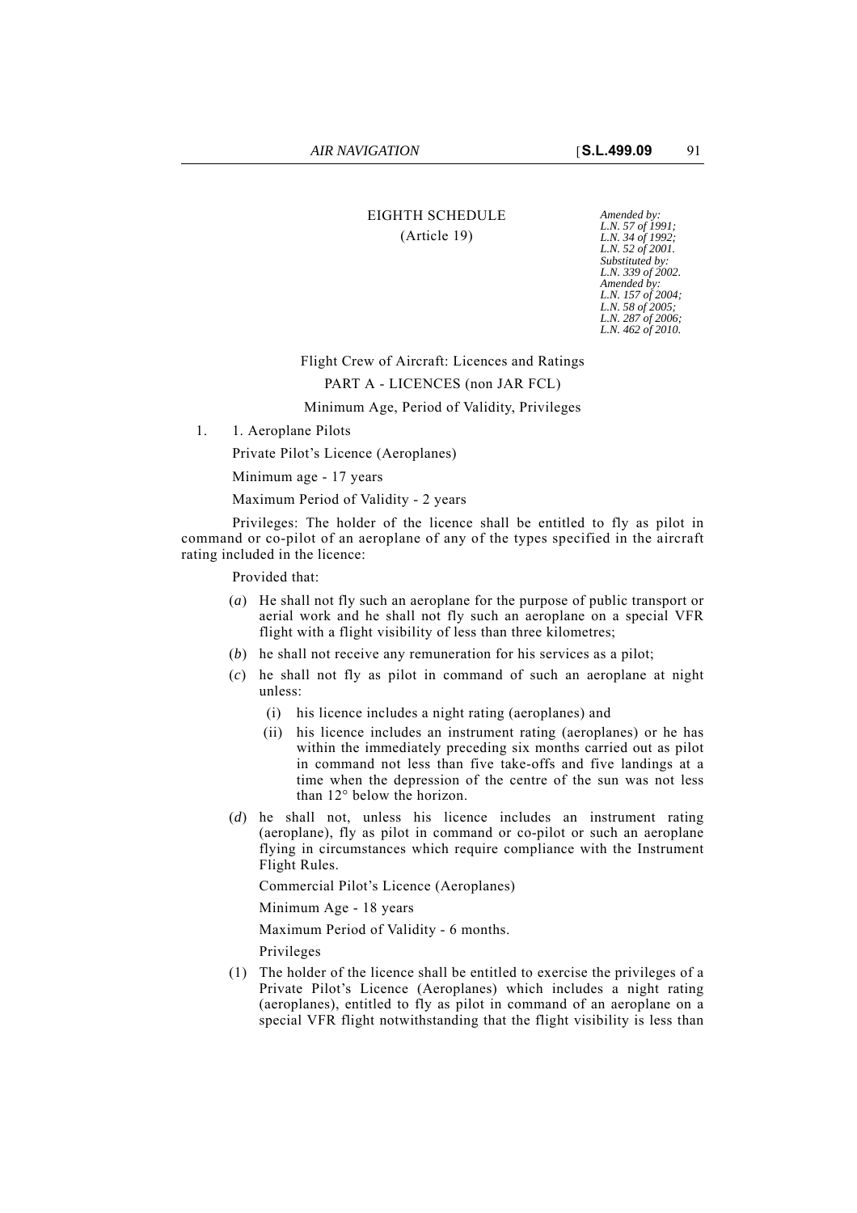EIGHTH SCHEDULE

(Article 19)

*Amended by:*
*L.N. 57 of 1991;*
*L.N. 34 of 1992;*
*L.N. 52 of 2001.*
*Substituted by:*
*L.N. 339 of 2002.*
*Amended by:*
*L.N. 157 of 2004;*
*L.N. 58 of 2005;*
*L.N. 287 of 2006;*
*L.N. 462 of 2010.*

Flight Crew of Aircraft: Licences and Ratings

PART A - LICENCES (non JAR FCL)

Minimum Age, Period of Validity, Privileges

1. 1. Aeroplane Pilots

Private Pilot's Licence (Aeroplanes)

Minimum age - 17 years

Maximum Period of Validity - 2 years

Privileges: The holder of the licence shall be entitled to fly as pilot in command or co-pilot of an aeroplane of any of the types specified in the aircraft rating included in the licence:

Provided that:

(*a*) He shall not fly such an aeroplane for the purpose of public transport or aerial work and he shall not fly such an aeroplane on a special VFR flight with a flight visibility of less than three kilometres;

(*b*) he shall not receive any remuneration for his services as a pilot;

(*c*) he shall not fly as pilot in command of such an aeroplane at night unless:

  (i) his licence includes a night rating (aeroplanes) and

  (ii) his licence includes an instrument rating (aeroplanes) or he has within the immediately preceding six months carried out as pilot in command not less than five take-offs and five landings at a time when the depression of the centre of the sun was not less than 12° below the horizon.

(*d*) he shall not, unless his licence includes an instrument rating (aeroplane), fly as pilot in command or co-pilot or such an aeroplane flying in circumstances which require compliance with the Instrument Flight Rules.

Commercial Pilot's Licence (Aeroplanes)

Minimum Age - 18 years

Maximum Period of Validity - 6 months.

Privileges

(1) The holder of the licence shall be entitled to exercise the privileges of a Private Pilot's Licence (Aeroplanes) which includes a night rating (aeroplanes), entitled to fly as pilot in command of an aeroplane on a special VFR flight notwithstanding that the flight visibility is less than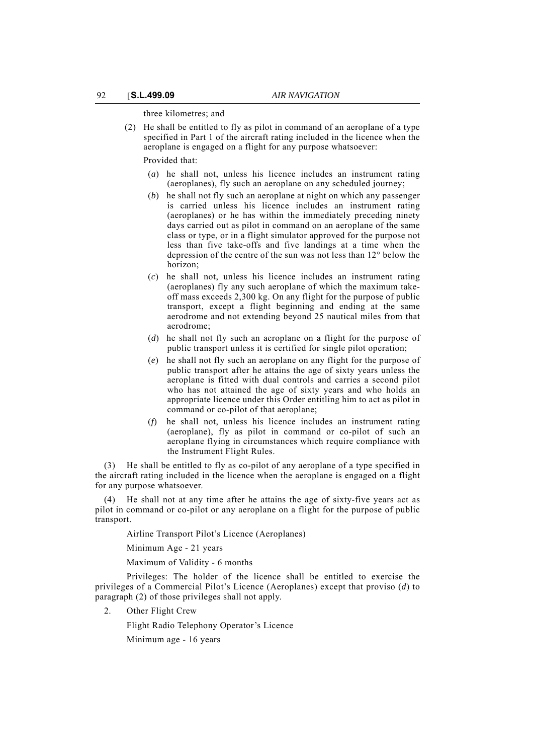three kilometres; and

(2) He shall be entitled to fly as pilot in command of an aeroplane of a type specified in Part 1 of the aircraft rating included in the licence when the aeroplane is engaged on a flight for any purpose whatsoever:

Provided that:

(*a*) he shall not, unless his licence includes an instrument rating (aeroplanes), fly such an aeroplane on any scheduled journey;

(*b*) he shall not fly such an aeroplane at night on which any passenger is carried unless his licence includes an instrument rating (aeroplanes) or he has within the immediately preceding ninety days carried out as pilot in command on an aeroplane of the same class or type, or in a flight simulator approved for the purpose not less than five take-offs and five landings at a time when the depression of the centre of the sun was not less than 12° below the horizon;

(*c*) he shall not, unless his licence includes an instrument rating (aeroplanes) fly any such aeroplane of which the maximum take-off mass exceeds 2,300 kg. On any flight for the purpose of public transport, except a flight beginning and ending at the same aerodrome and not extending beyond 25 nautical miles from that aerodrome;

(*d*) he shall not fly such an aeroplane on a flight for the purpose of public transport unless it is certified for single pilot operation;

(*e*) he shall not fly such an aeroplane on any flight for the purpose of public transport after he attains the age of sixty years unless the aeroplane is fitted with dual controls and carries a second pilot who has not attained the age of sixty years and who holds an appropriate licence under this Order entitling him to act as pilot in command or co-pilot of that aeroplane;

(*f*) he shall not, unless his licence includes an instrument rating (aeroplane), fly as pilot in command or co-pilot of such an aeroplane flying in circumstances which require compliance with the Instrument Flight Rules.

(3) He shall be entitled to fly as co-pilot of any aeroplane of a type specified in the aircraft rating included in the licence when the aeroplane is engaged on a flight for any purpose whatsoever.

(4) He shall not at any time after he attains the age of sixty-five years act as pilot in command or co-pilot or any aeroplane on a flight for the purpose of public transport.

Airline Transport Pilot's Licence (Aeroplanes)

Minimum Age - 21 years

Maximum of Validity - 6 months

Privileges: The holder of the licence shall be entitled to exercise the privileges of a Commercial Pilot's Licence (Aeroplanes) except that proviso (*d*) to paragraph (2) of those privileges shall not apply.

2. Other Flight Crew

Flight Radio Telephony Operator's Licence

Minimum age - 16 years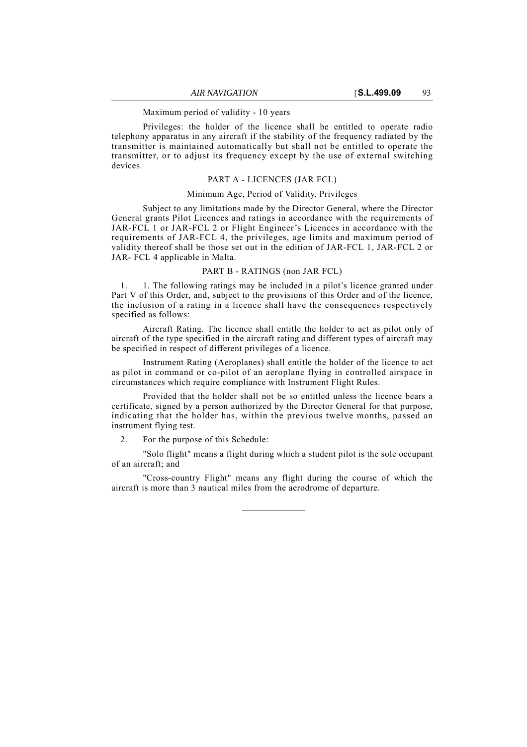Maximum period of validity - 10 years

Privileges: the holder of the licence shall be entitled to operate radio telephony apparatus in any aircraft if the stability of the frequency radiated by the transmitter is maintained automatically but shall not be entitled to operate the transmitter, or to adjust its frequency except by the use of external switching devices.

PART A - LICENCES (JAR FCL)

Minimum Age, Period of Validity, Privileges

Subject to any limitations made by the Director General, where the Director General grants Pilot Licences and ratings in accordance with the requirements of JAR-FCL 1 or JAR-FCL 2 or Flight Engineer's Licences in accordance with the requirements of JAR-FCL 4, the privileges, age limits and maximum period of validity thereof shall be those set out in the edition of JAR-FCL 1, JAR-FCL 2 or JAR- FCL 4 applicable in Malta.

PART B - RATINGS (non JAR FCL)

1. 1. The following ratings may be included in a pilot's licence granted under Part V of this Order, and, subject to the provisions of this Order and of the licence, the inclusion of a rating in a licence shall have the consequences respectively specified as follows:

Aircraft Rating. The licence shall entitle the holder to act as pilot only of aircraft of the type specified in the aircraft rating and different types of aircraft may be specified in respect of different privileges of a licence.

Instrument Rating (Aeroplanes) shall entitle the holder of the licence to act as pilot in command or co-pilot of an aeroplane flying in controlled airspace in circumstances which require compliance with Instrument Flight Rules.

Provided that the holder shall not be so entitled unless the licence bears a certificate, signed by a person authorized by the Director General for that purpose, indicating that the holder has, within the previous twelve months, passed an instrument flying test.

2. For the purpose of this Schedule:

"Solo flight" means a flight during which a student pilot is the sole occupant of an aircraft; and

"Cross-country Flight" means any flight during the course of which the aircraft is more than 3 nautical miles from the aerodrome of departure.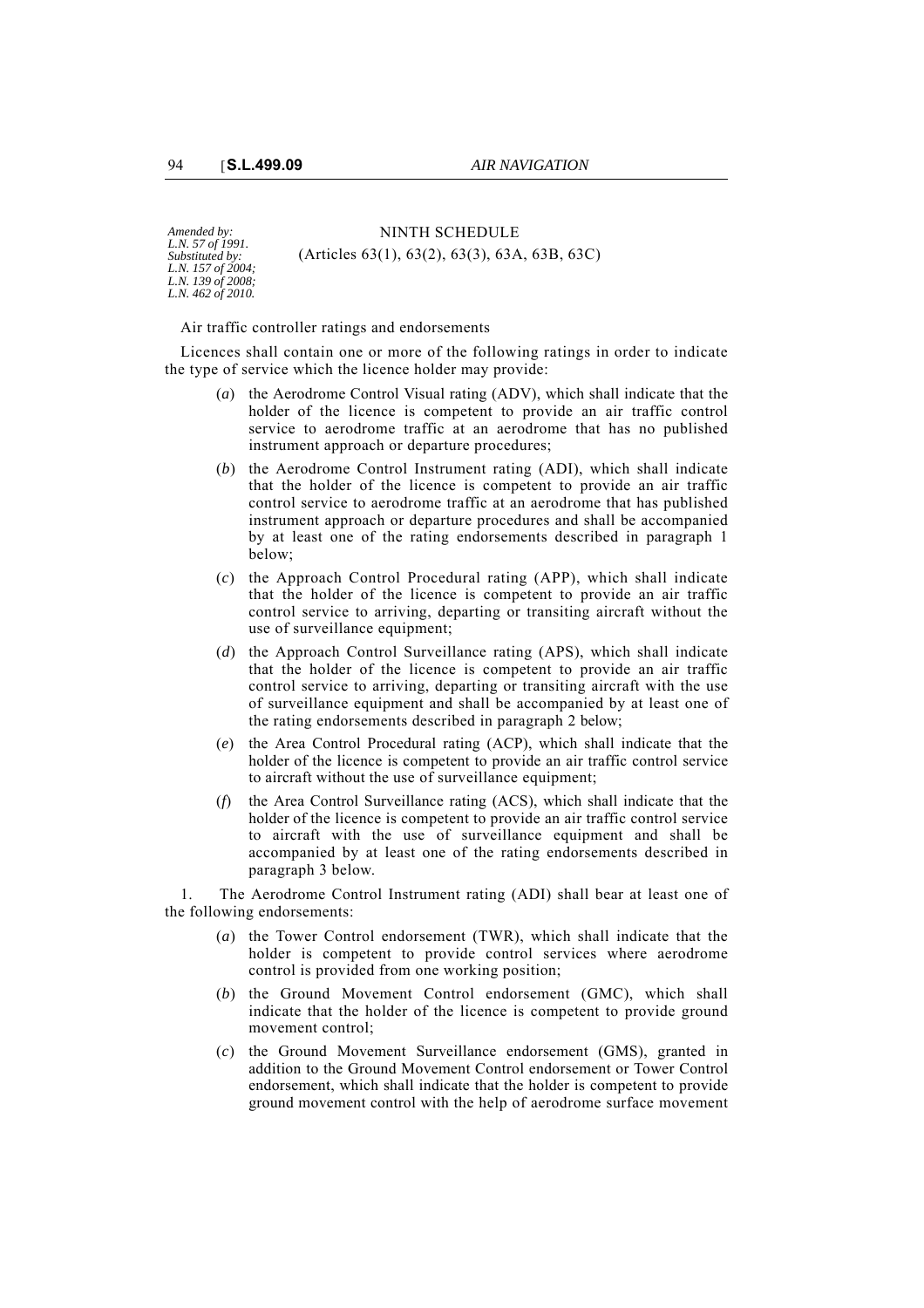*Amended by:*
*L.N. 57 of 1991.*
*Substituted by:*
*L.N. 157 of 2004;*
*L.N. 139 of 2008;*
*L.N. 462 of 2010.*

NINTH SCHEDULE

(Articles 63(1), 63(2), 63(3), 63A, 63B, 63C)

Air traffic controller ratings and endorsements

Licences shall contain one or more of the following ratings in order to indicate the type of service which the licence holder may provide:

(*a*) the Aerodrome Control Visual rating (ADV), which shall indicate that the holder of the licence is competent to provide an air traffic control service to aerodrome traffic at an aerodrome that has no published instrument approach or departure procedures;

(*b*) the Aerodrome Control Instrument rating (ADI), which shall indicate that the holder of the licence is competent to provide an air traffic control service to aerodrome traffic at an aerodrome that has published instrument approach or departure procedures and shall be accompanied by at least one of the rating endorsements described in paragraph 1 below;

(*c*) the Approach Control Procedural rating (APP), which shall indicate that the holder of the licence is competent to provide an air traffic control service to arriving, departing or transiting aircraft without the use of surveillance equipment;

(*d*) the Approach Control Surveillance rating (APS), which shall indicate that the holder of the licence is competent to provide an air traffic control service to arriving, departing or transiting aircraft with the use of surveillance equipment and shall be accompanied by at least one of the rating endorsements described in paragraph 2 below;

(*e*) the Area Control Procedural rating (ACP), which shall indicate that the holder of the licence is competent to provide an air traffic control service to aircraft without the use of surveillance equipment;

(*f*) the Area Control Surveillance rating (ACS), which shall indicate that the holder of the licence is competent to provide an air traffic control service to aircraft with the use of surveillance equipment and shall be accompanied by at least one of the rating endorsements described in paragraph 3 below.

1. The Aerodrome Control Instrument rating (ADI) shall bear at least one of the following endorsements:

(*a*) the Tower Control endorsement (TWR), which shall indicate that the holder is competent to provide control services where aerodrome control is provided from one working position;

(*b*) the Ground Movement Control endorsement (GMC), which shall indicate that the holder of the licence is competent to provide ground movement control;

(*c*) the Ground Movement Surveillance endorsement (GMS), granted in addition to the Ground Movement Control endorsement or Tower Control endorsement, which shall indicate that the holder is competent to provide ground movement control with the help of aerodrome surface movement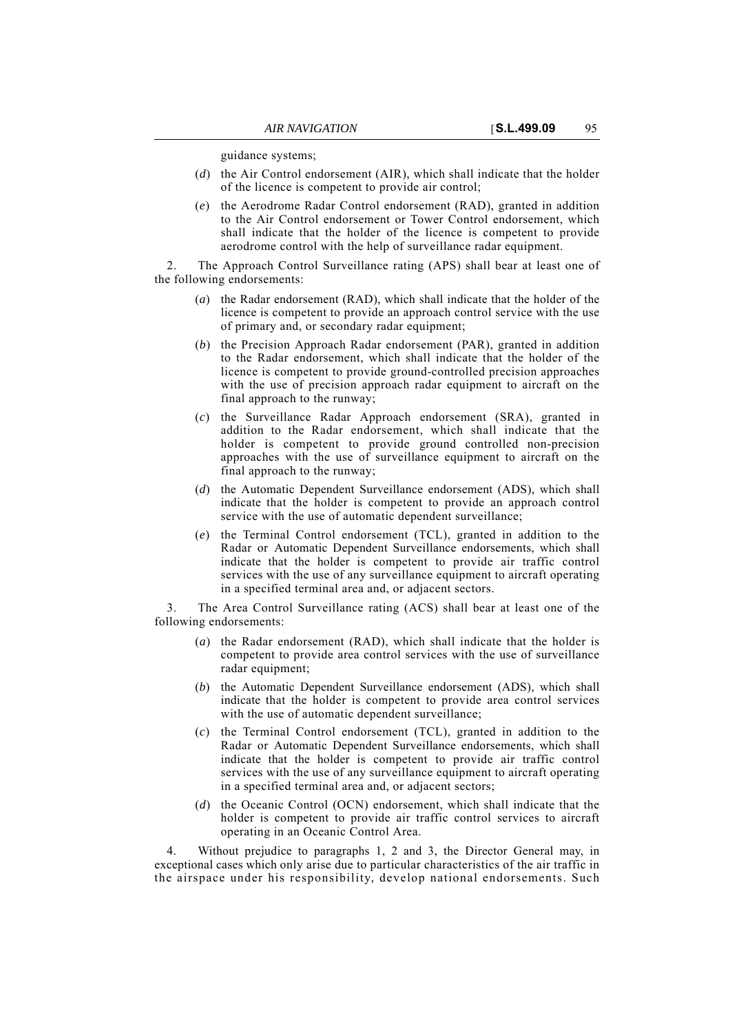guidance systems;

- (*d*) the Air Control endorsement (AIR), which shall indicate that the holder of the licence is competent to provide air control;
- (*e*) the Aerodrome Radar Control endorsement (RAD), granted in addition to the Air Control endorsement or Tower Control endorsement, which shall indicate that the holder of the licence is competent to provide aerodrome control with the help of surveillance radar equipment.

2. The Approach Control Surveillance rating (APS) shall bear at least one of the following endorsements:

- (*a*) the Radar endorsement (RAD), which shall indicate that the holder of the licence is competent to provide an approach control service with the use of primary and, or secondary radar equipment;
- (*b*) the Precision Approach Radar endorsement (PAR), granted in addition to the Radar endorsement, which shall indicate that the holder of the licence is competent to provide ground-controlled precision approaches with the use of precision approach radar equipment to aircraft on the final approach to the runway;
- (*c*) the Surveillance Radar Approach endorsement (SRA), granted in addition to the Radar endorsement, which shall indicate that the holder is competent to provide ground controlled non-precision approaches with the use of surveillance equipment to aircraft on the final approach to the runway;
- (*d*) the Automatic Dependent Surveillance endorsement (ADS), which shall indicate that the holder is competent to provide an approach control service with the use of automatic dependent surveillance;
- (*e*) the Terminal Control endorsement (TCL), granted in addition to the Radar or Automatic Dependent Surveillance endorsements, which shall indicate that the holder is competent to provide air traffic control services with the use of any surveillance equipment to aircraft operating in a specified terminal area and, or adjacent sectors.

3. The Area Control Surveillance rating (ACS) shall bear at least one of the following endorsements:

- (*a*) the Radar endorsement (RAD), which shall indicate that the holder is competent to provide area control services with the use of surveillance radar equipment;
- (*b*) the Automatic Dependent Surveillance endorsement (ADS), which shall indicate that the holder is competent to provide area control services with the use of automatic dependent surveillance;
- (*c*) the Terminal Control endorsement (TCL), granted in addition to the Radar or Automatic Dependent Surveillance endorsements, which shall indicate that the holder is competent to provide air traffic control services with the use of any surveillance equipment to aircraft operating in a specified terminal area and, or adjacent sectors;
- (*d*) the Oceanic Control (OCN) endorsement, which shall indicate that the holder is competent to provide air traffic control services to aircraft operating in an Oceanic Control Area.

4. Without prejudice to paragraphs 1, 2 and 3, the Director General may, in exceptional cases which only arise due to particular characteristics of the air traffic in the airspace under his responsibility, develop national endorsements. Such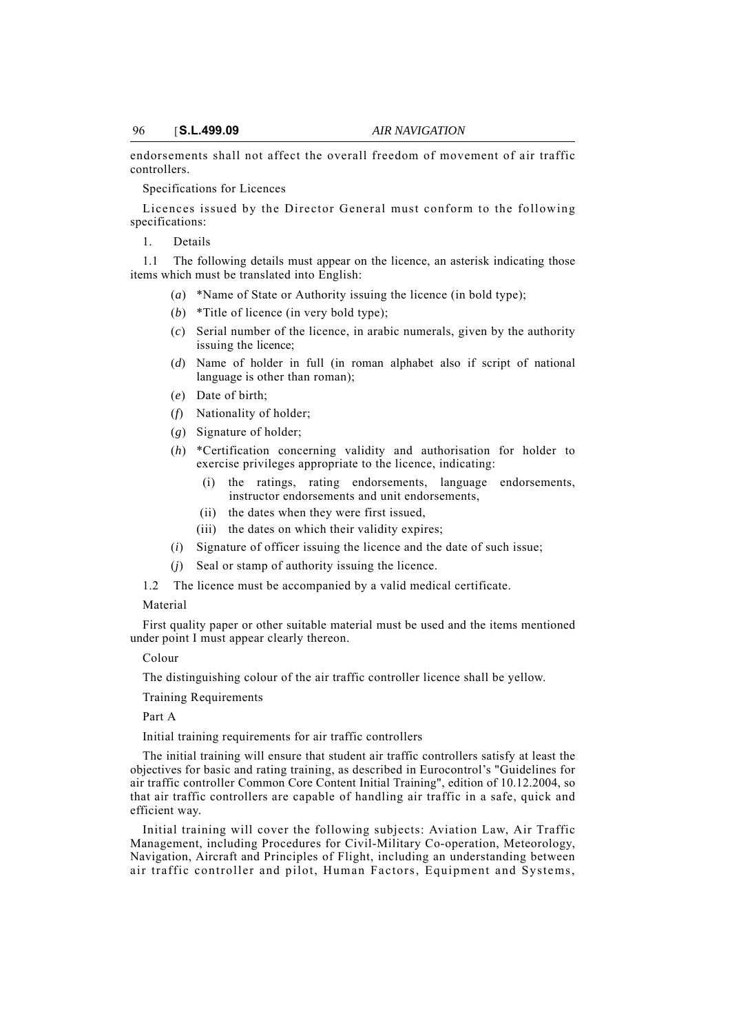endorsements shall not affect the overall freedom of movement of air traffic controllers.

Specifications for Licences

Licences issued by the Director General must conform to the following specifications:

1. Details

1.1 The following details must appear on the licence, an asterisk indicating those items which must be translated into English:

(*a*) *Name of State or Authority issuing the licence (in bold type);

(*b*) *Title of licence (in very bold type);

(*c*) Serial number of the licence, in arabic numerals, given by the authority issuing the licence;

(*d*) Name of holder in full (in roman alphabet also if script of national language is other than roman);

(*e*) Date of birth;

(*f*) Nationality of holder;

(*g*) Signature of holder;

(*h*) *Certification concerning validity and authorisation for holder to exercise privileges appropriate to the licence, indicating:

(i) the ratings, rating endorsements, language endorsements, instructor endorsements and unit endorsements,

(ii) the dates when they were first issued,

(iii) the dates on which their validity expires;

(*i*) Signature of officer issuing the licence and the date of such issue;

(*j*) Seal or stamp of authority issuing the licence.

1.2 The licence must be accompanied by a valid medical certificate.

Material

First quality paper or other suitable material must be used and the items mentioned under point I must appear clearly thereon.

Colour

The distinguishing colour of the air traffic controller licence shall be yellow.

Training Requirements

Part A

Initial training requirements for air traffic controllers

The initial training will ensure that student air traffic controllers satisfy at least the objectives for basic and rating training, as described in Eurocontrol's "Guidelines for air traffic controller Common Core Content Initial Training", edition of 10.12.2004, so that air traffic controllers are capable of handling air traffic in a safe, quick and efficient way.

Initial training will cover the following subjects: Aviation Law, Air Traffic Management, including Procedures for Civil-Military Co-operation, Meteorology, Navigation, Aircraft and Principles of Flight, including an understanding between air traffic controller and pilot, Human Factors, Equipment and Systems,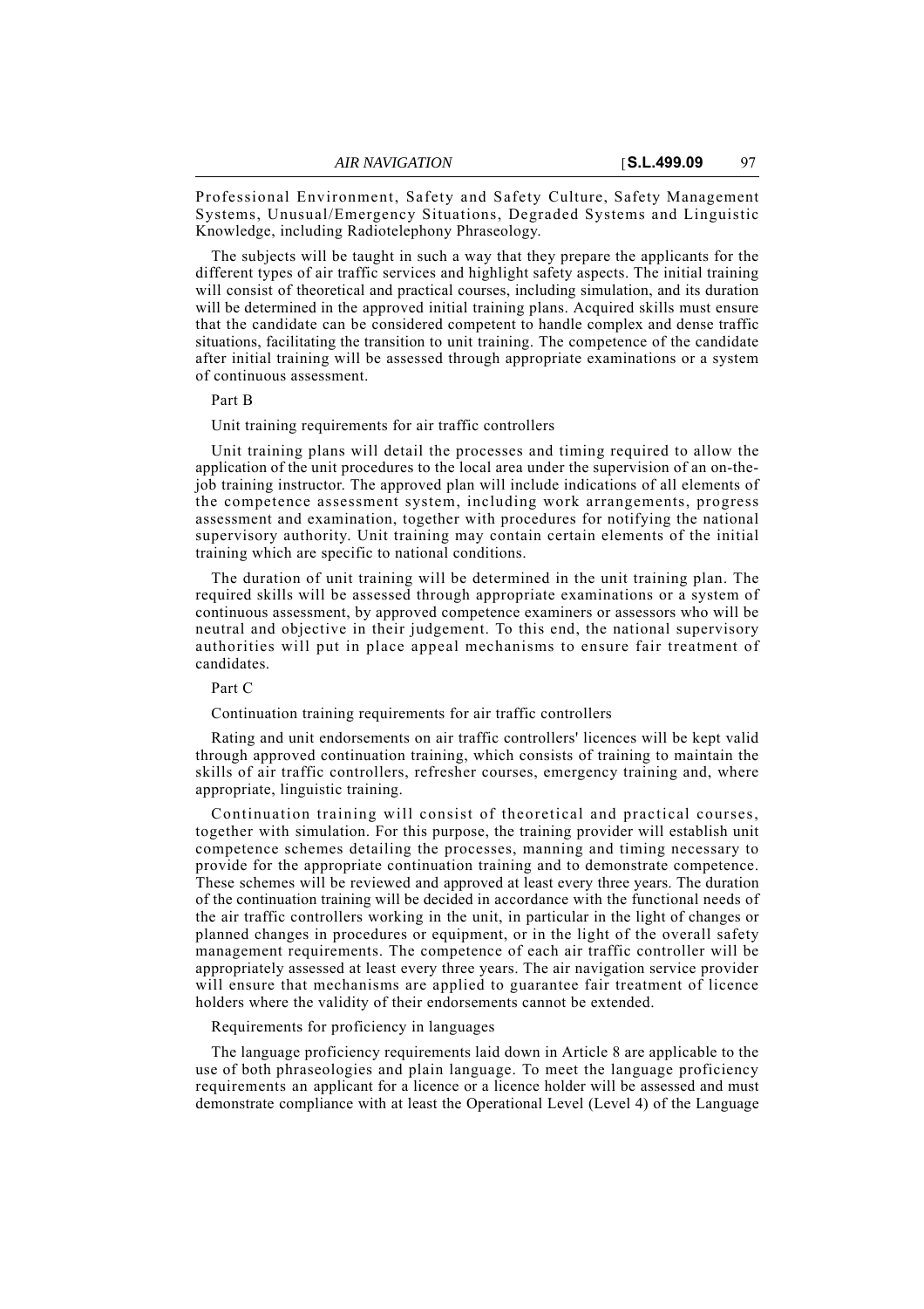Professional Environment, Safety and Safety Culture, Safety Management Systems, Unusual/Emergency Situations, Degraded Systems and Linguistic Knowledge, including Radiotelephony Phraseology.

The subjects will be taught in such a way that they prepare the applicants for the different types of air traffic services and highlight safety aspects. The initial training will consist of theoretical and practical courses, including simulation, and its duration will be determined in the approved initial training plans. Acquired skills must ensure that the candidate can be considered competent to handle complex and dense traffic situations, facilitating the transition to unit training. The competence of the candidate after initial training will be assessed through appropriate examinations or a system of continuous assessment.

Part B

Unit training requirements for air traffic controllers

Unit training plans will detail the processes and timing required to allow the application of the unit procedures to the local area under the supervision of an on-the-job training instructor. The approved plan will include indications of all elements of the competence assessment system, including work arrangements, progress assessment and examination, together with procedures for notifying the national supervisory authority. Unit training may contain certain elements of the initial training which are specific to national conditions.

The duration of unit training will be determined in the unit training plan. The required skills will be assessed through appropriate examinations or a system of continuous assessment, by approved competence examiners or assessors who will be neutral and objective in their judgement. To this end, the national supervisory authorities will put in place appeal mechanisms to ensure fair treatment of candidates.

Part C

Continuation training requirements for air traffic controllers

Rating and unit endorsements on air traffic controllers' licences will be kept valid through approved continuation training, which consists of training to maintain the skills of air traffic controllers, refresher courses, emergency training and, where appropriate, linguistic training.

Continuation training will consist of theoretical and practical courses, together with simulation. For this purpose, the training provider will establish unit competence schemes detailing the processes, manning and timing necessary to provide for the appropriate continuation training and to demonstrate competence. These schemes will be reviewed and approved at least every three years. The duration of the continuation training will be decided in accordance with the functional needs of the air traffic controllers working in the unit, in particular in the light of changes or planned changes in procedures or equipment, or in the light of the overall safety management requirements. The competence of each air traffic controller will be appropriately assessed at least every three years. The air navigation service provider will ensure that mechanisms are applied to guarantee fair treatment of licence holders where the validity of their endorsements cannot be extended.

Requirements for proficiency in languages

The language proficiency requirements laid down in Article 8 are applicable to the use of both phraseologies and plain language. To meet the language proficiency requirements an applicant for a licence or a licence holder will be assessed and must demonstrate compliance with at least the Operational Level (Level 4) of the Language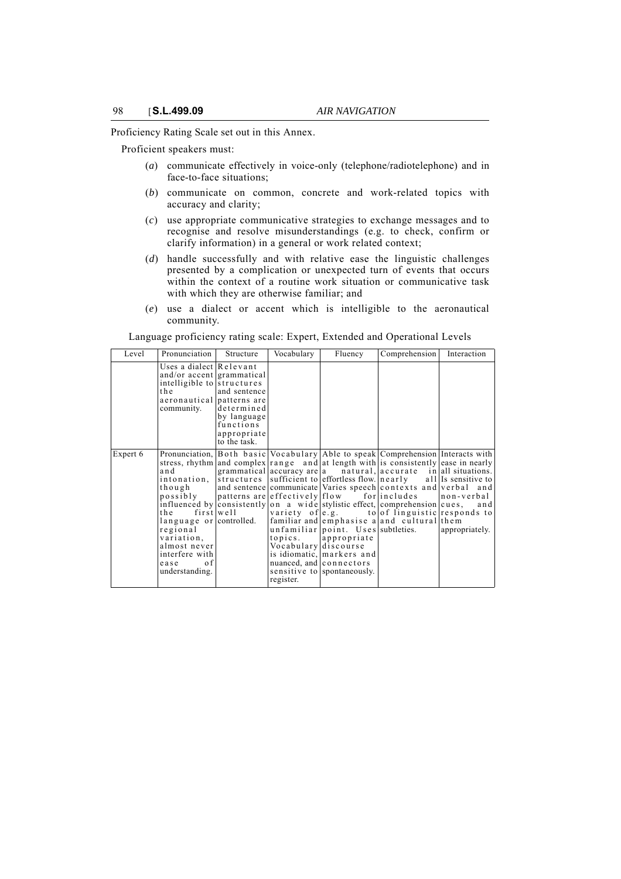Proficiency Rating Scale set out in this Annex.

Proficient speakers must:

(*a*) communicate effectively in voice-only (telephone/radiotelephone) and in face-to-face situations;

(*b*) communicate on common, concrete and work-related topics with accuracy and clarity;

(*c*) use appropriate communicative strategies to exchange messages and to recognise and resolve misunderstandings (e.g. to check, confirm or clarify information) in a general or work related context;

(*d*) handle successfully and with relative ease the linguistic challenges presented by a complication or unexpected turn of events that occurs within the context of a routine work situation or communicative task with which they are otherwise familiar; and

(*e*) use a dialect or accent which is intelligible to the aeronautical community.

Language proficiency rating scale: Expert, Extended and Operational Levels

| Level | Pronunciation | Structure | Vocabulary | Fluency | Comprehension | Interaction |
|---|---|---|---|---|---|---|
| | Uses a dialect and/or accent intelligible to the aeronautical community. | Relevant grammatical structures and sentence patterns are determined by language functions appropriate to the task. | | | | |
| Expert 6 | Pronunciation, stress, rhythm and intonation, though possibly influenced by the first language or regional variation, almost never interfere with ease of understanding. | Both basic and complex grammatical structures and sentence patterns are consistently well controlled. | Vocabulary range and accuracy are sufficient to communicate effectively on a wide variety of familiar and unfamiliar topics. Vocabulary is idiomatic, nuanced, and sensitive to register. | Able to speak at length with a natural, effortless flow. Varies speech flow for stylistic effect, e.g. to emphasise a point. Uses appropriate discourse markers and connectors spontaneously. | Comprehension is consistently accurate in nearly all contexts and includes comprehension of linguistic and cultural subtleties. | Interacts with ease in nearly all situations. Is sensitive to verbal and non-verbal cues, and responds to them appropriately. |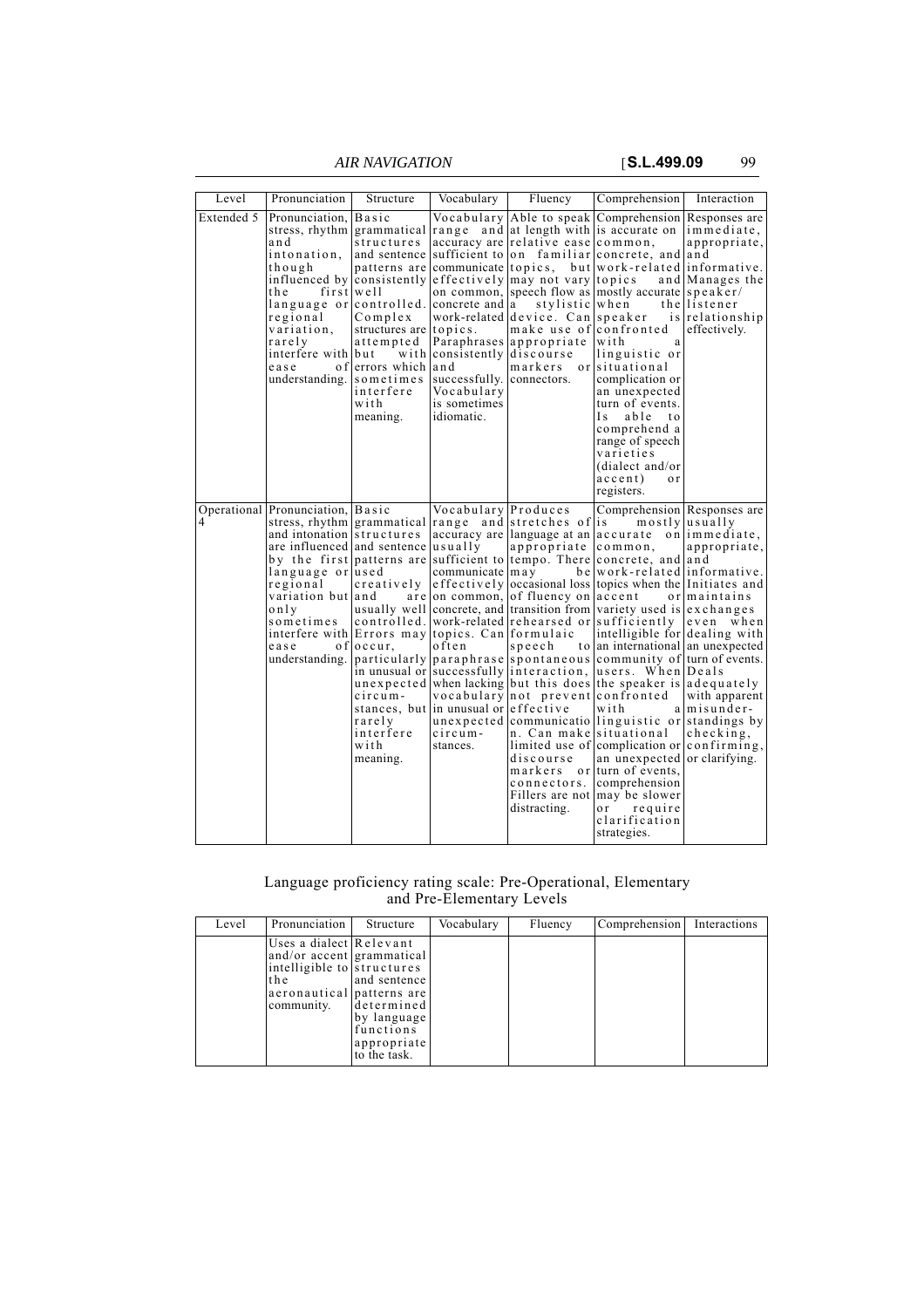| Level | Pronunciation | Structure | Vocabulary | Fluency | Comprehension | Interaction |
|---|---|---|---|---|---|---|
| Extended 5 | Pronunciation, stress, rhythm and intonation, though influenced by the first language or regional variation, rarely interfere with ease of understanding. | Basic grammatical structures and sentence patterns are consistently well controlled. Complex structures are attempted but with errors which sometimes interfere with meaning. | Vocabulary range and accuracy are sufficient to communicate effectively on common, concrete and work-related topics. Paraphrases consistently and successfully. Vocabulary is sometimes idiomatic. | Able to speak at length with relative ease on familiar topics, but may not vary speech flow as a stylistic device. Can make use of appropriate discourse markers or connectors. | Comprehension is accurate on common, concrete, and work-related topics and mostly accurate when the speaker is confronted with a linguistic or situational complication or an unexpected turn of events. Is able to comprehend a range of speech varieties (dialect and/or accent) or registers. | Responses are immediate, appropriate, and informative. Manages the speaker/ listener relationship effectively. |
| Operational 4 | Pronunciation, stress, rhythm and intonation are influenced by the first language or regional variation but only sometimes interfere with ease of understanding. | Basic grammatical structures and sentence patterns are used creatively and are usually well controlled. Errors may occur, particularly in unusual or unexpected circum- stances, but rarely interfere with meaning. | Vocabulary range and accuracy are usually sufficient to communicate effectively on common, concrete, and work-related topics. Can often paraphrase successfully when lacking vocabulary in unusual or unexpected circum- stances. | Produces stretches of language at an appropriate tempo. There may be occasional loss of fluency on transition from rehearsed or formulaic speech to spontaneous interaction, but this does not prevent effective communicatio n. Can make limited use of discourse markers or connectors. Fillers are not distracting. | Comprehension is mostly accurate on common, concrete, and work-related topics when the accent or variety used is sufficiently intelligible for an international community of users. When the speaker is confronted with a linguistic or situational complication or an unexpected turn of events, comprehension may be slower or require clarification strategies. | Responses are usually immediate, appropriate, and informative. Initiates and maintains exchanges even when dealing with an unexpected turn of events. Deals adequately with apparent misunder- standings by checking, confirming, or clarifying. |

Language proficiency rating scale: Pre-Operational, Elementary and Pre-Elementary Levels

| Level | Pronunciation | Structure | Vocabulary | Fluency | Comprehension | Interactions |
|---|---|---|---|---|---|---|
| | Uses a dialect and/or accent intelligible to the aeronautical community. | Relevant grammatical structures and sentence patterns are determined by language functions appropriate to the task. | | | | |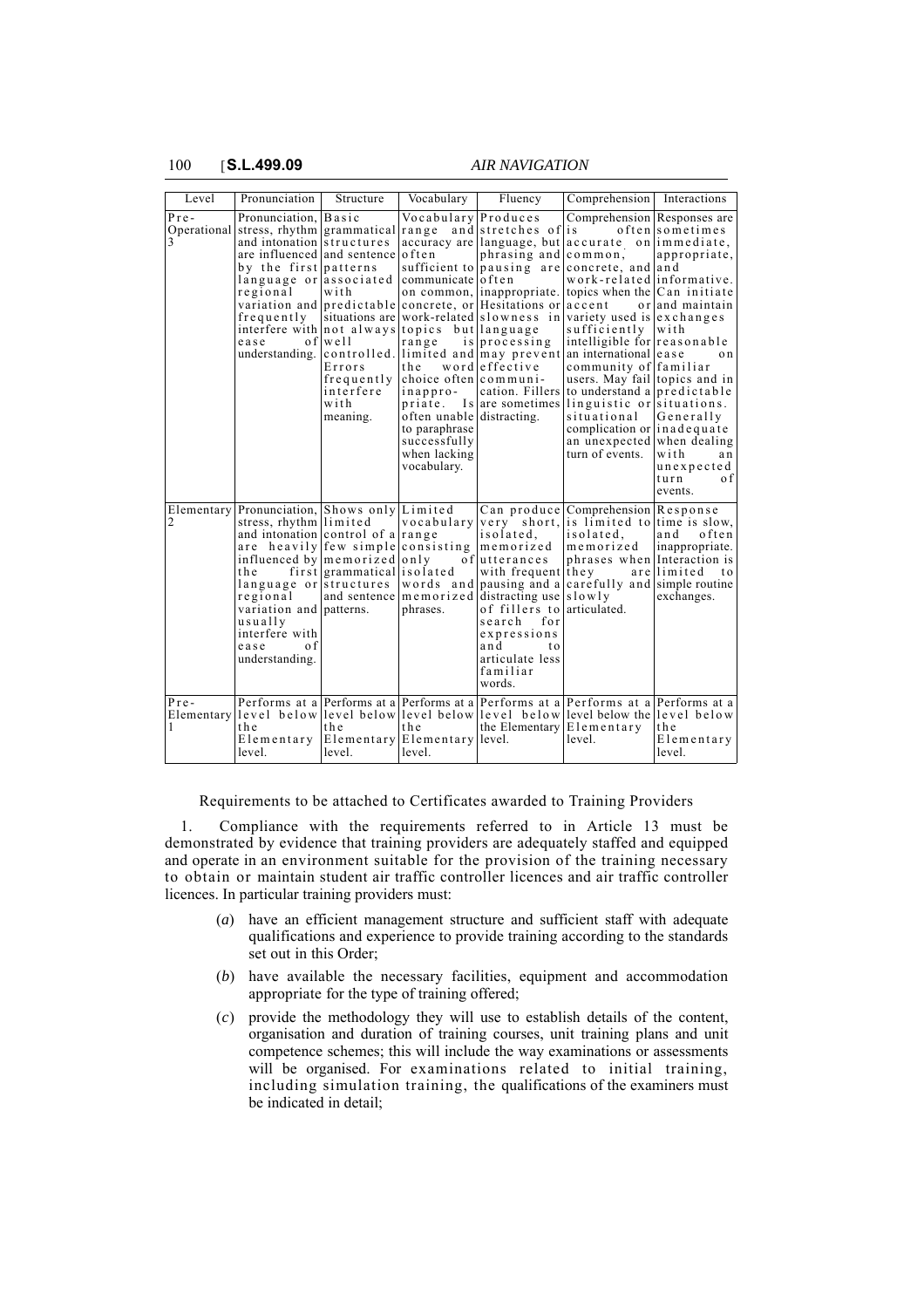| Level | Pronunciation | Structure | Vocabulary | Fluency | Comprehension | Interactions |
|---|---|---|---|---|---|---|
| Pre-Operational 3 | Pronunciation, stress, rhythm and intonation are influenced by the first language or regional variation and frequently interfere with ease of understanding. | Basic grammatical structures and sentence patterns associated with predictable situations are not always well controlled. Errors frequently interfere with meaning. | Vocabulary range and accuracy are often sufficient to communicate on common, concrete, or work-related topics but range is limited and the word choice often inappropriate. Is often unable to paraphrase successfully when lacking vocabulary. | Produces stretches of language, but phrasing and pausing are often inappropriate. Hesitations or slowness in language processing may prevent effective communication. Fillers are sometimes distracting. | Comprehension is often accurate on common, concrete, and work-related topics when the accent or variety used is sufficiently intelligible for an international community of users. May fail to understand a linguistic or situational complication or an unexpected turn of events. | Responses are sometimes immediate, appropriate, and informative. Can initiate and maintain exchanges with reasonable ease on familiar topics and in predictable situations. Generally inadequate when dealing with unexpected turn of events. |
| Elementary 2 | Pronunciation, stress, rhythm and intonation are heavily influenced by the first language or regional variation and usually interfere with ease of understanding. | Shows only limited control of a few simple memorized grammatical structures and sentence patterns. | Limited vocabulary range consisting only of isolated words and memorized phrases. | Can produce very short, isolated, memorized utterances with frequent pausing and a distracting use of fillers to search for expressions and to articulate less familiar words. | Comprehension is limited to isolated, memorized phrases when they are carefully and slowly articulated. | Response time is slow, and often inappropriate. Interaction is limited to simple routine exchanges. |
| Pre-Elementary 1 | Performs at a level below the Elementary level. | Performs at a level below the Elementary level. | Performs at a level below the Elementary level. | Performs at a level below the Elementary level. | Performs at a level below the Elementary level. | Performs at a level below the Elementary level. |

Requirements to be attached to Certificates awarded to Training Providers

1. Compliance with the requirements referred to in Article 13 must be demonstrated by evidence that training providers are adequately staffed and equipped and operate in an environment suitable for the provision of the training necessary to obtain or maintain student air traffic controller licences and air traffic controller licences. In particular training providers must:

(*a*) have an efficient management structure and sufficient staff with adequate qualifications and experience to provide training according to the standards set out in this Order;

(*b*) have available the necessary facilities, equipment and accommodation appropriate for the type of training offered;

(*c*) provide the methodology they will use to establish details of the content, organisation and duration of training courses, unit training plans and unit competence schemes; this will include the way examinations or assessments will be organised. For examinations related to initial training, including simulation training, the qualifications of the examiners must be indicated in detail;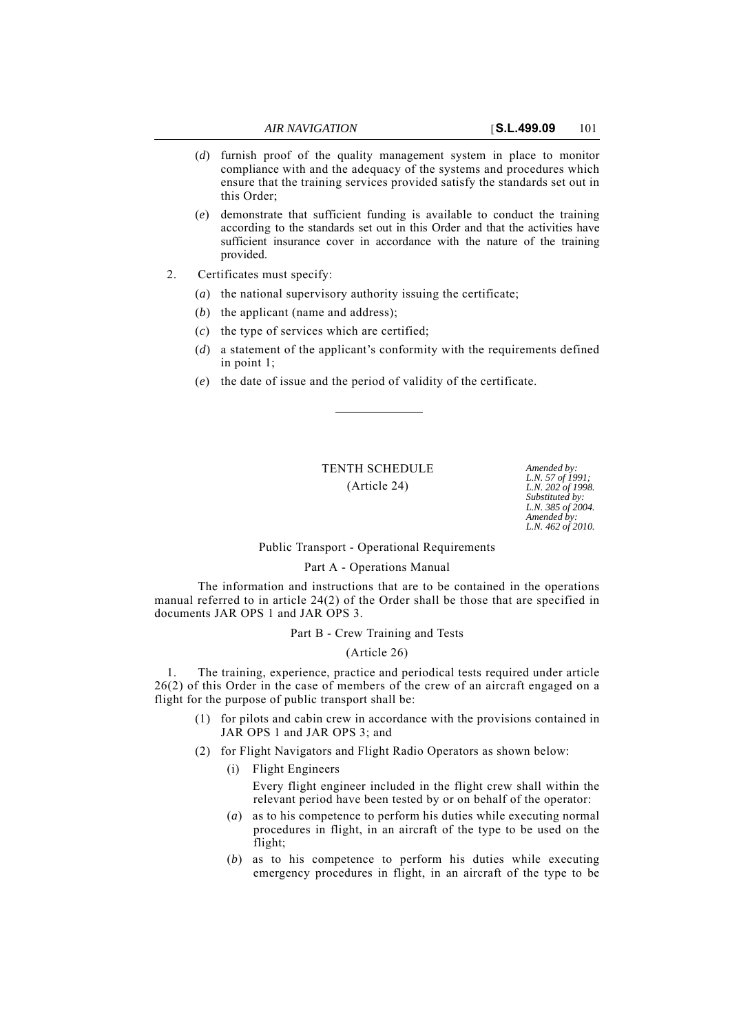(*d*) furnish proof of the quality management system in place to monitor compliance with and the adequacy of the systems and procedures which ensure that the training services provided satisfy the standards set out in this Order;

(*e*) demonstrate that sufficient funding is available to conduct the training according to the standards set out in this Order and that the activities have sufficient insurance cover in accordance with the nature of the training provided.

2. Certificates must specify:

(*a*) the national supervisory authority issuing the certificate;

(*b*) the applicant (name and address);

(*c*) the type of services which are certified;

(*d*) a statement of the applicant's conformity with the requirements defined in point 1;

(*e*) the date of issue and the period of validity of the certificate.

---

## TENTH SCHEDULE

(Article 24)

*Amended by: L.N. 57 of 1991; L.N. 202 of 1998. Substituted by: L.N. 385 of 2004. Amended by: L.N. 462 of 2010.*

### Public Transport - Operational Requirements

#### Part A - Operations Manual

The information and instructions that are to be contained in the operations manual referred to in article 24(2) of the Order shall be those that are specified in documents JAR OPS 1 and JAR OPS 3.

#### Part B - Crew Training and Tests

(Article 26)

1. The training, experience, practice and periodical tests required under article 26(2) of this Order in the case of members of the crew of an aircraft engaged on a flight for the purpose of public transport shall be:

(1) for pilots and cabin crew in accordance with the provisions contained in JAR OPS 1 and JAR OPS 3; and

(2) for Flight Navigators and Flight Radio Operators as shown below:

(i) Flight Engineers

Every flight engineer included in the flight crew shall within the relevant period have been tested by or on behalf of the operator:

(*a*) as to his competence to perform his duties while executing normal procedures in flight, in an aircraft of the type to be used on the flight;

(*b*) as to his competence to perform his duties while executing emergency procedures in flight, in an aircraft of the type to be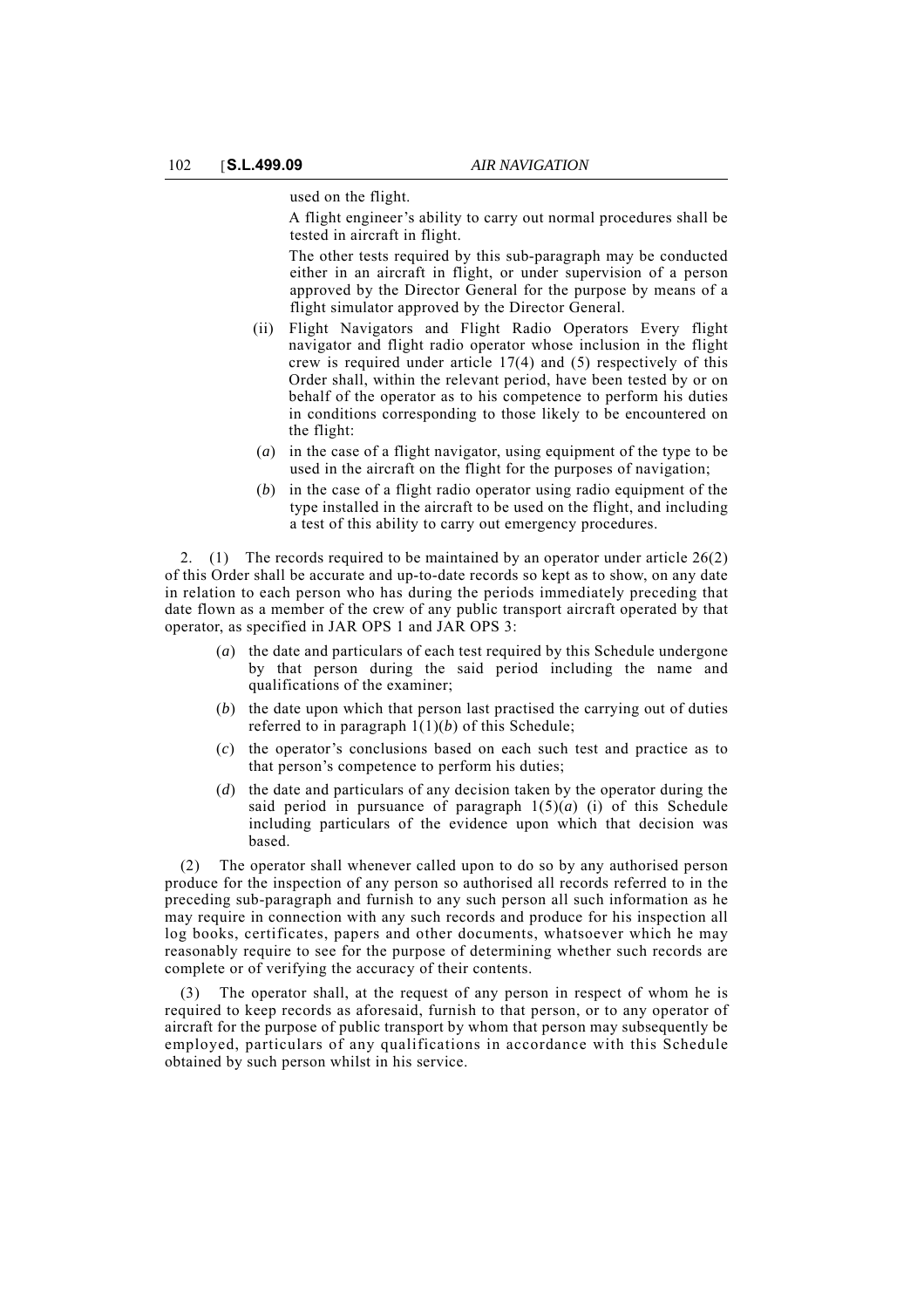used on the flight.

A flight engineer's ability to carry out normal procedures shall be tested in aircraft in flight.

The other tests required by this sub-paragraph may be conducted either in an aircraft in flight, or under supervision of a person approved by the Director General for the purpose by means of a flight simulator approved by the Director General.

(ii) Flight Navigators and Flight Radio Operators Every flight navigator and flight radio operator whose inclusion in the flight crew is required under article 17(4) and (5) respectively of this Order shall, within the relevant period, have been tested by or on behalf of the operator as to his competence to perform his duties in conditions corresponding to those likely to be encountered on the flight:

(*a*) in the case of a flight navigator, using equipment of the type to be used in the aircraft on the flight for the purposes of navigation;

(*b*) in the case of a flight radio operator using radio equipment of the type installed in the aircraft to be used on the flight, and including a test of this ability to carry out emergency procedures.

2. (1) The records required to be maintained by an operator under article 26(2) of this Order shall be accurate and up-to-date records so kept as to show, on any date in relation to each person who has during the periods immediately preceding that date flown as a member of the crew of any public transport aircraft operated by that operator, as specified in JAR OPS 1 and JAR OPS 3:

(*a*) the date and particulars of each test required by this Schedule undergone by that person during the said period including the name and qualifications of the examiner;

(*b*) the date upon which that person last practised the carrying out of duties referred to in paragraph 1(1)(*b*) of this Schedule;

(*c*) the operator's conclusions based on each such test and practice as to that person's competence to perform his duties;

(*d*) the date and particulars of any decision taken by the operator during the said period in pursuance of paragraph 1(5)(*a*) (i) of this Schedule including particulars of the evidence upon which that decision was based.

(2) The operator shall whenever called upon to do so by any authorised person produce for the inspection of any person so authorised all records referred to in the preceding sub-paragraph and furnish to any such person all such information as he may require in connection with any such records and produce for his inspection all log books, certificates, papers and other documents, whatsoever which he may reasonably require to see for the purpose of determining whether such records are complete or of verifying the accuracy of their contents.

(3) The operator shall, at the request of any person in respect of whom he is required to keep records as aforesaid, furnish to that person, or to any operator of aircraft for the purpose of public transport by whom that person may subsequently be employed, particulars of any qualifications in accordance with this Schedule obtained by such person whilst in his service.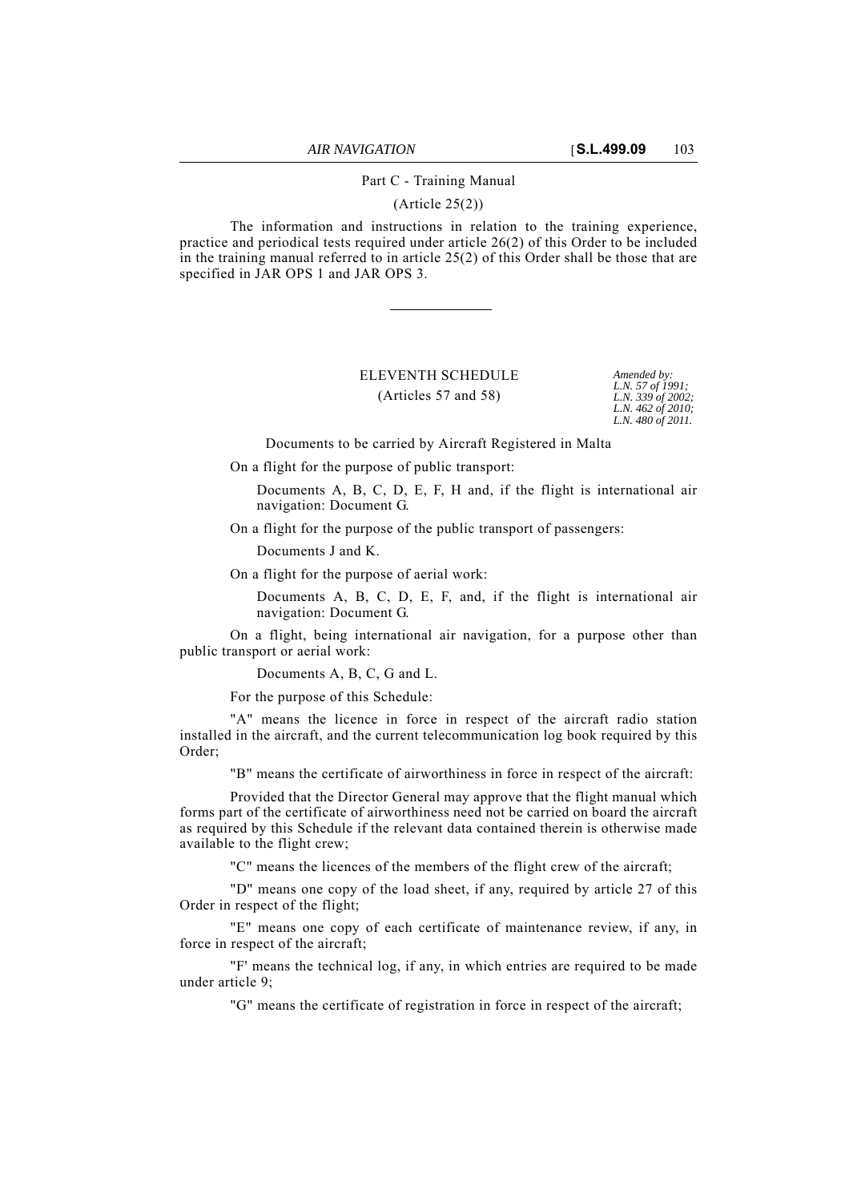Part C - Training Manual

(Article 25(2))

The information and instructions in relation to the training experience, practice and periodical tests required under article 26(2) of this Order to be included in the training manual referred to in article 25(2) of this Order shall be those that are specified in JAR OPS 1 and JAR OPS 3.

---

## ELEVENTH SCHEDULE

(Articles 57 and 58)

*Amended by: L.N. 57 of 1991; L.N. 339 of 2002; L.N. 462 of 2010; L.N. 480 of 2011.*

Documents to be carried by Aircraft Registered in Malta

On a flight for the purpose of public transport:

Documents A, B, C, D, E, F, H and, if the flight is international air navigation: Document G.

On a flight for the purpose of the public transport of passengers:

Documents J and K.

On a flight for the purpose of aerial work:

Documents A, B, C, D, E, F, and, if the flight is international air navigation: Document G.

On a flight, being international air navigation, for a purpose other than public transport or aerial work:

Documents A, B, C, G and L.

For the purpose of this Schedule:

"A" means the licence in force in respect of the aircraft radio station installed in the aircraft, and the current telecommunication log book required by this Order;

"B" means the certificate of airworthiness in force in respect of the aircraft:

Provided that the Director General may approve that the flight manual which forms part of the certificate of airworthiness need not be carried on board the aircraft as required by this Schedule if the relevant data contained therein is otherwise made available to the flight crew;

"C" means the licences of the members of the flight crew of the aircraft;

"D" means one copy of the load sheet, if any, required by article 27 of this Order in respect of the flight;

"E" means one copy of each certificate of maintenance review, if any, in force in respect of the aircraft;

"F' means the technical log, if any, in which entries are required to be made under article 9;

"G" means the certificate of registration in force in respect of the aircraft;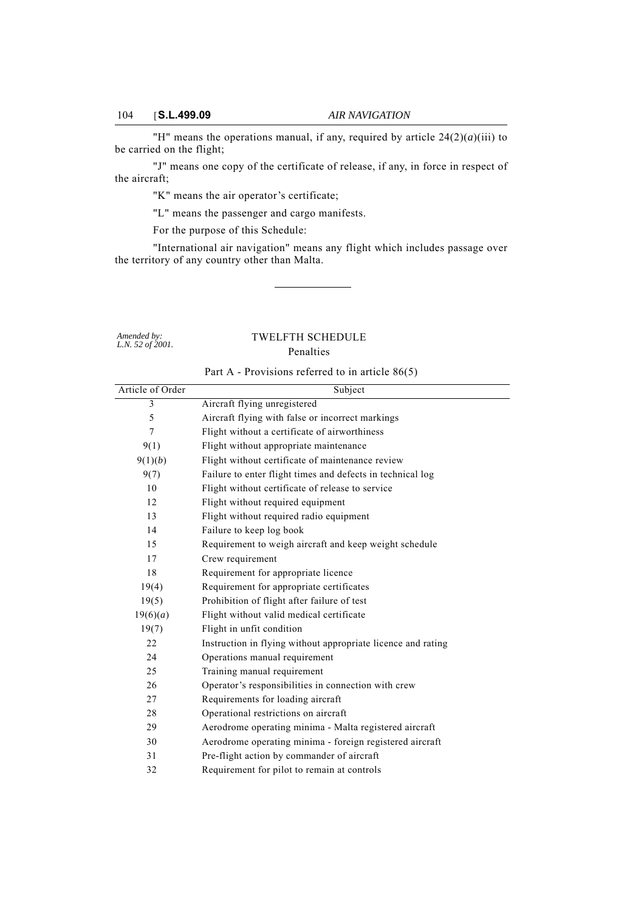"H" means the operations manual, if any, required by article 24(2)(*a*)(iii) to be carried on the flight;

"J" means one copy of the certificate of release, if any, in force in respect of the aircraft;

"K" means the air operator's certificate;

"L" means the passenger and cargo manifests.

For the purpose of this Schedule:

"International air navigation" means any flight which includes passage over the territory of any country other than Malta.

*Amended by: L.N. 52 of 2001.*

## TWELFTH SCHEDULE

### Penalties

Part A - Provisions referred to in article 86(5)

| Article of Order | Subject |
|---|---|
| 3 | Aircraft flying unregistered |
| 5 | Aircraft flying with false or incorrect markings |
| 7 | Flight without a certificate of airworthiness |
| 9(1) | Flight without appropriate maintenance |
| 9(1)(*b*) | Flight without certificate of maintenance review |
| 9(7) | Failure to enter flight times and defects in technical log |
| 10 | Flight without certificate of release to service |
| 12 | Flight without required equipment |
| 13 | Flight without required radio equipment |
| 14 | Failure to keep log book |
| 15 | Requirement to weigh aircraft and keep weight schedule |
| 17 | Crew requirement |
| 18 | Requirement for appropriate licence |
| 19(4) | Requirement for appropriate certificates |
| 19(5) | Prohibition of flight after failure of test |
| 19(6)(*a*) | Flight without valid medical certificate |
| 19(7) | Flight in unfit condition |
| 22 | Instruction in flying without appropriate licence and rating |
| 24 | Operations manual requirement |
| 25 | Training manual requirement |
| 26 | Operator's responsibilities in connection with crew |
| 27 | Requirements for loading aircraft |
| 28 | Operational restrictions on aircraft |
| 29 | Aerodrome operating minima - Malta registered aircraft |
| 30 | Aerodrome operating minima - foreign registered aircraft |
| 31 | Pre-flight action by commander of aircraft |
| 32 | Requirement for pilot to remain at controls |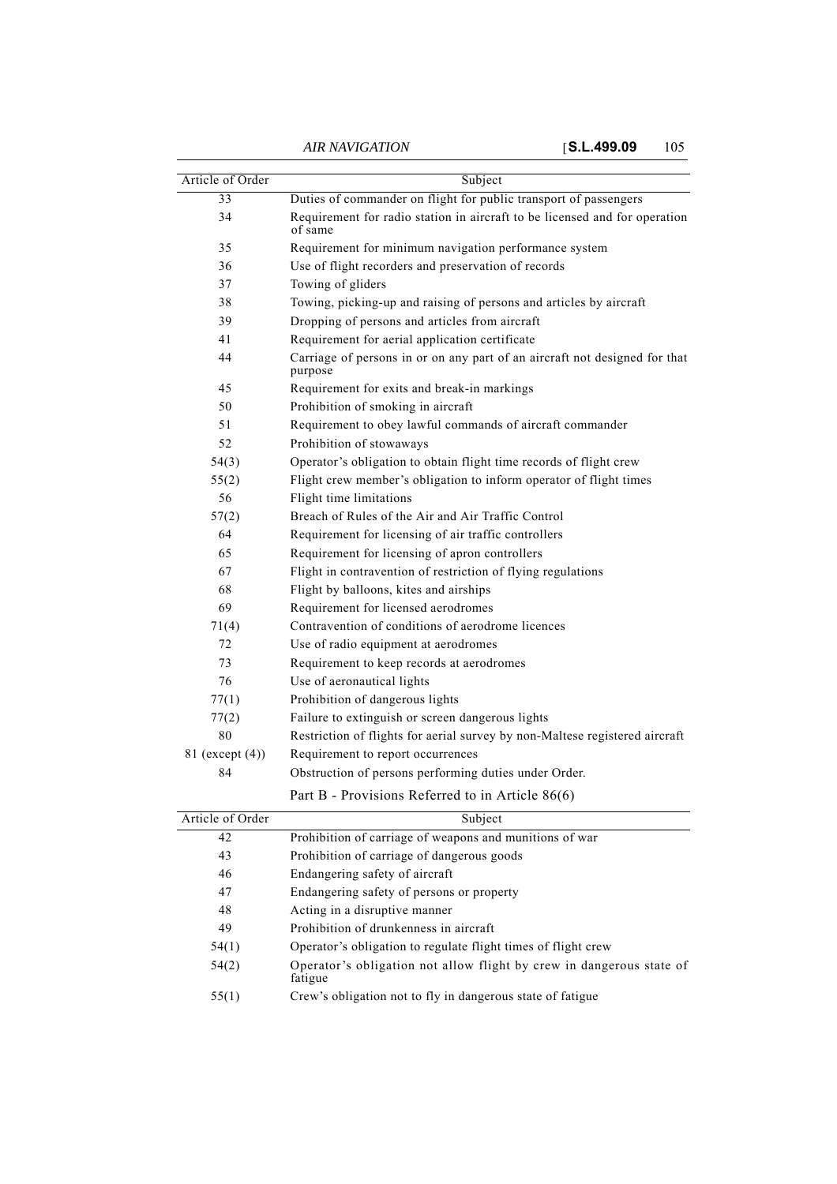| Article of Order | Subject |
|---|---|
| 33 | Duties of commander on flight for public transport of passengers |
| 34 | Requirement for radio station in aircraft to be licensed and for operation of same |
| 35 | Requirement for minimum navigation performance system |
| 36 | Use of flight recorders and preservation of records |
| 37 | Towing of gliders |
| 38 | Towing, picking-up and raising of persons and articles by aircraft |
| 39 | Dropping of persons and articles from aircraft |
| 41 | Requirement for aerial application certificate |
| 44 | Carriage of persons in or on any part of an aircraft not designed for that purpose |
| 45 | Requirement for exits and break-in markings |
| 50 | Prohibition of smoking in aircraft |
| 51 | Requirement to obey lawful commands of aircraft commander |
| 52 | Prohibition of stowaways |
| 54(3) | Operator's obligation to obtain flight time records of flight crew |
| 55(2) | Flight crew member's obligation to inform operator of flight times |
| 56 | Flight time limitations |
| 57(2) | Breach of Rules of the Air and Air Traffic Control |
| 64 | Requirement for licensing of air traffic controllers |
| 65 | Requirement for licensing of apron controllers |
| 67 | Flight in contravention of restriction of flying regulations |
| 68 | Flight by balloons, kites and airships |
| 69 | Requirement for licensed aerodromes |
| 71(4) | Contravention of conditions of aerodrome licences |
| 72 | Use of radio equipment at aerodromes |
| 73 | Requirement to keep records at aerodromes |
| 76 | Use of aeronautical lights |
| 77(1) | Prohibition of dangerous lights |
| 77(2) | Failure to extinguish or screen dangerous lights |
| 80 | Restriction of flights for aerial survey by non-Maltese registered aircraft |
| 81 (except (4)) | Requirement to report occurrences |
| 84 | Obstruction of persons performing duties under Order. |

Part B - Provisions Referred to in Article 86(6)

| Article of Order | Subject |
|---|---|
| 42 | Prohibition of carriage of weapons and munitions of war |
| 43 | Prohibition of carriage of dangerous goods |
| 46 | Endangering safety of aircraft |
| 47 | Endangering safety of persons or property |
| 48 | Acting in a disruptive manner |
| 49 | Prohibition of drunkenness in aircraft |
| 54(1) | Operator's obligation to regulate flight times of flight crew |
| 54(2) | Operator's obligation not allow flight by crew in dangerous state of fatigue |
| 55(1) | Crew's obligation not to fly in dangerous state of fatigue |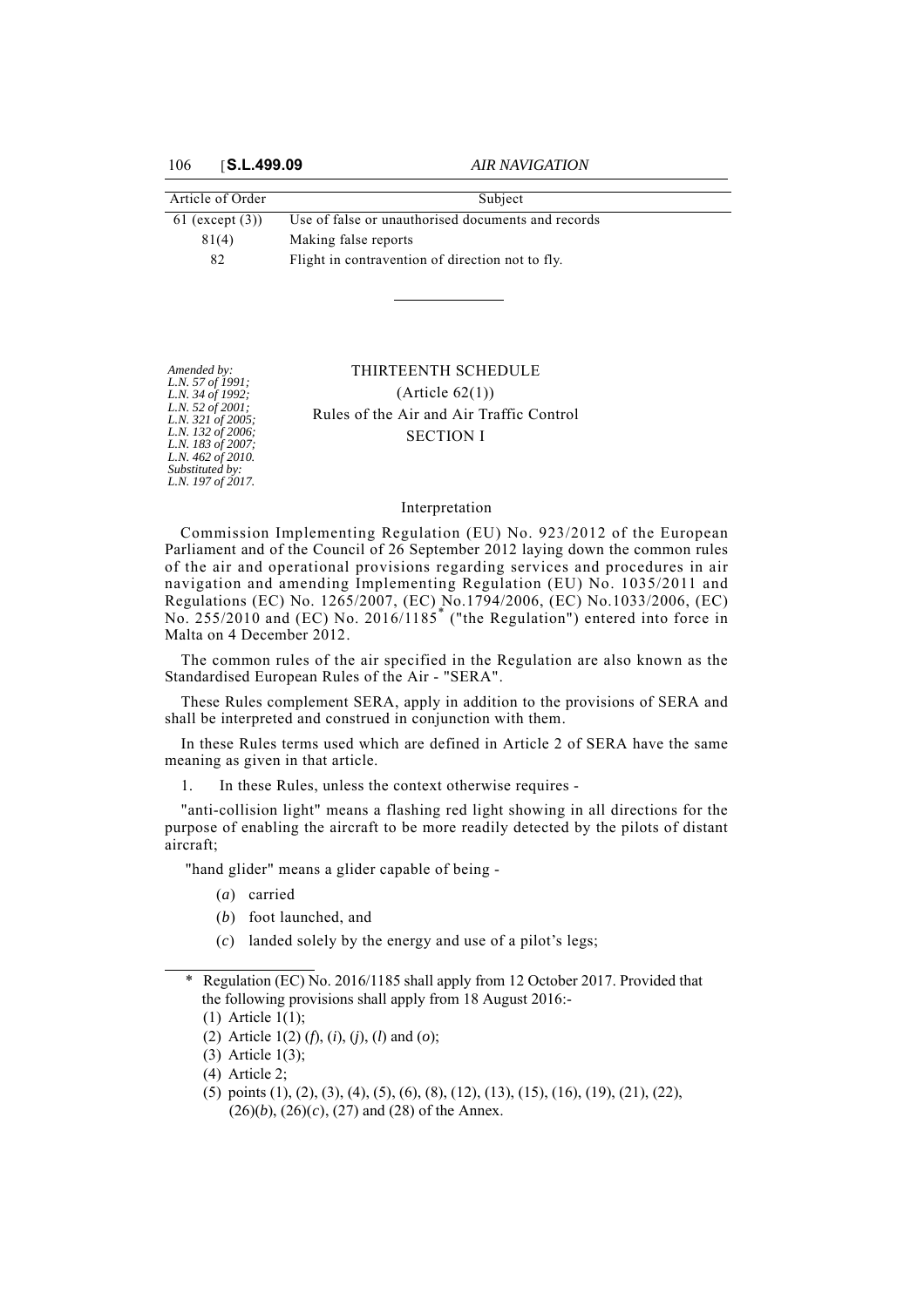| Article of Order | Subject |
| --- | --- |
| 61 (except (3)) | Use of false or unauthorised documents and records |
| 81(4) | Making false reports |
| 82 | Flight in contravention of direction not to fly. |

---

*Amended by: L.N. 57 of 1991; L.N. 34 of 1992; L.N. 52 of 2001; L.N. 321 of 2005; L.N. 132 of 2006; L.N. 183 of 2007; L.N. 462 of 2010. Substituted by: L.N. 197 of 2017.*

# THIRTEENTH SCHEDULE

(Article 62(1))

Rules of the Air and Air Traffic Control

## SECTION I

### Interpretation

Commission Implementing Regulation (EU) No. 923/2012 of the European Parliament and of the Council of 26 September 2012 laying down the common rules of the air and operational provisions regarding services and procedures in air navigation and amending Implementing Regulation (EU) No. 1035/2011 and Regulations (EC) No. 1265/2007, (EC) No.1794/2006, (EC) No.1033/2006, (EC) No. 255/2010 and (EC) No. 2016/1185* ("the Regulation") entered into force in Malta on 4 December 2012.

The common rules of the air specified in the Regulation are also known as the Standardised European Rules of the Air - "SERA".

These Rules complement SERA, apply in addition to the provisions of SERA and shall be interpreted and construed in conjunction with them.

In these Rules terms used which are defined in Article 2 of SERA have the same meaning as given in that article.

1. In these Rules, unless the context otherwise requires -

"anti-collision light" means a flashing red light showing in all directions for the purpose of enabling the aircraft to be more readily detected by the pilots of distant aircraft;

"hand glider" means a glider capable of being -

(*a*) carried

(*b*) foot launched, and

(*c*) landed solely by the energy and use of a pilot's legs;

---

\* Regulation (EC) No. 2016/1185 shall apply from 12 October 2017. Provided that the following provisions shall apply from 18 August 2016:-

(1) Article 1(1);

(2) Article 1(2) (*f*), (*i*), (*j*), (*l*) and (*o*);

(3) Article 1(3);

(4) Article 2;

(5) points (1), (2), (3), (4), (5), (6), (8), (12), (13), (15), (16), (19), (21), (22), (26)(*b*), (26)(*c*), (27) and (28) of the Annex.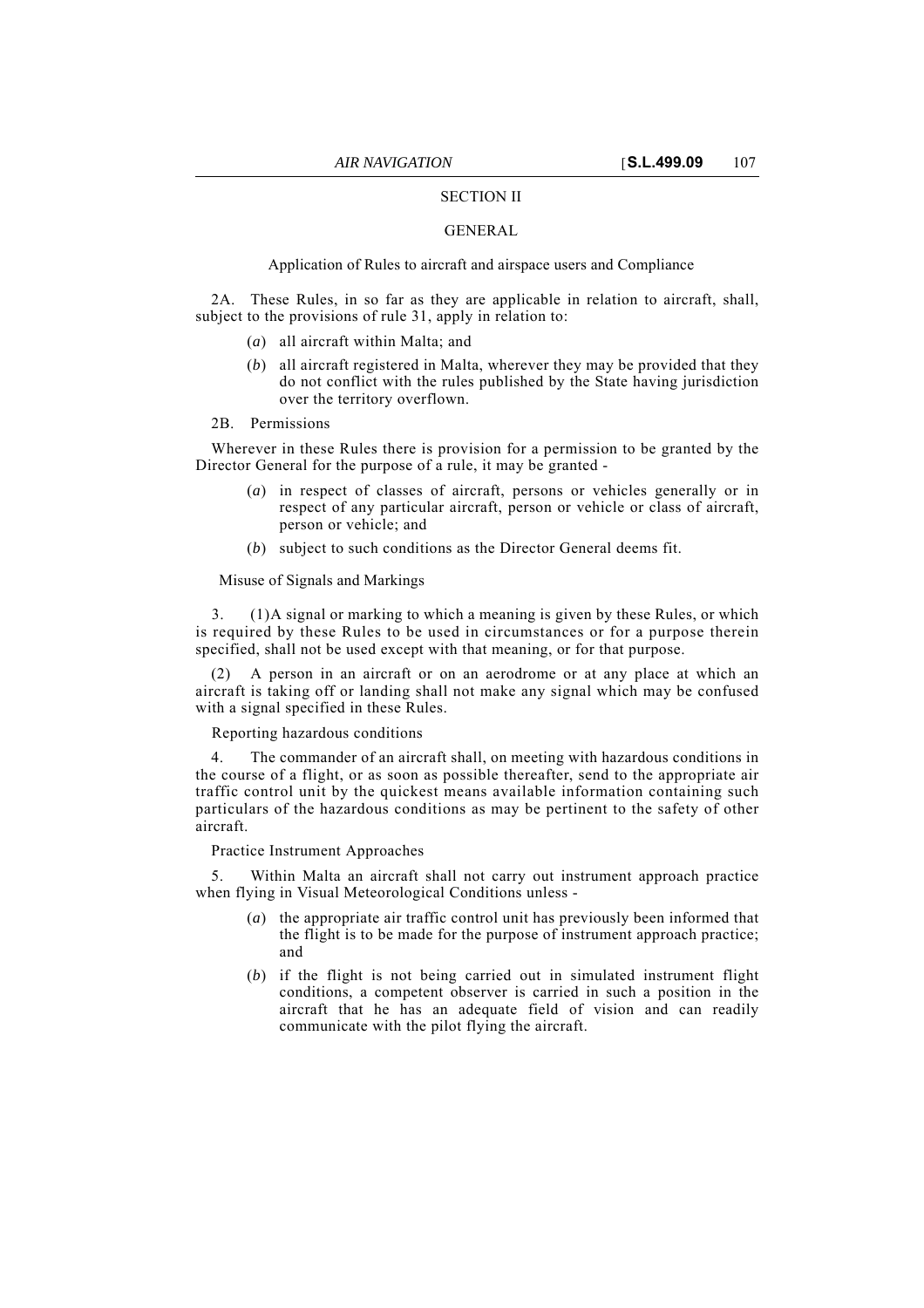## SECTION II

## GENERAL

Application of Rules to aircraft and airspace users and Compliance

2A. These Rules, in so far as they are applicable in relation to aircraft, shall, subject to the provisions of rule 31, apply in relation to:

(*a*) all aircraft within Malta; and

(*b*) all aircraft registered in Malta, wherever they may be provided that they do not conflict with the rules published by the State having jurisdiction over the territory overflown.

2B. Permissions

Wherever in these Rules there is provision for a permission to be granted by the Director General for the purpose of a rule, it may be granted -

(*a*) in respect of classes of aircraft, persons or vehicles generally or in respect of any particular aircraft, person or vehicle or class of aircraft, person or vehicle; and

(*b*) subject to such conditions as the Director General deems fit.

Misuse of Signals and Markings

3. (1)A signal or marking to which a meaning is given by these Rules, or which is required by these Rules to be used in circumstances or for a purpose therein specified, shall not be used except with that meaning, or for that purpose.

(2) A person in an aircraft or on an aerodrome or at any place at which an aircraft is taking off or landing shall not make any signal which may be confused with a signal specified in these Rules.

Reporting hazardous conditions

4. The commander of an aircraft shall, on meeting with hazardous conditions in the course of a flight, or as soon as possible thereafter, send to the appropriate air traffic control unit by the quickest means available information containing such particulars of the hazardous conditions as may be pertinent to the safety of other aircraft.

Practice Instrument Approaches

5. Within Malta an aircraft shall not carry out instrument approach practice when flying in Visual Meteorological Conditions unless -

(*a*) the appropriate air traffic control unit has previously been informed that the flight is to be made for the purpose of instrument approach practice; and

(*b*) if the flight is not being carried out in simulated instrument flight conditions, a competent observer is carried in such a position in the aircraft that he has an adequate field of vision and can readily communicate with the pilot flying the aircraft.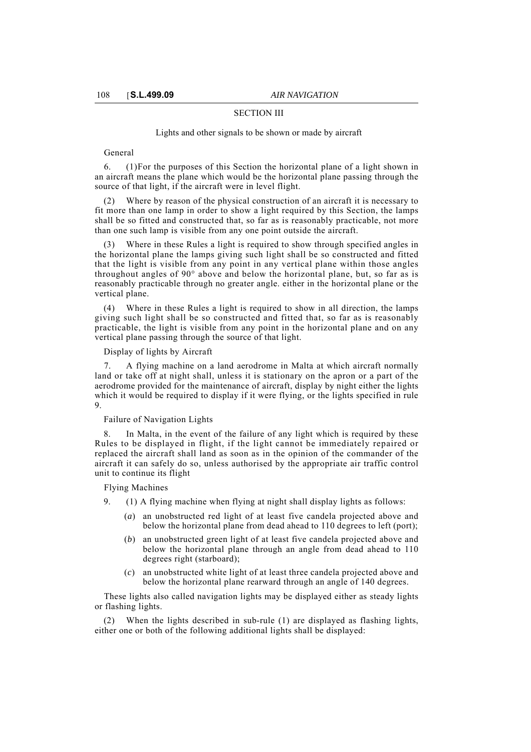## SECTION III

### Lights and other signals to be shown or made by aircraft

General

6. (1)For the purposes of this Section the horizontal plane of a light shown in an aircraft means the plane which would be the horizontal plane passing through the source of that light, if the aircraft were in level flight.

(2) Where by reason of the physical construction of an aircraft it is necessary to fit more than one lamp in order to show a light required by this Section, the lamps shall be so fitted and constructed that, so far as is reasonably practicable, not more than one such lamp is visible from any one point outside the aircraft.

(3) Where in these Rules a light is required to show through specified angles in the horizontal plane the lamps giving such light shall be so constructed and fitted that the light is visible from any point in any vertical plane within those angles throughout angles of 90° above and below the horizontal plane, but, so far as is reasonably practicable through no greater angle. either in the horizontal plane or the vertical plane.

(4) Where in these Rules a light is required to show in all direction, the lamps giving such light shall be so constructed and fitted that, so far as is reasonably practicable, the light is visible from any point in the horizontal plane and on any vertical plane passing through the source of that light.

Display of lights by Aircraft

7. A flying machine on a land aerodrome in Malta at which aircraft normally land or take off at night shall, unless it is stationary on the apron or a part of the aerodrome provided for the maintenance of aircraft, display by night either the lights which it would be required to display if it were flying, or the lights specified in rule 9.

Failure of Navigation Lights

8. In Malta, in the event of the failure of any light which is required by these Rules to be displayed in flight, if the light cannot be immediately repaired or replaced the aircraft shall land as soon as in the opinion of the commander of the aircraft it can safely do so, unless authorised by the appropriate air traffic control unit to continue its flight

Flying Machines

9. (1) A flying machine when flying at night shall display lights as follows:

(*a*) an unobstructed red light of at least five candela projected above and below the horizontal plane from dead ahead to 110 degrees to left (port);

(*b*) an unobstructed green light of at least five candela projected above and below the horizontal plane through an angle from dead ahead to 110 degrees right (starboard);

(*c*) an unobstructed white light of at least three candela projected above and below the horizontal plane rearward through an angle of 140 degrees.

These lights also called navigation lights may be displayed either as steady lights or flashing lights.

(2) When the lights described in sub-rule (1) are displayed as flashing lights, either one or both of the following additional lights shall be displayed: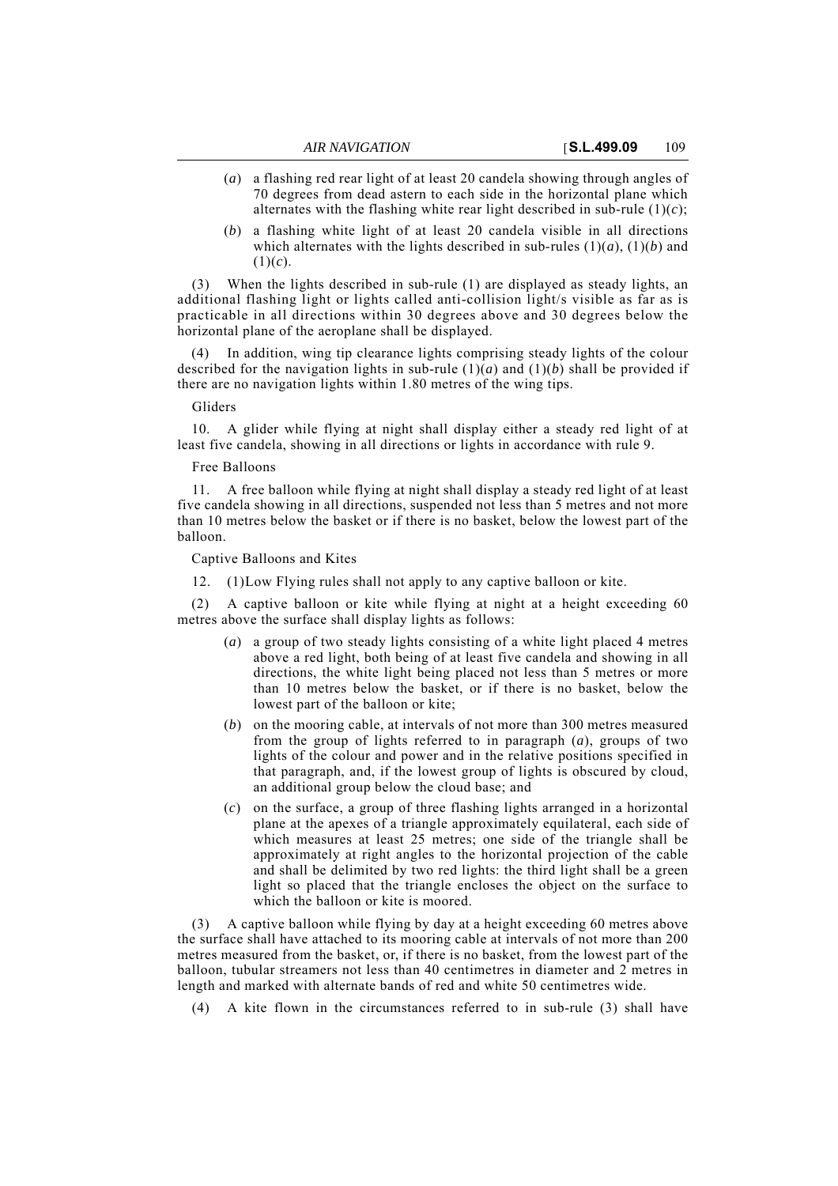(*a*) a flashing red rear light of at least 20 candela showing through angles of 70 degrees from dead astern to each side in the horizontal plane which alternates with the flashing white rear light described in sub-rule (1)(*c*);

(*b*) a flashing white light of at least 20 candela visible in all directions which alternates with the lights described in sub-rules (1)(*a*), (1)(*b*) and (1)(*c*).

(3) When the lights described in sub-rule (1) are displayed as steady lights, an additional flashing light or lights called anti-collision light/s visible as far as is practicable in all directions within 30 degrees above and 30 degrees below the horizontal plane of the aeroplane shall be displayed.

(4) In addition, wing tip clearance lights comprising steady lights of the colour described for the navigation lights in sub-rule (1)(*a*) and (1)(*b*) shall be provided if there are no navigation lights within 1.80 metres of the wing tips.

Gliders

10. A glider while flying at night shall display either a steady red light of at least five candela, showing in all directions or lights in accordance with rule 9.

Free Balloons

11. A free balloon while flying at night shall display a steady red light of at least five candela showing in all directions, suspended not less than 5 metres and not more than 10 metres below the basket or if there is no basket, below the lowest part of the balloon.

Captive Balloons and Kites

12. (1)Low Flying rules shall not apply to any captive balloon or kite.

(2) A captive balloon or kite while flying at night at a height exceeding 60 metres above the surface shall display lights as follows:

(*a*) a group of two steady lights consisting of a white light placed 4 metres above a red light, both being of at least five candela and showing in all directions, the white light being placed not less than 5 metres or more than 10 metres below the basket, or if there is no basket, below the lowest part of the balloon or kite;

(*b*) on the mooring cable, at intervals of not more than 300 metres measured from the group of lights referred to in paragraph (*a*), groups of two lights of the colour and power and in the relative positions specified in that paragraph, and, if the lowest group of lights is obscured by cloud, an additional group below the cloud base; and

(*c*) on the surface, a group of three flashing lights arranged in a horizontal plane at the apexes of a triangle approximately equilateral, each side of which measures at least 25 metres; one side of the triangle shall be approximately at right angles to the horizontal projection of the cable and shall be delimited by two red lights: the third light shall be a green light so placed that the triangle encloses the object on the surface to which the balloon or kite is moored.

(3) A captive balloon while flying by day at a height exceeding 60 metres above the surface shall have attached to its mooring cable at intervals of not more than 200 metres measured from the basket, or, if there is no basket, from the lowest part of the balloon, tubular streamers not less than 40 centimetres in diameter and 2 metres in length and marked with alternate bands of red and white 50 centimetres wide.

(4) A kite flown in the circumstances referred to in sub-rule (3) shall have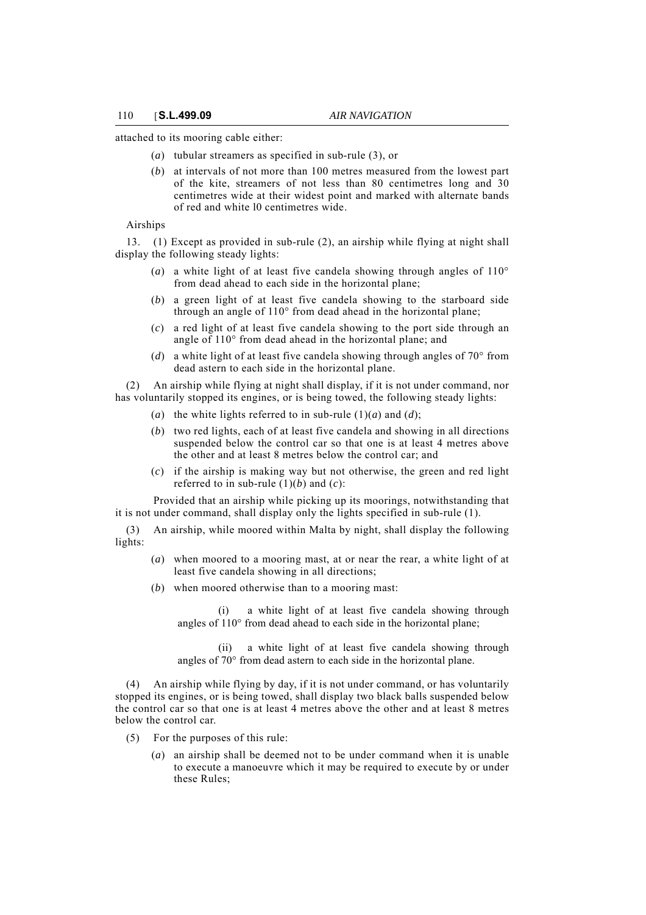attached to its mooring cable either:

(*a*) tubular streamers as specified in sub-rule (3), or

(*b*) at intervals of not more than 100 metres measured from the lowest part of the kite, streamers of not less than 80 centimetres long and 30 centimetres wide at their widest point and marked with alternate bands of red and white l0 centimetres wide.

Airships

13. (1) Except as provided in sub-rule (2), an airship while flying at night shall display the following steady lights:

(*a*) a white light of at least five candela showing through angles of 110° from dead ahead to each side in the horizontal plane;

(*b*) a green light of at least five candela showing to the starboard side through an angle of 110° from dead ahead in the horizontal plane;

(*c*) a red light of at least five candela showing to the port side through an angle of 110° from dead ahead in the horizontal plane; and

(*d*) a white light of at least five candela showing through angles of 70° from dead astern to each side in the horizontal plane.

(2) An airship while flying at night shall display, if it is not under command, nor has voluntarily stopped its engines, or is being towed, the following steady lights:

(*a*) the white lights referred to in sub-rule (1)(*a*) and (*d*);

(*b*) two red lights, each of at least five candela and showing in all directions suspended below the control car so that one is at least 4 metres above the other and at least 8 metres below the control car; and

(*c*) if the airship is making way but not otherwise, the green and red light referred to in sub-rule (1)(*b*) and (*c*):

Provided that an airship while picking up its moorings, notwithstanding that it is not under command, shall display only the lights specified in sub-rule (1).

(3) An airship, while moored within Malta by night, shall display the following lights:

(*a*) when moored to a mooring mast, at or near the rear, a white light of at least five candela showing in all directions;

(*b*) when moored otherwise than to a mooring mast:

(i) a white light of at least five candela showing through angles of 110° from dead ahead to each side in the horizontal plane;

(ii) a white light of at least five candela showing through angles of 70° from dead astern to each side in the horizontal plane.

(4) An airship while flying by day, if it is not under command, or has voluntarily stopped its engines, or is being towed, shall display two black balls suspended below the control car so that one is at least 4 metres above the other and at least 8 metres below the control car.

(5) For the purposes of this rule:

(*a*) an airship shall be deemed not to be under command when it is unable to execute a manoeuvre which it may be required to execute by or under these Rules;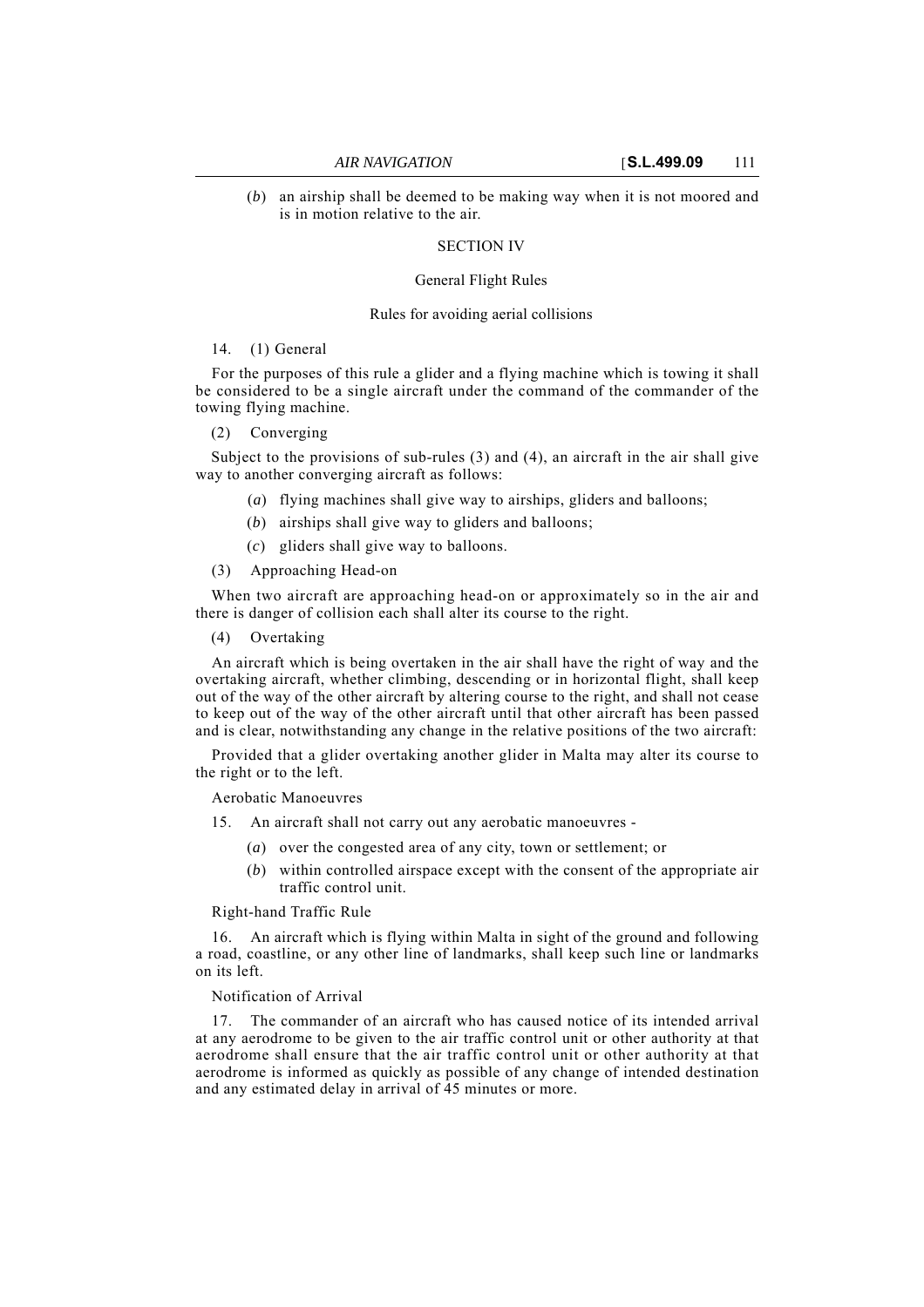(*b*) an airship shall be deemed to be making way when it is not moored and is in motion relative to the air.

## SECTION IV

### General Flight Rules

#### Rules for avoiding aerial collisions

14. (1) General

For the purposes of this rule a glider and a flying machine which is towing it shall be considered to be a single aircraft under the command of the commander of the towing flying machine.

(2) Converging

Subject to the provisions of sub-rules (3) and (4), an aircraft in the air shall give way to another converging aircraft as follows:

(*a*) flying machines shall give way to airships, gliders and balloons;

(*b*) airships shall give way to gliders and balloons;

(*c*) gliders shall give way to balloons.

(3) Approaching Head-on

When two aircraft are approaching head-on or approximately so in the air and there is danger of collision each shall alter its course to the right.

(4) Overtaking

An aircraft which is being overtaken in the air shall have the right of way and the overtaking aircraft, whether climbing, descending or in horizontal flight, shall keep out of the way of the other aircraft by altering course to the right, and shall not cease to keep out of the way of the other aircraft until that other aircraft has been passed and is clear, notwithstanding any change in the relative positions of the two aircraft:

Provided that a glider overtaking another glider in Malta may alter its course to the right or to the left.

Aerobatic Manoeuvres

15. An aircraft shall not carry out any aerobatic manoeuvres -

(*a*) over the congested area of any city, town or settlement; or

(*b*) within controlled airspace except with the consent of the appropriate air traffic control unit.

Right-hand Traffic Rule

16. An aircraft which is flying within Malta in sight of the ground and following a road, coastline, or any other line of landmarks, shall keep such line or landmarks on its left.

Notification of Arrival

17. The commander of an aircraft who has caused notice of its intended arrival at any aerodrome to be given to the air traffic control unit or other authority at that aerodrome shall ensure that the air traffic control unit or other authority at that aerodrome is informed as quickly as possible of any change of intended destination and any estimated delay in arrival of 45 minutes or more.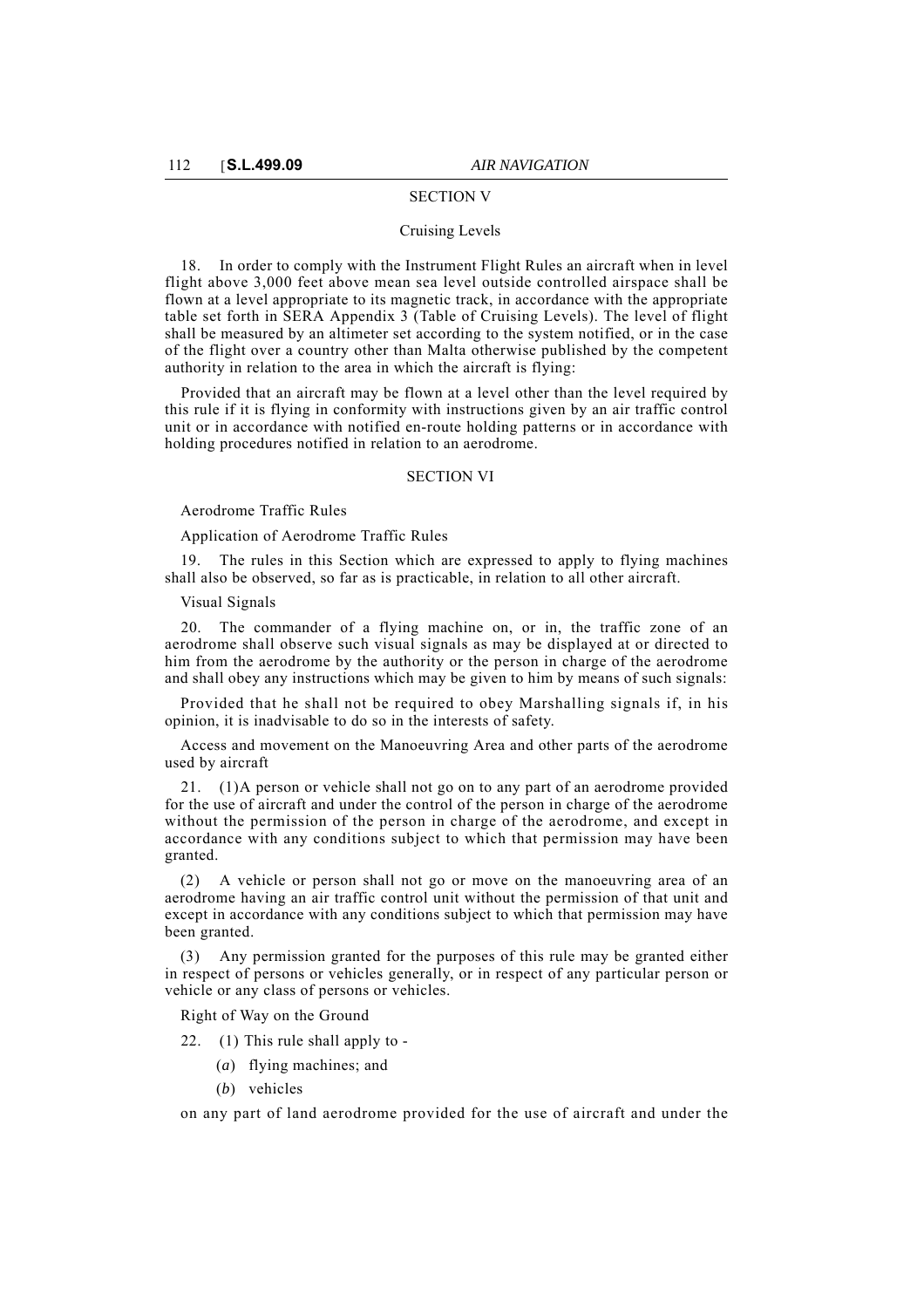## SECTION V

### Cruising Levels

18. In order to comply with the Instrument Flight Rules an aircraft when in level flight above 3,000 feet above mean sea level outside controlled airspace shall be flown at a level appropriate to its magnetic track, in accordance with the appropriate table set forth in SERA Appendix 3 (Table of Cruising Levels). The level of flight shall be measured by an altimeter set according to the system notified, or in the case of the flight over a country other than Malta otherwise published by the competent authority in relation to the area in which the aircraft is flying:

Provided that an aircraft may be flown at a level other than the level required by this rule if it is flying in conformity with instructions given by an air traffic control unit or in accordance with notified en-route holding patterns or in accordance with holding procedures notified in relation to an aerodrome.

## SECTION VI

### Aerodrome Traffic Rules

#### Application of Aerodrome Traffic Rules

19. The rules in this Section which are expressed to apply to flying machines shall also be observed, so far as is practicable, in relation to all other aircraft.

#### Visual Signals

20. The commander of a flying machine on, or in, the traffic zone of an aerodrome shall observe such visual signals as may be displayed at or directed to him from the aerodrome by the authority or the person in charge of the aerodrome and shall obey any instructions which may be given to him by means of such signals:

Provided that he shall not be required to obey Marshalling signals if, in his opinion, it is inadvisable to do so in the interests of safety.

#### Access and movement on the Manoeuvring Area and other parts of the aerodrome used by aircraft

21. (1)A person or vehicle shall not go on to any part of an aerodrome provided for the use of aircraft and under the control of the person in charge of the aerodrome without the permission of the person in charge of the aerodrome, and except in accordance with any conditions subject to which that permission may have been granted.

(2) A vehicle or person shall not go or move on the manoeuvring area of an aerodrome having an air traffic control unit without the permission of that unit and except in accordance with any conditions subject to which that permission may have been granted.

(3) Any permission granted for the purposes of this rule may be granted either in respect of persons or vehicles generally, or in respect of any particular person or vehicle or any class of persons or vehicles.

#### Right of Way on the Ground

22. (1) This rule shall apply to -

(*a*) flying machines; and

(*b*) vehicles

on any part of land aerodrome provided for the use of aircraft and under the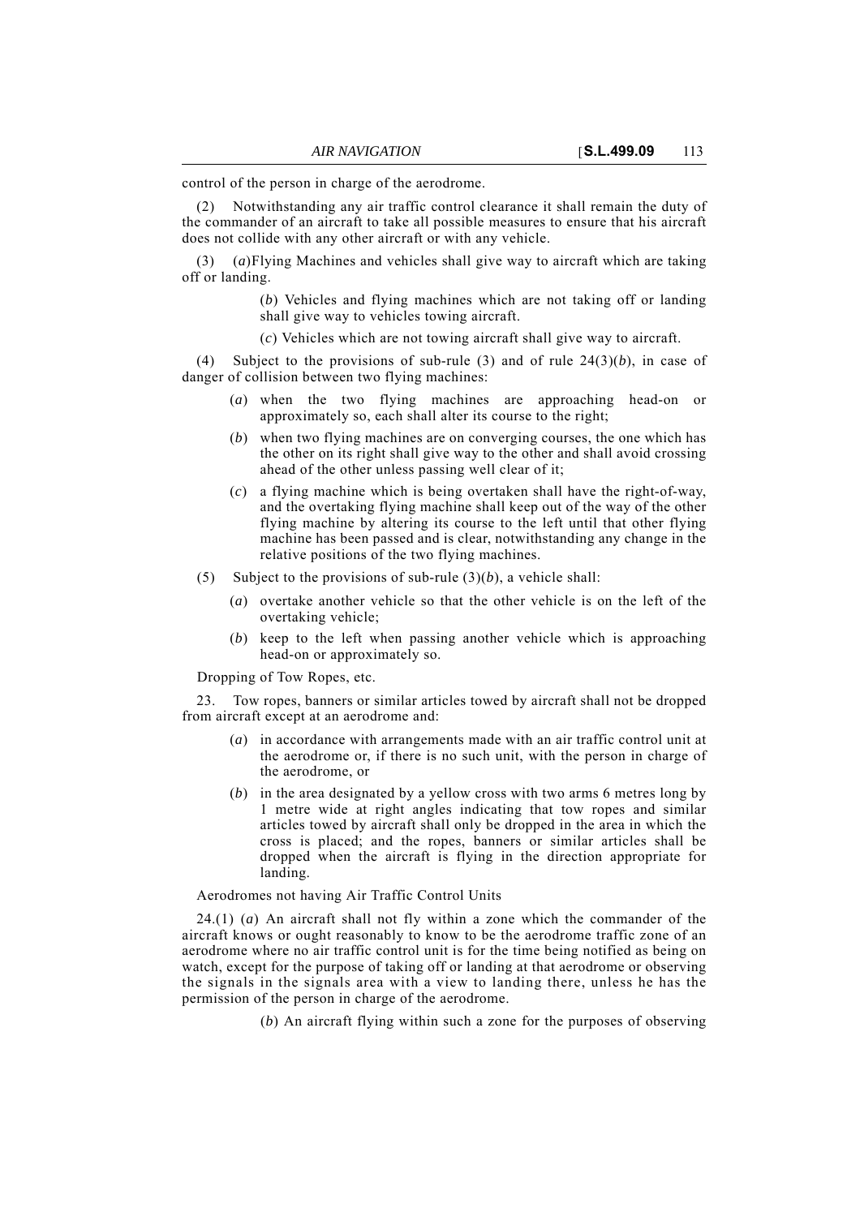control of the person in charge of the aerodrome.

(2) Notwithstanding any air traffic control clearance it shall remain the duty of the commander of an aircraft to take all possible measures to ensure that his aircraft does not collide with any other aircraft or with any vehicle.

(3) (*a*)Flying Machines and vehicles shall give way to aircraft which are taking off or landing.

(*b*) Vehicles and flying machines which are not taking off or landing shall give way to vehicles towing aircraft.

(*c*) Vehicles which are not towing aircraft shall give way to aircraft.

(4) Subject to the provisions of sub-rule (3) and of rule 24(3)(*b*), in case of danger of collision between two flying machines:

- (*a*) when the two flying machines are approaching head-on or approximately so, each shall alter its course to the right;
- (*b*) when two flying machines are on converging courses, the one which has the other on its right shall give way to the other and shall avoid crossing ahead of the other unless passing well clear of it;
- (*c*) a flying machine which is being overtaken shall have the right-of-way, and the overtaking flying machine shall keep out of the way of the other flying machine by altering its course to the left until that other flying machine has been passed and is clear, notwithstanding any change in the relative positions of the two flying machines.

(5) Subject to the provisions of sub-rule (3)(*b*), a vehicle shall:

- (*a*) overtake another vehicle so that the other vehicle is on the left of the overtaking vehicle;
- (*b*) keep to the left when passing another vehicle which is approaching head-on or approximately so.

Dropping of Tow Ropes, etc.

23. Tow ropes, banners or similar articles towed by aircraft shall not be dropped from aircraft except at an aerodrome and:

- (*a*) in accordance with arrangements made with an air traffic control unit at the aerodrome or, if there is no such unit, with the person in charge of the aerodrome, or
- (*b*) in the area designated by a yellow cross with two arms 6 metres long by 1 metre wide at right angles indicating that tow ropes and similar articles towed by aircraft shall only be dropped in the area in which the cross is placed; and the ropes, banners or similar articles shall be dropped when the aircraft is flying in the direction appropriate for landing.

Aerodromes not having Air Traffic Control Units

24.(1) (*a*) An aircraft shall not fly within a zone which the commander of the aircraft knows or ought reasonably to know to be the aerodrome traffic zone of an aerodrome where no air traffic control unit is for the time being notified as being on watch, except for the purpose of taking off or landing at that aerodrome or observing the signals in the signals area with a view to landing there, unless he has the permission of the person in charge of the aerodrome.

(*b*) An aircraft flying within such a zone for the purposes of observing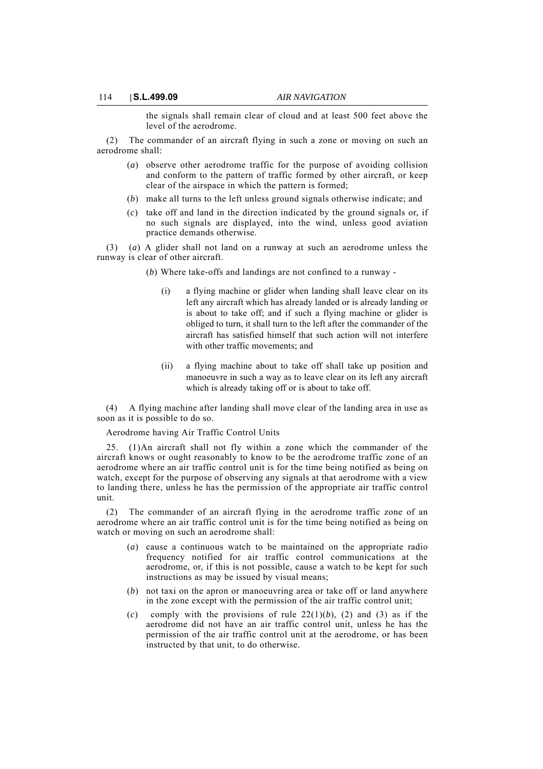the signals shall remain clear of cloud and at least 500 feet above the level of the aerodrome.

(2) The commander of an aircraft flying in such a zone or moving on such an aerodrome shall:

- (*a*) observe other aerodrome traffic for the purpose of avoiding collision and conform to the pattern of traffic formed by other aircraft, or keep clear of the airspace in which the pattern is formed;
- (*b*) make all turns to the left unless ground signals otherwise indicate; and
- (*c*) take off and land in the direction indicated by the ground signals or, if no such signals are displayed, into the wind, unless good aviation practice demands otherwise.

(3) (*a*) A glider shall not land on a runway at such an aerodrome unless the runway is clear of other aircraft.

(*b*) Where take-offs and landings are not confined to a runway -

- (i) a flying machine or glider when landing shall leave clear on its left any aircraft which has already landed or is already landing or is about to take off; and if such a flying machine or glider is obliged to turn, it shall turn to the left after the commander of the aircraft has satisfied himself that such action will not interfere with other traffic movements; and
- (ii) a flying machine about to take off shall take up position and manoeuvre in such a way as to leave clear on its left any aircraft which is already taking off or is about to take off.

(4) A flying machine after landing shall move clear of the landing area in use as soon as it is possible to do so.

Aerodrome having Air Traffic Control Units

25. (1)An aircraft shall not fly within a zone which the commander of the aircraft knows or ought reasonably to know to be the aerodrome traffic zone of an aerodrome where an air traffic control unit is for the time being notified as being on watch, except for the purpose of observing any signals at that aerodrome with a view to landing there, unless he has the permission of the appropriate air traffic control unit.

(2) The commander of an aircraft flying in the aerodrome traffic zone of an aerodrome where an air traffic control unit is for the time being notified as being on watch or moving on such an aerodrome shall:

- (*a*) cause a continuous watch to be maintained on the appropriate radio frequency notified for air traffic control communications at the aerodrome, or, if this is not possible, cause a watch to be kept for such instructions as may be issued by visual means;
- (*b*) not taxi on the apron or manoeuvring area or take off or land anywhere in the zone except with the permission of the air traffic control unit;
- (*c*) comply with the provisions of rule 22(1)(*b*), (2) and (3) as if the aerodrome did not have an air traffic control unit, unless he has the permission of the air traffic control unit at the aerodrome, or has been instructed by that unit, to do otherwise.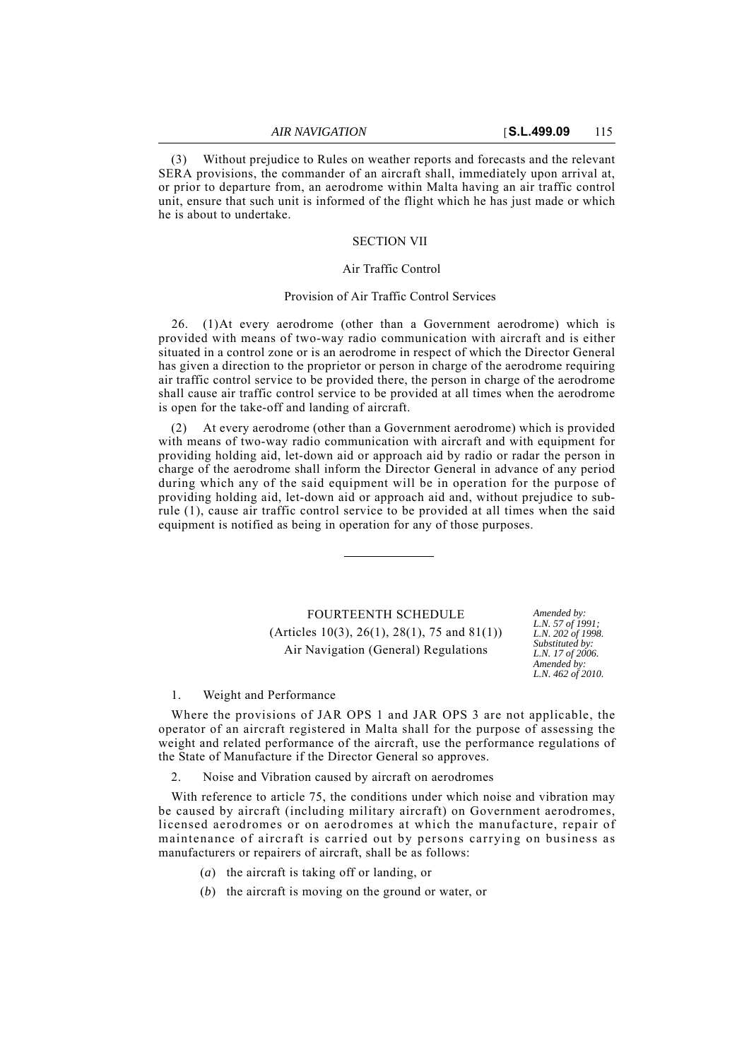(3) Without prejudice to Rules on weather reports and forecasts and the relevant SERA provisions, the commander of an aircraft shall, immediately upon arrival at, or prior to departure from, an aerodrome within Malta having an air traffic control unit, ensure that such unit is informed of the flight which he has just made or which he is about to undertake.

## SECTION VII

### Air Traffic Control

#### Provision of Air Traffic Control Services

26. (1)At every aerodrome (other than a Government aerodrome) which is provided with means of two-way radio communication with aircraft and is either situated in a control zone or is an aerodrome in respect of which the Director General has given a direction to the proprietor or person in charge of the aerodrome requiring air traffic control service to be provided there, the person in charge of the aerodrome shall cause air traffic control service to be provided at all times when the aerodrome is open for the take-off and landing of aircraft.

(2) At every aerodrome (other than a Government aerodrome) which is provided with means of two-way radio communication with aircraft and with equipment for providing holding aid, let-down aid or approach aid by radio or radar the person in charge of the aerodrome shall inform the Director General in advance of any period during which any of the said equipment will be in operation for the purpose of providing holding aid, let-down aid or approach aid and, without prejudice to sub-rule (1), cause air traffic control service to be provided at all times when the said equipment is notified as being in operation for any of those purposes.

---

## FOURTEENTH SCHEDULE

(Articles 10(3), 26(1), 28(1), 75 and 81(1))

Air Navigation (General) Regulations

*Amended by: L.N. 57 of 1991; L.N. 202 of 1998. Substituted by: L.N. 17 of 2006. Amended by: L.N. 462 of 2010.*

1. Weight and Performance

Where the provisions of JAR OPS 1 and JAR OPS 3 are not applicable, the operator of an aircraft registered in Malta shall for the purpose of assessing the weight and related performance of the aircraft, use the performance regulations of the State of Manufacture if the Director General so approves.

2. Noise and Vibration caused by aircraft on aerodromes

With reference to article 75, the conditions under which noise and vibration may be caused by aircraft (including military aircraft) on Government aerodromes, licensed aerodromes or on aerodromes at which the manufacture, repair of maintenance of aircraft is carried out by persons carrying on business as manufacturers or repairers of aircraft, shall be as follows:

(*a*) the aircraft is taking off or landing, or

(*b*) the aircraft is moving on the ground or water, or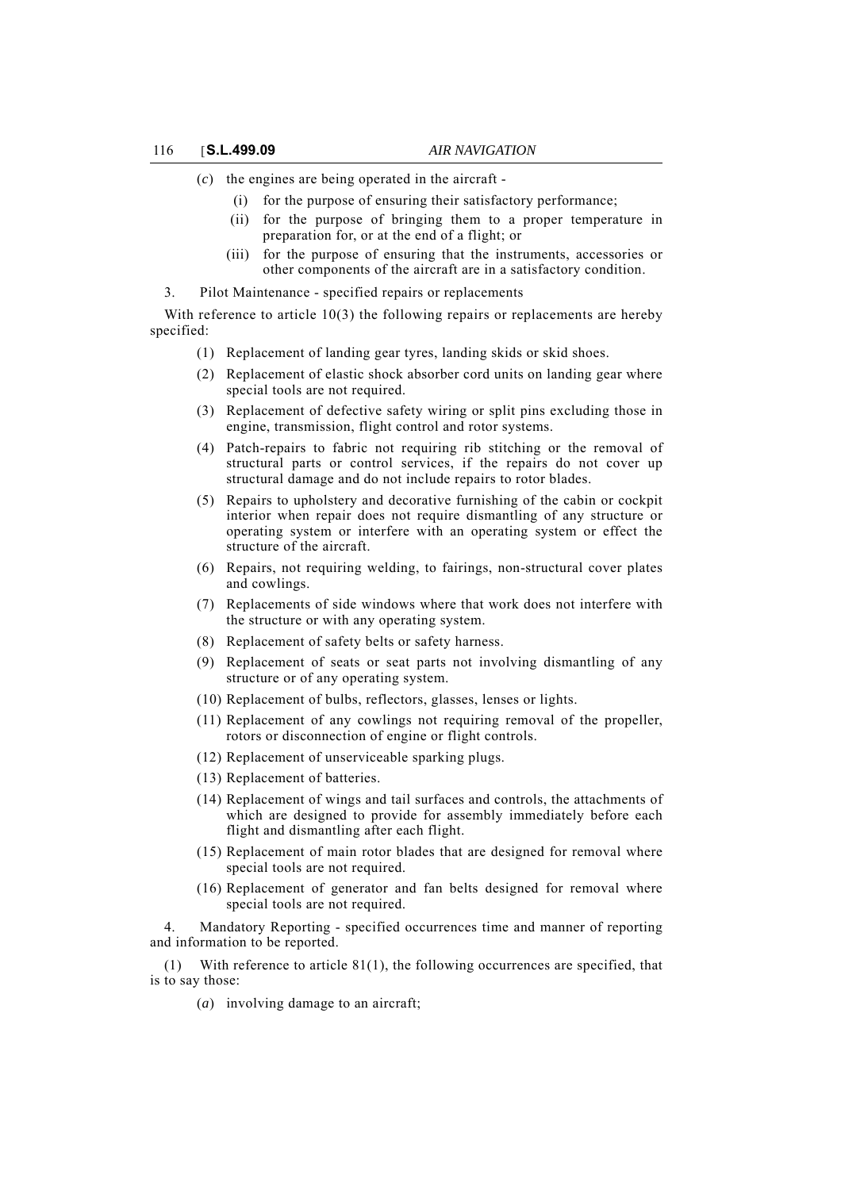(*c*) the engines are being operated in the aircraft -

(i) for the purpose of ensuring their satisfactory performance;

(ii) for the purpose of bringing them to a proper temperature in preparation for, or at the end of a flight; or

(iii) for the purpose of ensuring that the instruments, accessories or other components of the aircraft are in a satisfactory condition.

3. Pilot Maintenance - specified repairs or replacements

With reference to article 10(3) the following repairs or replacements are hereby specified:

(1) Replacement of landing gear tyres, landing skids or skid shoes.

(2) Replacement of elastic shock absorber cord units on landing gear where special tools are not required.

(3) Replacement of defective safety wiring or split pins excluding those in engine, transmission, flight control and rotor systems.

(4) Patch-repairs to fabric not requiring rib stitching or the removal of structural parts or control services, if the repairs do not cover up structural damage and do not include repairs to rotor blades.

(5) Repairs to upholstery and decorative furnishing of the cabin or cockpit interior when repair does not require dismantling of any structure or operating system or interfere with an operating system or effect the structure of the aircraft.

(6) Repairs, not requiring welding, to fairings, non-structural cover plates and cowlings.

(7) Replacements of side windows where that work does not interfere with the structure or with any operating system.

(8) Replacement of safety belts or safety harness.

(9) Replacement of seats or seat parts not involving dismantling of any structure or of any operating system.

(10) Replacement of bulbs, reflectors, glasses, lenses or lights.

(11) Replacement of any cowlings not requiring removal of the propeller, rotors or disconnection of engine or flight controls.

(12) Replacement of unserviceable sparking plugs.

(13) Replacement of batteries.

(14) Replacement of wings and tail surfaces and controls, the attachments of which are designed to provide for assembly immediately before each flight and dismantling after each flight.

(15) Replacement of main rotor blades that are designed for removal where special tools are not required.

(16) Replacement of generator and fan belts designed for removal where special tools are not required.

4. Mandatory Reporting - specified occurrences time and manner of reporting and information to be reported.

(1) With reference to article 81(1), the following occurrences are specified, that is to say those:

(*a*) involving damage to an aircraft;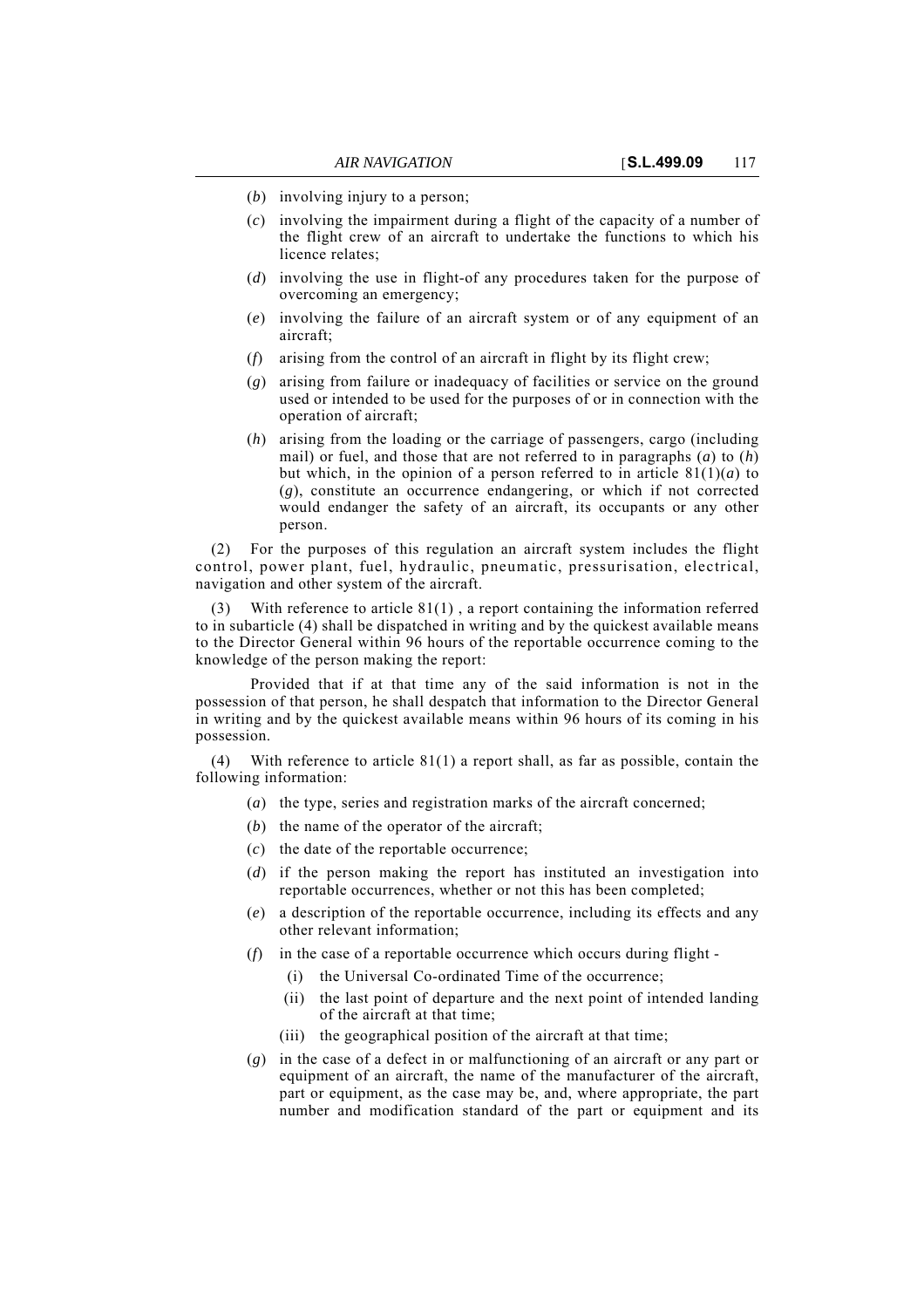(*b*) involving injury to a person;

(*c*) involving the impairment during a flight of the capacity of a number of the flight crew of an aircraft to undertake the functions to which his licence relates;

(*d*) involving the use in flight-of any procedures taken for the purpose of overcoming an emergency;

(*e*) involving the failure of an aircraft system or of any equipment of an aircraft;

(*f*) arising from the control of an aircraft in flight by its flight crew;

(*g*) arising from failure or inadequacy of facilities or service on the ground used or intended to be used for the purposes of or in connection with the operation of aircraft;

(*h*) arising from the loading or the carriage of passengers, cargo (including mail) or fuel, and those that are not referred to in paragraphs (*a*) to (*h*) but which, in the opinion of a person referred to in article 81(1)(*a*) to (*g*), constitute an occurrence endangering, or which if not corrected would endanger the safety of an aircraft, its occupants or any other person.

(2) For the purposes of this regulation an aircraft system includes the flight control, power plant, fuel, hydraulic, pneumatic, pressurisation, electrical, navigation and other system of the aircraft.

(3) With reference to article 81(1) , a report containing the information referred to in subarticle (4) shall be dispatched in writing and by the quickest available means to the Director General within 96 hours of the reportable occurrence coming to the knowledge of the person making the report:

Provided that if at that time any of the said information is not in the possession of that person, he shall despatch that information to the Director General in writing and by the quickest available means within 96 hours of its coming in his possession.

(4) With reference to article 81(1) a report shall, as far as possible, contain the following information:

(*a*) the type, series and registration marks of the aircraft concerned;

(*b*) the name of the operator of the aircraft;

(*c*) the date of the reportable occurrence;

(*d*) if the person making the report has instituted an investigation into reportable occurrences, whether or not this has been completed;

(*e*) a description of the reportable occurrence, including its effects and any other relevant information;

(*f*) in the case of a reportable occurrence which occurs during flight -

- (i) the Universal Co-ordinated Time of the occurrence;
- (ii) the last point of departure and the next point of intended landing of the aircraft at that time;
- (iii) the geographical position of the aircraft at that time;

(*g*) in the case of a defect in or malfunctioning of an aircraft or any part or equipment of an aircraft, the name of the manufacturer of the aircraft, part or equipment, as the case may be, and, where appropriate, the part number and modification standard of the part or equipment and its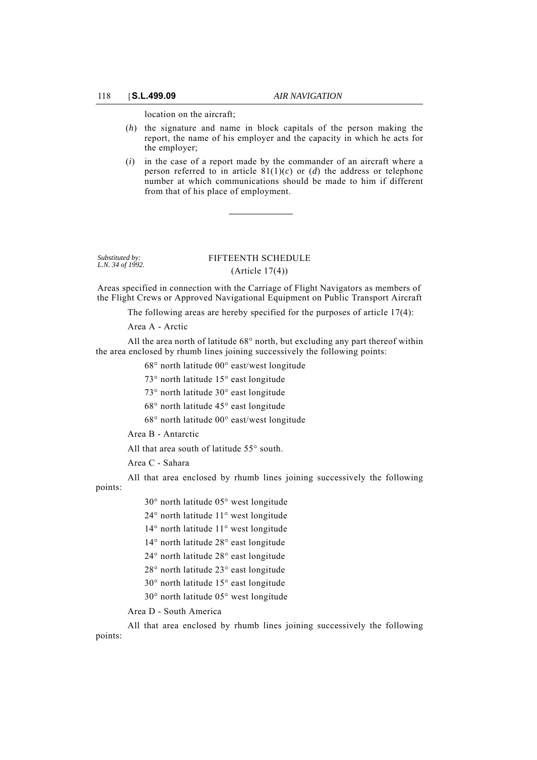location on the aircraft;

(*h*) the signature and name in block capitals of the person making the report, the name of his employer and the capacity in which he acts for the employer;

(*i*) in the case of a report made by the commander of an aircraft where a person referred to in article 81(1)(*c*) or (*d*) the address or telephone number at which communications should be made to him if different from that of his place of employment.

---

*Substituted by: L.N. 34 of 1992.*

## FIFTEENTH SCHEDULE

(Article 17(4))

Areas specified in connection with the Carriage of Flight Navigators as members of the Flight Crews or Approved Navigational Equipment on Public Transport Aircraft

The following areas are hereby specified for the purposes of article 17(4):

Area A - Arctic

All the area north of latitude 68° north, but excluding any part thereof within the area enclosed by rhumb lines joining successively the following points:

68° north latitude 00° east/west longitude

73° north latitude 15° east longitude

73° north latitude 30° east longitude

68° north latitude 45° east longitude

68° north latitude 00° east/west longitude

Area B - Antarctic

All that area south of latitude 55° south.

Area C - Sahara

All that area enclosed by rhumb lines joining successively the following points:

30° north latitude 05° west longitude

24° north latitude 11° west longitude

14° north latitude 11° west longitude

14° north latitude 28° east longitude

24° north latitude 28° east longitude

28° north latitude 23° east longitude

30° north latitude 15° east longitude

30° north latitude 05° west longitude

Area D - South America

All that area enclosed by rhumb lines joining successively the following points: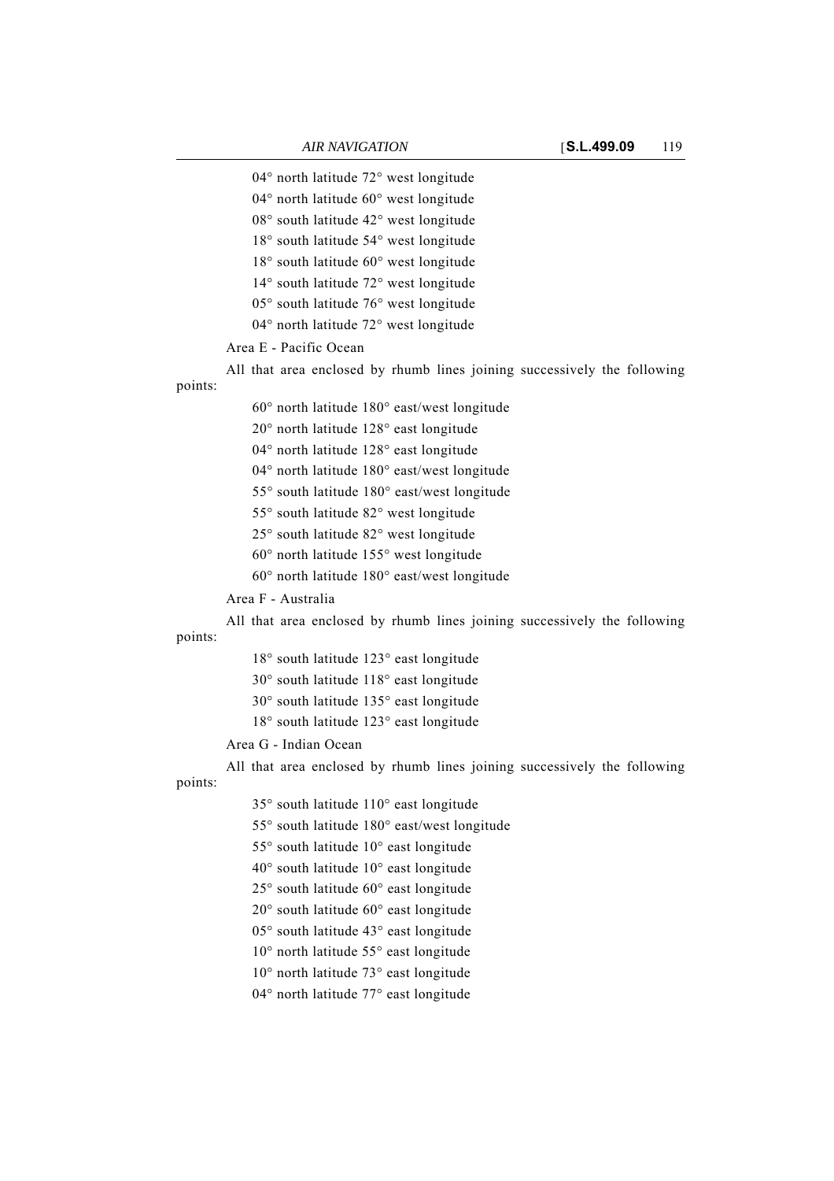04° north latitude 72° west longitude

04° north latitude 60° west longitude

08° south latitude 42° west longitude

18° south latitude 54° west longitude

18° south latitude 60° west longitude

14° south latitude 72° west longitude

05° south latitude 76° west longitude

04° north latitude 72° west longitude

Area E - Pacific Ocean

All that area enclosed by rhumb lines joining successively the following points:

60° north latitude 180° east/west longitude

20° north latitude 128° east longitude

04° north latitude 128° east longitude

04° north latitude 180° east/west longitude

55° south latitude 180° east/west longitude

55° south latitude 82° west longitude

25° south latitude 82° west longitude

60° north latitude 155° west longitude

60° north latitude 180° east/west longitude

Area F - Australia

All that area enclosed by rhumb lines joining successively the following points:

18° south latitude 123° east longitude

30° south latitude 118° east longitude

30° south latitude 135° east longitude

18° south latitude 123° east longitude

Area G - Indian Ocean

All that area enclosed by rhumb lines joining successively the following points:

35° south latitude 110° east longitude

55° south latitude 180° east/west longitude

55° south latitude 10° east longitude

40° south latitude 10° east longitude

25° south latitude 60° east longitude

20° south latitude 60° east longitude

05° south latitude 43° east longitude

10° north latitude 55° east longitude

10° north latitude 73° east longitude

04° north latitude 77° east longitude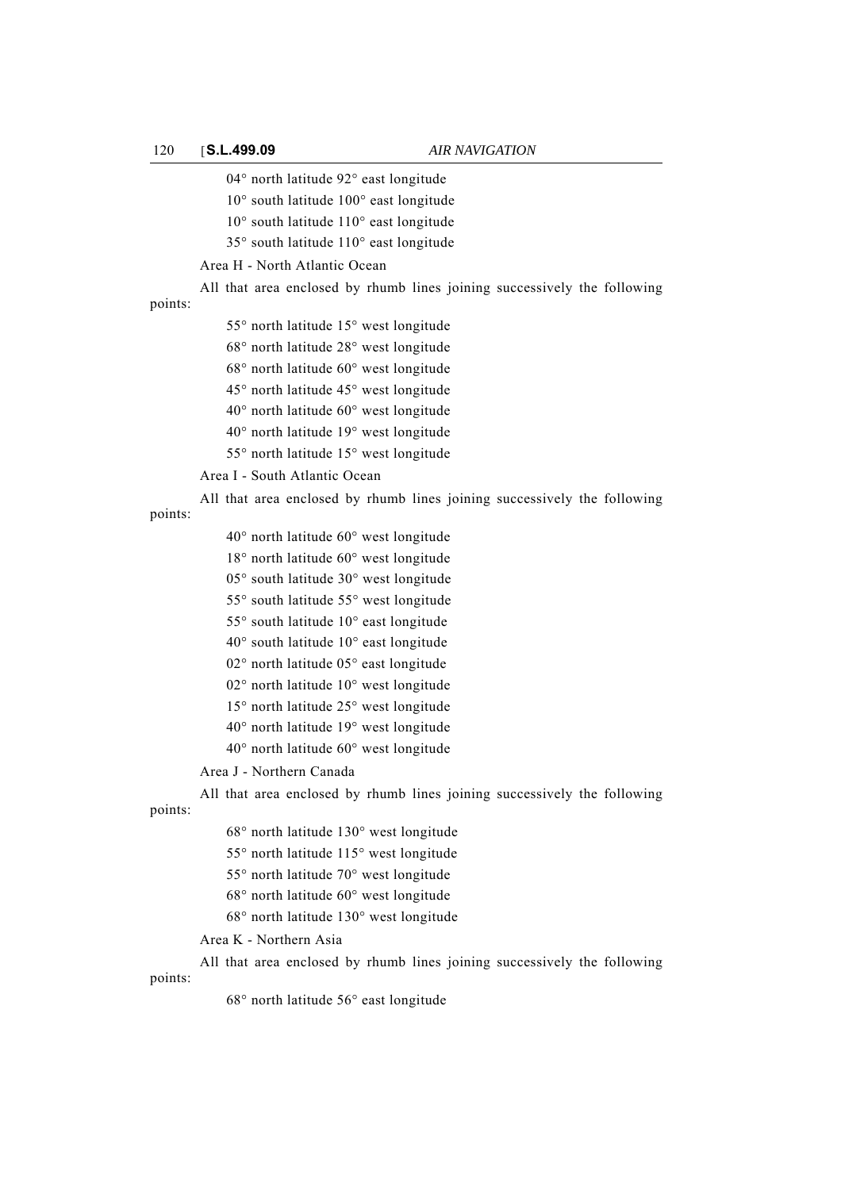04° north latitude 92° east longitude

10° south latitude 100° east longitude

10° south latitude 110° east longitude

35° south latitude 110° east longitude

Area H - North Atlantic Ocean

All that area enclosed by rhumb lines joining successively the following points:

55° north latitude 15° west longitude

68° north latitude 28° west longitude

68° north latitude 60° west longitude

45° north latitude 45° west longitude

40° north latitude 60° west longitude

40° north latitude 19° west longitude

55° north latitude 15° west longitude

Area I - South Atlantic Ocean

All that area enclosed by rhumb lines joining successively the following points:

40° north latitude 60° west longitude

18° north latitude 60° west longitude

05° south latitude 30° west longitude

55° south latitude 55° west longitude

55° south latitude 10° east longitude

40° south latitude 10° east longitude

02° north latitude 05° east longitude

02° north latitude 10° west longitude

15° north latitude 25° west longitude

40° north latitude 19° west longitude

40° north latitude 60° west longitude

Area J - Northern Canada

All that area enclosed by rhumb lines joining successively the following points:

68° north latitude 130° west longitude

55° north latitude 115° west longitude

55° north latitude 70° west longitude

68° north latitude 60° west longitude

68° north latitude 130° west longitude

Area K - Northern Asia

All that area enclosed by rhumb lines joining successively the following points:

68° north latitude 56° east longitude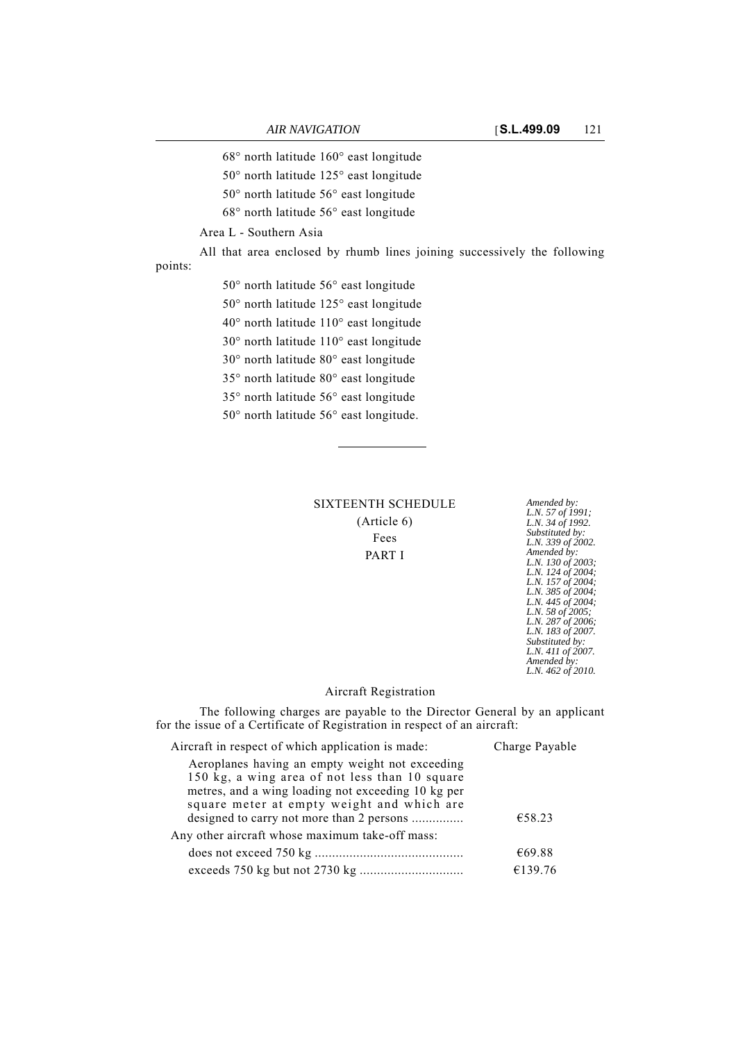68° north latitude 160° east longitude

50° north latitude 125° east longitude

50° north latitude 56° east longitude

68° north latitude 56° east longitude

Area L - Southern Asia

All that area enclosed by rhumb lines joining successively the following points:

50° north latitude 56° east longitude

50° north latitude 125° east longitude

40° north latitude 110° east longitude

30° north latitude 110° east longitude

30° north latitude 80° east longitude

35° north latitude 80° east longitude

35° north latitude 56° east longitude

50° north latitude 56° east longitude.

---

## SIXTEENTH SCHEDULE

(Article 6)

Fees

PART I

*Amended by: L.N. 57 of 1991; L.N. 34 of 1992. Substituted by: L.N. 339 of 2002. Amended by: L.N. 130 of 2003; L.N. 124 of 2004; L.N. 157 of 2004; L.N. 385 of 2004; L.N. 445 of 2004; L.N. 58 of 2005; L.N. 287 of 2006; L.N. 183 of 2007. Substituted by: L.N. 411 of 2007. Amended by: L.N. 462 of 2010.*

### Aircraft Registration

The following charges are payable to the Director General by an applicant for the issue of a Certificate of Registration in respect of an aircraft:

| Aircraft in respect of which application is made: | Charge Payable |
|---|---|
| Aeroplanes having an empty weight not exceeding 150 kg, a wing area of not less than 10 square metres, and a wing loading not exceeding 10 kg per square meter at empty weight and which are designed to carry not more than 2 persons ............... | €58.23 |
| Any other aircraft whose maximum take-off mass: | |
| does not exceed 750 kg ........................................... | €69.88 |
| exceeds 750 kg but not 2730 kg .............................. | €139.76 |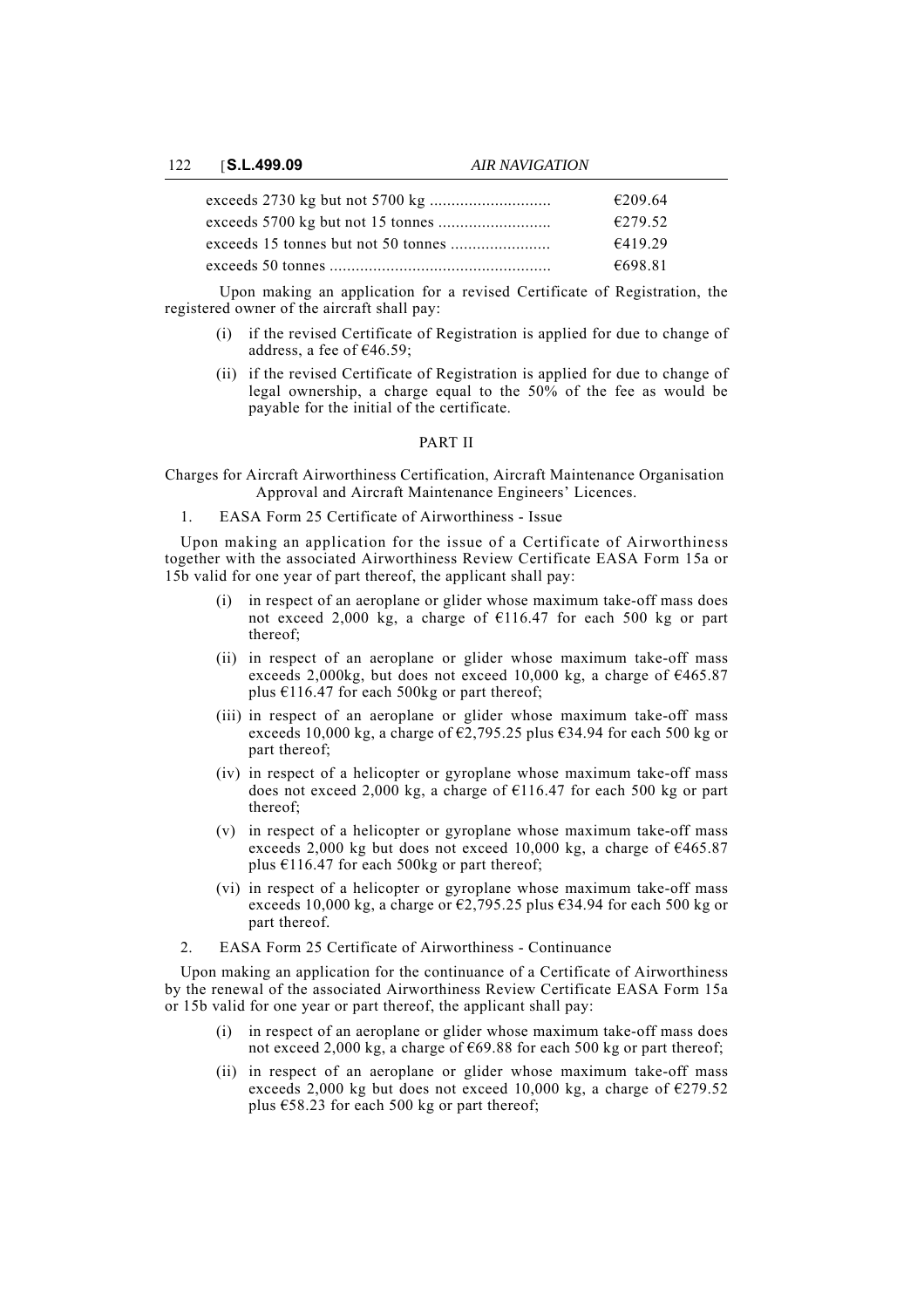| | |
|---|---|
| exceeds 2730 kg but not 5700 kg | €209.64 |
| exceeds 5700 kg but not 15 tonnes | €279.52 |
| exceeds 15 tonnes but not 50 tonnes | €419.29 |
| exceeds 50 tonnes | €698.81 |

Upon making an application for a revised Certificate of Registration, the registered owner of the aircraft shall pay:

(i) if the revised Certificate of Registration is applied for due to change of address, a fee of €46.59;

(ii) if the revised Certificate of Registration is applied for due to change of legal ownership, a charge equal to the 50% of the fee as would be payable for the initial of the certificate.

## PART II

Charges for Aircraft Airworthiness Certification, Aircraft Maintenance Organisation Approval and Aircraft Maintenance Engineers' Licences.

1. EASA Form 25 Certificate of Airworthiness - Issue

Upon making an application for the issue of a Certificate of Airworthiness together with the associated Airworthiness Review Certificate EASA Form 15a or 15b valid for one year of part thereof, the applicant shall pay:

(i) in respect of an aeroplane or glider whose maximum take-off mass does not exceed 2,000 kg, a charge of €116.47 for each 500 kg or part thereof;

(ii) in respect of an aeroplane or glider whose maximum take-off mass exceeds 2,000kg, but does not exceed 10,000 kg, a charge of €465.87 plus €116.47 for each 500kg or part thereof;

(iii) in respect of an aeroplane or glider whose maximum take-off mass exceeds 10,000 kg, a charge of €2,795.25 plus €34.94 for each 500 kg or part thereof;

(iv) in respect of a helicopter or gyroplane whose maximum take-off mass does not exceed 2,000 kg, a charge of €116.47 for each 500 kg or part thereof;

(v) in respect of a helicopter or gyroplane whose maximum take-off mass exceeds 2,000 kg but does not exceed 10,000 kg, a charge of €465.87 plus €116.47 for each 500kg or part thereof;

(vi) in respect of a helicopter or gyroplane whose maximum take-off mass exceeds 10,000 kg, a charge or €2,795.25 plus €34.94 for each 500 kg or part thereof.

2. EASA Form 25 Certificate of Airworthiness - Continuance

Upon making an application for the continuance of a Certificate of Airworthiness by the renewal of the associated Airworthiness Review Certificate EASA Form 15a or 15b valid for one year or part thereof, the applicant shall pay:

(i) in respect of an aeroplane or glider whose maximum take-off mass does not exceed 2,000 kg, a charge of €69.88 for each 500 kg or part thereof;

(ii) in respect of an aeroplane or glider whose maximum take-off mass exceeds 2,000 kg but does not exceed 10,000 kg, a charge of €279.52 plus €58.23 for each 500 kg or part thereof;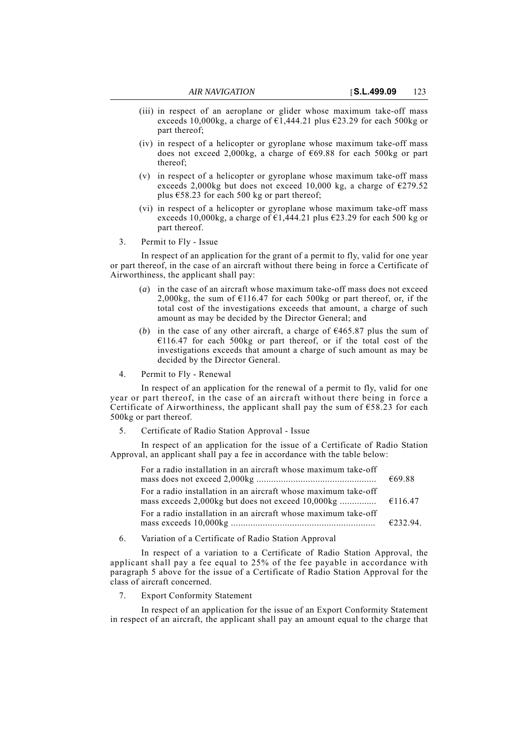(iii) in respect of an aeroplane or glider whose maximum take-off mass exceeds 10,000kg, a charge of €1,444.21 plus €23.29 for each 500kg or part thereof;

(iv) in respect of a helicopter or gyroplane whose maximum take-off mass does not exceed 2,000kg, a charge of €69.88 for each 500kg or part thereof;

(v) in respect of a helicopter or gyroplane whose maximum take-off mass exceeds 2,000kg but does not exceed 10,000 kg, a charge of €279.52 plus €58.23 for each 500 kg or part thereof;

(vi) in respect of a helicopter or gyroplane whose maximum take-off mass exceeds 10,000kg, a charge of €1,444.21 plus €23.29 for each 500 kg or part thereof.

3. Permit to Fly - Issue

In respect of an application for the grant of a permit to fly, valid for one year or part thereof, in the case of an aircraft without there being in force a Certificate of Airworthiness, the applicant shall pay:

(*a*) in the case of an aircraft whose maximum take-off mass does not exceed 2,000kg, the sum of €116.47 for each 500kg or part thereof, or, if the total cost of the investigations exceeds that amount, a charge of such amount as may be decided by the Director General; and

(*b*) in the case of any other aircraft, a charge of €465.87 plus the sum of €116.47 for each 500kg or part thereof, or if the total cost of the investigations exceeds that amount a charge of such amount as may be decided by the Director General.

4. Permit to Fly - Renewal

In respect of an application for the renewal of a permit to fly, valid for one year or part thereof, in the case of an aircraft without there being in force a Certificate of Airworthiness, the applicant shall pay the sum of €58.23 for each 500kg or part thereof.

5. Certificate of Radio Station Approval - Issue

In respect of an application for the issue of a Certificate of Radio Station Approval, an applicant shall pay a fee in accordance with the table below:

| | |
|---|---|
| For a radio installation in an aircraft whose maximum take-off mass does not exceed 2,000kg ................................................ | €69.88 |
| For a radio installation in an aircraft whose maximum take-off mass exceeds 2,000kg but does not exceed 10,000kg .............. | €116.47 |
| For a radio installation in an aircraft whose maximum take-off mass exceeds 10,000kg .......................................................... | €232.94. |

6. Variation of a Certificate of Radio Station Approval

In respect of a variation to a Certificate of Radio Station Approval, the applicant shall pay a fee equal to 25% of the fee payable in accordance with paragraph 5 above for the issue of a Certificate of Radio Station Approval for the class of aircraft concerned.

7. Export Conformity Statement

In respect of an application for the issue of an Export Conformity Statement in respect of an aircraft, the applicant shall pay an amount equal to the charge that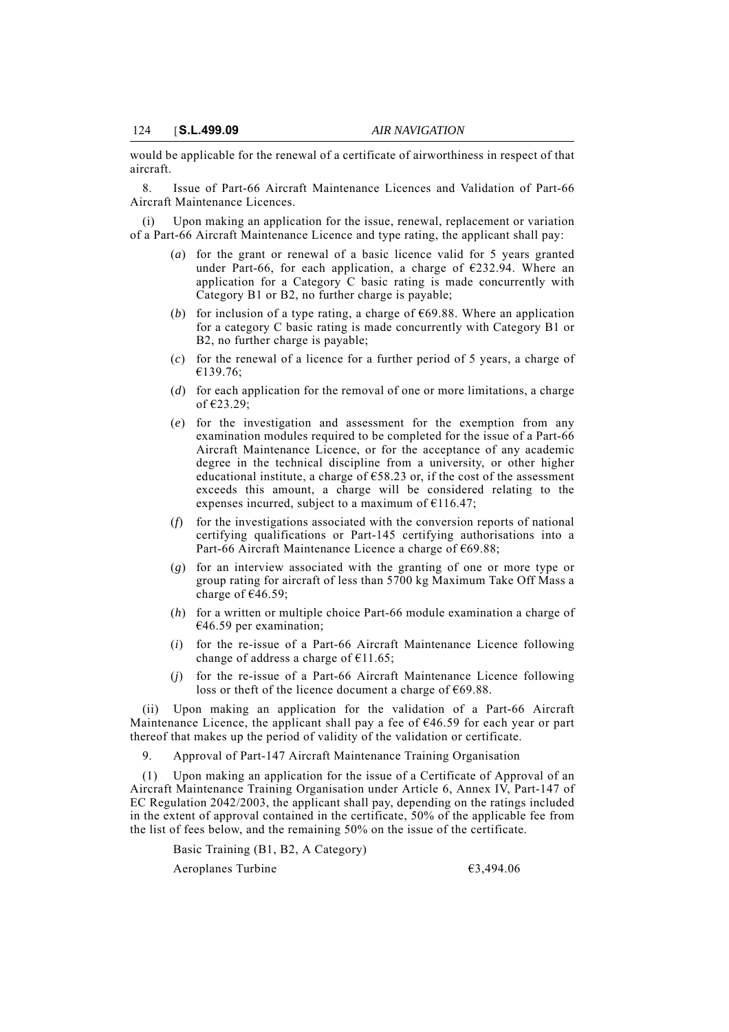would be applicable for the renewal of a certificate of airworthiness in respect of that aircraft.

8. Issue of Part-66 Aircraft Maintenance Licences and Validation of Part-66 Aircraft Maintenance Licences.

(i) Upon making an application for the issue, renewal, replacement or variation of a Part-66 Aircraft Maintenance Licence and type rating, the applicant shall pay:

(*a*) for the grant or renewal of a basic licence valid for 5 years granted under Part-66, for each application, a charge of €232.94. Where an application for a Category C basic rating is made concurrently with Category B1 or B2, no further charge is payable;

(*b*) for inclusion of a type rating, a charge of €69.88. Where an application for a category C basic rating is made concurrently with Category B1 or B2, no further charge is payable;

(*c*) for the renewal of a licence for a further period of 5 years, a charge of €139.76;

(*d*) for each application for the removal of one or more limitations, a charge of €23.29;

(*e*) for the investigation and assessment for the exemption from any examination modules required to be completed for the issue of a Part-66 Aircraft Maintenance Licence, or for the acceptance of any academic degree in the technical discipline from a university, or other higher educational institute, a charge of €58.23 or, if the cost of the assessment exceeds this amount, a charge will be considered relating to the expenses incurred, subject to a maximum of €116.47;

(*f*) for the investigations associated with the conversion reports of national certifying qualifications or Part-145 certifying authorisations into a Part-66 Aircraft Maintenance Licence a charge of €69.88;

(*g*) for an interview associated with the granting of one or more type or group rating for aircraft of less than 5700 kg Maximum Take Off Mass a charge of €46.59;

(*h*) for a written or multiple choice Part-66 module examination a charge of €46.59 per examination;

(*i*) for the re-issue of a Part-66 Aircraft Maintenance Licence following change of address a charge of €11.65;

(*j*) for the re-issue of a Part-66 Aircraft Maintenance Licence following loss or theft of the licence document a charge of €69.88.

(ii) Upon making an application for the validation of a Part-66 Aircraft Maintenance Licence, the applicant shall pay a fee of €46.59 for each year or part thereof that makes up the period of validity of the validation or certificate.

9. Approval of Part-147 Aircraft Maintenance Training Organisation

(1) Upon making an application for the issue of a Certificate of Approval of an Aircraft Maintenance Training Organisation under Article 6, Annex IV, Part-147 of EC Regulation 2042/2003, the applicant shall pay, depending on the ratings included in the extent of approval contained in the certificate, 50% of the applicable fee from the list of fees below, and the remaining 50% on the issue of the certificate.

Basic Training (B1, B2, A Category)

| | |
|---|---|
| Aeroplanes Turbine | €3,494.06 |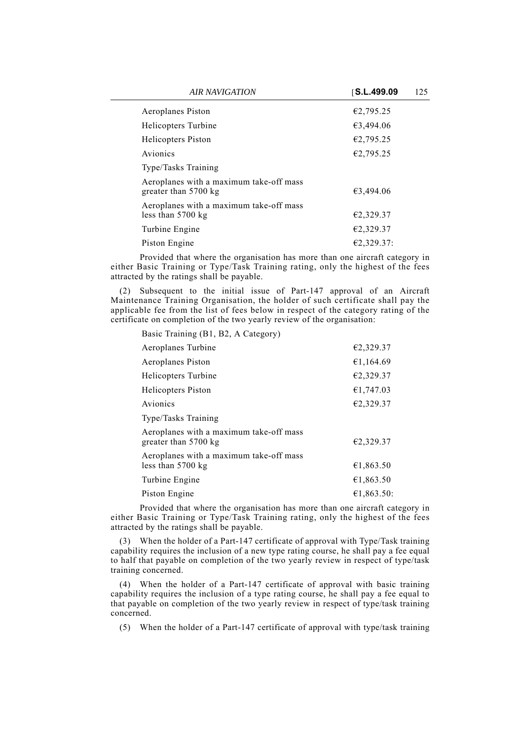| | |
|---|---|
| Aeroplanes Piston | €2,795.25 |
| Helicopters Turbine | €3,494.06 |
| Helicopters Piston | €2,795.25 |
| Avionics | €2,795.25 |
| Type/Tasks Training | |
| Aeroplanes with a maximum take-off mass greater than 5700 kg | €3,494.06 |
| Aeroplanes with a maximum take-off mass less than 5700 kg | €2,329.37 |
| Turbine Engine | €2,329.37 |
| Piston Engine | €2,329.37: |

Provided that where the organisation has more than one aircraft category in either Basic Training or Type/Task Training rating, only the highest of the fees attracted by the ratings shall be payable.

(2) Subsequent to the initial issue of Part-147 approval of an Aircraft Maintenance Training Organisation, the holder of such certificate shall pay the applicable fee from the list of fees below in respect of the category rating of the certificate on completion of the two yearly review of the organisation:

| | |
|---|---|
| Basic Training (B1, B2, A Category) | |
| Aeroplanes Turbine | €2,329.37 |
| Aeroplanes Piston | €1,164.69 |
| Helicopters Turbine | €2,329.37 |
| Helicopters Piston | €1,747.03 |
| Avionics | €2,329.37 |
| Type/Tasks Training | |
| Aeroplanes with a maximum take-off mass greater than 5700 kg | €2,329.37 |
| Aeroplanes with a maximum take-off mass less than 5700 kg | €1,863.50 |
| Turbine Engine | €1,863.50 |
| Piston Engine | €1,863.50: |

Provided that where the organisation has more than one aircraft category in either Basic Training or Type/Task Training rating, only the highest of the fees attracted by the ratings shall be payable.

(3) When the holder of a Part-147 certificate of approval with Type/Task training capability requires the inclusion of a new type rating course, he shall pay a fee equal to half that payable on completion of the two yearly review in respect of type/task training concerned.

(4) When the holder of a Part-147 certificate of approval with basic training capability requires the inclusion of a type rating course, he shall pay a fee equal to that payable on completion of the two yearly review in respect of type/task training concerned.

(5) When the holder of a Part-147 certificate of approval with type/task training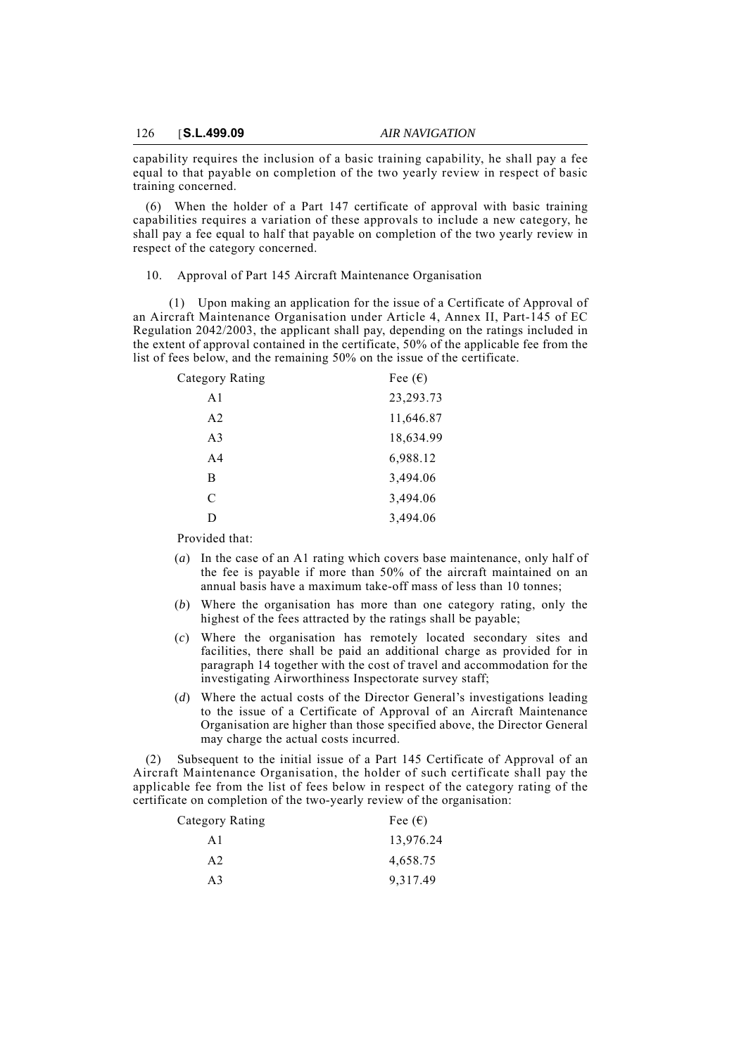capability requires the inclusion of a basic training capability, he shall pay a fee equal to that payable on completion of the two yearly review in respect of basic training concerned.

(6) When the holder of a Part 147 certificate of approval with basic training capabilities requires a variation of these approvals to include a new category, he shall pay a fee equal to half that payable on completion of the two yearly review in respect of the category concerned.

10. Approval of Part 145 Aircraft Maintenance Organisation

(1) Upon making an application for the issue of a Certificate of Approval of an Aircraft Maintenance Organisation under Article 4, Annex II, Part-145 of EC Regulation 2042/2003, the applicant shall pay, depending on the ratings included in the extent of approval contained in the certificate, 50% of the applicable fee from the list of fees below, and the remaining 50% on the issue of the certificate.

| Category Rating | Fee (€) |
|---|---|
| A1 | 23,293.73 |
| A2 | 11,646.87 |
| A3 | 18,634.99 |
| A4 | 6,988.12 |
| B | 3,494.06 |
| C | 3,494.06 |
| D | 3,494.06 |

Provided that:

(*a*) In the case of an A1 rating which covers base maintenance, only half of the fee is payable if more than 50% of the aircraft maintained on an annual basis have a maximum take-off mass of less than 10 tonnes;

(*b*) Where the organisation has more than one category rating, only the highest of the fees attracted by the ratings shall be payable;

(*c*) Where the organisation has remotely located secondary sites and facilities, there shall be paid an additional charge as provided for in paragraph 14 together with the cost of travel and accommodation for the investigating Airworthiness Inspectorate survey staff;

(*d*) Where the actual costs of the Director General's investigations leading to the issue of a Certificate of Approval of an Aircraft Maintenance Organisation are higher than those specified above, the Director General may charge the actual costs incurred.

(2) Subsequent to the initial issue of a Part 145 Certificate of Approval of an Aircraft Maintenance Organisation, the holder of such certificate shall pay the applicable fee from the list of fees below in respect of the category rating of the certificate on completion of the two-yearly review of the organisation:

| Category Rating | Fee (€) |
|---|---|
| A1 | 13,976.24 |
| A2 | 4,658.75 |
| A3 | 9,317.49 |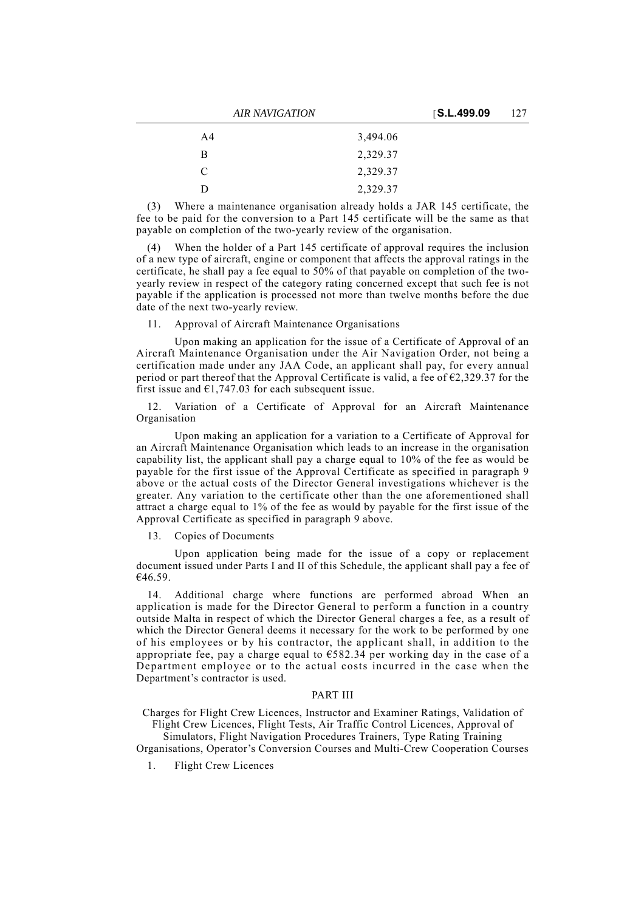| | |
|---|---|
| A4 | 3,494.06 |
| B | 2,329.37 |
| C | 2,329.37 |
| D | 2,329.37 |

(3) Where a maintenance organisation already holds a JAR 145 certificate, the fee to be paid for the conversion to a Part 145 certificate will be the same as that payable on completion of the two-yearly review of the organisation.

(4) When the holder of a Part 145 certificate of approval requires the inclusion of a new type of aircraft, engine or component that affects the approval ratings in the certificate, he shall pay a fee equal to 50% of that payable on completion of the two-yearly review in respect of the category rating concerned except that such fee is not payable if the application is processed not more than twelve months before the due date of the next two-yearly review.

11. Approval of Aircraft Maintenance Organisations

Upon making an application for the issue of a Certificate of Approval of an Aircraft Maintenance Organisation under the Air Navigation Order, not being a certification made under any JAA Code, an applicant shall pay, for every annual period or part thereof that the Approval Certificate is valid, a fee of €2,329.37 for the first issue and €1,747.03 for each subsequent issue.

12. Variation of a Certificate of Approval for an Aircraft Maintenance Organisation

Upon making an application for a variation to a Certificate of Approval for an Aircraft Maintenance Organisation which leads to an increase in the organisation capability list, the applicant shall pay a charge equal to 10% of the fee as would be payable for the first issue of the Approval Certificate as specified in paragraph 9 above or the actual costs of the Director General investigations whichever is the greater. Any variation to the certificate other than the one aforementioned shall attract a charge equal to 1% of the fee as would by payable for the first issue of the Approval Certificate as specified in paragraph 9 above.

13. Copies of Documents

Upon application being made for the issue of a copy or replacement document issued under Parts I and II of this Schedule, the applicant shall pay a fee of €46.59.

14. Additional charge where functions are performed abroad When an application is made for the Director General to perform a function in a country outside Malta in respect of which the Director General charges a fee, as a result of which the Director General deems it necessary for the work to be performed by one of his employees or by his contractor, the applicant shall, in addition to the appropriate fee, pay a charge equal to €582.34 per working day in the case of a Department employee or to the actual costs incurred in the case when the Department's contractor is used.

## PART III

Charges for Flight Crew Licences, Instructor and Examiner Ratings, Validation of Flight Crew Licences, Flight Tests, Air Traffic Control Licences, Approval of Simulators, Flight Navigation Procedures Trainers, Type Rating Training Organisations, Operator's Conversion Courses and Multi-Crew Cooperation Courses

1. Flight Crew Licences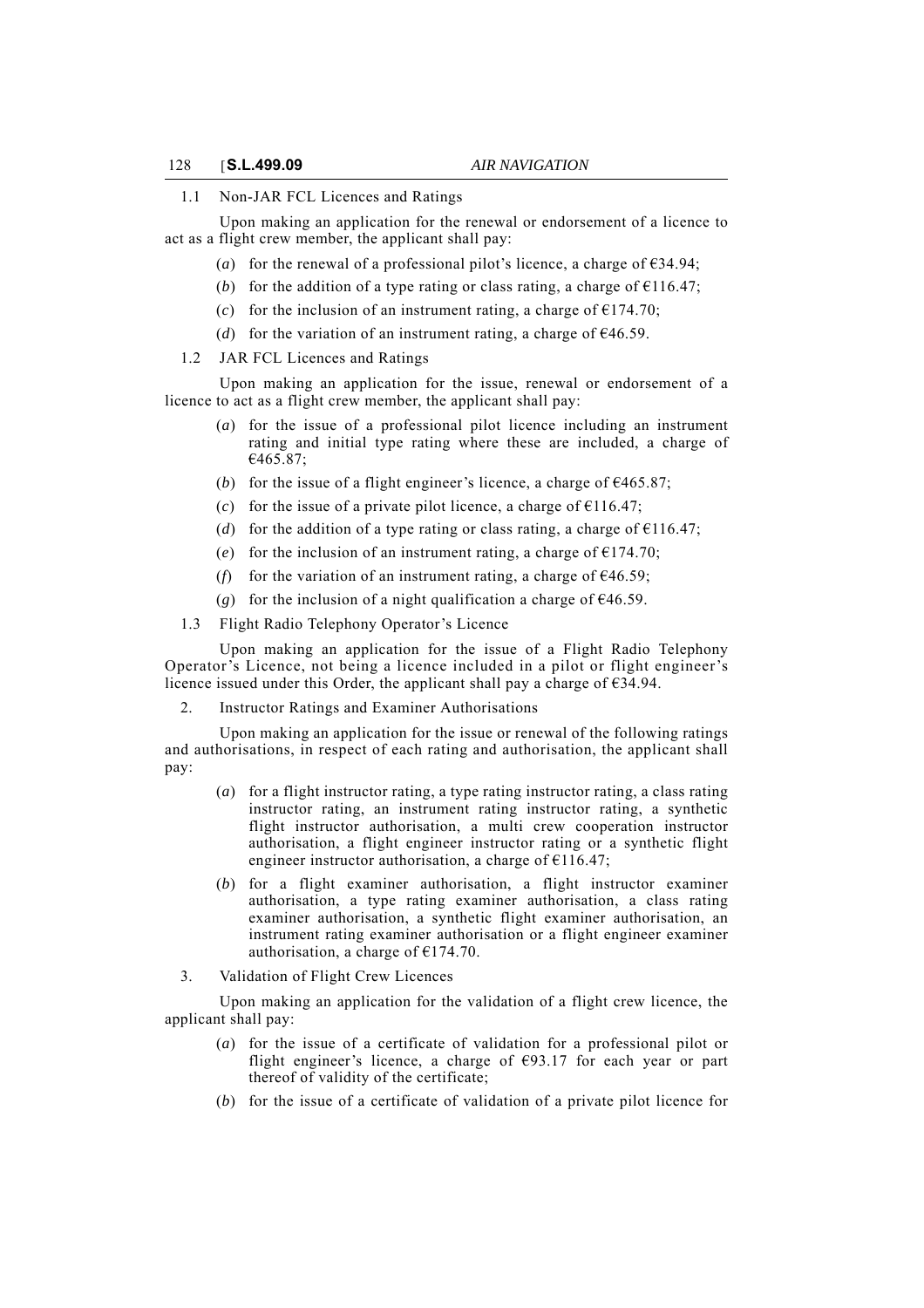1.1 Non-JAR FCL Licences and Ratings

Upon making an application for the renewal or endorsement of a licence to act as a flight crew member, the applicant shall pay:

(*a*) for the renewal of a professional pilot's licence, a charge of €34.94;

(*b*) for the addition of a type rating or class rating, a charge of €116.47;

(*c*) for the inclusion of an instrument rating, a charge of €174.70;

(*d*) for the variation of an instrument rating, a charge of €46.59.

1.2 JAR FCL Licences and Ratings

Upon making an application for the issue, renewal or endorsement of a licence to act as a flight crew member, the applicant shall pay:

(*a*) for the issue of a professional pilot licence including an instrument rating and initial type rating where these are included, a charge of €465.87;

(*b*) for the issue of a flight engineer's licence, a charge of €465.87;

(*c*) for the issue of a private pilot licence, a charge of €116.47;

(*d*) for the addition of a type rating or class rating, a charge of €116.47;

(*e*) for the inclusion of an instrument rating, a charge of €174.70;

(*f*) for the variation of an instrument rating, a charge of €46.59;

(*g*) for the inclusion of a night qualification a charge of €46.59.

1.3 Flight Radio Telephony Operator's Licence

Upon making an application for the issue of a Flight Radio Telephony Operator's Licence, not being a licence included in a pilot or flight engineer's licence issued under this Order, the applicant shall pay a charge of €34.94.

2. Instructor Ratings and Examiner Authorisations

Upon making an application for the issue or renewal of the following ratings and authorisations, in respect of each rating and authorisation, the applicant shall pay:

(*a*) for a flight instructor rating, a type rating instructor rating, a class rating instructor rating, an instrument rating instructor rating, a synthetic flight instructor authorisation, a multi crew cooperation instructor authorisation, a flight engineer instructor rating or a synthetic flight engineer instructor authorisation, a charge of €116.47;

(*b*) for a flight examiner authorisation, a flight instructor examiner authorisation, a type rating examiner authorisation, a class rating examiner authorisation, a synthetic flight examiner authorisation, an instrument rating examiner authorisation or a flight engineer examiner authorisation, a charge of €174.70.

3. Validation of Flight Crew Licences

Upon making an application for the validation of a flight crew licence, the applicant shall pay:

(*a*) for the issue of a certificate of validation for a professional pilot or flight engineer's licence, a charge of €93.17 for each year or part thereof of validity of the certificate;

(*b*) for the issue of a certificate of validation of a private pilot licence for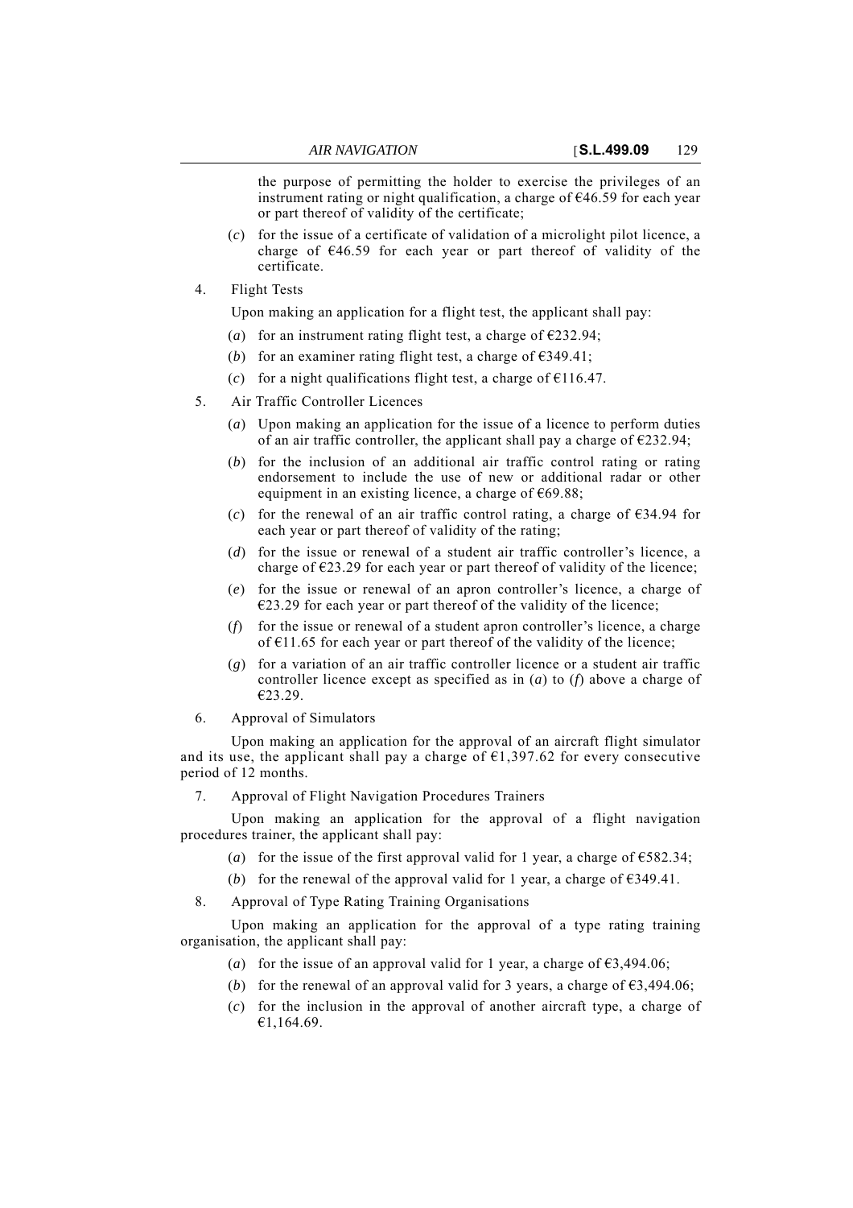the purpose of permitting the holder to exercise the privileges of an instrument rating or night qualification, a charge of €46.59 for each year or part thereof of validity of the certificate;

(*c*) for the issue of a certificate of validation of a microlight pilot licence, a charge of €46.59 for each year or part thereof of validity of the certificate.

4. Flight Tests

Upon making an application for a flight test, the applicant shall pay:

(*a*) for an instrument rating flight test, a charge of €232.94;

(*b*) for an examiner rating flight test, a charge of €349.41;

(*c*) for a night qualifications flight test, a charge of €116.47.

5. Air Traffic Controller Licences

(*a*) Upon making an application for the issue of a licence to perform duties of an air traffic controller, the applicant shall pay a charge of €232.94;

(*b*) for the inclusion of an additional air traffic control rating or rating endorsement to include the use of new or additional radar or other equipment in an existing licence, a charge of €69.88;

(*c*) for the renewal of an air traffic control rating, a charge of €34.94 for each year or part thereof of validity of the rating;

(*d*) for the issue or renewal of a student air traffic controller's licence, a charge of €23.29 for each year or part thereof of validity of the licence;

(*e*) for the issue or renewal of an apron controller's licence, a charge of €23.29 for each year or part thereof of the validity of the licence;

(*f*) for the issue or renewal of a student apron controller's licence, a charge of €11.65 for each year or part thereof of the validity of the licence;

(*g*) for a variation of an air traffic controller licence or a student air traffic controller licence except as specified as in (*a*) to (*f*) above a charge of €23.29.

6. Approval of Simulators

Upon making an application for the approval of an aircraft flight simulator and its use, the applicant shall pay a charge of €1,397.62 for every consecutive period of 12 months.

7. Approval of Flight Navigation Procedures Trainers

Upon making an application for the approval of a flight navigation procedures trainer, the applicant shall pay:

(*a*) for the issue of the first approval valid for 1 year, a charge of €582.34;

(*b*) for the renewal of the approval valid for 1 year, a charge of €349.41.

8. Approval of Type Rating Training Organisations

Upon making an application for the approval of a type rating training organisation, the applicant shall pay:

(*a*) for the issue of an approval valid for 1 year, a charge of €3,494.06;

(*b*) for the renewal of an approval valid for 3 years, a charge of €3,494.06;

(*c*) for the inclusion in the approval of another aircraft type, a charge of €1,164.69.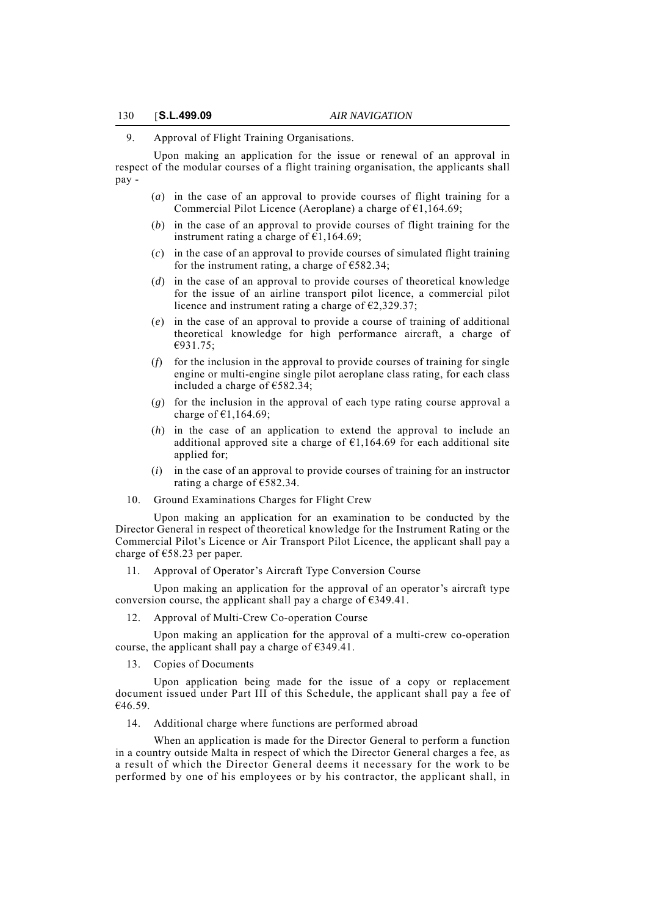9. Approval of Flight Training Organisations.

Upon making an application for the issue or renewal of an approval in respect of the modular courses of a flight training organisation, the applicants shall pay -

(*a*) in the case of an approval to provide courses of flight training for a Commercial Pilot Licence (Aeroplane) a charge of €1,164.69;

(*b*) in the case of an approval to provide courses of flight training for the instrument rating a charge of €1,164.69;

(*c*) in the case of an approval to provide courses of simulated flight training for the instrument rating, a charge of €582.34;

(*d*) in the case of an approval to provide courses of theoretical knowledge for the issue of an airline transport pilot licence, a commercial pilot licence and instrument rating a charge of €2,329.37;

(*e*) in the case of an approval to provide a course of training of additional theoretical knowledge for high performance aircraft, a charge of €931.75;

(*f*) for the inclusion in the approval to provide courses of training for single engine or multi-engine single pilot aeroplane class rating, for each class included a charge of €582.34;

(*g*) for the inclusion in the approval of each type rating course approval a charge of €1,164.69;

(*h*) in the case of an application to extend the approval to include an additional approved site a charge of €1,164.69 for each additional site applied for;

(*i*) in the case of an approval to provide courses of training for an instructor rating a charge of €582.34.

10. Ground Examinations Charges for Flight Crew

Upon making an application for an examination to be conducted by the Director General in respect of theoretical knowledge for the Instrument Rating or the Commercial Pilot's Licence or Air Transport Pilot Licence, the applicant shall pay a charge of €58.23 per paper.

11. Approval of Operator's Aircraft Type Conversion Course

Upon making an application for the approval of an operator's aircraft type conversion course, the applicant shall pay a charge of €349.41.

12. Approval of Multi-Crew Co-operation Course

Upon making an application for the approval of a multi-crew co-operation course, the applicant shall pay a charge of €349.41.

13. Copies of Documents

Upon application being made for the issue of a copy or replacement document issued under Part III of this Schedule, the applicant shall pay a fee of €46.59.

14. Additional charge where functions are performed abroad

When an application is made for the Director General to perform a function in a country outside Malta in respect of which the Director General charges a fee, as a result of which the Director General deems it necessary for the work to be performed by one of his employees or by his contractor, the applicant shall, in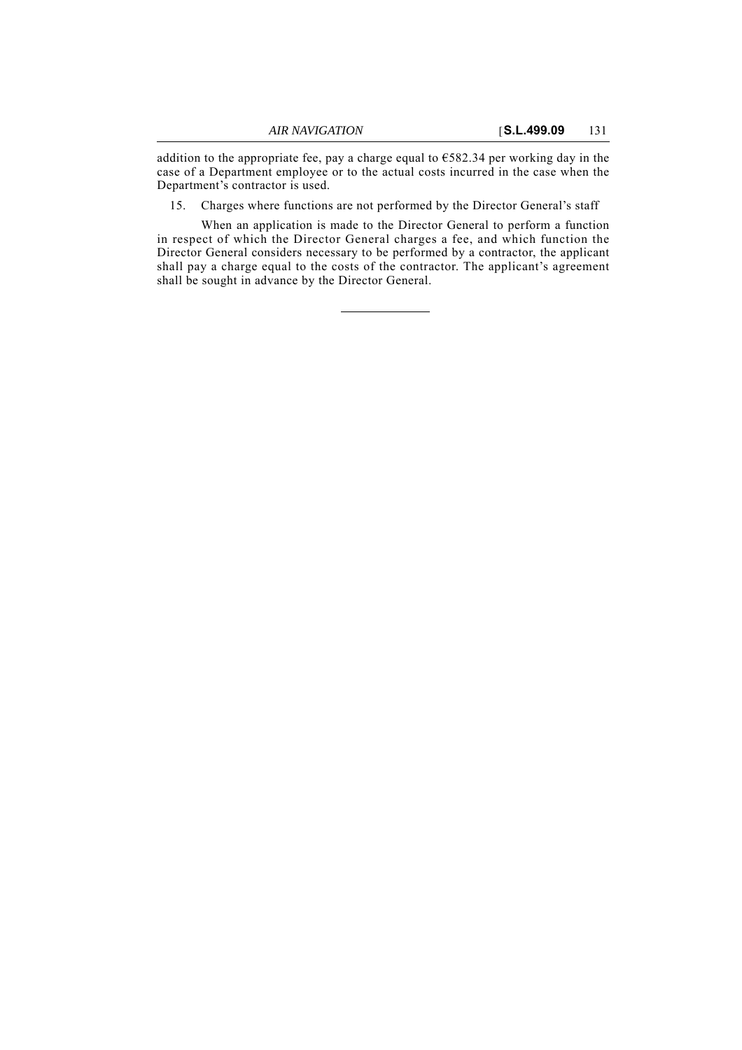addition to the appropriate fee, pay a charge equal to €582.34 per working day in the case of a Department employee or to the actual costs incurred in the case when the Department's contractor is used.

15. Charges where functions are not performed by the Director General's staff

When an application is made to the Director General to perform a function in respect of which the Director General charges a fee, and which function the Director General considers necessary to be performed by a contractor, the applicant shall pay a charge equal to the costs of the contractor. The applicant's agreement shall be sought in advance by the Director General.